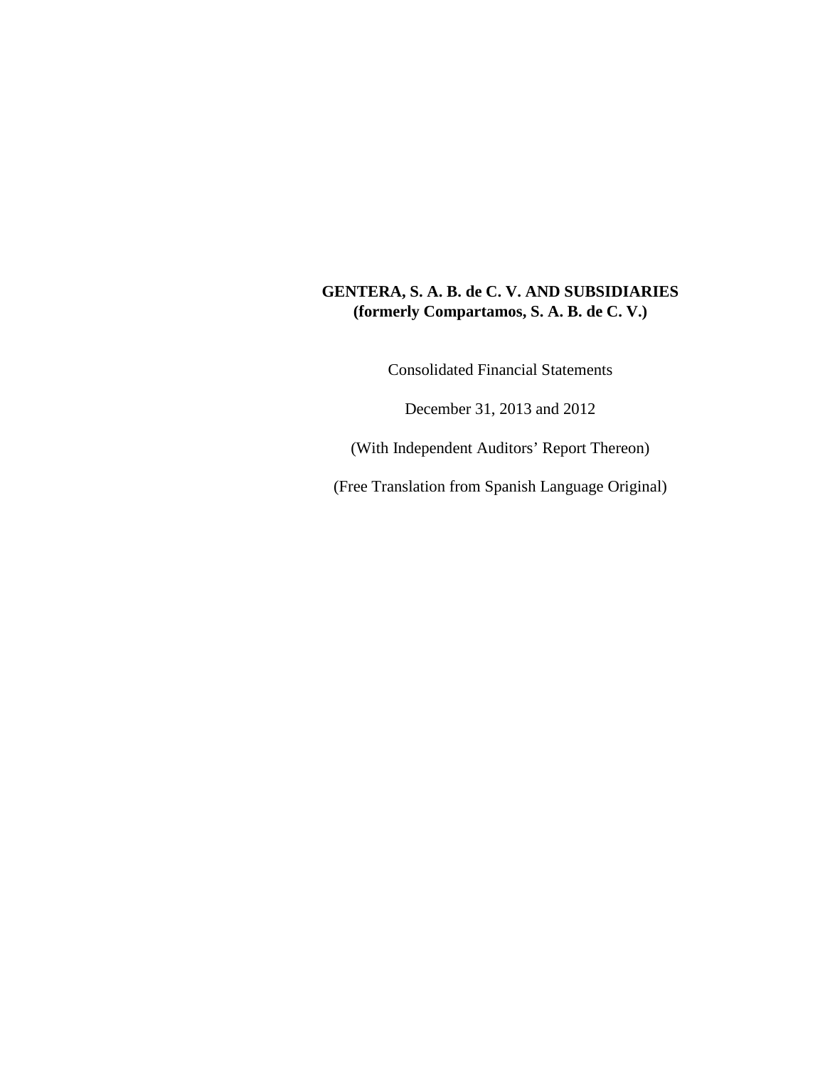**GENTERA, S. A. B. de C. V. AND SUBSIDIARIES**
**(formerly Compartamos, S. A. B. de C. V.)**

Consolidated Financial Statements

December 31, 2013 and 2012

(With Independent Auditors' Report Thereon)

(Free Translation from Spanish Language Original)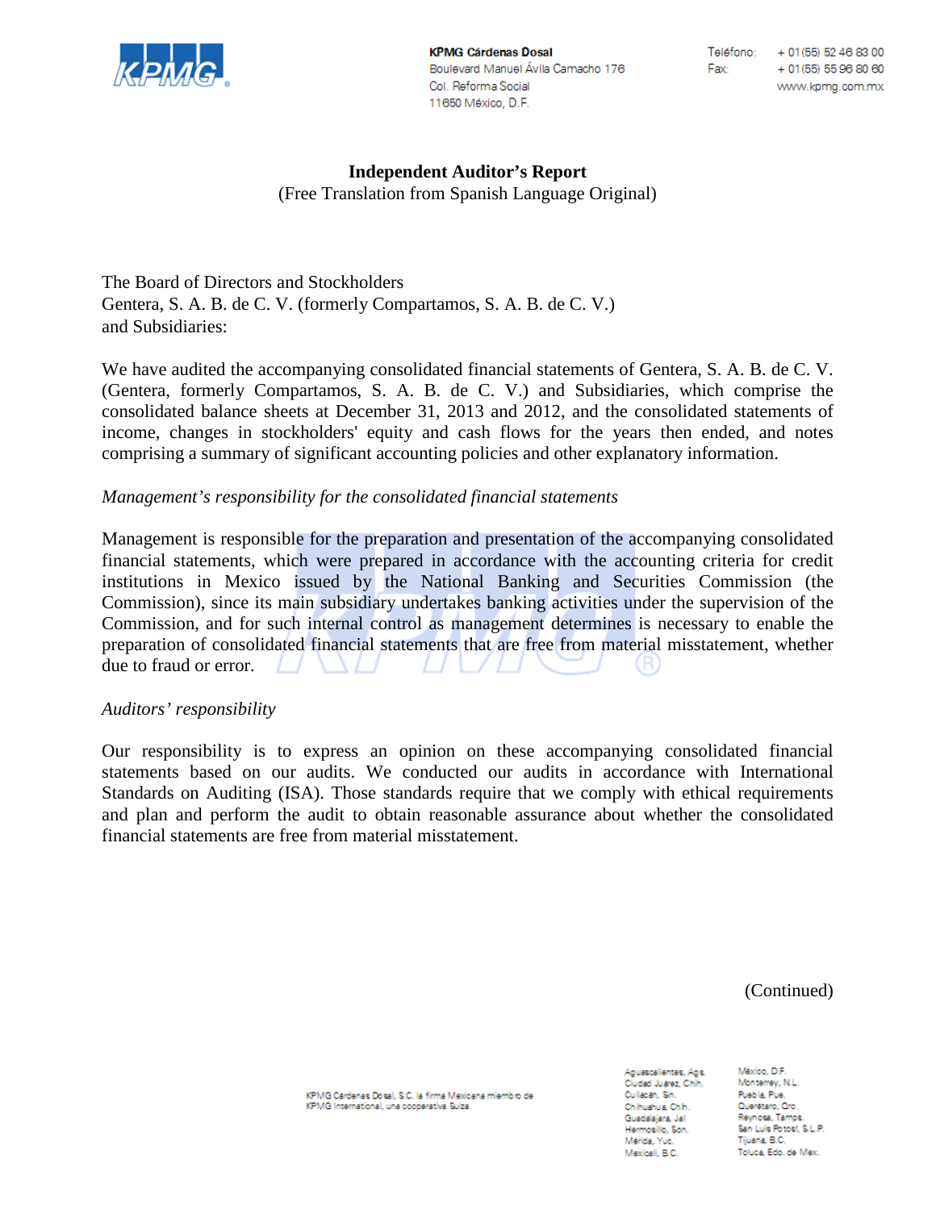# Independent Auditor's Report

(Free Translation from Spanish Language Original)

The Board of Directors and Stockholders
Gentera, S. A. B. de C. V. (formerly Compartamos, S. A. B. de C. V.)
and Subsidiaries:

We have audited the accompanying consolidated financial statements of Gentera, S. A. B. de C. V. (Gentera, formerly Compartamos, S. A. B. de C. V.) and Subsidiaries, which comprise the consolidated balance sheets at December 31, 2013 and 2012, and the consolidated statements of income, changes in stockholders' equity and cash flows for the years then ended, and notes comprising a summary of significant accounting policies and other explanatory information.

*Management's responsibility for the consolidated financial statements*

Management is responsible for the preparation and presentation of the accompanying consolidated financial statements, which were prepared in accordance with the accounting criteria for credit institutions in Mexico issued by the National Banking and Securities Commission (the Commission), since its main subsidiary undertakes banking activities under the supervision of the Commission, and for such internal control as management determines is necessary to enable the preparation of consolidated financial statements that are free from material misstatement, whether due to fraud or error.

*Auditors' responsibility*

Our responsibility is to express an opinion on these accompanying consolidated financial statements based on our audits. We conducted our audits in accordance with International Standards on Auditing (ISA). Those standards require that we comply with ethical requirements and plan and perform the audit to obtain reasonable assurance about whether the consolidated financial statements are free from material misstatement.

(Continued)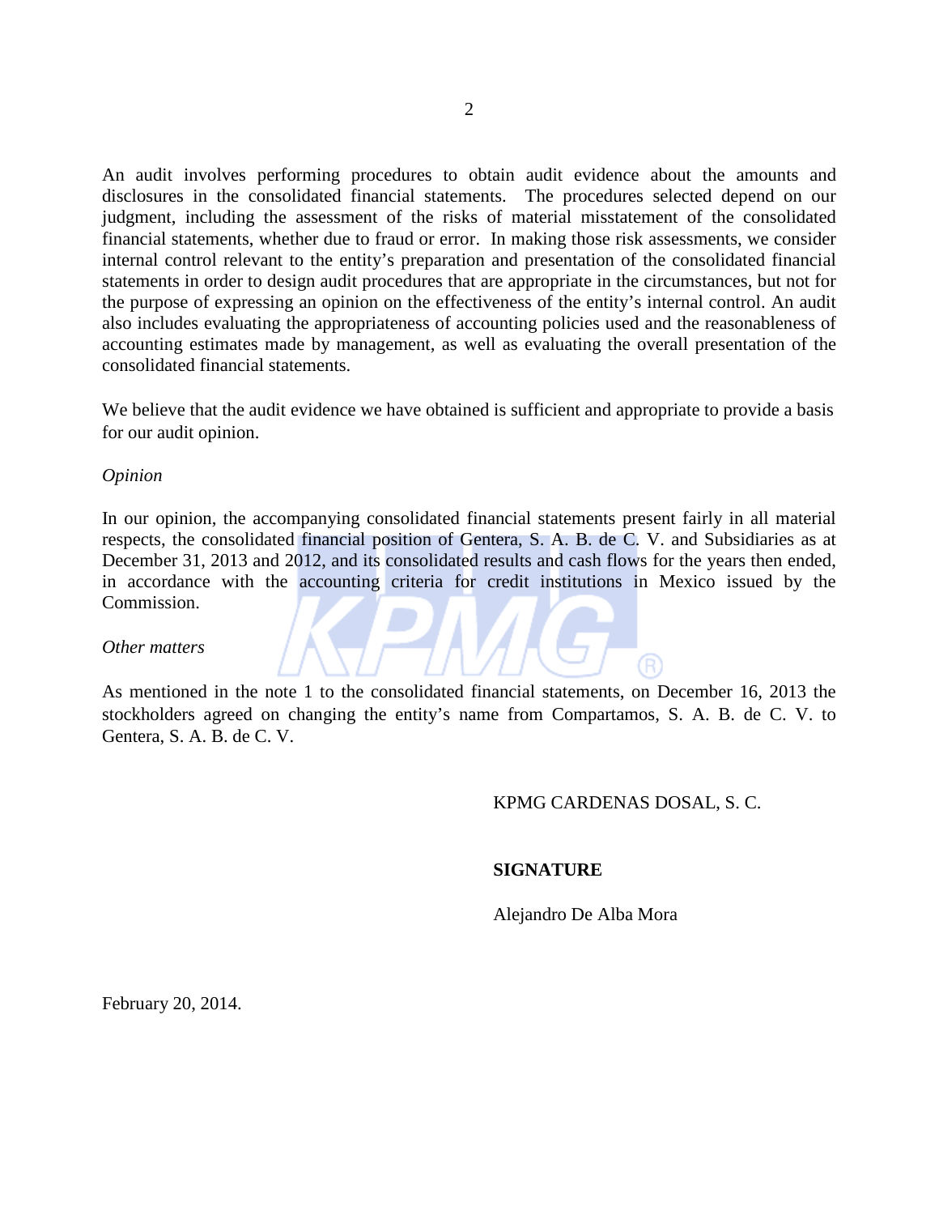An audit involves performing procedures to obtain audit evidence about the amounts and disclosures in the consolidated financial statements. The procedures selected depend on our judgment, including the assessment of the risks of material misstatement of the consolidated financial statements, whether due to fraud or error. In making those risk assessments, we consider internal control relevant to the entity's preparation and presentation of the consolidated financial statements in order to design audit procedures that are appropriate in the circumstances, but not for the purpose of expressing an opinion on the effectiveness of the entity's internal control. An audit also includes evaluating the appropriateness of accounting policies used and the reasonableness of accounting estimates made by management, as well as evaluating the overall presentation of the consolidated financial statements.

We believe that the audit evidence we have obtained is sufficient and appropriate to provide a basis for our audit opinion.

*Opinion*

In our opinion, the accompanying consolidated financial statements present fairly in all material respects, the consolidated financial position of Gentera, S. A. B. de C. V. and Subsidiaries as at December 31, 2013 and 2012, and its consolidated results and cash flows for the years then ended, in accordance with the accounting criteria for credit institutions in Mexico issued by the Commission.

*Other matters*

As mentioned in the note 1 to the consolidated financial statements, on December 16, 2013 the stockholders agreed on changing the entity's name from Compartamos, S. A. B. de C. V. to Gentera, S. A. B. de C. V.

KPMG CARDENAS DOSAL, S. C.

**SIGNATURE**

Alejandro De Alba Mora

February 20, 2014.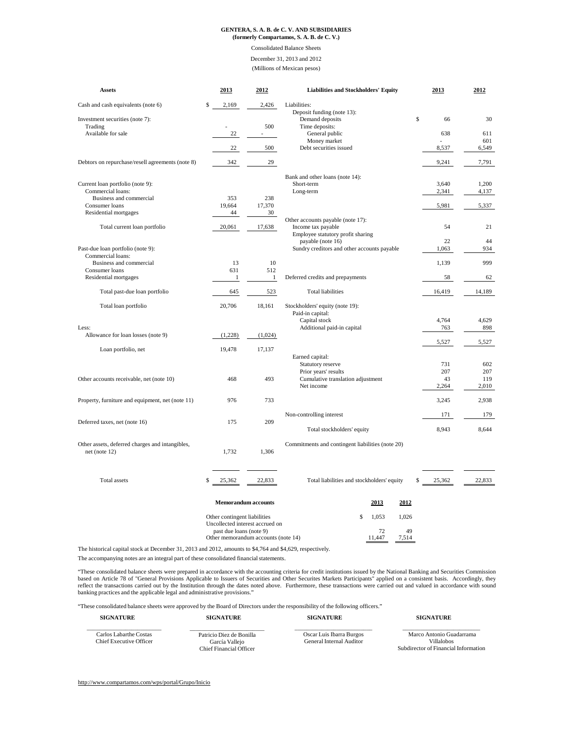**GENTERA, S. A. B. de C. V. AND SUBSIDIARIES**
**(formerly Compartamos, S. A. B. de C. V.)**

Consolidated Balance Sheets

December 31, 2013 and 2012

(Millions of Mexican pesos)

| **Assets** | **2013** | **2012** |
|---|---|---|
| Cash and cash equivalents (note 6) | $ 2,169 | 2,426 |
| Investment securities (note 7): | | |
| Trading | - | 500 |
| Available for sale | 22 | - |
| | 22 | 500 |
| Debtors on repurchase/resell agreements (note 8) | 342 | 29 |
| Current loan portfolio (note 9): | | |
| Commercial loans: | | |
| Business and commercial | 353 | 238 |
| Consumer loans | 19,664 | 17,370 |
| Residential mortgages | 44 | 30 |
| Total current loan portfolio | 20,061 | 17,638 |
| Past-due loan portfolio (note 9): | | |
| Commercial loans: | | |
| Business and commercial | 13 | 10 |
| Consumer loans | 631 | 512 |
| Residential mortgages | 1 | 1 |
| Total past-due loan portfolio | 645 | 523 |
| Total loan portfolio | 20,706 | 18,161 |
| Less: | | |
| Allowance for loan losses (note 9) | (1,228) | (1,024) |
| Loan portfolio, net | 19,478 | 17,137 |
| Other accounts receivable, net (note 10) | 468 | 493 |
| Property, furniture and equipment, net (note 11) | 976 | 733 |
| Deferred taxes, net (note 16) | 175 | 209 |
| Other assets, deferred charges and intangibles, net (note 12) | 1,732 | 1,306 |
| Total assets | $ 25,362 | 22,833 |

| **Liabilities and Stockholders' Equity** | **2013** | **2012** |
|---|---|---|
| Liabilities: | | |
| Deposit funding (note 13): | | |
| Demand deposits | $ 66 | 30 |
| Time deposits: | | |
| General public | 638 | 611 |
| Money market | - | 601 |
| Debt securities issued | 8,537 | 6,549 |
| | 9,241 | 7,791 |
| Bank and other loans (note 14): | | |
| Short-term | 3,640 | 1,200 |
| Long-term | 2,341 | 4,137 |
| | 5,981 | 5,337 |
| Other accounts payable (note 17): | | |
| Income tax payable | 54 | 21 |
| Employee statutory profit sharing payable (note 16) | 22 | 44 |
| Sundry creditors and other accounts payable | 1,063 | 934 |
| | 1,139 | 999 |
| Deferred credits and prepayments | 58 | 62 |
| Total liabilities | 16,419 | 14,189 |
| Stockholders' equity (note 19): | | |
| Paid-in capital: | | |
| Capital stock | 4,764 | 4,629 |
| Additional paid-in capital | 763 | 898 |
| | 5,527 | 5,527 |
| Earned capital: | | |
| Statutory reserve | 731 | 602 |
| Prior years' results | 207 | 207 |
| Cumulative translation adjustment | 43 | 119 |
| Net income | 2,264 | 2,010 |
| | 3,245 | 2,938 |
| Non-controlling interest | 171 | 179 |
| Total stockholders' equity | 8,943 | 8,644 |
| Commitments and contingent liabilities (note 20) | | |
| Total liabilities and stockholders' equity | $ 25,362 | 22,833 |

| **Memorandum accounts** | **2013** | **2012** |
|---|---|---|
| Other contingent liabilities | $ 1,053 | 1,026 |
| Uncollected interest accrued on past due loans (note 9) | 72 | 49 |
| Other memorandum accounts (note 14) | 11,447 | 7,514 |

The historical capital stock at December 31, 2013 and 2012, amounts to $4,764 and $4,629, respectively.

The accompanying notes are an integral part of these consolidated financial statements.

"These consolidated balance sheets were prepared in accordance with the accounting criteria for credit institutions issued by the National Banking and Securities Commission based on Article 78 of "General Provisions Applicable to Issuers of Securities and Other Securites Markets Participants" applied on a consistent basis. Accordingly, they reflect the transactions carried out by the Institution through the dates noted above. Furthermore, these transactions were carried out and valued in accordance with sound banking practices and the applicable legal and administrative provisions."

"These consolidated balance sheets were approved by the Board of Directors under the responsibility of the following officers."

| **SIGNATURE** | **SIGNATURE** | **SIGNATURE** | **SIGNATURE** |
|---|---|---|---|
| Carlos Labarthe Costas<br>Chief Executive Officer | Patricio Diez de Bonilla García Vallejo<br>Chief Financial Officer | Oscar Luis Ibarra Burgos<br>General Internal Auditor | Marco Antonio Guadarrama Villalobos<br>Subdirector of Financial Information |

http://www.compartamos.com/wps/portal/Grupo/Inicio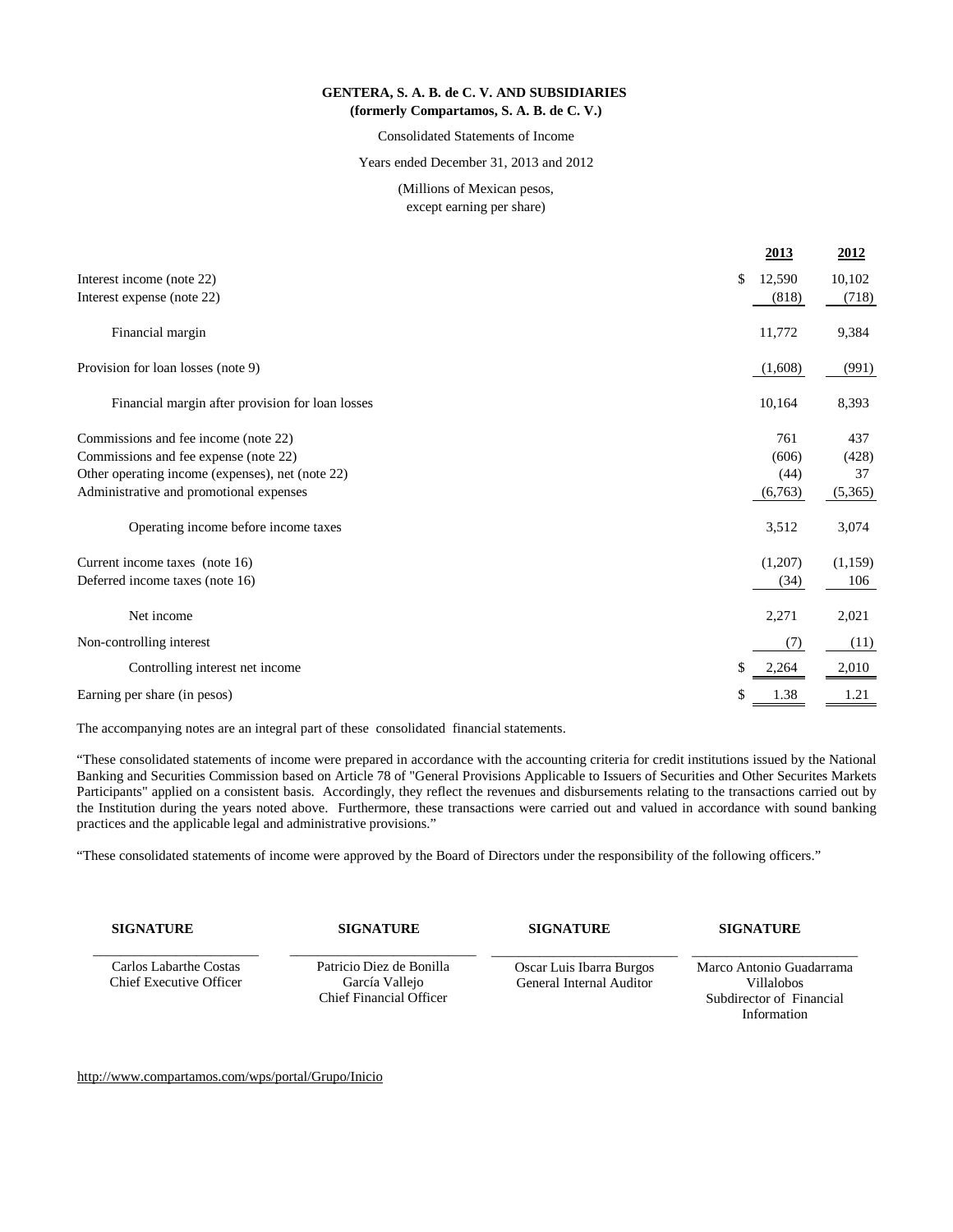**GENTERA, S. A. B. de C. V. AND SUBSIDIARIES**
**(formerly Compartamos, S. A. B. de C. V.)**

Consolidated Statements of Income

Years ended December 31, 2013 and 2012

(Millions of Mexican pesos, except earning per share)

| | 2013 | 2012 |
|---|---|---|
| Interest income (note 22) | $ 12,590 | 10,102 |
| Interest expense (note 22) | (818) | (718) |
| Financial margin | 11,772 | 9,384 |
| Provision for loan losses (note 9) | (1,608) | (991) |
| Financial margin after provision for loan losses | 10,164 | 8,393 |
| Commissions and fee income (note 22) | 761 | 437 |
| Commissions and fee expense (note 22) | (606) | (428) |
| Other operating income (expenses), net (note 22) | (44) | 37 |
| Administrative and promotional expenses | (6,763) | (5,365) |
| Operating income before income taxes | 3,512 | 3,074 |
| Current income taxes (note 16) | (1,207) | (1,159) |
| Deferred income taxes (note 16) | (34) | 106 |
| Net income | 2,271 | 2,021 |
| Non-controlling interest | (7) | (11) |
| Controlling interest net income | $ 2,264 | 2,010 |
| Earning per share (in pesos) | $ 1.38 | 1.21 |

The accompanying notes are an integral part of these consolidated financial statements.

"These consolidated statements of income were prepared in accordance with the accounting criteria for credit institutions issued by the National Banking and Securities Commission based on Article 78 of "General Provisions Applicable to Issuers of Securities and Other Securites Markets Participants" applied on a consistent basis. Accordingly, they reflect the revenues and disbursements relating to the transactions carried out by the Institution during the years noted above. Furthermore, these transactions were carried out and valued in accordance with sound banking practices and the applicable legal and administrative provisions."

"These consolidated statements of income were approved by the Board of Directors under the responsibility of the following officers."

| SIGNATURE | SIGNATURE | SIGNATURE | SIGNATURE |
|---|---|---|---|
| Carlos Labarthe Costas<br>Chief Executive Officer | Patricio Diez de Bonilla García Vallejo<br>Chief Financial Officer | Oscar Luis Ibarra Burgos<br>General Internal Auditor | Marco Antonio Guadarrama Villalobos<br>Subdirector of Financial Information |

http://www.compartamos.com/wps/portal/Grupo/Inicio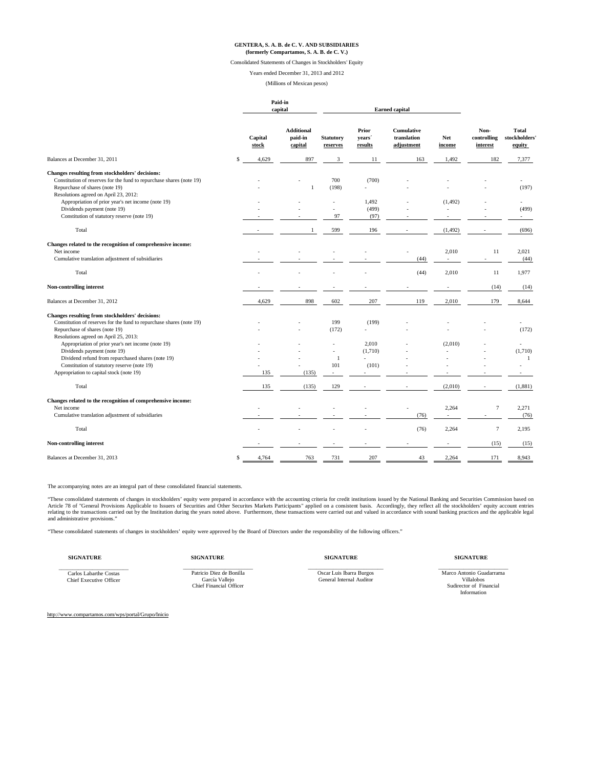**GENTERA, S. A. B. de C. V. AND SUBSIDIARIES**
**(formerly Compartamos, S. A. B. de C. V.)**

Consolidated Statements of Changes in Stockholders' Equity

Years ended December 31, 2013 and 2012

(Millions of Mexican pesos)

| | Paid-in capital | | Earned capital | | | | | |
|---|---|---|---|---|---|---|---|---|
| | Capital stock | Additional paid-in capital | Statutory reserves | Prior years´ results | Cumulative translation adjustment | Net income | Non-controlling interest | Total stockholders' equity |
| Balances at December 31, 2011 | $ 4,629 | 897 | 3 | 11 | 163 | 1,492 | 182 | 7,377 |
| **Changes resulting from stockholders' decisions:** | | | | | | | | |
| Constitution of reserves for the fund to repurchase shares (note 19) | - | - | 700 | (700) | - | - | - | - |
| Repurchase of shares (note 19) | - | 1 | (198) | - | - | - | - | (197) |
| Resolutions agreed on April 23, 2012: | | | | | | | | |
| Appropriation of prior year's net income (note 19) | - | - | - | 1,492 | - | (1,492) | - | - |
| Dividends payment (note 19) | - | - | - | (499) | - | - | - | (499) |
| Constitution of statutory reserve (note 19) | - | - | 97 | (97) | - | - | - | - |
| Total | - | 1 | 599 | 196 | - | (1,492) | - | (696) |
| **Changes related to the recognition of comprehensive income:** | | | | | | | | |
| Net income | - | - | - | - | - | 2,010 | 11 | 2,021 |
| Cumulative translation adjustment of subsidiaries | - | - | - | - | (44) | - | - | (44) |
| Total | - | - | - | - | (44) | 2,010 | 11 | 1,977 |
| **Non-controlling interest** | - | - | - | - | - | - | (14) | (14) |
| Balances at December 31, 2012 | 4,629 | 898 | 602 | 207 | 119 | 2,010 | 179 | 8,644 |
| **Changes resulting from stockholders' decisions:** | | | | | | | | |
| Constitution of reserves for the fund to repurchase shares (note 19) | - | - | 199 | (199) | - | - | - | - |
| Repurchase of shares (note 19) | - | - | (172) | - | - | - | - | (172) |
| Resolutions agreed on April 25, 2013: | | | | | | | | |
| Appropriation of prior year's net income (note 19) | - | - | - | 2,010 | - | (2,010) | - | - |
| Dividends payment (note 19) | - | - | - | (1,710) | - | - | - | (1,710) |
| Dividend refund from repurchased shares (note 19) | - | - | 1 | - | - | - | - | 1 |
| Constitution of statutory reserve (note 19) | - | - | 101 | (101) | - | - | - | - |
| Appropriation to capital stock (note 19) | 135 | (135) | - | - | - | - | - | - |
| Total | 135 | (135) | 129 | - | - | (2,010) | - | (1,881) |
| **Changes related to the recognition of comprehensive income:** | | | | | | | | |
| Net income | - | - | - | - | - | 2,264 | 7 | 2,271 |
| Cumulative translation adjustment of subsidiaries | - | - | - | - | (76) | - | - | (76) |
| Total | - | - | - | - | (76) | 2,264 | 7 | 2,195 |
| **Non-controlling interest** | - | - | - | - | - | - | (15) | (15) |
| Balances at December 31, 2013 | $ 4,764 | 763 | 731 | 207 | 43 | 2,264 | 171 | 8,943 |

The accompanying notes are an integral part of these consolidated financial statements.

"These consolidated statements of changes in stockholders' equity were prepared in accordance with the accounting criteria for credit institutions issued by the National Banking and Securities Commission based on Article 78 of "General Provisions Applicable to Issuers of Securities and Other Securites Markets Participants" applied on a consistent basis. Accordingly, they reflect all the stockholders' equity account entries relating to the transactions carried out by the Institution during the years noted above. Furthermore, these transactions were carried out and valued in accordance with sound banking practices and the applicable legal and administrative provisions."

"These consolidated statements of changes in stockholders' equity were approved by the Board of Directors under the responsibility of the following officers."

| SIGNATURE | SIGNATURE | SIGNATURE | SIGNATURE |
|---|---|---|---|
| Carlos Labarthe Costas<br>Chief Executive Officer | Patricio Diez de Bonilla García Vallejo<br>Chief Financial Officer | Oscar Luis Ibarra Burgos<br>General Internal Auditor | Marco Antonio Guadarrama Villalobos<br>Sudirector of Financial Information |

http://www.compartamos.com/wps/portal/Grupo/Inicio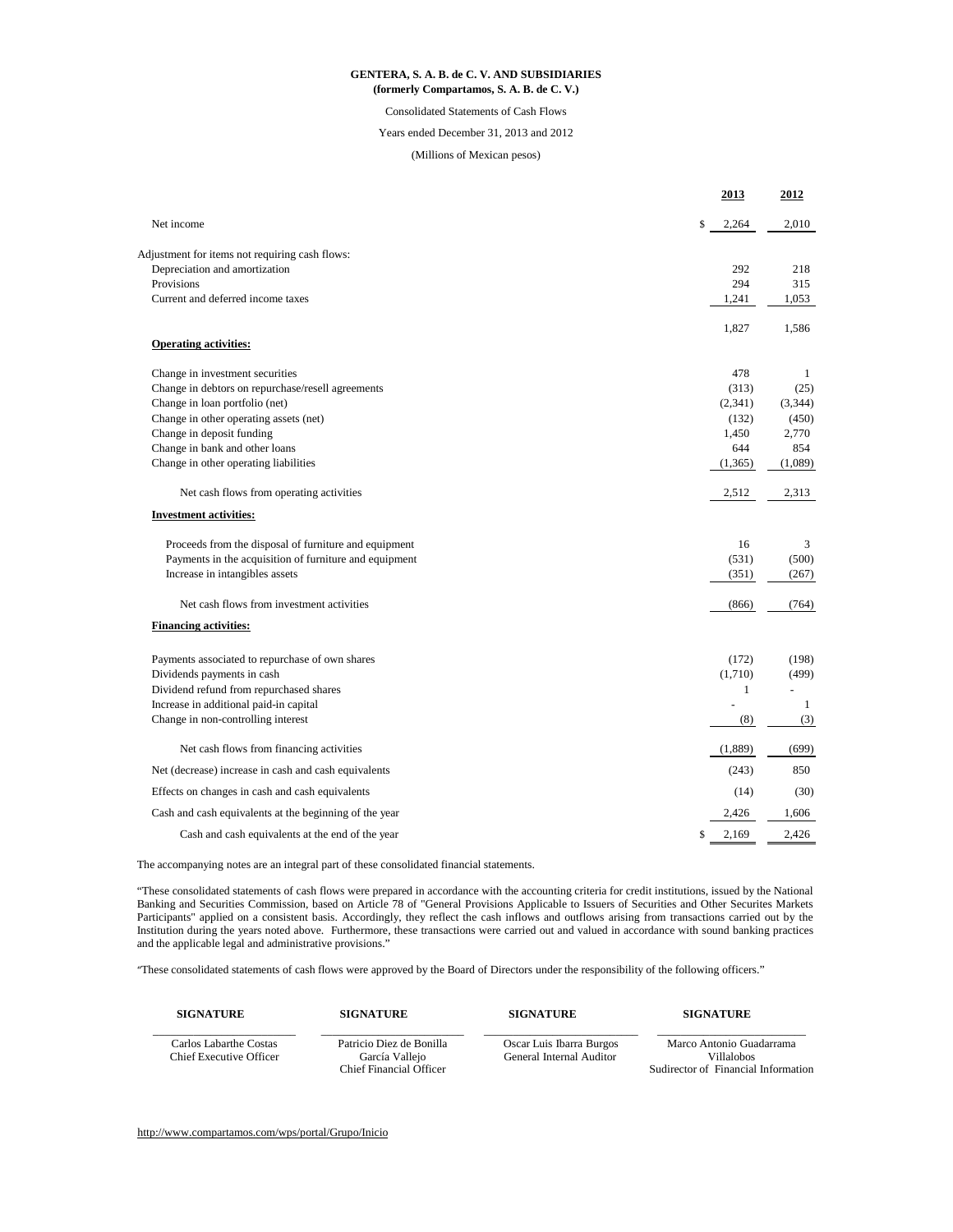**GENTERA, S. A. B. de C. V. AND SUBSIDIARIES**
**(formerly Compartamos, S. A. B. de C. V.)**

Consolidated Statements of Cash Flows

Years ended December 31, 2013 and 2012

(Millions of Mexican pesos)

| | 2013 | 2012 |
|---|---|---|
| Net income | $ 2,264 | 2,010 |
| Adjustment for items not requiring cash flows: | | |
| Depreciation and amortization | 292 | 218 |
| Provisions | 294 | 315 |
| Current and deferred income taxes | 1,241 | 1,053 |
| | 1,827 | 1,586 |
| **Operating activities:** | | |
| Change in investment securities | 478 | 1 |
| Change in debtors on repurchase/resell agreements | (313) | (25) |
| Change in loan portfolio (net) | (2,341) | (3,344) |
| Change in other operating assets (net) | (132) | (450) |
| Change in deposit funding | 1,450 | 2,770 |
| Change in bank and other loans | 644 | 854 |
| Change in other operating liabilities | (1,365) | (1,089) |
| Net cash flows from operating activities | 2,512 | 2,313 |
| **Investment activities:** | | |
| Proceeds from the disposal of furniture and equipment | 16 | 3 |
| Payments in the acquisition of furniture and equipment | (531) | (500) |
| Increase in intangibles assets | (351) | (267) |
| Net cash flows from investment activities | (866) | (764) |
| **Financing activities:** | | |
| Payments associated to repurchase of own shares | (172) | (198) |
| Dividends payments in cash | (1,710) | (499) |
| Dividend refund from repurchased shares | 1 | - |
| Increase in additional paid-in capital | - | 1 |
| Change in non-controlling interest | (8) | (3) |
| Net cash flows from financing activities | (1,889) | (699) |
| Net (decrease) increase in cash and cash equivalents | (243) | 850 |
| Effects on changes in cash and cash equivalents | (14) | (30) |
| Cash and cash equivalents at the beginning of the year | 2,426 | 1,606 |
| Cash and cash equivalents at the end of the year | $ 2,169 | 2,426 |

The accompanying notes are an integral part of these consolidated financial statements.

"These consolidated statements of cash flows were prepared in accordance with the accounting criteria for credit institutions, issued by the National Banking and Securities Commission, based on Article 78 of "General Provisions Applicable to Issuers of Securities and Other Securites Markets Participants" applied on a consistent basis. Accordingly, they reflect the cash inflows and outflows arising from transactions carried out by the Institution during the years noted above. Furthermore, these transactions were carried out and valued in accordance with sound banking practices and the applicable legal and administrative provisions."

"These consolidated statements of cash flows were approved by the Board of Directors under the responsibility of the following officers."

| SIGNATURE | SIGNATURE | SIGNATURE | SIGNATURE |
|---|---|---|---|
| Carlos Labarthe Costas<br>Chief Executive Officer | Patricio Diez de Bonilla García Vallejo<br>Chief Financial Officer | Oscar Luis Ibarra Burgos<br>General Internal Auditor | Marco Antonio Guadarrama Villalobos<br>Sudirector of Financial Information |

http://www.compartamos.com/wps/portal/Grupo/Inicio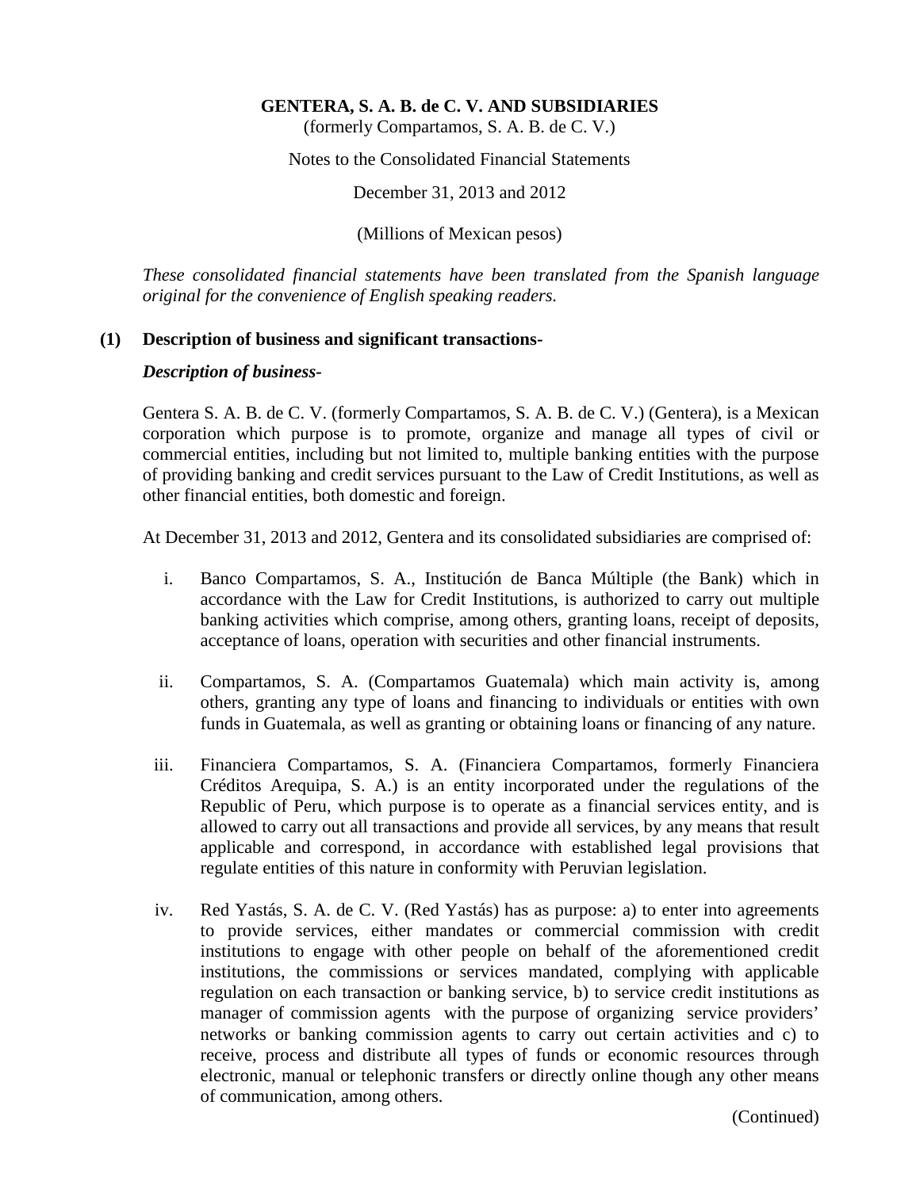**GENTERA, S. A. B. de C. V. AND SUBSIDIARIES**
(formerly Compartamos, S. A. B. de C. V.)

Notes to the Consolidated Financial Statements

December 31, 2013 and 2012

(Millions of Mexican pesos)

*These consolidated financial statements have been translated from the Spanish language original for the convenience of English speaking readers.*

**(1) Description of business and significant transactions-**

***Description of business-***

Gentera S. A. B. de C. V. (formerly Compartamos, S. A. B. de C. V.) (Gentera), is a Mexican corporation which purpose is to promote, organize and manage all types of civil or commercial entities, including but not limited to, multiple banking entities with the purpose of providing banking and credit services pursuant to the Law of Credit Institutions, as well as other financial entities, both domestic and foreign.

At December 31, 2013 and 2012, Gentera and its consolidated subsidiaries are comprised of:

i. Banco Compartamos, S. A., Institución de Banca Múltiple (the Bank) which in accordance with the Law for Credit Institutions, is authorized to carry out multiple banking activities which comprise, among others, granting loans, receipt of deposits, acceptance of loans, operation with securities and other financial instruments.

ii. Compartamos, S. A. (Compartamos Guatemala) which main activity is, among others, granting any type of loans and financing to individuals or entities with own funds in Guatemala, as well as granting or obtaining loans or financing of any nature.

iii. Financiera Compartamos, S. A. (Financiera Compartamos, formerly Financiera Créditos Arequipa, S. A.) is an entity incorporated under the regulations of the Republic of Peru, which purpose is to operate as a financial services entity, and is allowed to carry out all transactions and provide all services, by any means that result applicable and correspond, in accordance with established legal provisions that regulate entities of this nature in conformity with Peruvian legislation.

iv. Red Yastás, S. A. de C. V. (Red Yastás) has as purpose: a) to enter into agreements to provide services, either mandates or commercial commission with credit institutions to engage with other people on behalf of the aforementioned credit institutions, the commissions or services mandated, complying with applicable regulation on each transaction or banking service, b) to service credit institutions as manager of commission agents with the purpose of organizing service providers' networks or banking commission agents to carry out certain activities and c) to receive, process and distribute all types of funds or economic resources through electronic, manual or telephonic transfers or directly online though any other means of communication, among others.

(Continued)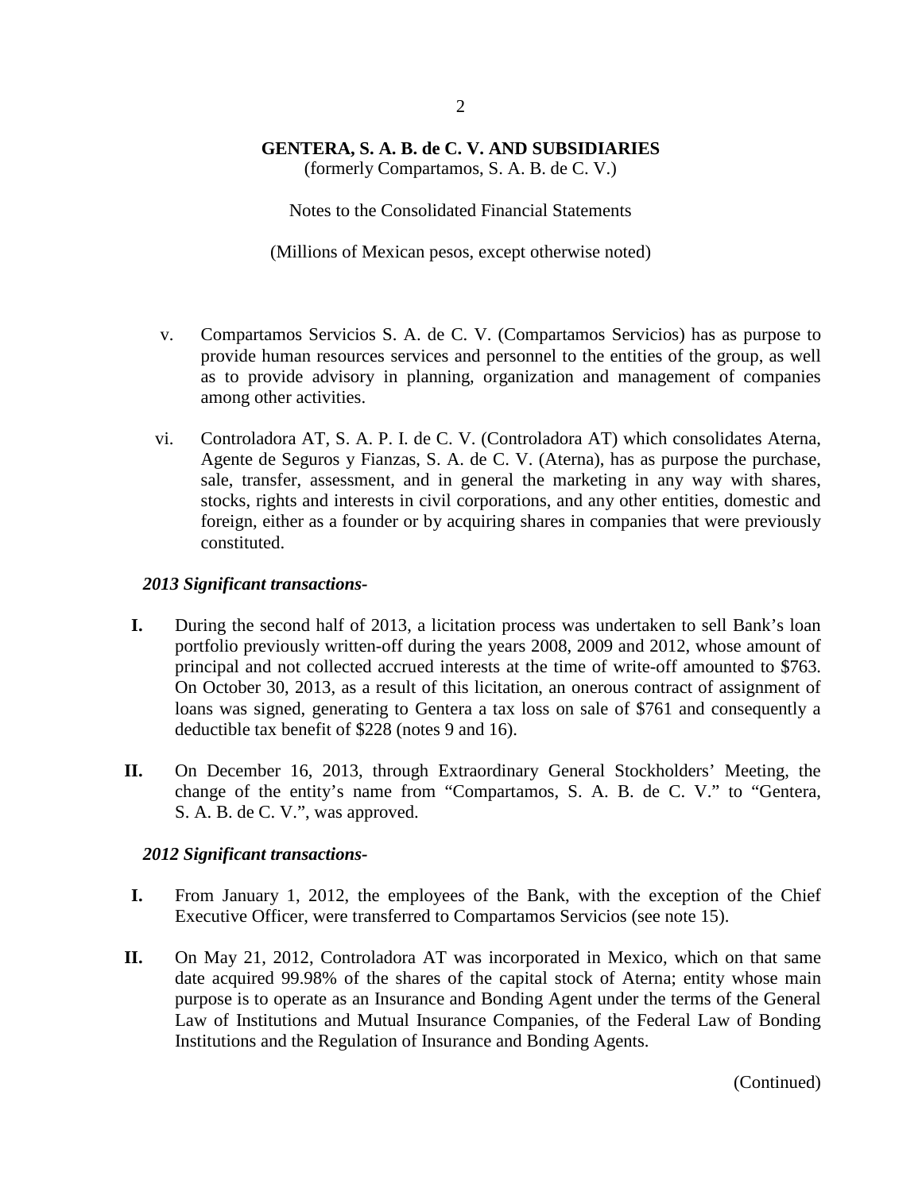v. Compartamos Servicios S. A. de C. V. (Compartamos Servicios) has as purpose to provide human resources services and personnel to the entities of the group, as well as to provide advisory in planning, organization and management of companies among other activities.

vi. Controladora AT, S. A. P. I. de C. V. (Controladora AT) which consolidates Aterna, Agente de Seguros y Fianzas, S. A. de C. V. (Aterna), has as purpose the purchase, sale, transfer, assessment, and in general the marketing in any way with shares, stocks, rights and interests in civil corporations, and any other entities, domestic and foreign, either as a founder or by acquiring shares in companies that were previously constituted.

***2013 Significant transactions-***

**I.** During the second half of 2013, a licitation process was undertaken to sell Bank's loan portfolio previously written-off during the years 2008, 2009 and 2012, whose amount of principal and not collected accrued interests at the time of write-off amounted to $763. On October 30, 2013, as a result of this licitation, an onerous contract of assignment of loans was signed, generating to Gentera a tax loss on sale of $761 and consequently a deductible tax benefit of $228 (notes 9 and 16).

**II.** On December 16, 2013, through Extraordinary General Stockholders' Meeting, the change of the entity's name from "Compartamos, S. A. B. de C. V." to "Gentera, S. A. B. de C. V.", was approved.

***2012 Significant transactions-***

**I.** From January 1, 2012, the employees of the Bank, with the exception of the Chief Executive Officer, were transferred to Compartamos Servicios (see note 15).

**II.** On May 21, 2012, Controladora AT was incorporated in Mexico, which on that same date acquired 99.98% of the shares of the capital stock of Aterna; entity whose main purpose is to operate as an Insurance and Bonding Agent under the terms of the General Law of Institutions and Mutual Insurance Companies, of the Federal Law of Bonding Institutions and the Regulation of Insurance and Bonding Agents.

(Continued)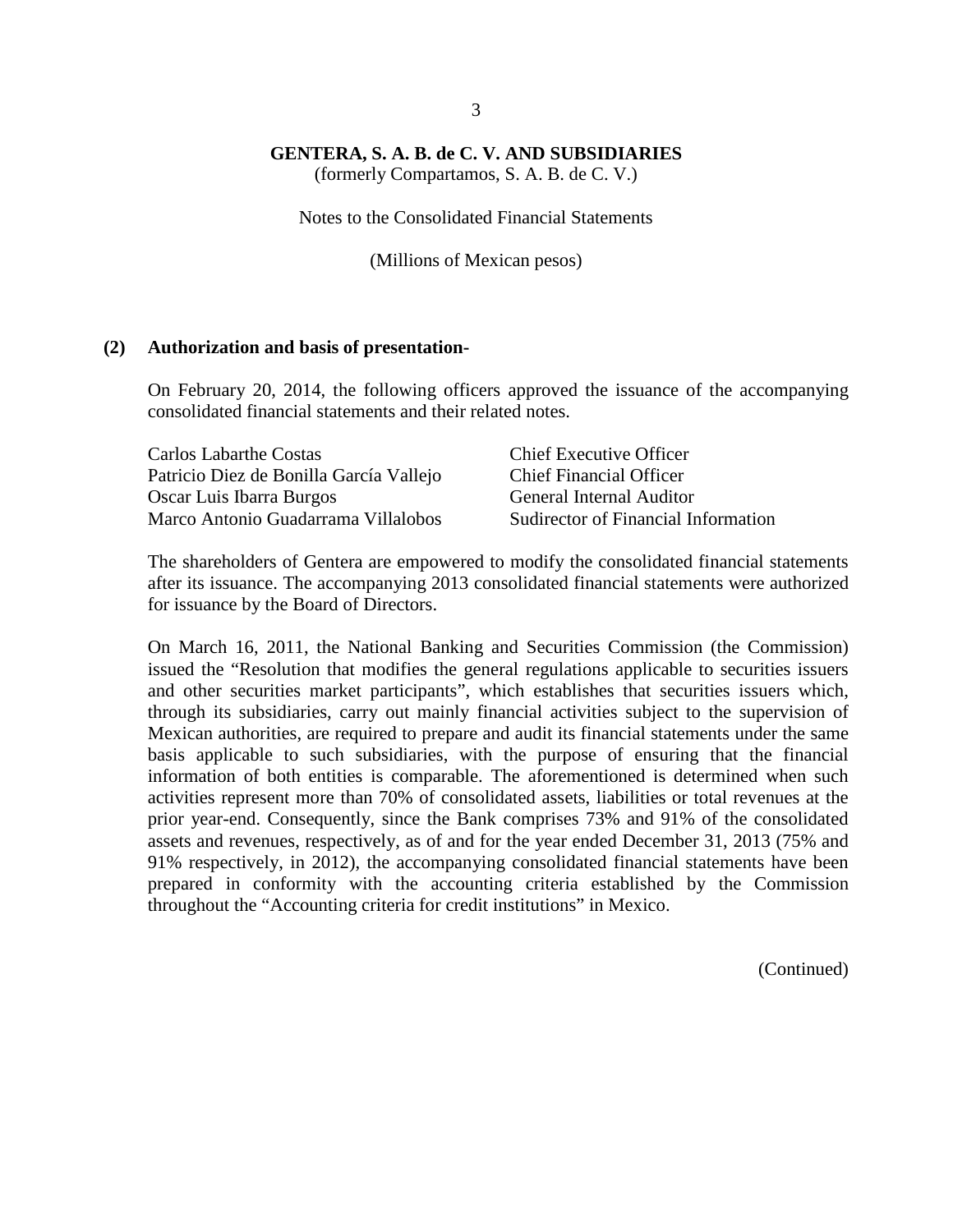**GENTERA, S. A. B. de C. V. AND SUBSIDIARIES**
(formerly Compartamos, S. A. B. de C. V.)

Notes to the Consolidated Financial Statements

(Millions of Mexican pesos)

## (2) Authorization and basis of presentation-

On February 20, 2014, the following officers approved the issuance of the accompanying consolidated financial statements and their related notes.

| | |
|---|---|
| Carlos Labarthe Costas | Chief Executive Officer |
| Patricio Diez de Bonilla García Vallejo | Chief Financial Officer |
| Oscar Luis Ibarra Burgos | General Internal Auditor |
| Marco Antonio Guadarrama Villalobos | Sudirector of Financial Information |

The shareholders of Gentera are empowered to modify the consolidated financial statements after its issuance. The accompanying 2013 consolidated financial statements were authorized for issuance by the Board of Directors.

On March 16, 2011, the National Banking and Securities Commission (the Commission) issued the "Resolution that modifies the general regulations applicable to securities issuers and other securities market participants", which establishes that securities issuers which, through its subsidiaries, carry out mainly financial activities subject to the supervision of Mexican authorities, are required to prepare and audit its financial statements under the same basis applicable to such subsidiaries, with the purpose of ensuring that the financial information of both entities is comparable. The aforementioned is determined when such activities represent more than 70% of consolidated assets, liabilities or total revenues at the prior year-end. Consequently, since the Bank comprises 73% and 91% of the consolidated assets and revenues, respectively, as of and for the year ended December 31, 2013 (75% and 91% respectively, in 2012), the accompanying consolidated financial statements have been prepared in conformity with the accounting criteria established by the Commission throughout the "Accounting criteria for credit institutions" in Mexico.

(Continued)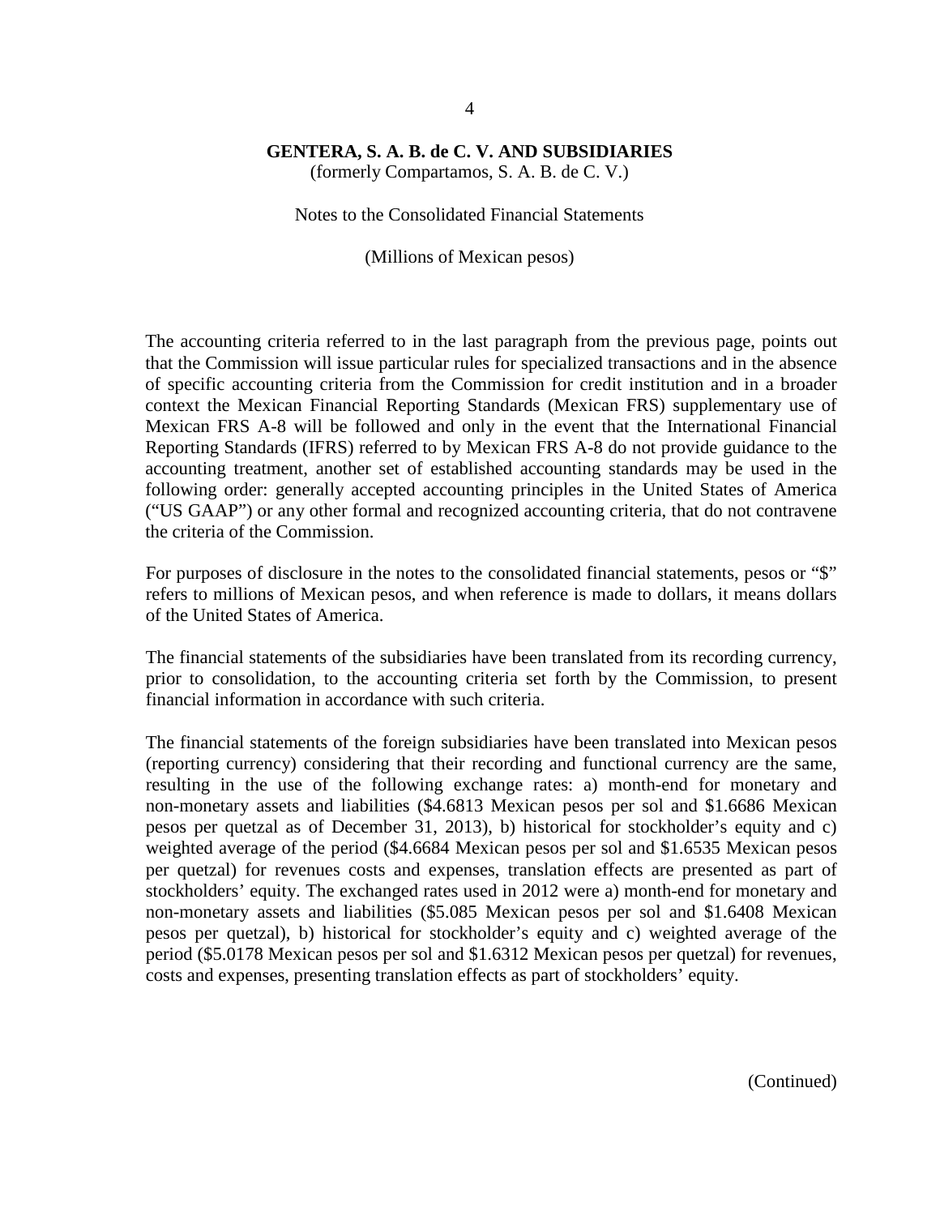The accounting criteria referred to in the last paragraph from the previous page, points out that the Commission will issue particular rules for specialized transactions and in the absence of specific accounting criteria from the Commission for credit institution and in a broader context the Mexican Financial Reporting Standards (Mexican FRS) supplementary use of Mexican FRS A-8 will be followed and only in the event that the International Financial Reporting Standards (IFRS) referred to by Mexican FRS A-8 do not provide guidance to the accounting treatment, another set of established accounting standards may be used in the following order: generally accepted accounting principles in the United States of America ("US GAAP") or any other formal and recognized accounting criteria, that do not contravene the criteria of the Commission.

For purposes of disclosure in the notes to the consolidated financial statements, pesos or "$" refers to millions of Mexican pesos, and when reference is made to dollars, it means dollars of the United States of America.

The financial statements of the subsidiaries have been translated from its recording currency, prior to consolidation, to the accounting criteria set forth by the Commission, to present financial information in accordance with such criteria.

The financial statements of the foreign subsidiaries have been translated into Mexican pesos (reporting currency) considering that their recording and functional currency are the same, resulting in the use of the following exchange rates: a) month-end for monetary and non-monetary assets and liabilities ($4.6813 Mexican pesos per sol and $1.6686 Mexican pesos per quetzal as of December 31, 2013), b) historical for stockholder's equity and c) weighted average of the period ($4.6684 Mexican pesos per sol and $1.6535 Mexican pesos per quetzal) for revenues costs and expenses, translation effects are presented as part of stockholders' equity. The exchanged rates used in 2012 were a) month-end for monetary and non-monetary assets and liabilities ($5.085 Mexican pesos per sol and $1.6408 Mexican pesos per quetzal), b) historical for stockholder's equity and c) weighted average of the period ($5.0178 Mexican pesos per sol and $1.6312 Mexican pesos per quetzal) for revenues, costs and expenses, presenting translation effects as part of stockholders' equity.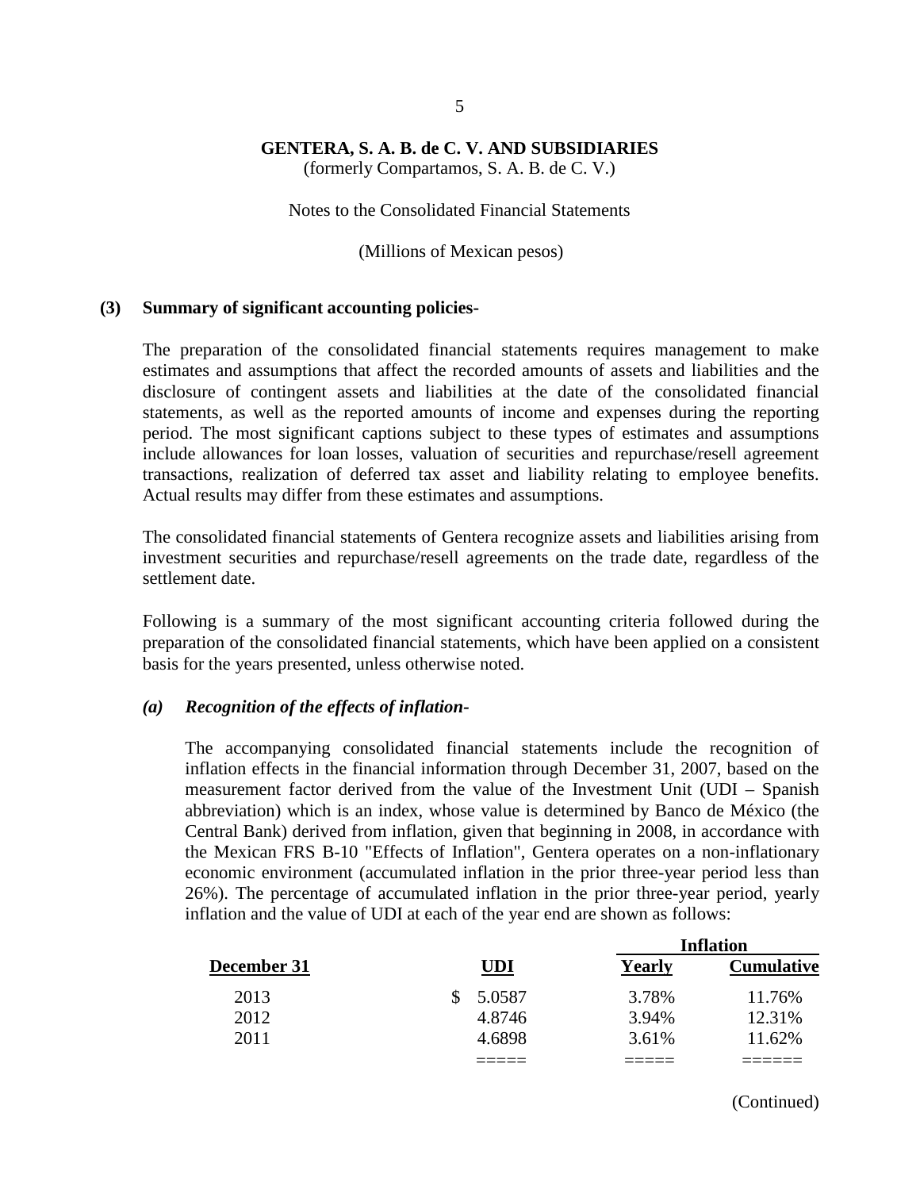**GENTERA, S. A. B. de C. V. AND SUBSIDIARIES**
(formerly Compartamos, S. A. B. de C. V.)

Notes to the Consolidated Financial Statements

(Millions of Mexican pesos)

## (3) Summary of significant accounting policies-

The preparation of the consolidated financial statements requires management to make estimates and assumptions that affect the recorded amounts of assets and liabilities and the disclosure of contingent assets and liabilities at the date of the consolidated financial statements, as well as the reported amounts of income and expenses during the reporting period. The most significant captions subject to these types of estimates and assumptions include allowances for loan losses, valuation of securities and repurchase/resell agreement transactions, realization of deferred tax asset and liability relating to employee benefits. Actual results may differ from these estimates and assumptions.

The consolidated financial statements of Gentera recognize assets and liabilities arising from investment securities and repurchase/resell agreements on the trade date, regardless of the settlement date.

Following is a summary of the most significant accounting criteria followed during the preparation of the consolidated financial statements, which have been applied on a consistent basis for the years presented, unless otherwise noted.

### *(a) Recognition of the effects of inflation-*

The accompanying consolidated financial statements include the recognition of inflation effects in the financial information through December 31, 2007, based on the measurement factor derived from the value of the Investment Unit (UDI – Spanish abbreviation) which is an index, whose value is determined by Banco de México (the Central Bank) derived from inflation, given that beginning in 2008, in accordance with the Mexican FRS B-10 "Effects of Inflation", Gentera operates on a non-inflationary economic environment (accumulated inflation in the prior three-year period less than 26%). The percentage of accumulated inflation in the prior three-year period, yearly inflation and the value of UDI at each of the year end are shown as follows:

| | | Inflation | |
|---|---|---|---|
| **December 31** | **UDI** | **Yearly** | **Cumulative** |
| 2013 | $ 5.0587 | 3.78% | 11.76% |
| 2012 | 4.8746 | 3.94% | 12.31% |
| 2011 | 4.6898 | 3.61% | 11.62% |

(Continued)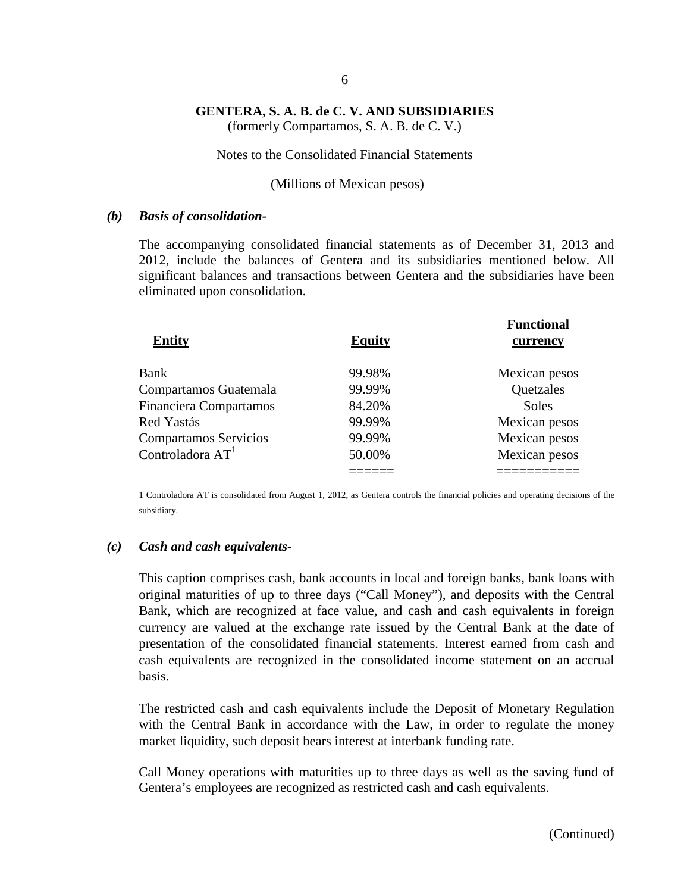### *(b) Basis of consolidation-*

The accompanying consolidated financial statements as of December 31, 2013 and 2012, include the balances of Gentera and its subsidiaries mentioned below. All significant balances and transactions between Gentera and the subsidiaries have been eliminated upon consolidation.

| Entity | Equity | Functional currency |
|---|---|---|
| Bank | 99.98% | Mexican pesos |
| Compartamos Guatemala | 99.99% | Quetzales |
| Financiera Compartamos | 84.20% | Soles |
| Red Yastás | 99.99% | Mexican pesos |
| Compartamos Servicios | 99.99% | Mexican pesos |
| Controladora AT[1] | 50.00% | Mexican pesos |

1 Controladora AT is consolidated from August 1, 2012, as Gentera controls the financial policies and operating decisions of the subsidiary.

### *(c) Cash and cash equivalents-*

This caption comprises cash, bank accounts in local and foreign banks, bank loans with original maturities of up to three days ("Call Money"), and deposits with the Central Bank, which are recognized at face value, and cash and cash equivalents in foreign currency are valued at the exchange rate issued by the Central Bank at the date of presentation of the consolidated financial statements. Interest earned from cash and cash equivalents are recognized in the consolidated income statement on an accrual basis.

The restricted cash and cash equivalents include the Deposit of Monetary Regulation with the Central Bank in accordance with the Law, in order to regulate the money market liquidity, such deposit bears interest at interbank funding rate.

Call Money operations with maturities up to three days as well as the saving fund of Gentera's employees are recognized as restricted cash and cash equivalents.

(Continued)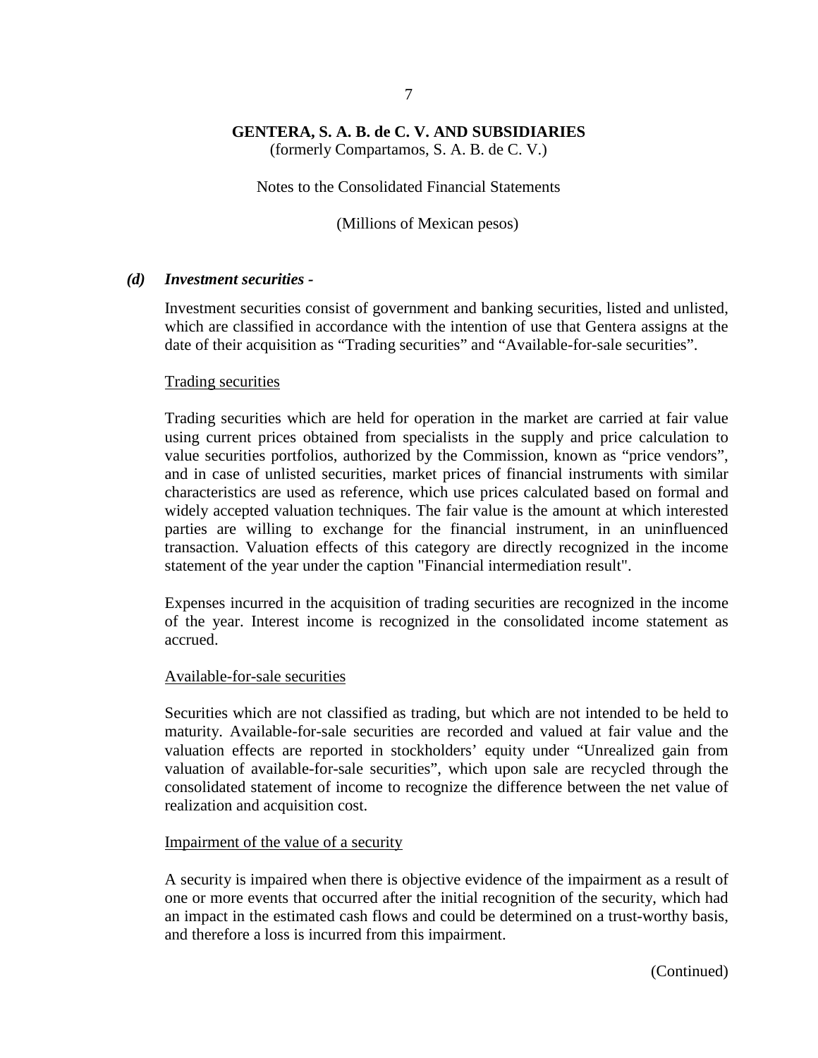### *(d) Investment securities -*

Investment securities consist of government and banking securities, listed and unlisted, which are classified in accordance with the intention of use that Gentera assigns at the date of their acquisition as "Trading securities" and "Available-for-sale securities".

Trading securities

Trading securities which are held for operation in the market are carried at fair value using current prices obtained from specialists in the supply and price calculation to value securities portfolios, authorized by the Commission, known as "price vendors", and in case of unlisted securities, market prices of financial instruments with similar characteristics are used as reference, which use prices calculated based on formal and widely accepted valuation techniques. The fair value is the amount at which interested parties are willing to exchange for the financial instrument, in an uninfluenced transaction. Valuation effects of this category are directly recognized in the income statement of the year under the caption "Financial intermediation result".

Expenses incurred in the acquisition of trading securities are recognized in the income of the year. Interest income is recognized in the consolidated income statement as accrued.

Available-for-sale securities

Securities which are not classified as trading, but which are not intended to be held to maturity. Available-for-sale securities are recorded and valued at fair value and the valuation effects are reported in stockholders' equity under "Unrealized gain from valuation of available-for-sale securities", which upon sale are recycled through the consolidated statement of income to recognize the difference between the net value of realization and acquisition cost.

Impairment of the value of a security

A security is impaired when there is objective evidence of the impairment as a result of one or more events that occurred after the initial recognition of the security, which had an impact in the estimated cash flows and could be determined on a trust-worthy basis, and therefore a loss is incurred from this impairment.

(Continued)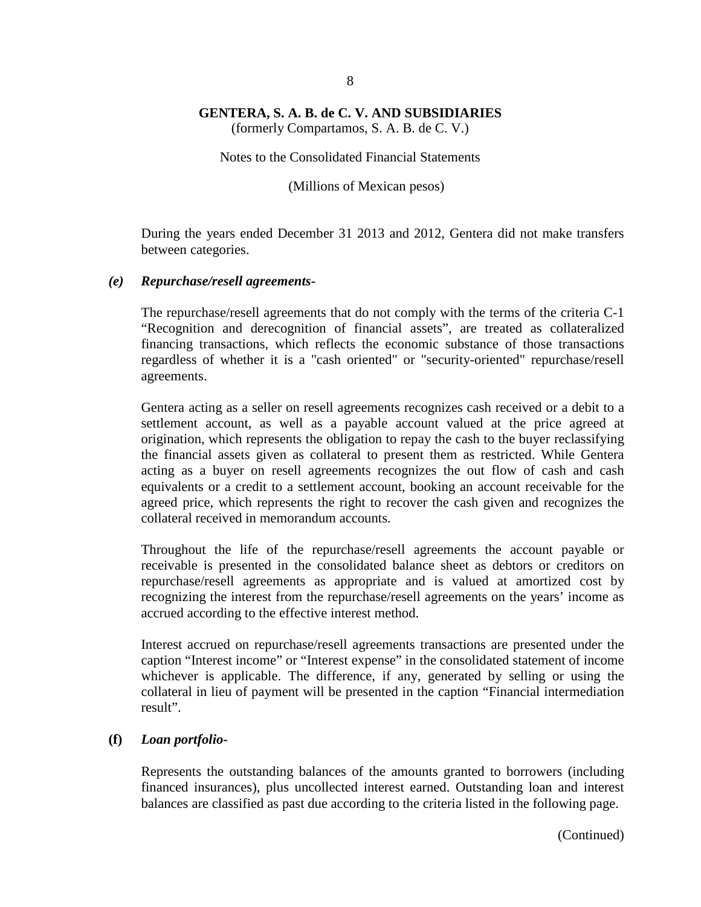During the years ended December 31 2013 and 2012, Gentera did not make transfers between categories.

### *(e) Repurchase/resell agreements-*

The repurchase/resell agreements that do not comply with the terms of the criteria C-1 “Recognition and derecognition of financial assets”, are treated as collateralized financing transactions, which reflects the economic substance of those transactions regardless of whether it is a "cash oriented" or "security-oriented" repurchase/resell agreements.

Gentera acting as a seller on resell agreements recognizes cash received or a debit to a settlement account, as well as a payable account valued at the price agreed at origination, which represents the obligation to repay the cash to the buyer reclassifying the financial assets given as collateral to present them as restricted. While Gentera acting as a buyer on resell agreements recognizes the out flow of cash and cash equivalents or a credit to a settlement account, booking an account receivable for the agreed price, which represents the right to recover the cash given and recognizes the collateral received in memorandum accounts.

Throughout the life of the repurchase/resell agreements the account payable or receivable is presented in the consolidated balance sheet as debtors or creditors on repurchase/resell agreements as appropriate and is valued at amortized cost by recognizing the interest from the repurchase/resell agreements on the years’ income as accrued according to the effective interest method.

Interest accrued on repurchase/resell agreements transactions are presented under the caption “Interest income” or “Interest expense” in the consolidated statement of income whichever is applicable. The difference, if any, generated by selling or using the collateral in lieu of payment will be presented in the caption “Financial intermediation result”.

### **(f)** *Loan portfolio-*

Represents the outstanding balances of the amounts granted to borrowers (including financed insurances), plus uncollected interest earned. Outstanding loan and interest balances are classified as past due according to the criteria listed in the following page.

(Continued)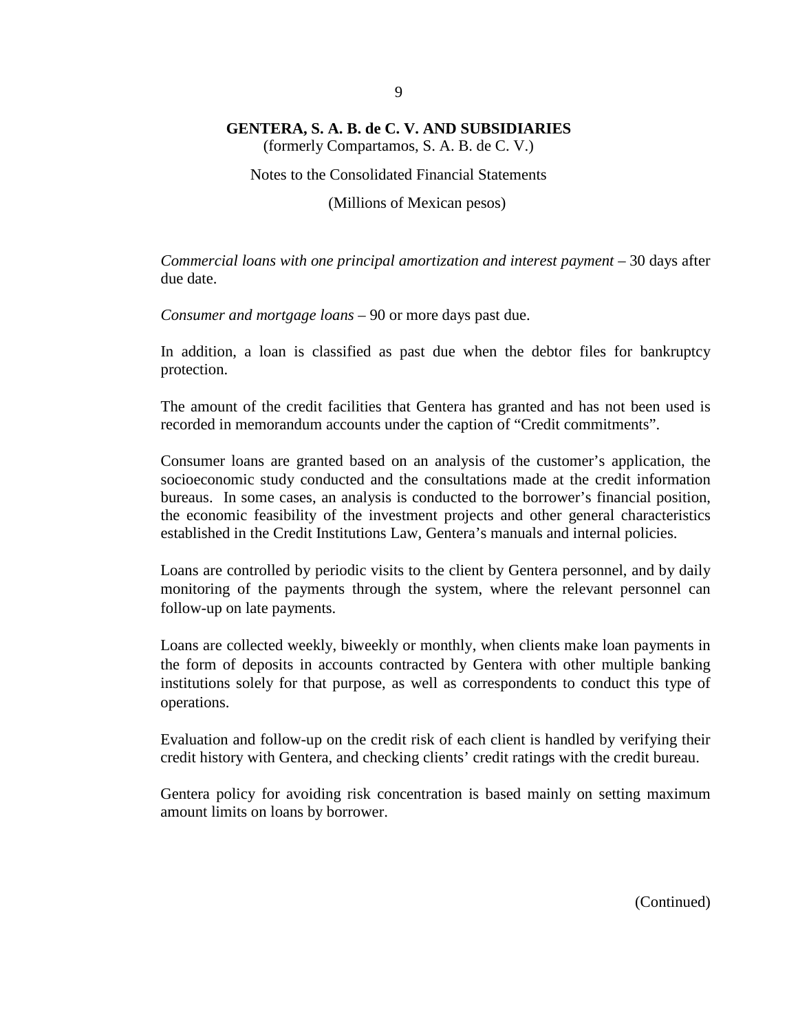*Commercial loans with one principal amortization and interest payment* – 30 days after due date.

*Consumer and mortgage loans* – 90 or more days past due.

In addition, a loan is classified as past due when the debtor files for bankruptcy protection.

The amount of the credit facilities that Gentera has granted and has not been used is recorded in memorandum accounts under the caption of "Credit commitments".

Consumer loans are granted based on an analysis of the customer's application, the socioeconomic study conducted and the consultations made at the credit information bureaus. In some cases, an analysis is conducted to the borrower's financial position, the economic feasibility of the investment projects and other general characteristics established in the Credit Institutions Law, Gentera's manuals and internal policies.

Loans are controlled by periodic visits to the client by Gentera personnel, and by daily monitoring of the payments through the system, where the relevant personnel can follow-up on late payments.

Loans are collected weekly, biweekly or monthly, when clients make loan payments in the form of deposits in accounts contracted by Gentera with other multiple banking institutions solely for that purpose, as well as correspondents to conduct this type of operations.

Evaluation and follow-up on the credit risk of each client is handled by verifying their credit history with Gentera, and checking clients' credit ratings with the credit bureau.

Gentera policy for avoiding risk concentration is based mainly on setting maximum amount limits on loans by borrower.

(Continued)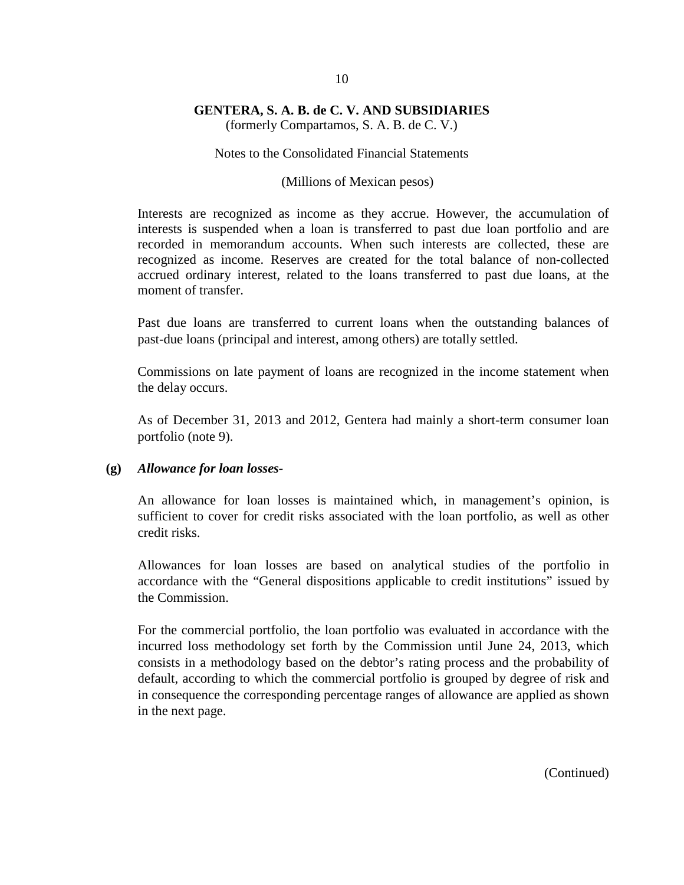Interests are recognized as income as they accrue. However, the accumulation of interests is suspended when a loan is transferred to past due loan portfolio and are recorded in memorandum accounts. When such interests are collected, these are recognized as income. Reserves are created for the total balance of non-collected accrued ordinary interest, related to the loans transferred to past due loans, at the moment of transfer.

Past due loans are transferred to current loans when the outstanding balances of past-due loans (principal and interest, among others) are totally settled.

Commissions on late payment of loans are recognized in the income statement when the delay occurs.

As of December 31, 2013 and 2012, Gentera had mainly a short-term consumer loan portfolio (note 9).

**(g)** ***Allowance for loan losses-***

An allowance for loan losses is maintained which, in management's opinion, is sufficient to cover for credit risks associated with the loan portfolio, as well as other credit risks.

Allowances for loan losses are based on analytical studies of the portfolio in accordance with the "General dispositions applicable to credit institutions" issued by the Commission.

For the commercial portfolio, the loan portfolio was evaluated in accordance with the incurred loss methodology set forth by the Commission until June 24, 2013, which consists in a methodology based on the debtor's rating process and the probability of default, according to which the commercial portfolio is grouped by degree of risk and in consequence the corresponding percentage ranges of allowance are applied as shown in the next page.

(Continued)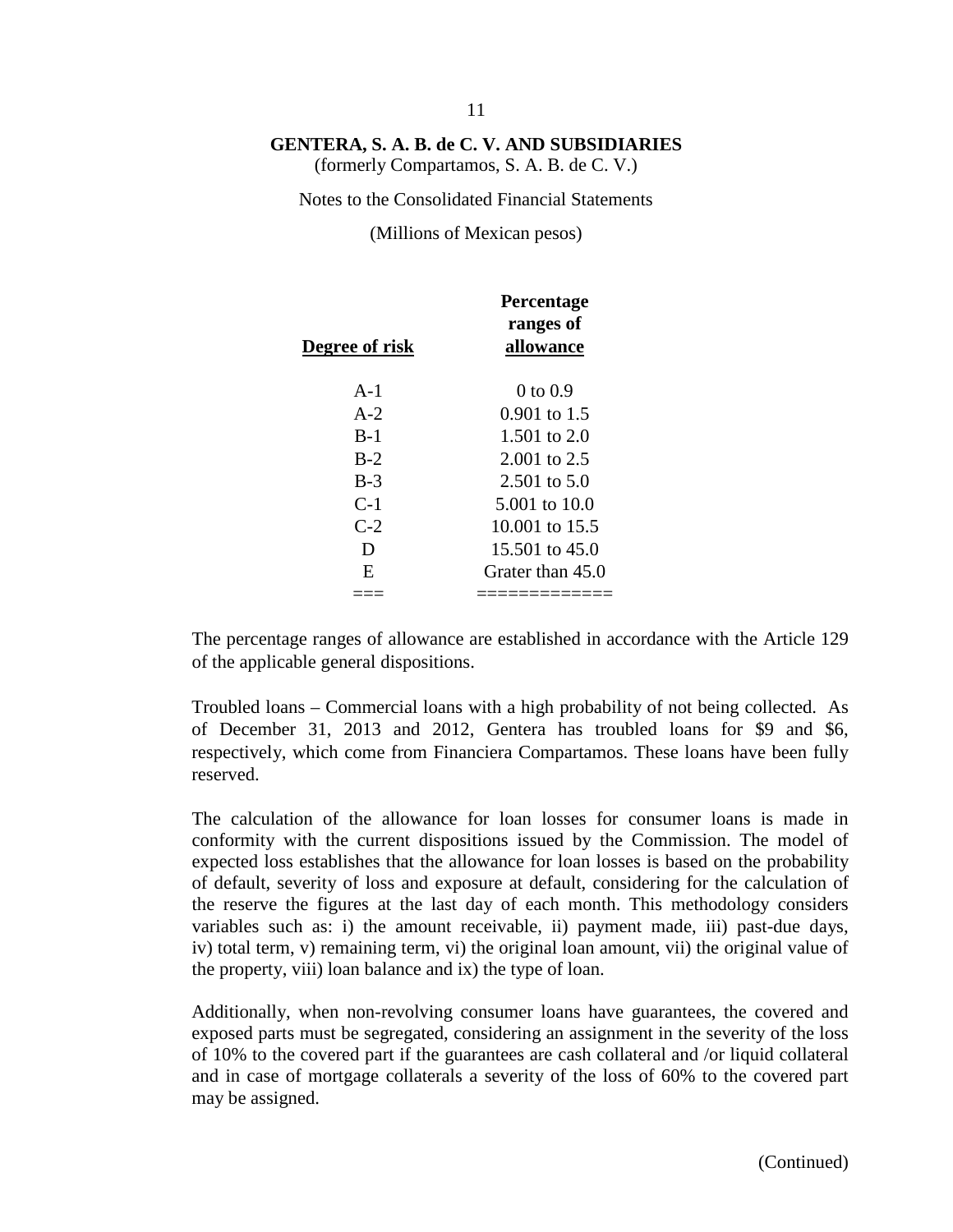| Degree of risk | Percentage ranges of allowance |
|---|---|
| A-1 | 0 to 0.9 |
| A-2 | 0.901 to 1.5 |
| B-1 | 1.501 to 2.0 |
| B-2 | 2.001 to 2.5 |
| B-3 | 2.501 to 5.0 |
| C-1 | 5.001 to 10.0 |
| C-2 | 10.001 to 15.5 |
| D | 15.501 to 45.0 |
| E | Grater than 45.0 |

The percentage ranges of allowance are established in accordance with the Article 129 of the applicable general dispositions.

Troubled loans – Commercial loans with a high probability of not being collected. As of December 31, 2013 and 2012, Gentera has troubled loans for $9 and $6, respectively, which come from Financiera Compartamos. These loans have been fully reserved.

The calculation of the allowance for loan losses for consumer loans is made in conformity with the current dispositions issued by the Commission. The model of expected loss establishes that the allowance for loan losses is based on the probability of default, severity of loss and exposure at default, considering for the calculation of the reserve the figures at the last day of each month. This methodology considers variables such as: i) the amount receivable, ii) payment made, iii) past-due days, iv) total term, v) remaining term, vi) the original loan amount, vii) the original value of the property, viii) loan balance and ix) the type of loan.

Additionally, when non-revolving consumer loans have guarantees, the covered and exposed parts must be segregated, considering an assignment in the severity of the loss of 10% to the covered part if the guarantees are cash collateral and /or liquid collateral and in case of mortgage collaterals a severity of the loss of 60% to the covered part may be assigned.

(Continued)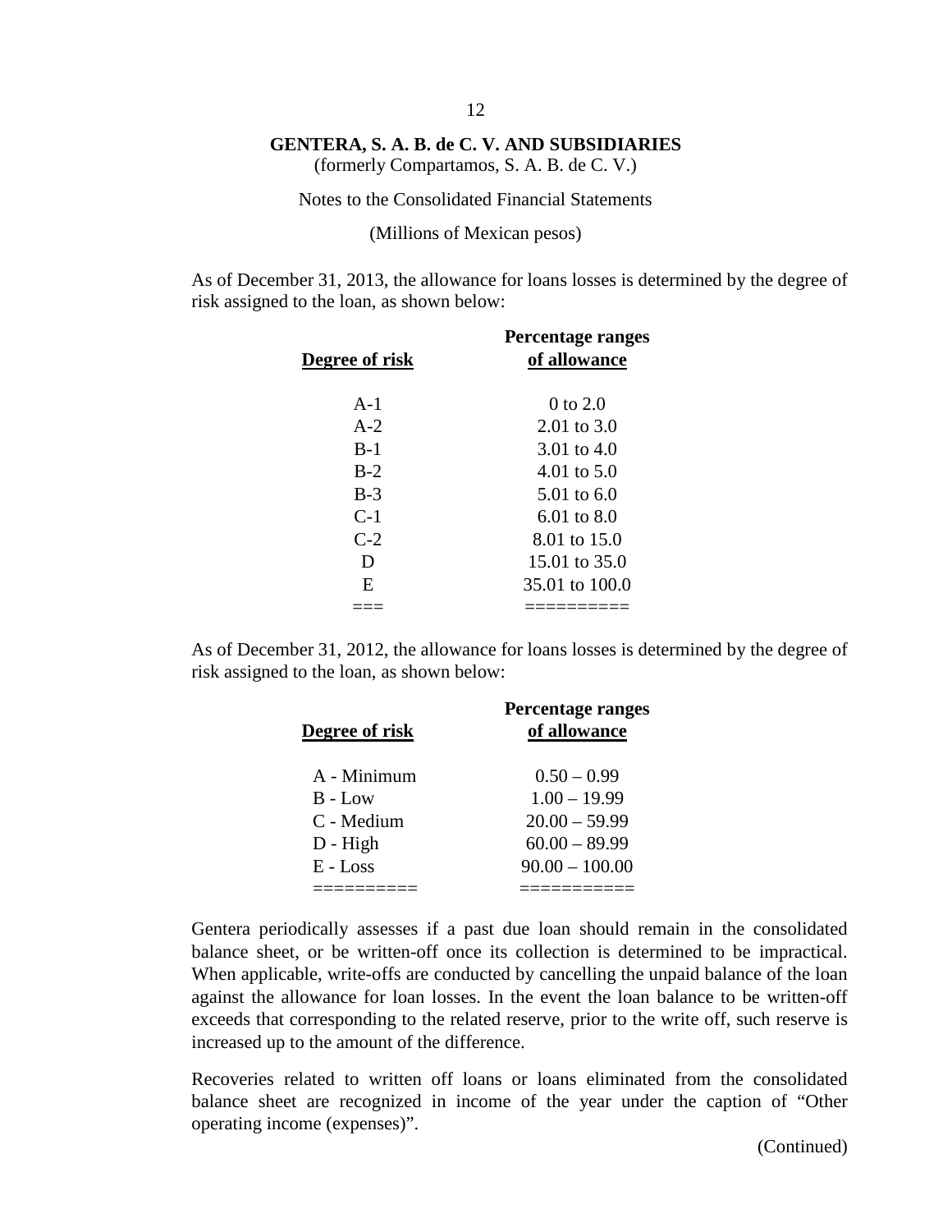**GENTERA, S. A. B. de C. V. AND SUBSIDIARIES**
(formerly Compartamos, S. A. B. de C. V.)

Notes to the Consolidated Financial Statements

(Millions of Mexican pesos)

As of December 31, 2013, the allowance for loans losses is determined by the degree of risk assigned to the loan, as shown below:

| Degree of risk | Percentage ranges of allowance |
|---|---|
| A-1 | 0 to 2.0 |
| A-2 | 2.01 to 3.0 |
| B-1 | 3.01 to 4.0 |
| B-2 | 4.01 to 5.0 |
| B-3 | 5.01 to 6.0 |
| C-1 | 6.01 to 8.0 |
| C-2 | 8.01 to 15.0 |
| D | 15.01 to 35.0 |
| E | 35.01 to 100.0 |

As of December 31, 2012, the allowance for loans losses is determined by the degree of risk assigned to the loan, as shown below:

| Degree of risk | Percentage ranges of allowance |
|---|---|
| A - Minimum | 0.50 – 0.99 |
| B - Low | 1.00 – 19.99 |
| C - Medium | 20.00 – 59.99 |
| D - High | 60.00 – 89.99 |
| E - Loss | 90.00 – 100.00 |

Gentera periodically assesses if a past due loan should remain in the consolidated balance sheet, or be written-off once its collection is determined to be impractical. When applicable, write-offs are conducted by cancelling the unpaid balance of the loan against the allowance for loan losses. In the event the loan balance to be written-off exceeds that corresponding to the related reserve, prior to the write off, such reserve is increased up to the amount of the difference.

Recoveries related to written off loans or loans eliminated from the consolidated balance sheet are recognized in income of the year under the caption of "Other operating income (expenses)".

(Continued)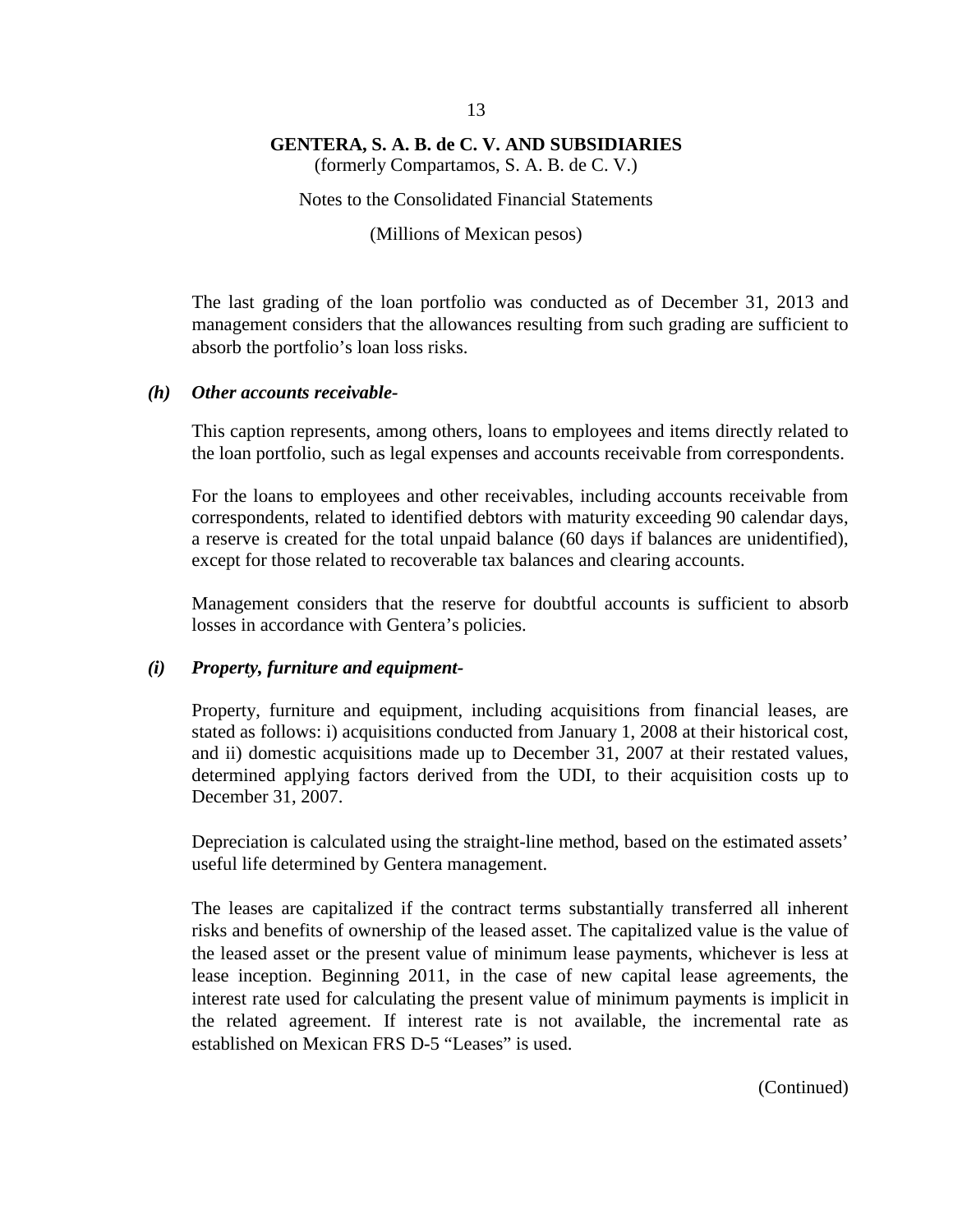The last grading of the loan portfolio was conducted as of December 31, 2013 and management considers that the allowances resulting from such grading are sufficient to absorb the portfolio's loan loss risks.

### *(h) Other accounts receivable-*

This caption represents, among others, loans to employees and items directly related to the loan portfolio, such as legal expenses and accounts receivable from correspondents.

For the loans to employees and other receivables, including accounts receivable from correspondents, related to identified debtors with maturity exceeding 90 calendar days, a reserve is created for the total unpaid balance (60 days if balances are unidentified), except for those related to recoverable tax balances and clearing accounts.

Management considers that the reserve for doubtful accounts is sufficient to absorb losses in accordance with Gentera's policies.

### *(i) Property, furniture and equipment-*

Property, furniture and equipment, including acquisitions from financial leases, are stated as follows: i) acquisitions conducted from January 1, 2008 at their historical cost, and ii) domestic acquisitions made up to December 31, 2007 at their restated values, determined applying factors derived from the UDI, to their acquisition costs up to December 31, 2007.

Depreciation is calculated using the straight-line method, based on the estimated assets' useful life determined by Gentera management.

The leases are capitalized if the contract terms substantially transferred all inherent risks and benefits of ownership of the leased asset. The capitalized value is the value of the leased asset or the present value of minimum lease payments, whichever is less at lease inception. Beginning 2011, in the case of new capital lease agreements, the interest rate used for calculating the present value of minimum payments is implicit in the related agreement. If interest rate is not available, the incremental rate as established on Mexican FRS D-5 "Leases" is used.

(Continued)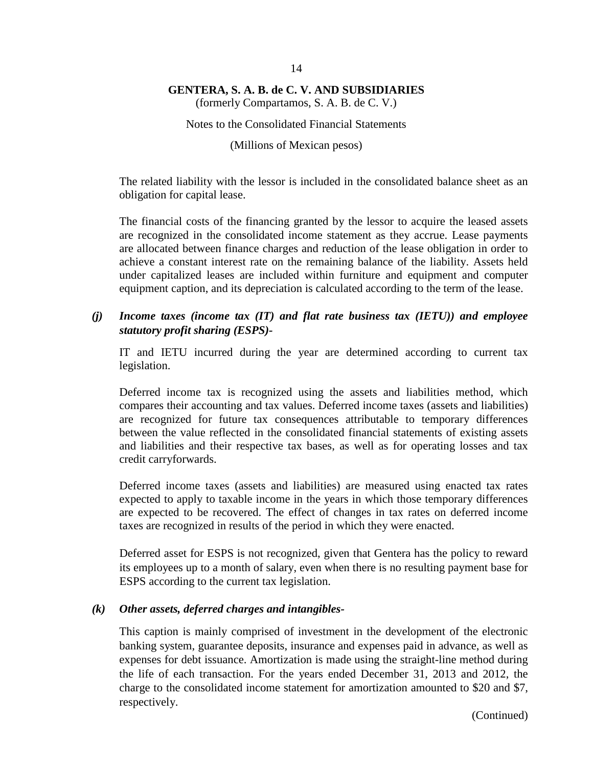The related liability with the lessor is included in the consolidated balance sheet as an obligation for capital lease.

The financial costs of the financing granted by the lessor to acquire the leased assets are recognized in the consolidated income statement as they accrue. Lease payments are allocated between finance charges and reduction of the lease obligation in order to achieve a constant interest rate on the remaining balance of the liability. Assets held under capitalized leases are included within furniture and equipment and computer equipment caption, and its depreciation is calculated according to the term of the lease.

***(j) Income taxes (income tax (IT) and flat rate business tax (IETU)) and employee statutory profit sharing (ESPS)-***

IT and IETU incurred during the year are determined according to current tax legislation.

Deferred income tax is recognized using the assets and liabilities method, which compares their accounting and tax values. Deferred income taxes (assets and liabilities) are recognized for future tax consequences attributable to temporary differences between the value reflected in the consolidated financial statements of existing assets and liabilities and their respective tax bases, as well as for operating losses and tax credit carryforwards.

Deferred income taxes (assets and liabilities) are measured using enacted tax rates expected to apply to taxable income in the years in which those temporary differences are expected to be recovered. The effect of changes in tax rates on deferred income taxes are recognized in results of the period in which they were enacted.

Deferred asset for ESPS is not recognized, given that Gentera has the policy to reward its employees up to a month of salary, even when there is no resulting payment base for ESPS according to the current tax legislation.

***(k) Other assets, deferred charges and intangibles-***

This caption is mainly comprised of investment in the development of the electronic banking system, guarantee deposits, insurance and expenses paid in advance, as well as expenses for debt issuance. Amortization is made using the straight-line method during the life of each transaction. For the years ended December 31, 2013 and 2012, the charge to the consolidated income statement for amortization amounted to $20 and $7, respectively.

(Continued)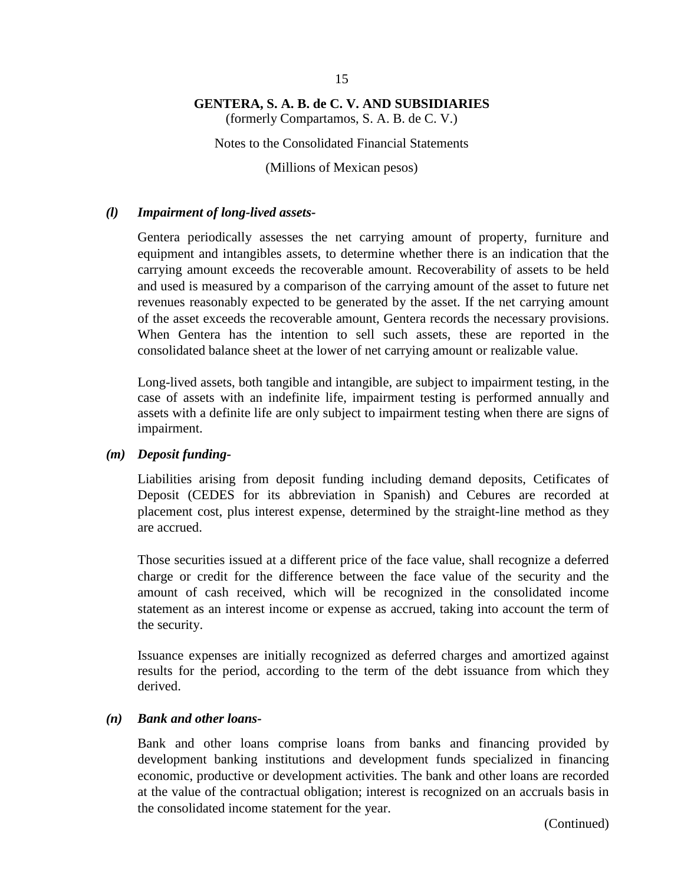*(l) Impairment of long-lived assets-*

Gentera periodically assesses the net carrying amount of property, furniture and equipment and intangibles assets, to determine whether there is an indication that the carrying amount exceeds the recoverable amount. Recoverability of assets to be held and used is measured by a comparison of the carrying amount of the asset to future net revenues reasonably expected to be generated by the asset. If the net carrying amount of the asset exceeds the recoverable amount, Gentera records the necessary provisions. When Gentera has the intention to sell such assets, these are reported in the consolidated balance sheet at the lower of net carrying amount or realizable value.

Long-lived assets, both tangible and intangible, are subject to impairment testing, in the case of assets with an indefinite life, impairment testing is performed annually and assets with a definite life are only subject to impairment testing when there are signs of impairment.

*(m) Deposit funding-*

Liabilities arising from deposit funding including demand deposits, Cetificates of Deposit (CEDES for its abbreviation in Spanish) and Cebures are recorded at placement cost, plus interest expense, determined by the straight-line method as they are accrued.

Those securities issued at a different price of the face value, shall recognize a deferred charge or credit for the difference between the face value of the security and the amount of cash received, which will be recognized in the consolidated income statement as an interest income or expense as accrued, taking into account the term of the security.

Issuance expenses are initially recognized as deferred charges and amortized against results for the period, according to the term of the debt issuance from which they derived.

*(n) Bank and other loans-*

Bank and other loans comprise loans from banks and financing provided by development banking institutions and development funds specialized in financing economic, productive or development activities. The bank and other loans are recorded at the value of the contractual obligation; interest is recognized on an accruals basis in the consolidated income statement for the year.

(Continued)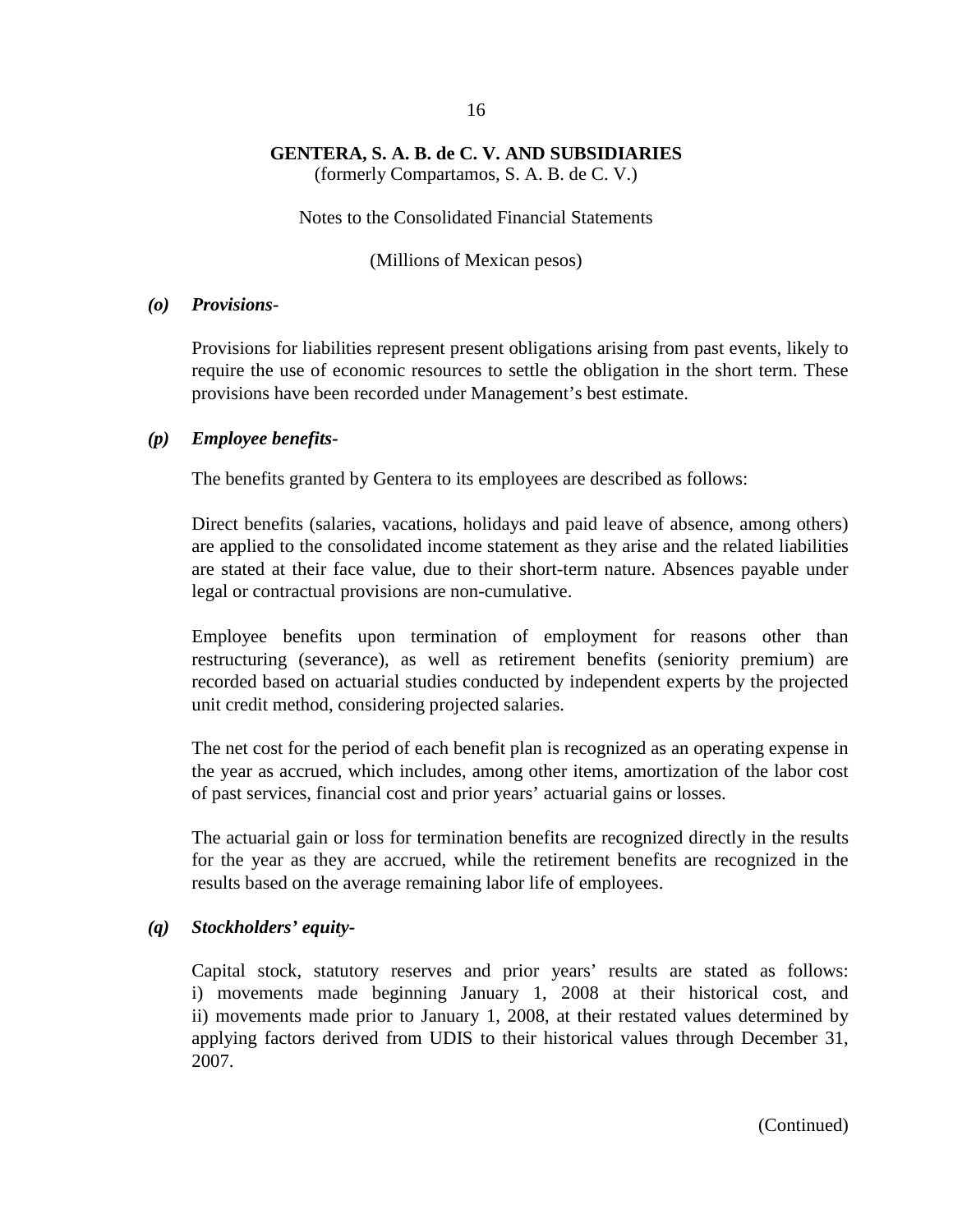# GENTERA, S. A. B. de C. V. AND SUBSIDIARIES

(formerly Compartamos, S. A. B. de C. V.)

Notes to the Consolidated Financial Statements

(Millions of Mexican pesos)

### *(o) Provisions-*

Provisions for liabilities represent present obligations arising from past events, likely to require the use of economic resources to settle the obligation in the short term. These provisions have been recorded under Management's best estimate.

### *(p) Employee benefits-*

The benefits granted by Gentera to its employees are described as follows:

Direct benefits (salaries, vacations, holidays and paid leave of absence, among others) are applied to the consolidated income statement as they arise and the related liabilities are stated at their face value, due to their short-term nature. Absences payable under legal or contractual provisions are non-cumulative.

Employee benefits upon termination of employment for reasons other than restructuring (severance), as well as retirement benefits (seniority premium) are recorded based on actuarial studies conducted by independent experts by the projected unit credit method, considering projected salaries.

The net cost for the period of each benefit plan is recognized as an operating expense in the year as accrued, which includes, among other items, amortization of the labor cost of past services, financial cost and prior years' actuarial gains or losses.

The actuarial gain or loss for termination benefits are recognized directly in the results for the year as they are accrued, while the retirement benefits are recognized in the results based on the average remaining labor life of employees.

### *(q) Stockholders' equity-*

Capital stock, statutory reserves and prior years' results are stated as follows: i) movements made beginning January 1, 2008 at their historical cost, and ii) movements made prior to January 1, 2008, at their restated values determined by applying factors derived from UDIS to their historical values through December 31, 2007.

(Continued)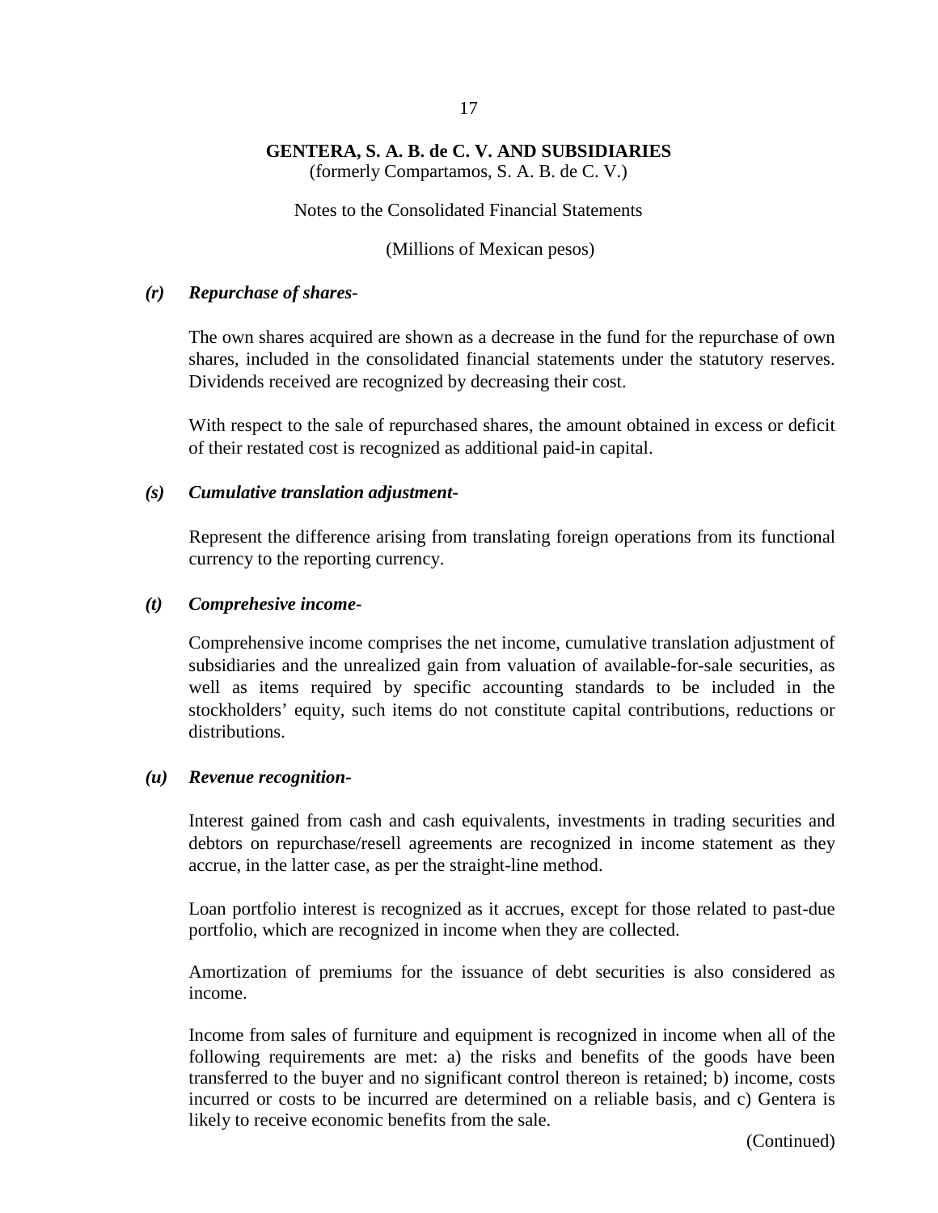### *(r) Repurchase of shares-*

The own shares acquired are shown as a decrease in the fund for the repurchase of own shares, included in the consolidated financial statements under the statutory reserves. Dividends received are recognized by decreasing their cost.

With respect to the sale of repurchased shares, the amount obtained in excess or deficit of their restated cost is recognized as additional paid-in capital.

### *(s) Cumulative translation adjustment-*

Represent the difference arising from translating foreign operations from its functional currency to the reporting currency.

### *(t) Comprehesive income-*

Comprehensive income comprises the net income, cumulative translation adjustment of subsidiaries and the unrealized gain from valuation of available-for-sale securities, as well as items required by specific accounting standards to be included in the stockholders' equity, such items do not constitute capital contributions, reductions or distributions.

### *(u) Revenue recognition-*

Interest gained from cash and cash equivalents, investments in trading securities and debtors on repurchase/resell agreements are recognized in income statement as they accrue, in the latter case, as per the straight-line method.

Loan portfolio interest is recognized as it accrues, except for those related to past-due portfolio, which are recognized in income when they are collected.

Amortization of premiums for the issuance of debt securities is also considered as income.

Income from sales of furniture and equipment is recognized in income when all of the following requirements are met: a) the risks and benefits of the goods have been transferred to the buyer and no significant control thereon is retained; b) income, costs incurred or costs to be incurred are determined on a reliable basis, and c) Gentera is likely to receive economic benefits from the sale.

(Continued)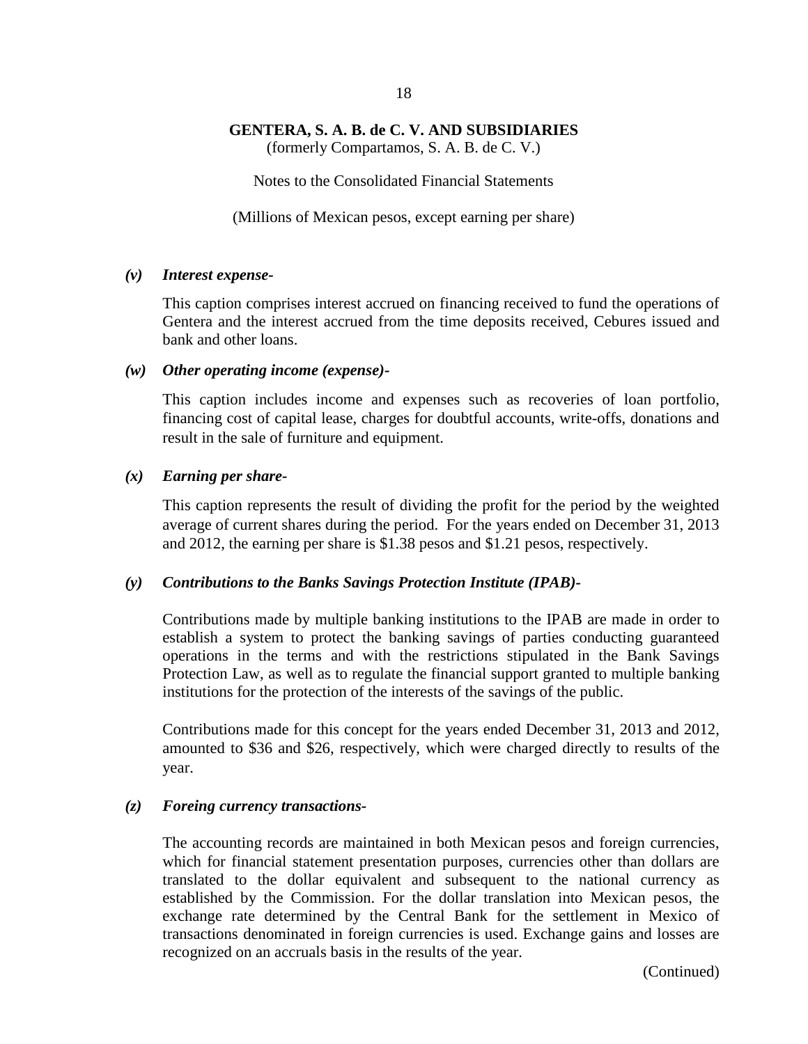### *(v) Interest expense-*

This caption comprises interest accrued on financing received to fund the operations of Gentera and the interest accrued from the time deposits received, Cebures issued and bank and other loans.

### *(w) Other operating income (expense)-*

This caption includes income and expenses such as recoveries of loan portfolio, financing cost of capital lease, charges for doubtful accounts, write-offs, donations and result in the sale of furniture and equipment.

### *(x) Earning per share-*

This caption represents the result of dividing the profit for the period by the weighted average of current shares during the period. For the years ended on December 31, 2013 and 2012, the earning per share is $1.38 pesos and $1.21 pesos, respectively.

### *(y) Contributions to the Banks Savings Protection Institute (IPAB)-*

Contributions made by multiple banking institutions to the IPAB are made in order to establish a system to protect the banking savings of parties conducting guaranteed operations in the terms and with the restrictions stipulated in the Bank Savings Protection Law, as well as to regulate the financial support granted to multiple banking institutions for the protection of the interests of the savings of the public.

Contributions made for this concept for the years ended December 31, 2013 and 2012, amounted to $36 and $26, respectively, which were charged directly to results of the year.

### *(z) Foreing currency transactions-*

The accounting records are maintained in both Mexican pesos and foreign currencies, which for financial statement presentation purposes, currencies other than dollars are translated to the dollar equivalent and subsequent to the national currency as established by the Commission. For the dollar translation into Mexican pesos, the exchange rate determined by the Central Bank for the settlement in Mexico of transactions denominated in foreign currencies is used. Exchange gains and losses are recognized on an accruals basis in the results of the year.

(Continued)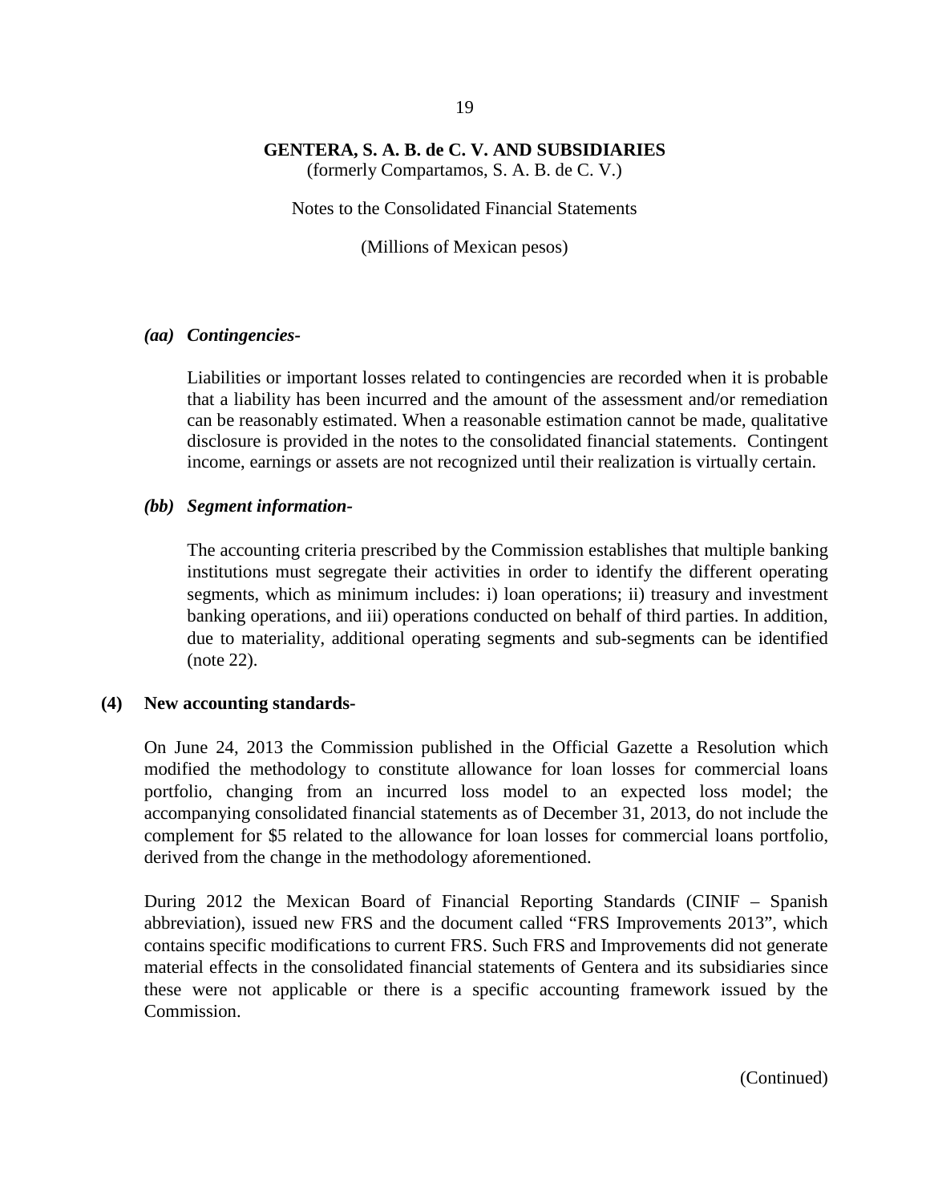### *(aa) Contingencies-*

Liabilities or important losses related to contingencies are recorded when it is probable that a liability has been incurred and the amount of the assessment and/or remediation can be reasonably estimated. When a reasonable estimation cannot be made, qualitative disclosure is provided in the notes to the consolidated financial statements. Contingent income, earnings or assets are not recognized until their realization is virtually certain.

### *(bb) Segment information-*

The accounting criteria prescribed by the Commission establishes that multiple banking institutions must segregate their activities in order to identify the different operating segments, which as minimum includes: i) loan operations; ii) treasury and investment banking operations, and iii) operations conducted on behalf of third parties. In addition, due to materiality, additional operating segments and sub-segments can be identified (note 22).

## (4) New accounting standards-

On June 24, 2013 the Commission published in the Official Gazette a Resolution which modified the methodology to constitute allowance for loan losses for commercial loans portfolio, changing from an incurred loss model to an expected loss model; the accompanying consolidated financial statements as of December 31, 2013, do not include the complement for $5 related to the allowance for loan losses for commercial loans portfolio, derived from the change in the methodology aforementioned.

During 2012 the Mexican Board of Financial Reporting Standards (CINIF – Spanish abbreviation), issued new FRS and the document called "FRS Improvements 2013", which contains specific modifications to current FRS. Such FRS and Improvements did not generate material effects in the consolidated financial statements of Gentera and its subsidiaries since these were not applicable or there is a specific accounting framework issued by the Commission.

(Continued)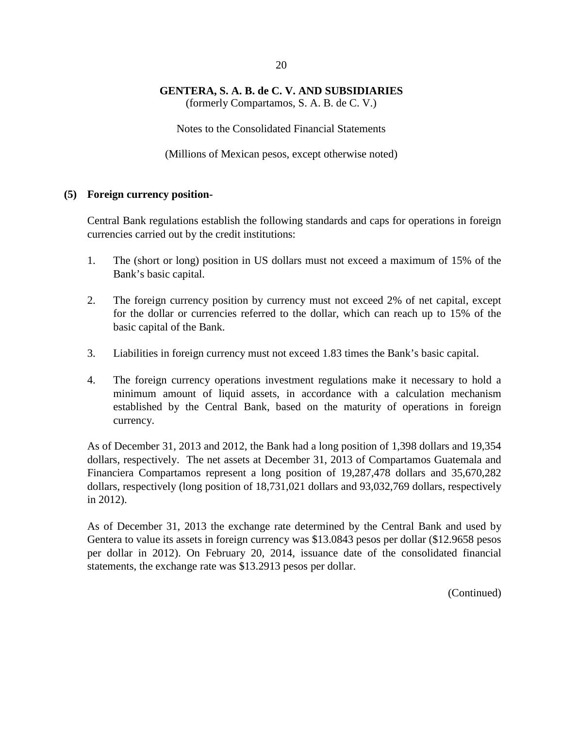## (5) Foreign currency position-

Central Bank regulations establish the following standards and caps for operations in foreign currencies carried out by the credit institutions:

1. The (short or long) position in US dollars must not exceed a maximum of 15% of the Bank's basic capital.

2. The foreign currency position by currency must not exceed 2% of net capital, except for the dollar or currencies referred to the dollar, which can reach up to 15% of the basic capital of the Bank.

3. Liabilities in foreign currency must not exceed 1.83 times the Bank's basic capital.

4. The foreign currency operations investment regulations make it necessary to hold a minimum amount of liquid assets, in accordance with a calculation mechanism established by the Central Bank, based on the maturity of operations in foreign currency.

As of December 31, 2013 and 2012, the Bank had a long position of 1,398 dollars and 19,354 dollars, respectively. The net assets at December 31, 2013 of Compartamos Guatemala and Financiera Compartamos represent a long position of 19,287,478 dollars and 35,670,282 dollars, respectively (long position of 18,731,021 dollars and 93,032,769 dollars, respectively in 2012).

As of December 31, 2013 the exchange rate determined by the Central Bank and used by Gentera to value its assets in foreign currency was $13.0843 pesos per dollar ($12.9658 pesos per dollar in 2012). On February 20, 2014, issuance date of the consolidated financial statements, the exchange rate was $13.2913 pesos per dollar.

(Continued)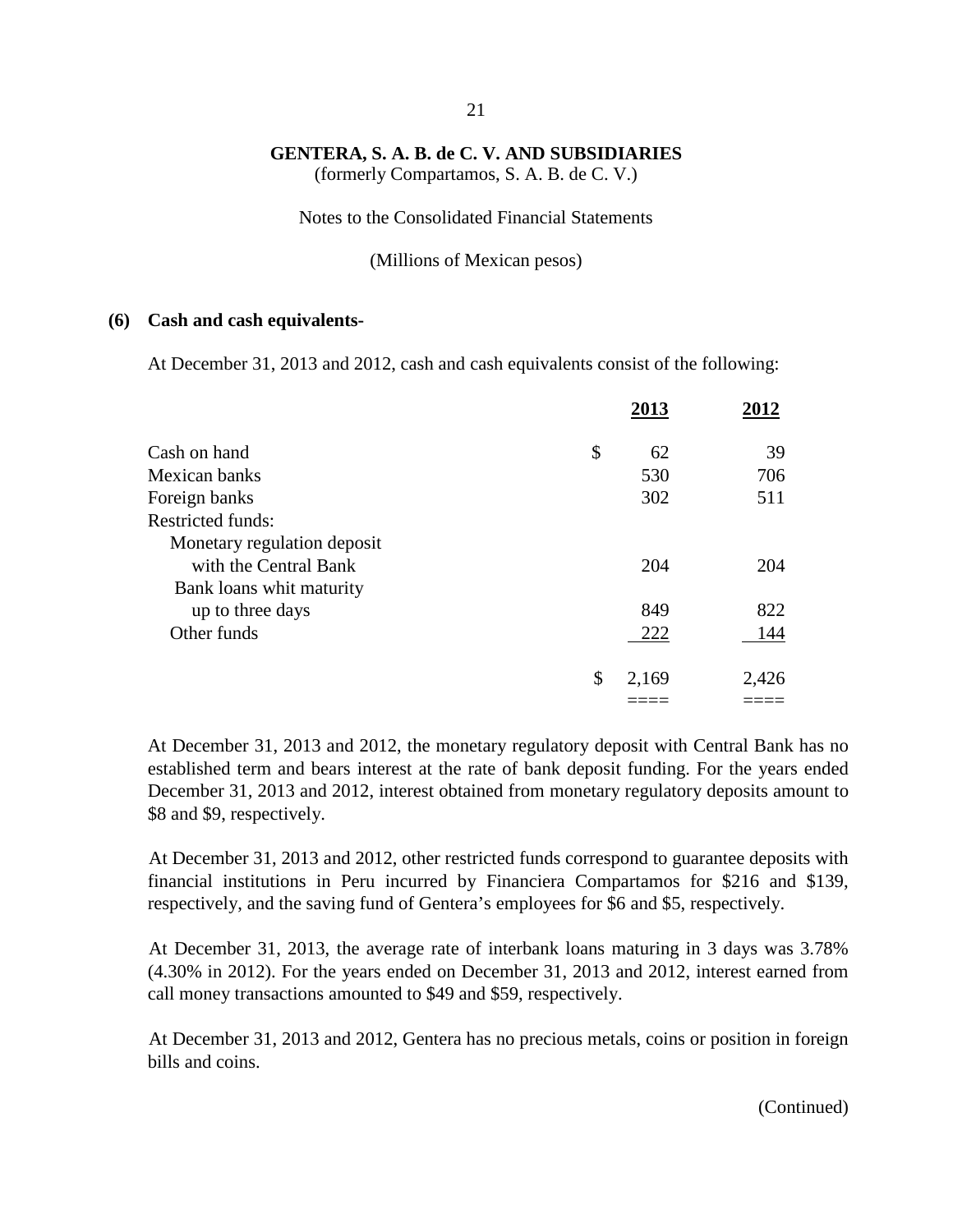**GENTERA, S. A. B. de C. V. AND SUBSIDIARIES**
(formerly Compartamos, S. A. B. de C. V.)

Notes to the Consolidated Financial Statements

(Millions of Mexican pesos)

## (6) Cash and cash equivalents-

At December 31, 2013 and 2012, cash and cash equivalents consist of the following:

| | | 2013 | 2012 |
|---|---|---|---|
| Cash on hand | $ | 62 | 39 |
| Mexican banks | | 530 | 706 |
| Foreign banks | | 302 | 511 |
| Restricted funds: | | | |
| Monetary regulation deposit with the Central Bank | | 204 | 204 |
| Bank loans whit maturity up to three days | | 849 | 822 |
| Other funds | | 222 | 144 |
| | $ | 2,169 | 2,426 |

At December 31, 2013 and 2012, the monetary regulatory deposit with Central Bank has no established term and bears interest at the rate of bank deposit funding. For the years ended December 31, 2013 and 2012, interest obtained from monetary regulatory deposits amount to $8 and $9, respectively.

At December 31, 2013 and 2012, other restricted funds correspond to guarantee deposits with financial institutions in Peru incurred by Financiera Compartamos for $216 and $139, respectively, and the saving fund of Gentera's employees for $6 and $5, respectively.

At December 31, 2013, the average rate of interbank loans maturing in 3 days was 3.78% (4.30% in 2012). For the years ended on December 31, 2013 and 2012, interest earned from call money transactions amounted to $49 and $59, respectively.

At December 31, 2013 and 2012, Gentera has no precious metals, coins or position in foreign bills and coins.

(Continued)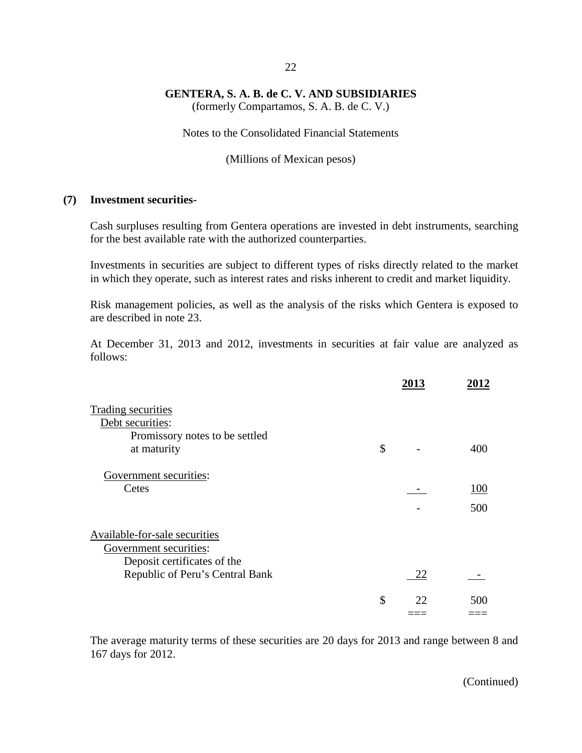**GENTERA, S. A. B. de C. V. AND SUBSIDIARIES**
(formerly Compartamos, S. A. B. de C. V.)

Notes to the Consolidated Financial Statements

(Millions of Mexican pesos)

## (7) Investment securities-

Cash surpluses resulting from Gentera operations are invested in debt instruments, searching for the best available rate with the authorized counterparties.

Investments in securities are subject to different types of risks directly related to the market in which they operate, such as interest rates and risks inherent to credit and market liquidity.

Risk management policies, as well as the analysis of the risks which Gentera is exposed to are described in note 23.

At December 31, 2013 and 2012, investments in securities at fair value are analyzed as follows:

| | | 2013 | 2012 |
|---|---|---|---|
| Trading securities | | | |
| Debt securities: | | | |
| Promissory notes to be settled at maturity | $ | - | 400 |
| Government securities: | | | |
| Cetes | | - | 100 |
| | | - | 500 |
| Available-for-sale securities | | | |
| Government securities: | | | |
| Deposit certificates of the Republic of Peru's Central Bank | | 22 | - |
| | $ | 22 | 500 |

The average maturity terms of these securities are 20 days for 2013 and range between 8 and 167 days for 2012.

(Continued)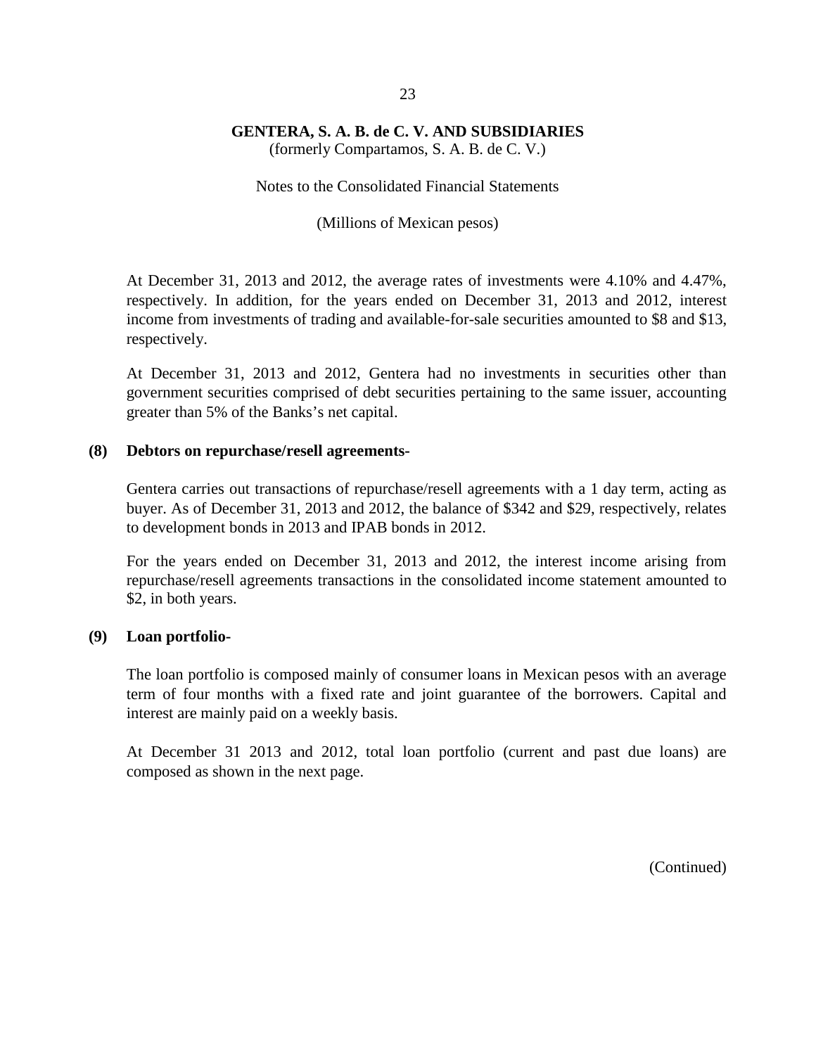At December 31, 2013 and 2012, the average rates of investments were 4.10% and 4.47%, respectively. In addition, for the years ended on December 31, 2013 and 2012, interest income from investments of trading and available-for-sale securities amounted to $8 and $13, respectively.

At December 31, 2013 and 2012, Gentera had no investments in securities other than government securities comprised of debt securities pertaining to the same issuer, accounting greater than 5% of the Banks's net capital.

## (8) Debtors on repurchase/resell agreements-

Gentera carries out transactions of repurchase/resell agreements with a 1 day term, acting as buyer. As of December 31, 2013 and 2012, the balance of $342 and $29, respectively, relates to development bonds in 2013 and IPAB bonds in 2012.

For the years ended on December 31, 2013 and 2012, the interest income arising from repurchase/resell agreements transactions in the consolidated income statement amounted to $2, in both years.

## (9) Loan portfolio-

The loan portfolio is composed mainly of consumer loans in Mexican pesos with an average term of four months with a fixed rate and joint guarantee of the borrowers. Capital and interest are mainly paid on a weekly basis.

At December 31 2013 and 2012, total loan portfolio (current and past due loans) are composed as shown in the next page.

(Continued)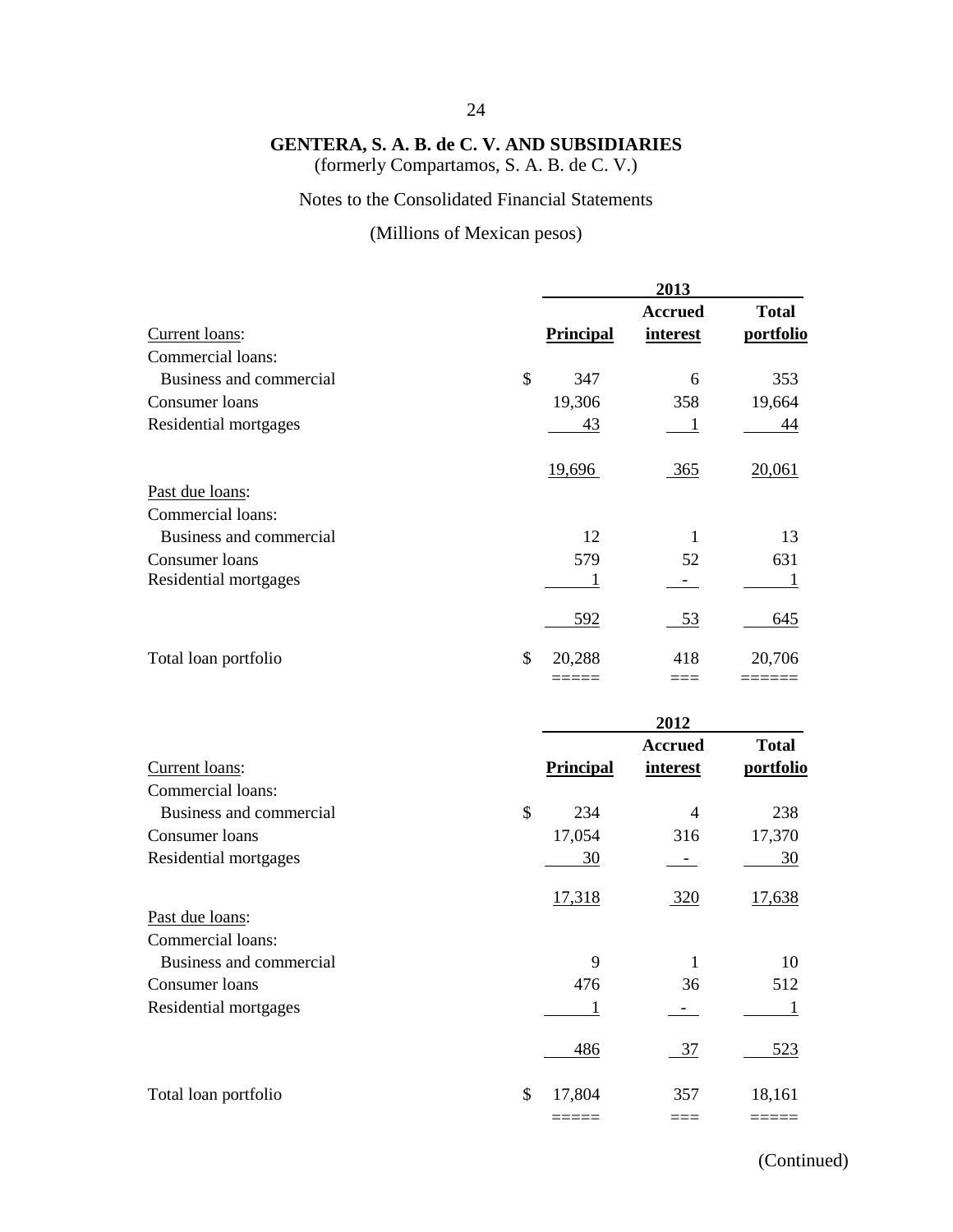**GENTERA, S. A. B. de C. V. AND SUBSIDIARIES**
(formerly Compartamos, S. A. B. de C. V.)

Notes to the Consolidated Financial Statements

(Millions of Mexican pesos)

| | 2013 | | |
|---|---|---|---|
| | **Principal** | **Accrued interest** | **Total portfolio** |
| Current loans: | | | |
| Commercial loans: | | | |
| Business and commercial | $ 347 | 6 | 353 |
| Consumer loans | 19,306 | 358 | 19,664 |
| Residential mortgages | 43 | 1 | 44 |
| | 19,696 | 365 | 20,061 |
| Past due loans: | | | |
| Commercial loans: | | | |
| Business and commercial | 12 | 1 | 13 |
| Consumer loans | 579 | 52 | 631 |
| Residential mortgages | 1 | - | 1 |
| | 592 | 53 | 645 |
| Total loan portfolio | $ 20,288 | 418 | 20,706 |

| | 2012 | | |
|---|---|---|---|
| | **Principal** | **Accrued interest** | **Total portfolio** |
| Current loans: | | | |
| Commercial loans: | | | |
| Business and commercial | $ 234 | 4 | 238 |
| Consumer loans | 17,054 | 316 | 17,370 |
| Residential mortgages | 30 | - | 30 |
| | 17,318 | 320 | 17,638 |
| Past due loans: | | | |
| Commercial loans: | | | |
| Business and commercial | 9 | 1 | 10 |
| Consumer loans | 476 | 36 | 512 |
| Residential mortgages | 1 | - | 1 |
| | 486 | 37 | 523 |
| Total loan portfolio | $ 17,804 | 357 | 18,161 |

(Continued)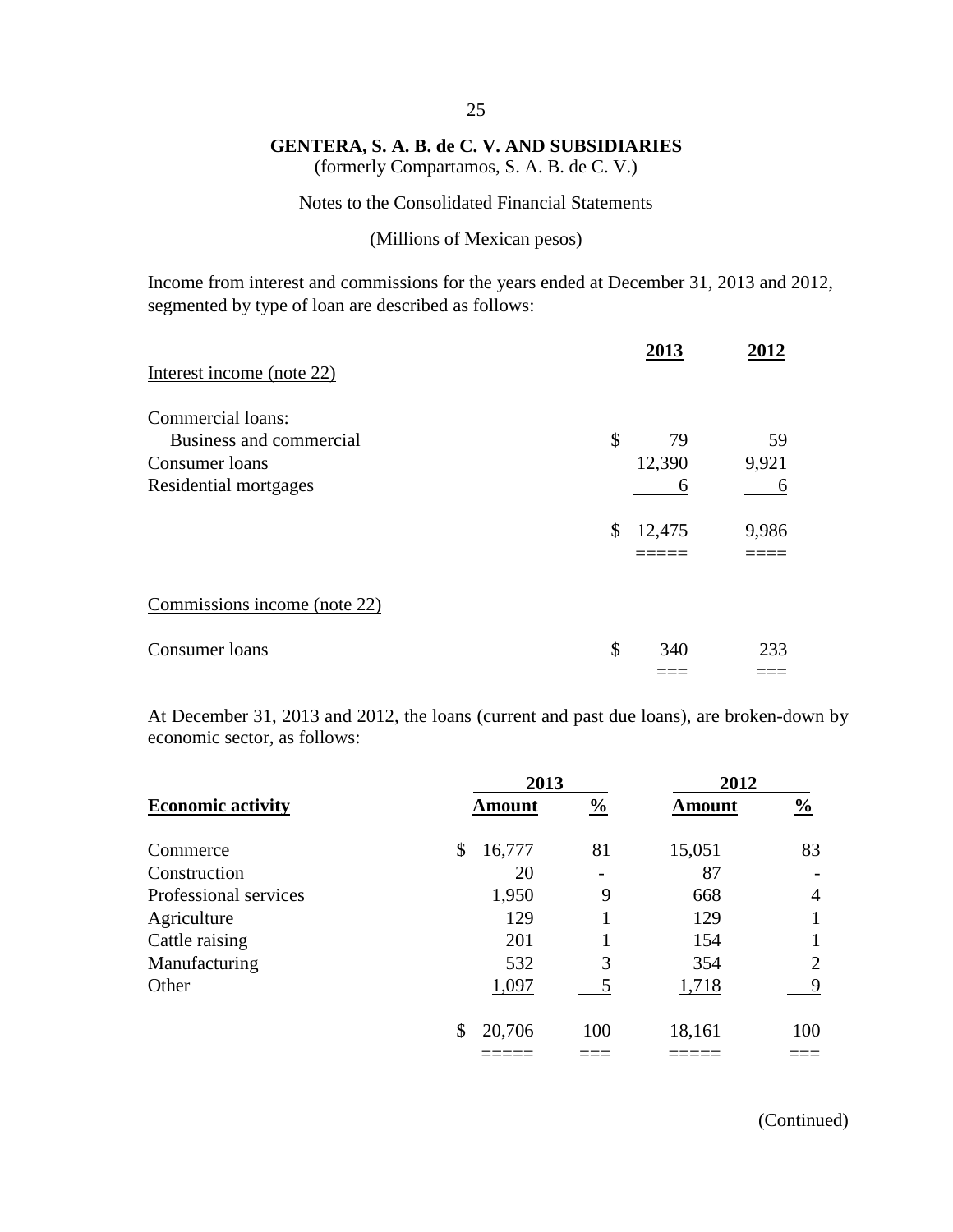**GENTERA, S. A. B. de C. V. AND SUBSIDIARIES**
(formerly Compartamos, S. A. B. de C. V.)

Notes to the Consolidated Financial Statements

(Millions of Mexican pesos)

Income from interest and commissions for the years ended at December 31, 2013 and 2012, segmented by type of loan are described as follows:

| | 2013 | 2012 |
|---|---|---|
| Interest income (note 22) | | |
| Commercial loans: | | |
| Business and commercial | $ 79 | 59 |
| Consumer loans | 12,390 | 9,921 |
| Residential mortgages | 6 | 6 |
| | $ 12,475 | 9,986 |
| Commissions income (note 22) | | |
| Consumer loans | $ 340 | 233 |

At December 31, 2013 and 2012, the loans (current and past due loans), are broken-down by economic sector, as follows:

| | 2013 | | 2012 | |
|---|---|---|---|---|
| **Economic activity** | **Amount** | **%** | **Amount** | **%** |
| Commerce | $ 16,777 | 81 | 15,051 | 83 |
| Construction | 20 | - | 87 | - |
| Professional services | 1,950 | 9 | 668 | 4 |
| Agriculture | 129 | 1 | 129 | 1 |
| Cattle raising | 201 | 1 | 154 | 1 |
| Manufacturing | 532 | 3 | 354 | 2 |
| Other | 1,097 | 5 | 1,718 | 9 |
| | $ 20,706 | 100 | 18,161 | 100 |

(Continued)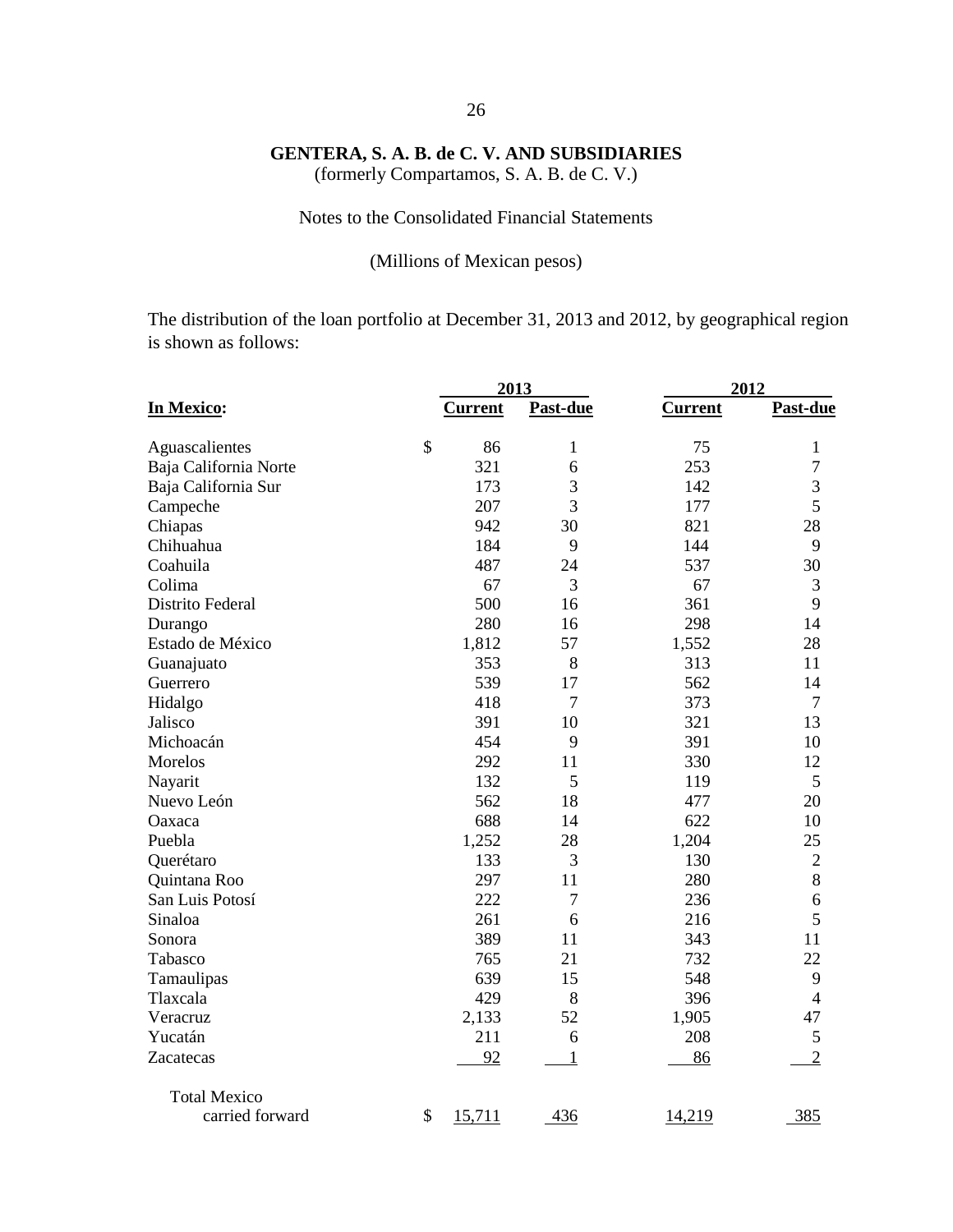**GENTERA, S. A. B. de C. V. AND SUBSIDIARIES**
(formerly Compartamos, S. A. B. de C. V.)

Notes to the Consolidated Financial Statements

(Millions of Mexican pesos)

The distribution of the loan portfolio at December 31, 2013 and 2012, by geographical region is shown as follows:

| | 2013 | | 2012 | |
|---|---|---|---|---|
| **In Mexico:** | **Current** | **Past-due** | **Current** | **Past-due** |
| Aguascalientes | $ 86 | 1 | 75 | 1 |
| Baja California Norte | 321 | 6 | 253 | 7 |
| Baja California Sur | 173 | 3 | 142 | 3 |
| Campeche | 207 | 3 | 177 | 5 |
| Chiapas | 942 | 30 | 821 | 28 |
| Chihuahua | 184 | 9 | 144 | 9 |
| Coahuila | 487 | 24 | 537 | 30 |
| Colima | 67 | 3 | 67 | 3 |
| Distrito Federal | 500 | 16 | 361 | 9 |
| Durango | 280 | 16 | 298 | 14 |
| Estado de México | 1,812 | 57 | 1,552 | 28 |
| Guanajuato | 353 | 8 | 313 | 11 |
| Guerrero | 539 | 17 | 562 | 14 |
| Hidalgo | 418 | 7 | 373 | 7 |
| Jalisco | 391 | 10 | 321 | 13 |
| Michoacán | 454 | 9 | 391 | 10 |
| Morelos | 292 | 11 | 330 | 12 |
| Nayarit | 132 | 5 | 119 | 5 |
| Nuevo León | 562 | 18 | 477 | 20 |
| Oaxaca | 688 | 14 | 622 | 10 |
| Puebla | 1,252 | 28 | 1,204 | 25 |
| Querétaro | 133 | 3 | 130 | 2 |
| Quintana Roo | 297 | 11 | 280 | 8 |
| San Luis Potosí | 222 | 7 | 236 | 6 |
| Sinaloa | 261 | 6 | 216 | 5 |
| Sonora | 389 | 11 | 343 | 11 |
| Tabasco | 765 | 21 | 732 | 22 |
| Tamaulipas | 639 | 15 | 548 | 9 |
| Tlaxcala | 429 | 8 | 396 | 4 |
| Veracruz | 2,133 | 52 | 1,905 | 47 |
| Yucatán | 211 | 6 | 208 | 5 |
| Zacatecas | 92 | 1 | 86 | 2 |
| Total Mexico carried forward | $ 15,711 | 436 | 14,219 | 385 |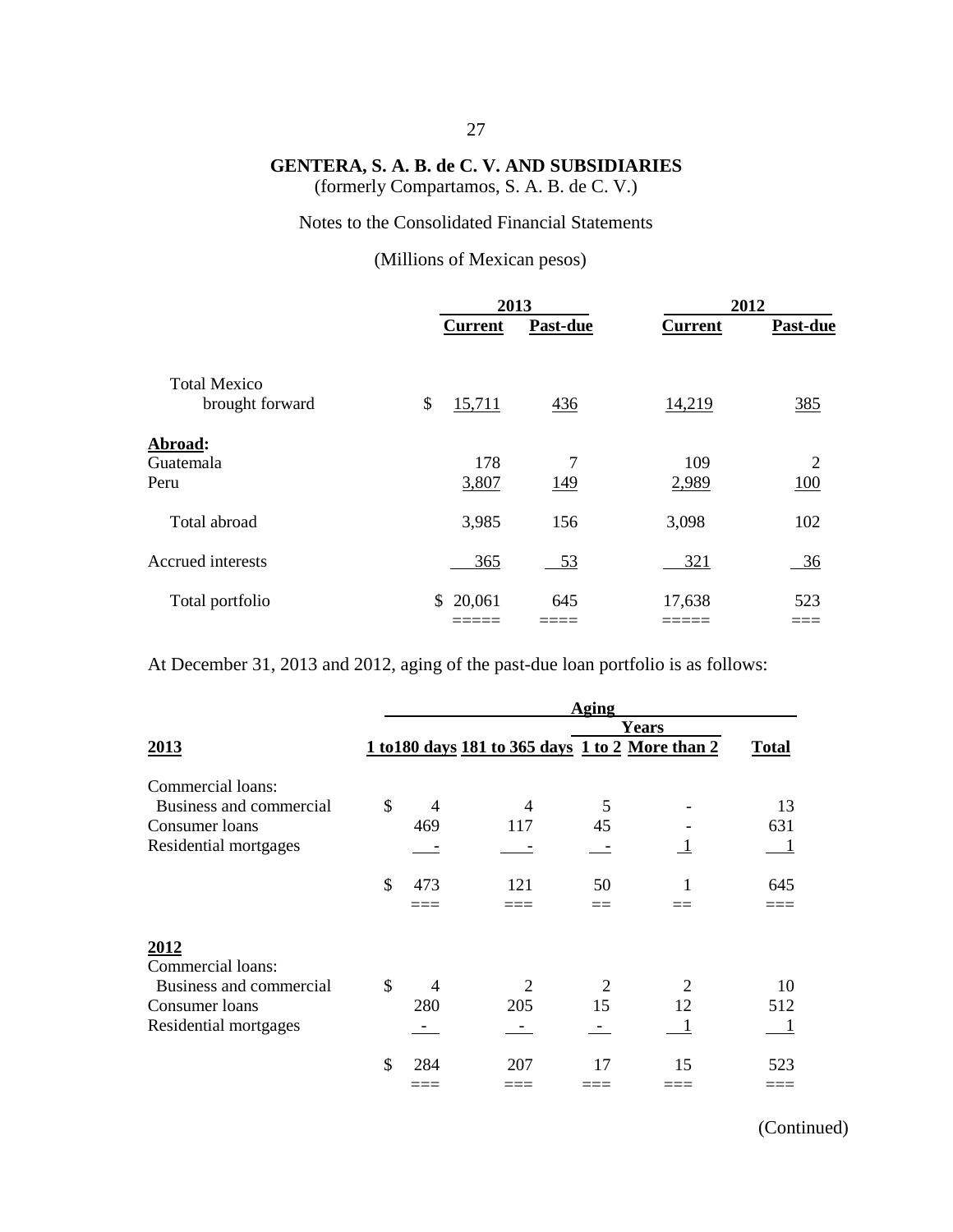**GENTERA, S. A. B. de C. V. AND SUBSIDIARIES**
(formerly Compartamos, S. A. B. de C. V.)

Notes to the Consolidated Financial Statements

(Millions of Mexican pesos)

| | 2013 | | 2012 | |
|---|---|---|---|---|
| | **Current** | **Past-due** | **Current** | **Past-due** |
| Total Mexico brought forward | $ 15,711 | 436 | 14,219 | 385 |
| **Abroad:** | | | | |
| Guatemala | 178 | 7 | 109 | 2 |
| Peru | 3,807 | 149 | 2,989 | 100 |
| Total abroad | 3,985 | 156 | 3,098 | 102 |
| Accrued interests | 365 | 53 | 321 | 36 |
| Total portfolio | $ 20,061 | 645 | 17,638 | 523 |

At December 31, 2013 and 2012, aging of the past-due loan portfolio is as follows:

| | Aging | | | | |
|---|---|---|---|---|---|
| | | | Years | | |
| **2013** | **1 to180 days** | **181 to 365 days** | **1 to 2** | **More than 2** | **Total** |
| Commercial loans: | | | | | |
| Business and commercial | $ 4 | 4 | 5 | - | 13 |
| Consumer loans | 469 | 117 | 45 | - | 631 |
| Residential mortgages | - | - | - | 1 | 1 |
| | $ 473 | 121 | 50 | 1 | 645 |
| **2012** | | | | | |
| Commercial loans: | | | | | |
| Business and commercial | $ 4 | 2 | 2 | 2 | 10 |
| Consumer loans | 280 | 205 | 15 | 12 | 512 |
| Residential mortgages | - | - | - | 1 | 1 |
| | $ 284 | 207 | 17 | 15 | 523 |

(Continued)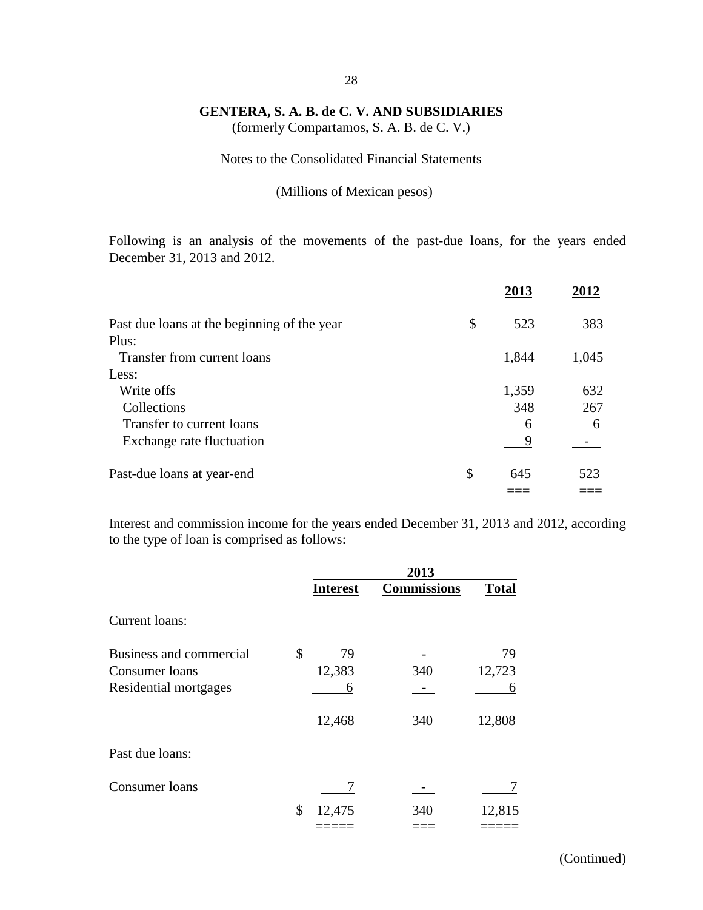**GENTERA, S. A. B. de C. V. AND SUBSIDIARIES**
(formerly Compartamos, S. A. B. de C. V.)

Notes to the Consolidated Financial Statements

(Millions of Mexican pesos)

Following is an analysis of the movements of the past-due loans, for the years ended December 31, 2013 and 2012.

| | | 2013 | 2012 |
|---|---|---|---|
| Past due loans at the beginning of the year | $ | 523 | 383 |
| Plus: | | | |
| Transfer from current loans | | 1,844 | 1,045 |
| Less: | | | |
| Write offs | | 1,359 | 632 |
| Collections | | 348 | 267 |
| Transfer to current loans | | 6 | 6 |
| Exchange rate fluctuation | | 9 | - |
| Past-due loans at year-end | $ | 645 | 523 |

Interest and commission income for the years ended December 31, 2013 and 2012, according to the type of loan is comprised as follows:

| | | 2013 | | |
|---|---|---|---|---|
| | | Interest | Commissions | Total |
| Current loans: | | | | |
| Business and commercial | $ | 79 | - | 79 |
| Consumer loans | | 12,383 | 340 | 12,723 |
| Residential mortgages | | 6 | - | 6 |
| | | 12,468 | 340 | 12,808 |
| Past due loans: | | | | |
| Consumer loans | | 7 | - | 7 |
| | $ | 12,475 | 340 | 12,815 |

(Continued)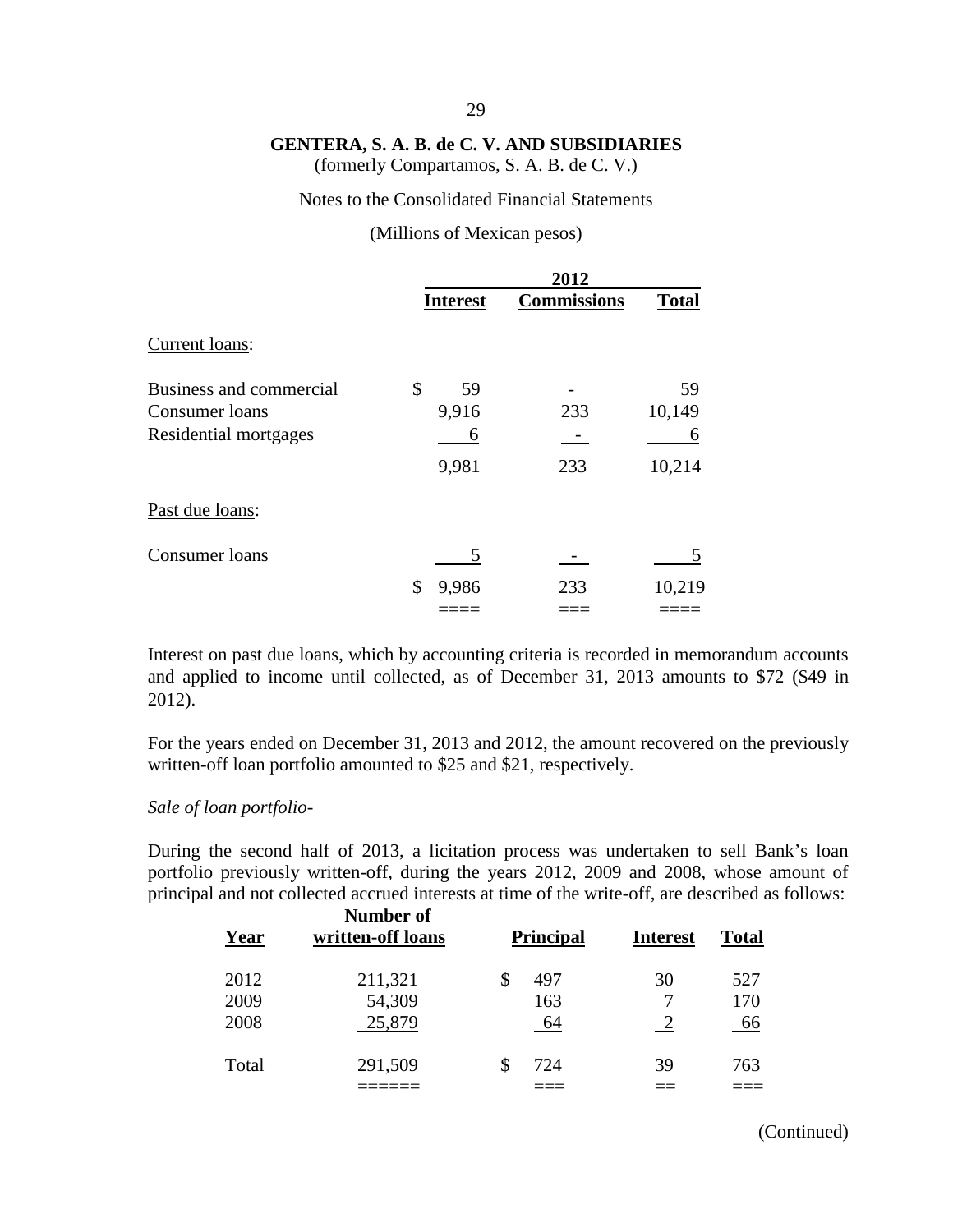**GENTERA, S. A. B. de C. V. AND SUBSIDIARIES**
(formerly Compartamos, S. A. B. de C. V.)

Notes to the Consolidated Financial Statements

(Millions of Mexican pesos)

| | 2012 | | |
|---|---|---|---|
| | **Interest** | **Commissions** | **Total** |
| Current loans: | | | |
| Business and commercial | $ 59 | - | 59 |
| Consumer loans | 9,916 | 233 | 10,149 |
| Residential mortgages | 6 | - | 6 |
| | 9,981 | 233 | 10,214 |
| Past due loans: | | | |
| Consumer loans | 5 | - | 5 |
| | $ 9,986 | 233 | 10,219 |

Interest on past due loans, which by accounting criteria is recorded in memorandum accounts and applied to income until collected, as of December 31, 2013 amounts to $72 ($49 in 2012).

For the years ended on December 31, 2013 and 2012, the amount recovered on the previously written-off loan portfolio amounted to $25 and $21, respectively.

*Sale of loan portfolio-*

During the second half of 2013, a licitation process was undertaken to sell Bank's loan portfolio previously written-off, during the years 2012, 2009 and 2008, whose amount of principal and not collected accrued interests at time of the write-off, are described as follows:

| Year | Number of written-off loans | Principal | Interest | Total |
|---|---|---|---|---|
| 2012 | 211,321 | $ 497 | 30 | 527 |
| 2009 | 54,309 | 163 | 7 | 170 |
| 2008 | 25,879 | 64 | 2 | 66 |
| Total | 291,509 | $ 724 | 39 | 763 |

(Continued)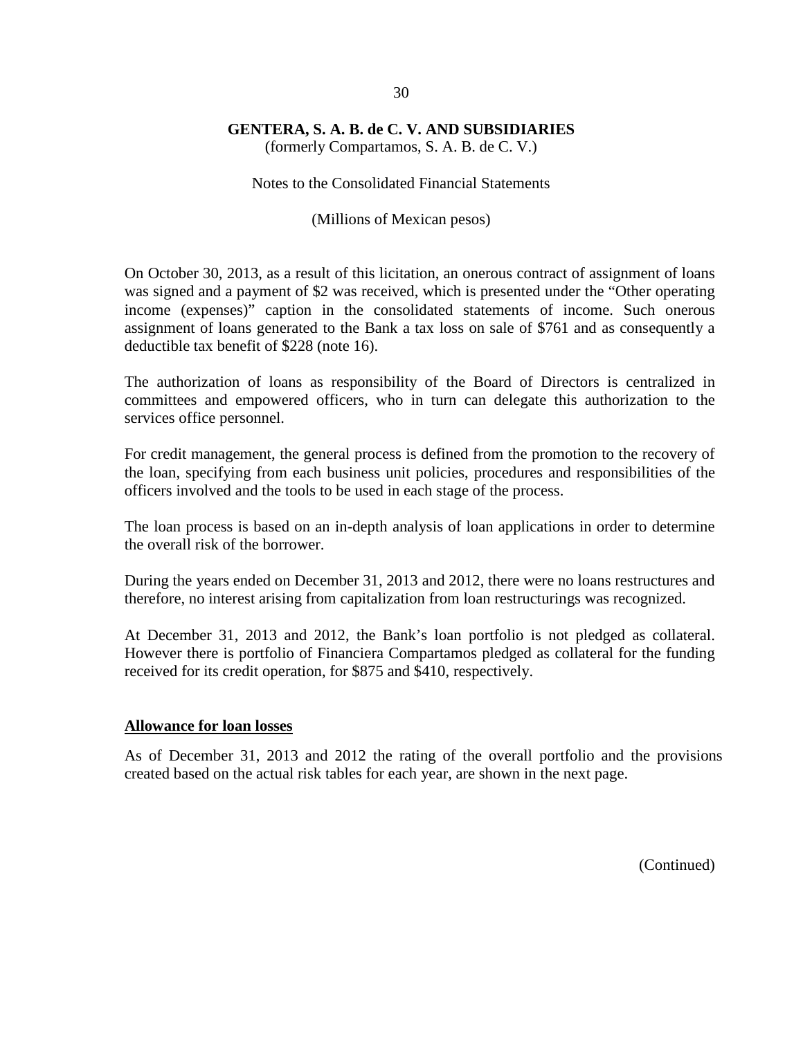On October 30, 2013, as a result of this licitation, an onerous contract of assignment of loans was signed and a payment of $2 was received, which is presented under the "Other operating income (expenses)" caption in the consolidated statements of income. Such onerous assignment of loans generated to the Bank a tax loss on sale of $761 and as consequently a deductible tax benefit of $228 (note 16).

The authorization of loans as responsibility of the Board of Directors is centralized in committees and empowered officers, who in turn can delegate this authorization to the services office personnel.

For credit management, the general process is defined from the promotion to the recovery of the loan, specifying from each business unit policies, procedures and responsibilities of the officers involved and the tools to be used in each stage of the process.

The loan process is based on an in-depth analysis of loan applications in order to determine the overall risk of the borrower.

During the years ended on December 31, 2013 and 2012, there were no loans restructures and therefore, no interest arising from capitalization from loan restructurings was recognized.

At December 31, 2013 and 2012, the Bank's loan portfolio is not pledged as collateral. However there is portfolio of Financiera Compartamos pledged as collateral for the funding received for its credit operation, for $875 and $410, respectively.

**Allowance for loan losses**

As of December 31, 2013 and 2012 the rating of the overall portfolio and the provisions created based on the actual risk tables for each year, are shown in the next page.

(Continued)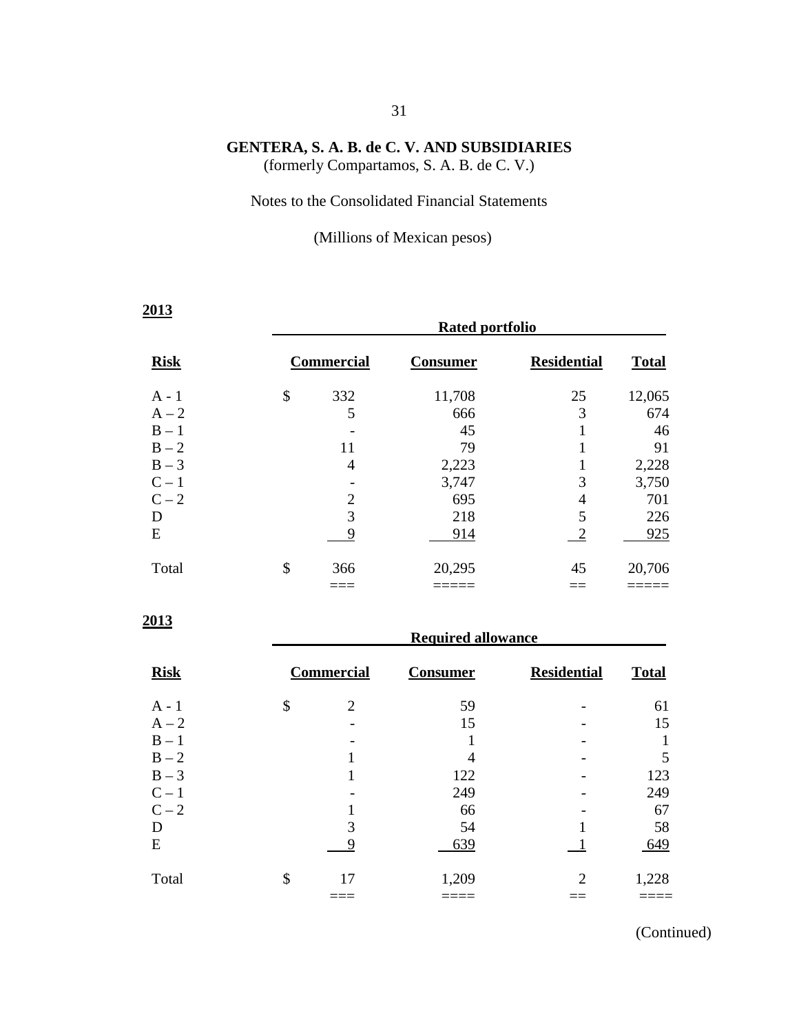**GENTERA, S. A. B. de C. V. AND SUBSIDIARIES**
(formerly Compartamos, S. A. B. de C. V.)

Notes to the Consolidated Financial Statements

(Millions of Mexican pesos)

**2013**

| | Rated portfolio | | | |
|---|---|---|---|---|
| **Risk** | **Commercial** | **Consumer** | **Residential** | **Total** |
| A - 1 | $ 332 | 11,708 | 25 | 12,065 |
| A – 2 | 5 | 666 | 3 | 674 |
| B – 1 | - | 45 | 1 | 46 |
| B – 2 | 11 | 79 | 1 | 91 |
| B – 3 | 4 | 2,223 | 1 | 2,228 |
| C – 1 | - | 3,747 | 3 | 3,750 |
| C – 2 | 2 | 695 | 4 | 701 |
| D | 3 | 218 | 5 | 226 |
| E | 9 | 914 | 2 | 925 |
| Total | $ 366 | 20,295 | 45 | 20,706 |

**2013**

| | Required allowance | | | |
|---|---|---|---|---|
| **Risk** | **Commercial** | **Consumer** | **Residential** | **Total** |
| A - 1 | $ 2 | 59 | - | 61 |
| A – 2 | - | 15 | - | 15 |
| B – 1 | - | 1 | - | 1 |
| B – 2 | 1 | 4 | - | 5 |
| B – 3 | 1 | 122 | - | 123 |
| C – 1 | - | 249 | - | 249 |
| C – 2 | 1 | 66 | - | 67 |
| D | 3 | 54 | 1 | 58 |
| E | 9 | 639 | 1 | 649 |
| Total | $ 17 | 1,209 | 2 | 1,228 |

(Continued)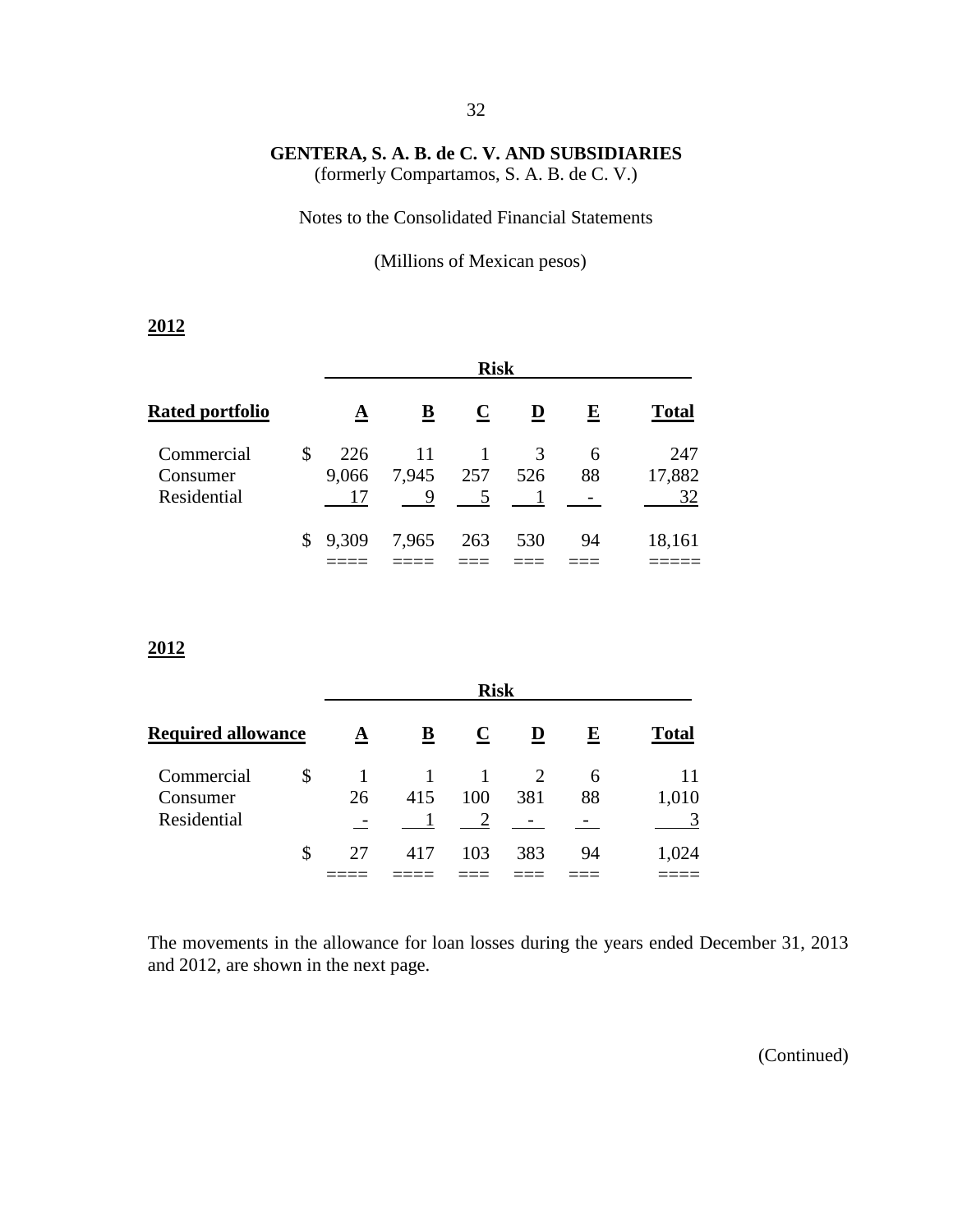**GENTERA, S. A. B. de C. V. AND SUBSIDIARIES**
(formerly Compartamos, S. A. B. de C. V.)

Notes to the Consolidated Financial Statements

(Millions of Mexican pesos)

**2012**

| | Risk | | | | | |
|---|---|---|---|---|---|---|
| **Rated portfolio** | **A** | **B** | **C** | **D** | **E** | **Total** |
| Commercial | $ 226 | 11 | 1 | 3 | 6 | 247 |
| Consumer | 9,066 | 7,945 | 257 | 526 | 88 | 17,882 |
| Residential | 17 | 9 | 5 | 1 | - | 32 |
| | $ 9,309 | 7,965 | 263 | 530 | 94 | 18,161 |

**2012**

| | Risk | | | | | |
|---|---|---|---|---|---|---|
| **Required allowance** | **A** | **B** | **C** | **D** | **E** | **Total** |
| Commercial | $ 1 | 1 | 1 | 2 | 6 | 11 |
| Consumer | 26 | 415 | 100 | 381 | 88 | 1,010 |
| Residential | - | 1 | 2 | - | - | 3 |
| | $ 27 | 417 | 103 | 383 | 94 | 1,024 |

The movements in the allowance for loan losses during the years ended December 31, 2013 and 2012, are shown in the next page.

(Continued)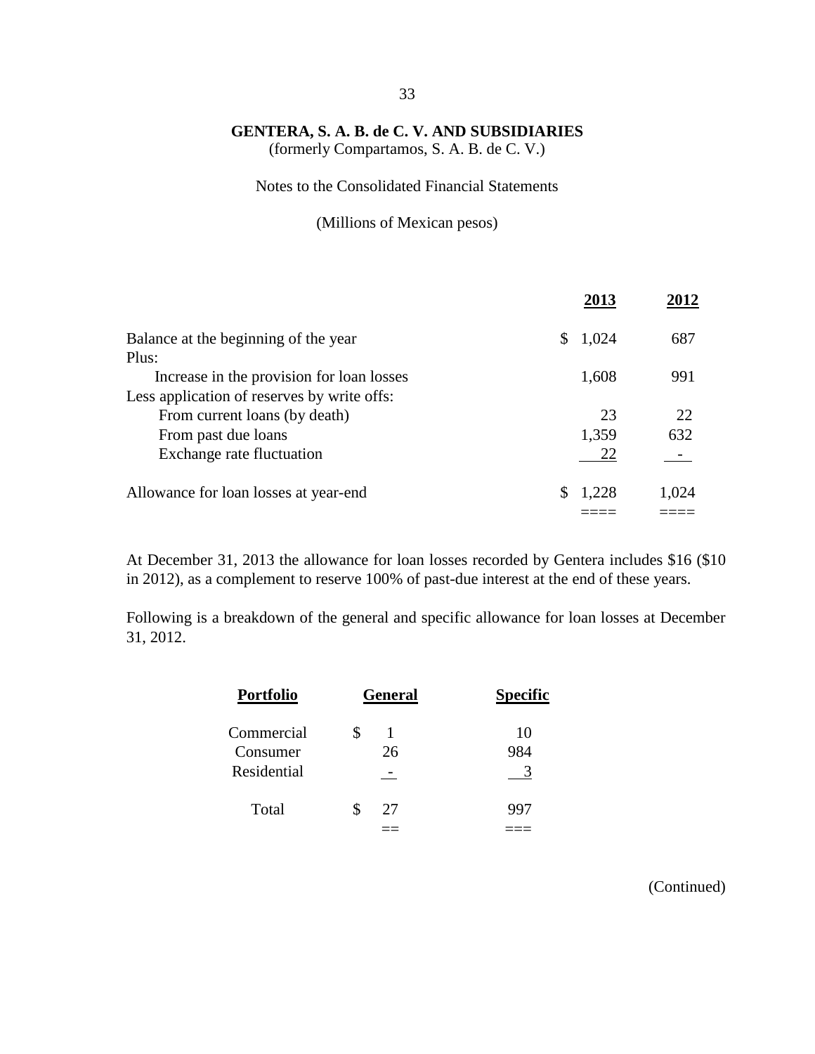**GENTERA, S. A. B. de C. V. AND SUBSIDIARIES**
(formerly Compartamos, S. A. B. de C. V.)

Notes to the Consolidated Financial Statements

(Millions of Mexican pesos)

| | 2013 | 2012 |
|---|---|---|
| Balance at the beginning of the year | $ 1,024 | 687 |
| Plus: | | |
| Increase in the provision for loan losses | 1,608 | 991 |
| Less application of reserves by write offs: | | |
| From current loans (by death) | 23 | 22 |
| From past due loans | 1,359 | 632 |
| Exchange rate fluctuation | 22 | - |
| Allowance for loan losses at year-end | $ 1,228 | 1,024 |

At December 31, 2013 the allowance for loan losses recorded by Gentera includes $16 ($10 in 2012), as a complement to reserve 100% of past-due interest at the end of these years.

Following is a breakdown of the general and specific allowance for loan losses at December 31, 2012.

| Portfolio | General | Specific |
|---|---|---|
| Commercial | $ 1 | 10 |
| Consumer | 26 | 984 |
| Residential | - | 3 |
| Total | $ 27 | 997 |

(Continued)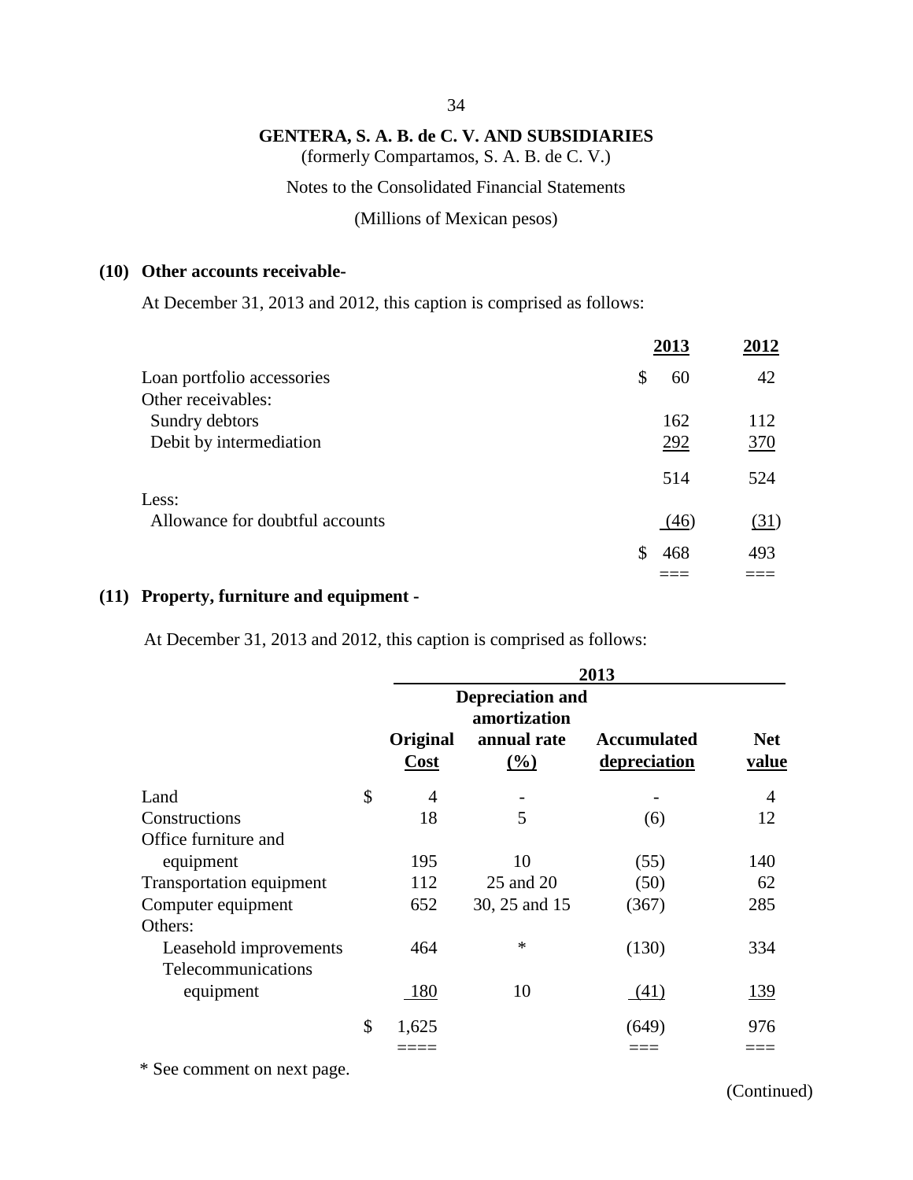**GENTERA, S. A. B. de C. V. AND SUBSIDIARIES**
(formerly Compartamos, S. A. B. de C. V.)

Notes to the Consolidated Financial Statements

(Millions of Mexican pesos)

## (10) Other accounts receivable-

At December 31, 2013 and 2012, this caption is comprised as follows:

| | 2013 | 2012 |
|---|---|---|
| Loan portfolio accessories | $ 60 | 42 |
| Other receivables: | | |
| Sundry debtors | 162 | 112 |
| Debit by intermediation | 292 | 370 |
| | 514 | 524 |
| Less: | | |
| Allowance for doubtful accounts | (46) | (31) |
| | $ 468 | 493 |

## (11) Property, furniture and equipment -

At December 31, 2013 and 2012, this caption is comprised as follows:

| | 2013 | | | |
|---|---|---|---|---|
| | Original Cost | Depreciation and amortization annual rate (%) | Accumulated depreciation | Net value |
| Land | $ 4 | - | - | 4 |
| Constructions | 18 | 5 | (6) | 12 |
| Office furniture and equipment | 195 | 10 | (55) | 140 |
| Transportation equipment | 112 | 25 and 20 | (50) | 62 |
| Computer equipment | 652 | 30, 25 and 15 | (367) | 285 |
| Others: | | | | |
| Leasehold improvements | 464 | * | (130) | 334 |
| Telecommunications equipment | 180 | 10 | (41) | 139 |
| | $ 1,625 | | (649) | 976 |

\* See comment on next page.

(Continued)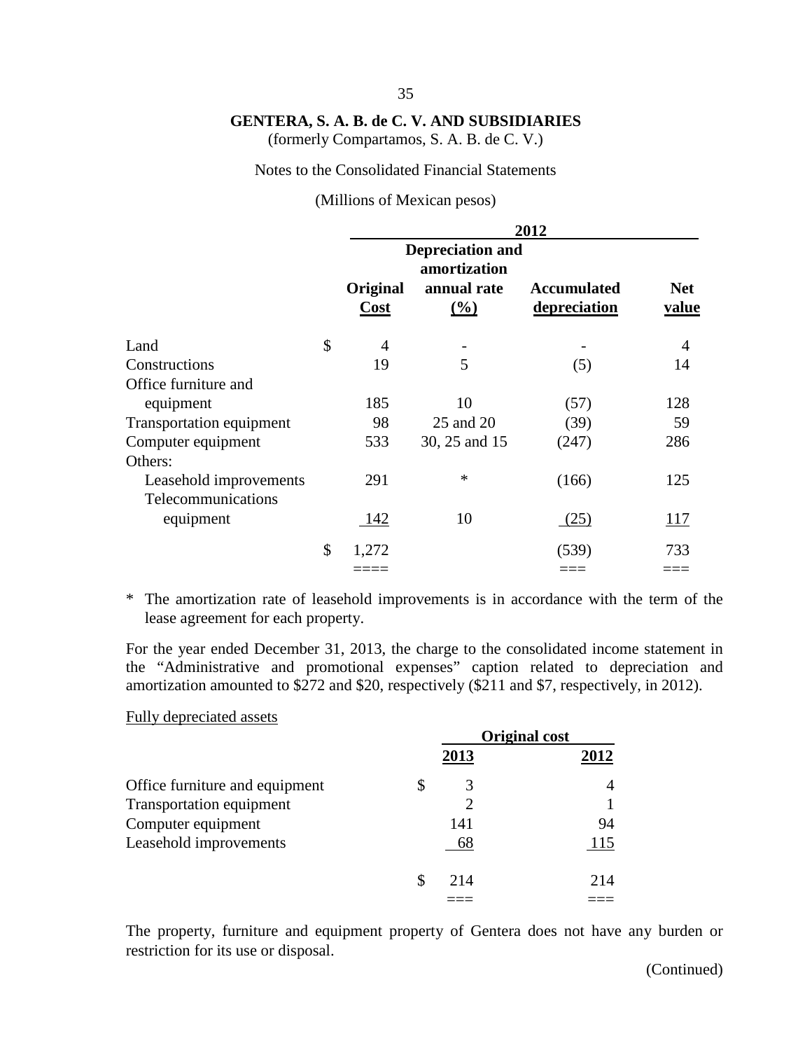**GENTERA, S. A. B. de C. V. AND SUBSIDIARIES**
(formerly Compartamos, S. A. B. de C. V.)

Notes to the Consolidated Financial Statements

(Millions of Mexican pesos)

| | 2012 | | | |
|---|---|---|---|---|
| | Original Cost | Depreciation and amortization annual rate (%) | Accumulated depreciation | Net value |
| Land | $ 4 | - | - | 4 |
| Constructions | 19 | 5 | (5) | 14 |
| Office furniture and equipment | 185 | 10 | (57) | 128 |
| Transportation equipment | 98 | 25 and 20 | (39) | 59 |
| Computer equipment | 533 | 30, 25 and 15 | (247) | 286 |
| Others: | | | | |
| Leasehold improvements | 291 | * | (166) | 125 |
| Telecommunications equipment | 142 | 10 | (25) | 117 |
| | $ 1,272 | | (539) | 733 |

\* The amortization rate of leasehold improvements is in accordance with the term of the lease agreement for each property.

For the year ended December 31, 2013, the charge to the consolidated income statement in the "Administrative and promotional expenses" caption related to depreciation and amortization amounted to $272 and $20, respectively ($211 and $7, respectively, in 2012).

Fully depreciated assets

| | Original cost | |
|---|---|---|
| | 2013 | 2012 |
| Office furniture and equipment | $ 3 | 4 |
| Transportation equipment | 2 | 1 |
| Computer equipment | 141 | 94 |
| Leasehold improvements | 68 | 115 |
| | $ 214 | 214 |

The property, furniture and equipment property of Gentera does not have any burden or restriction for its use or disposal.

(Continued)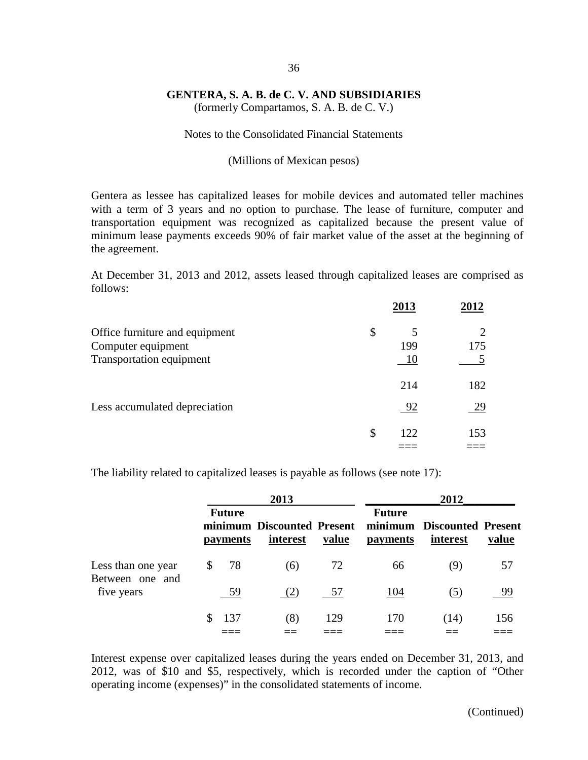**GENTERA, S. A. B. de C. V. AND SUBSIDIARIES**
(formerly Compartamos, S. A. B. de C. V.)

Notes to the Consolidated Financial Statements

(Millions of Mexican pesos)

Gentera as lessee has capitalized leases for mobile devices and automated teller machines with a term of 3 years and no option to purchase. The lease of furniture, computer and transportation equipment was recognized as capitalized because the present value of minimum lease payments exceeds 90% of fair market value of the asset at the beginning of the agreement.

At December 31, 2013 and 2012, assets leased through capitalized leases are comprised as follows:

| | 2013 | 2012 |
|---|---|---|
| Office furniture and equipment | $ 5 | 2 |
| Computer equipment | 199 | 175 |
| Transportation equipment | 10 | 5 |
| | 214 | 182 |
| Less accumulated depreciation | 92 | 29 |
| | $ 122 | 153 |

The liability related to capitalized leases is payable as follows (see note 17):

| | 2013 | | | 2012 | | |
|---|---|---|---|---|---|---|
| | Future minimum payments | Discounted interest | Present value | Future minimum payments | Discounted interest | Present value |
| Less than one year | $ 78 | (6) | 72 | 66 | (9) | 57 |
| Between one and five years | 59 | (2) | 57 | 104 | (5) | 99 |
| | $ 137 | (8) | 129 | 170 | (14) | 156 |

Interest expense over capitalized leases during the years ended on December 31, 2013, and 2012, was of $10 and $5, respectively, which is recorded under the caption of "Other operating income (expenses)" in the consolidated statements of income.

(Continued)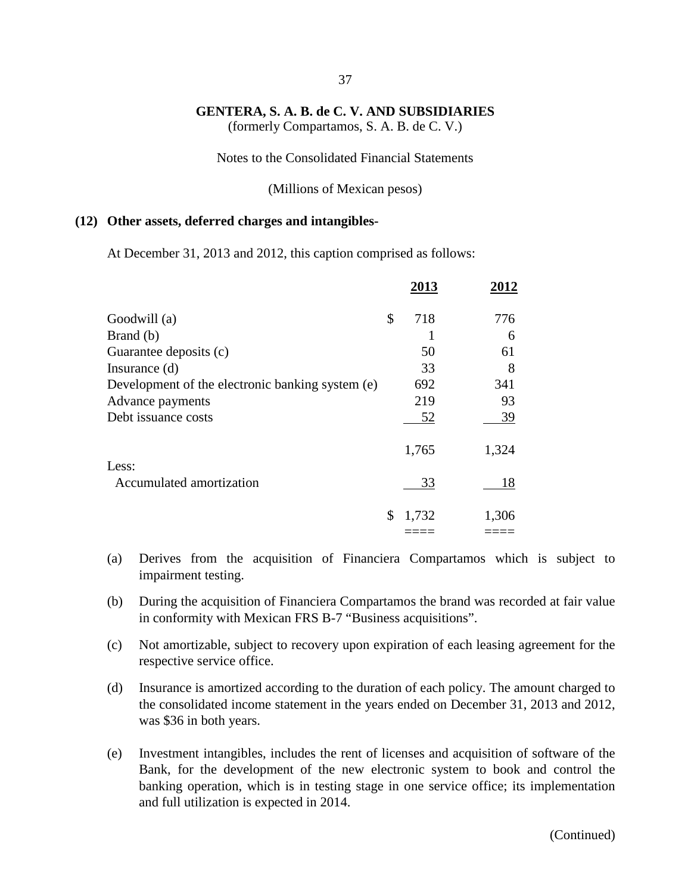**GENTERA, S. A. B. de C. V. AND SUBSIDIARIES**
(formerly Compartamos, S. A. B. de C. V.)

Notes to the Consolidated Financial Statements

(Millions of Mexican pesos)

## (12) Other assets, deferred charges and intangibles-

At December 31, 2013 and 2012, this caption comprised as follows:

| | 2013 | 2012 |
|---|---|---|
| Goodwill (a) | $ 718 | 776 |
| Brand (b) | 1 | 6 |
| Guarantee deposits (c) | 50 | 61 |
| Insurance (d) | 33 | 8 |
| Development of the electronic banking system (e) | 692 | 341 |
| Advance payments | 219 | 93 |
| Debt issuance costs | 52 | 39 |
| | 1,765 | 1,324 |
| Less: | | |
| Accumulated amortization | 33 | 18 |
| | $ 1,732 | 1,306 |

(a) Derives from the acquisition of Financiera Compartamos which is subject to impairment testing.

(b) During the acquisition of Financiera Compartamos the brand was recorded at fair value in conformity with Mexican FRS B-7 "Business acquisitions".

(c) Not amortizable, subject to recovery upon expiration of each leasing agreement for the respective service office.

(d) Insurance is amortized according to the duration of each policy. The amount charged to the consolidated income statement in the years ended on December 31, 2013 and 2012, was $36 in both years.

(e) Investment intangibles, includes the rent of licenses and acquisition of software of the Bank, for the development of the new electronic system to book and control the banking operation, which is in testing stage in one service office; its implementation and full utilization is expected in 2014.

(Continued)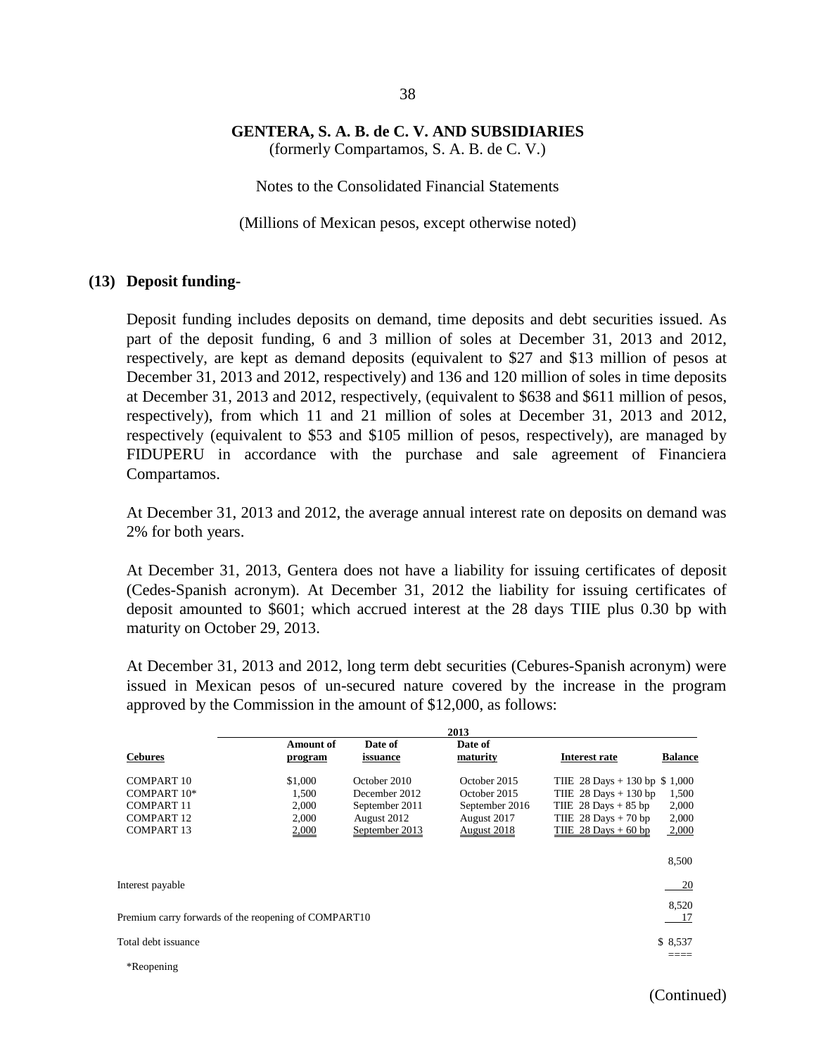**GENTERA, S. A. B. de C. V. AND SUBSIDIARIES**
(formerly Compartamos, S. A. B. de C. V.)

Notes to the Consolidated Financial Statements

(Millions of Mexican pesos, except otherwise noted)

## (13) Deposit funding-

Deposit funding includes deposits on demand, time deposits and debt securities issued. As part of the deposit funding, 6 and 3 million of soles at December 31, 2013 and 2012, respectively, are kept as demand deposits (equivalent to $27 and $13 million of pesos at December 31, 2013 and 2012, respectively) and 136 and 120 million of soles in time deposits at December 31, 2013 and 2012, respectively, (equivalent to $638 and $611 million of pesos, respectively), from which 11 and 21 million of soles at December 31, 2013 and 2012, respectively (equivalent to $53 and $105 million of pesos, respectively), are managed by FIDUPERU in accordance with the purchase and sale agreement of Financiera Compartamos.

At December 31, 2013 and 2012, the average annual interest rate on deposits on demand was 2% for both years.

At December 31, 2013, Gentera does not have a liability for issuing certificates of deposit (Cedes-Spanish acronym). At December 31, 2012 the liability for issuing certificates of deposit amounted to $601; which accrued interest at the 28 days TIIE plus 0.30 bp with maturity on October 29, 2013.

At December 31, 2013 and 2012, long term debt securities (Cebures-Spanish acronym) were issued in Mexican pesos of un-secured nature covered by the increase in the program approved by the Commission in the amount of $12,000, as follows:

| | 2013 | | | | |
|---|---|---|---|---|---|
| **Cebures** | **Amount of program** | **Date of issuance** | **Date of maturity** | **Interest rate** | **Balance** |
| COMPART 10 | $1,000 | October 2010 | October 2015 | TIIE 28 Days + 130 bp | $ 1,000 |
| COMPART 10* | 1,500 | December 2012 | October 2015 | TIIE 28 Days + 130 bp | 1,500 |
| COMPART 11 | 2,000 | September 2011 | September 2016 | TIIE 28 Days + 85 bp | 2,000 |
| COMPART 12 | 2,000 | August 2012 | August 2017 | TIIE 28 Days + 70 bp | 2,000 |
| COMPART 13 | 2,000 | September 2013 | August 2018 | TIIE 28 Days + 60 bp | 2,000 |
| | | | | | 8,500 |
| Interest payable | | | | | 20 |
| | | | | | 8,520 |
| Premium carry forwards of the reopening of COMPART10 | | | | | 17 |
| Total debt issuance | | | | | $ 8,537 |

*Reopening

(Continued)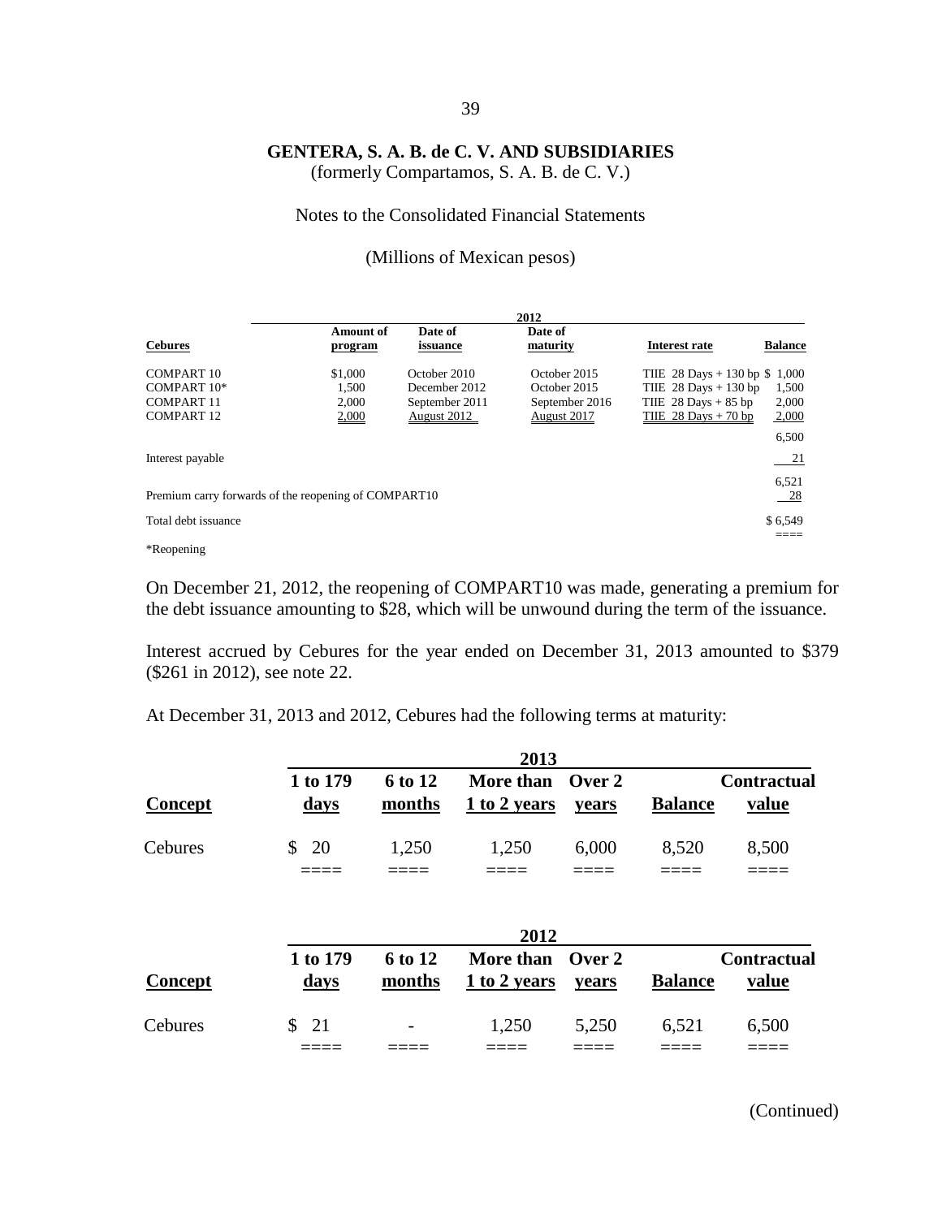**GENTERA, S. A. B. de C. V. AND SUBSIDIARIES**
(formerly Compartamos, S. A. B. de C. V.)

Notes to the Consolidated Financial Statements

(Millions of Mexican pesos)

| | 2012 | | | | |
|---|---|---|---|---|---|
| **Cebures** | **Amount of program** | **Date of issuance** | **Date of maturity** | **Interest rate** | **Balance** |
| COMPART 10 | $1,000 | October 2010 | October 2015 | TIIE 28 Days + 130 bp | $ 1,000 |
| COMPART 10* | 1,500 | December 2012 | October 2015 | TIIE 28 Days + 130 bp | 1,500 |
| COMPART 11 | 2,000 | September 2011 | September 2016 | TIIE 28 Days + 85 bp | 2,000 |
| COMPART 12 | 2,000 | August 2012 | August 2017 | TIIE 28 Days + 70 bp | 2,000 |
| | | | | | 6,500 |
| Interest payable | | | | | 21 |
| | | | | | 6,521 |
| Premium carry forwards of the reopening of COMPART10 | | | | | 28 |
| Total debt issuance | | | | | $ 6,549 |

*Reopening

On December 21, 2012, the reopening of COMPART10 was made, generating a premium for the debt issuance amounting to $28, which will be unwound during the term of the issuance.

Interest accrued by Cebures for the year ended on December 31, 2013 amounted to $379 ($261 in 2012), see note 22.

At December 31, 2013 and 2012, Cebures had the following terms at maturity:

| | 2013 | | | | | |
|---|---|---|---|---|---|---|
| **Concept** | **1 to 179 days** | **6 to 12 months** | **More than 1 to 2 years** | **Over 2 years** | **Balance** | **Contractual value** |
| Cebures | $ 20 | 1,250 | 1,250 | 6,000 | 8,520 | 8,500 |

| | 2012 | | | | | |
|---|---|---|---|---|---|---|
| **Concept** | **1 to 179 days** | **6 to 12 months** | **More than 1 to 2 years** | **Over 2 years** | **Balance** | **Contractual value** |
| Cebures | $ 21 | - | 1,250 | 5,250 | 6,521 | 6,500 |

(Continued)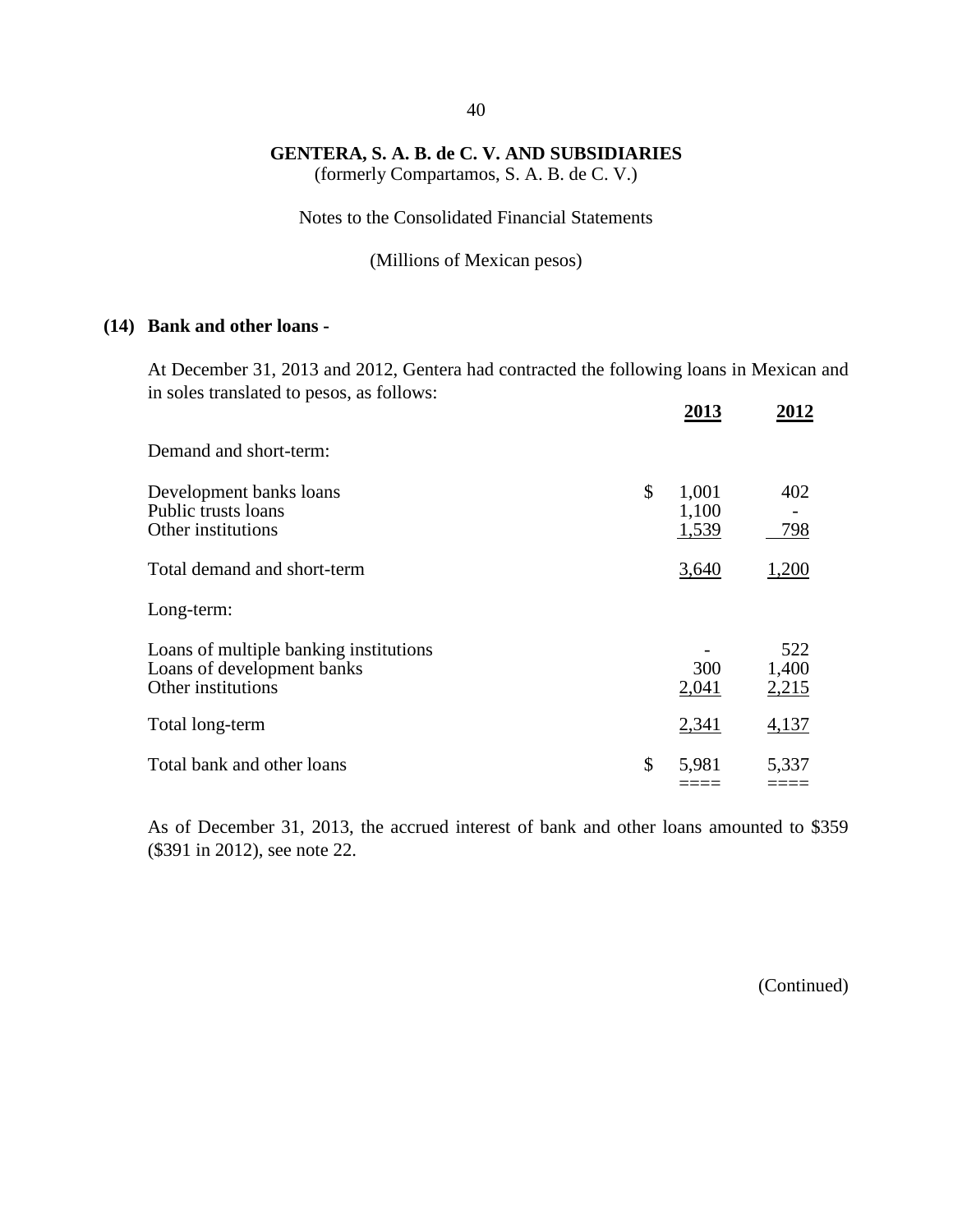**GENTERA, S. A. B. de C. V. AND SUBSIDIARIES**
(formerly Compartamos, S. A. B. de C. V.)

Notes to the Consolidated Financial Statements

(Millions of Mexican pesos)

## (14) Bank and other loans -

At December 31, 2013 and 2012, Gentera had contracted the following loans in Mexican and in soles translated to pesos, as follows:

| | | 2013 | 2012 |
|---|---|---|---|
| Demand and short-term: | | | |
| Development banks loans | $ | 1,001 | 402 |
| Public trusts loans | | 1,100 | - |
| Other institutions | | 1,539 | 798 |
| Total demand and short-term | | 3,640 | 1,200 |
| Long-term: | | | |
| Loans of multiple banking institutions | | - | 522 |
| Loans of development banks | | 300 | 1,400 |
| Other institutions | | 2,041 | 2,215 |
| Total long-term | | 2,341 | 4,137 |
| Total bank and other loans | $ | 5,981 | 5,337 |

As of December 31, 2013, the accrued interest of bank and other loans amounted to $359 ($391 in 2012), see note 22.

(Continued)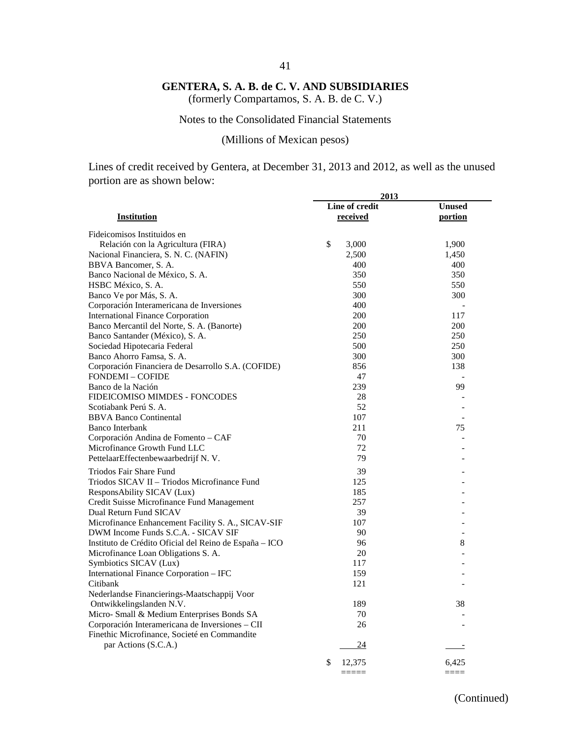# GENTERA, S. A. B. de C. V. AND SUBSIDIARIES

(formerly Compartamos, S. A. B. de C. V.)

Notes to the Consolidated Financial Statements

(Millions of Mexican pesos)

Lines of credit received by Gentera, at December 31, 2013 and 2012, as well as the unused portion are as shown below:

| Institution | 2013 Line of credit received | 2013 Unused portion |
|---|---|---|
| Fideicomisos Instituidos en Relación con la Agricultura (FIRA) | $ 3,000 | 1,900 |
| Nacional Financiera, S. N. C. (NAFIN) | 2,500 | 1,450 |
| BBVA Bancomer, S. A. | 400 | 400 |
| Banco Nacional de México, S. A. | 350 | 350 |
| HSBC México, S. A. | 550 | 550 |
| Banco Ve por Más, S. A. | 300 | 300 |
| Corporación Interamericana de Inversiones | 400 | - |
| International Finance Corporation | 200 | 117 |
| Banco Mercantil del Norte, S. A. (Banorte) | 200 | 200 |
| Banco Santander (México), S. A. | 250 | 250 |
| Sociedad Hipotecaria Federal | 500 | 250 |
| Banco Ahorro Famsa, S. A. | 300 | 300 |
| Corporación Financiera de Desarrollo S.A. (COFIDE) | 856 | 138 |
| FONDEMI – COFIDE | 47 | - |
| Banco de la Nación | 239 | 99 |
| FIDEICOMISO MIMDES - FONCODES | 28 | - |
| Scotiabank Perú S. A. | 52 | - |
| BBVA Banco Continental | 107 | - |
| Banco Interbank | 211 | 75 |
| Corporación Andina de Fomento – CAF | 70 | - |
| Microfinance Growth Fund LLC | 72 | - |
| PettelaarEffectenbewaarbedrijf N. V. | 79 | - |
| Triodos Fair Share Fund | 39 | - |
| Triodos SICAV II – Triodos Microfinance Fund | 125 | - |
| ResponsAbility SICAV (Lux) | 185 | - |
| Credit Suisse Microfinance Fund Management | 257 | - |
| Dual Return Fund SICAV | 39 | - |
| Microfinance Enhancement Facility S. A., SICAV-SIF | 107 | - |
| DWM Income Funds S.C.A. - SICAV SIF | 90 | - |
| Instituto de Crédito Oficial del Reino de España – ICO | 96 | 8 |
| Microfinance Loan Obligations S. A. | 20 | - |
| Symbiotics SICAV (Lux) | 117 | - |
| International Finance Corporation – IFC | 159 | - |
| Citibank | 121 | - |
| Nederlandse Financierings-Maatschappij Voor Ontwikkelingslanden N.V. | 189 | 38 |
| Micro- Small & Medium Enterprises Bonds SA | 70 | - |
| Corporación Interamericana de Inversiones – CII | 26 | - |
| Finethic Microfinance, Societé en Commandite par Actions (S.C.A.) | 24 | - |
| | $ 12,375 | 6,425 |

(Continued)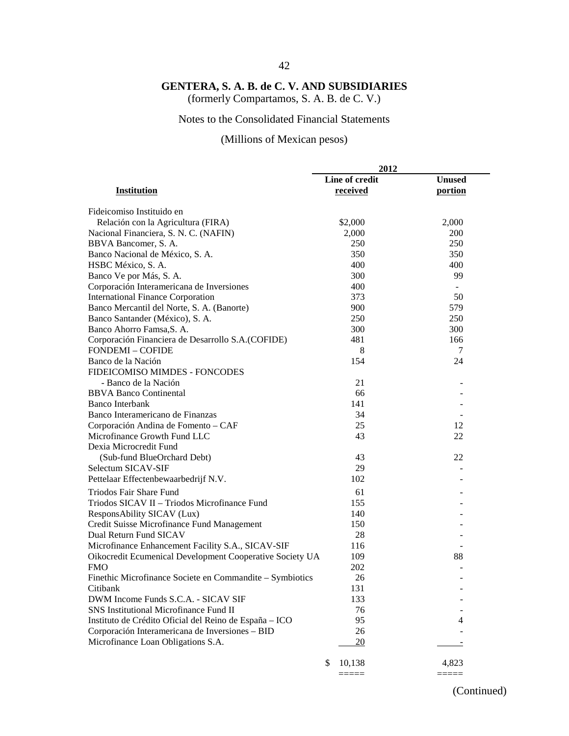**GENTERA, S. A. B. de C. V. AND SUBSIDIARIES**
(formerly Compartamos, S. A. B. de C. V.)

Notes to the Consolidated Financial Statements

(Millions of Mexican pesos)

| | 2012 | |
|---|---|---|
| **Institution** | **Line of credit received** | **Unused portion** |
| Fideicomiso Instituido en Relación con la Agricultura (FIRA) | $2,000 | 2,000 |
| Nacional Financiera, S. N. C. (NAFIN) | 2,000 | 200 |
| BBVA Bancomer, S. A. | 250 | 250 |
| Banco Nacional de México, S. A. | 350 | 350 |
| HSBC México, S. A. | 400 | 400 |
| Banco Ve por Más, S. A. | 300 | 99 |
| Corporación Interamericana de Inversiones | 400 | - |
| International Finance Corporation | 373 | 50 |
| Banco Mercantil del Norte, S. A. (Banorte) | 900 | 579 |
| Banco Santander (México), S. A. | 250 | 250 |
| Banco Ahorro Famsa,S. A. | 300 | 300 |
| Corporación Financiera de Desarrollo S.A.(COFIDE) | 481 | 166 |
| FONDEMI – COFIDE | 8 | 7 |
| Banco de la Nación | 154 | 24 |
| FIDEICOMISO MIMDES - FONCODES - Banco de la Nación | 21 | - |
| BBVA Banco Continental | 66 | - |
| Banco Interbank | 141 | - |
| Banco Interamericano de Finanzas | 34 | - |
| Corporación Andina de Fomento – CAF | 25 | 12 |
| Microfinance Growth Fund LLC | 43 | 22 |
| Dexia Microcredit Fund (Sub-fund BlueOrchard Debt) | 43 | 22 |
| Selectum SICAV-SIF | 29 | - |
| Pettelaar Effectenbewaarbedrijf N.V. | 102 | - |
| Triodos Fair Share Fund | 61 | - |
| Triodos SICAV II – Triodos Microfinance Fund | 155 | - |
| ResponsAbility SICAV (Lux) | 140 | - |
| Credit Suisse Microfinance Fund Management | 150 | - |
| Dual Return Fund SICAV | 28 | - |
| Microfinance Enhancement Facility S.A., SICAV-SIF | 116 | - |
| Oikocredit Ecumenical Development Cooperative Society UA | 109 | 88 |
| FMO | 202 | - |
| Finethic Microfinance Societe en Commandite – Symbiotics | 26 | - |
| Citibank | 131 | - |
| DWM Income Funds S.C.A. - SICAV SIF | 133 | - |
| SNS Institutional Microfinance Fund II | 76 | - |
| Instituto de Crédito Oficial del Reino de España – ICO | 95 | 4 |
| Corporación Interamericana de Inversiones – BID | 26 | - |
| Microfinance Loan Obligations S.A. | 20 | - |
| | $ 10,138 | 4,823 |

(Continued)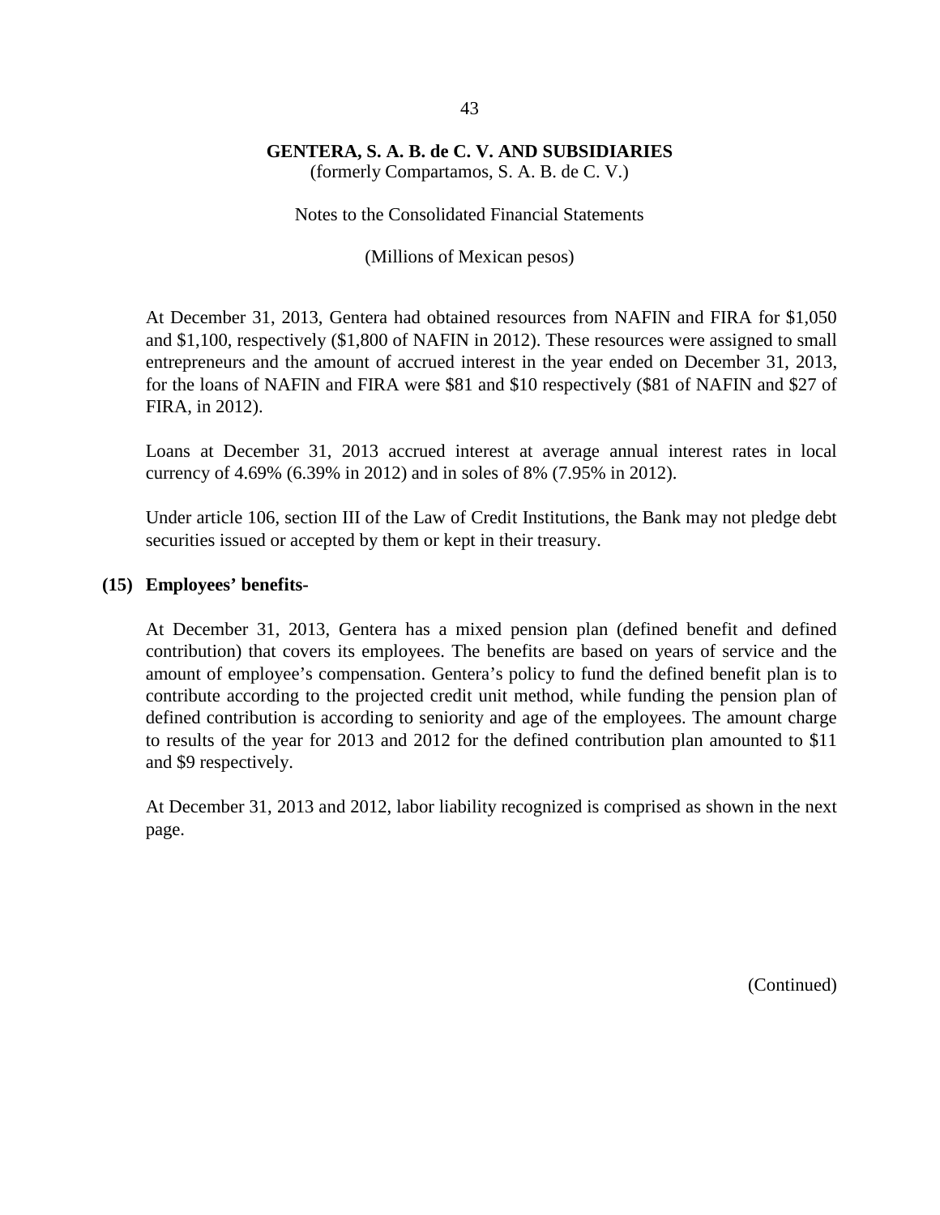At December 31, 2013, Gentera had obtained resources from NAFIN and FIRA for $1,050 and $1,100, respectively ($1,800 of NAFIN in 2012). These resources were assigned to small entrepreneurs and the amount of accrued interest in the year ended on December 31, 2013, for the loans of NAFIN and FIRA were $81 and $10 respectively ($81 of NAFIN and $27 of FIRA, in 2012).

Loans at December 31, 2013 accrued interest at average annual interest rates in local currency of 4.69% (6.39% in 2012) and in soles of 8% (7.95% in 2012).

Under article 106, section III of the Law of Credit Institutions, the Bank may not pledge debt securities issued or accepted by them or kept in their treasury.

## (15) Employees' benefits-

At December 31, 2013, Gentera has a mixed pension plan (defined benefit and defined contribution) that covers its employees. The benefits are based on years of service and the amount of employee's compensation. Gentera's policy to fund the defined benefit plan is to contribute according to the projected credit unit method, while funding the pension plan of defined contribution is according to seniority and age of the employees. The amount charge to results of the year for 2013 and 2012 for the defined contribution plan amounted to $11 and $9 respectively.

At December 31, 2013 and 2012, labor liability recognized is comprised as shown in the next page.

(Continued)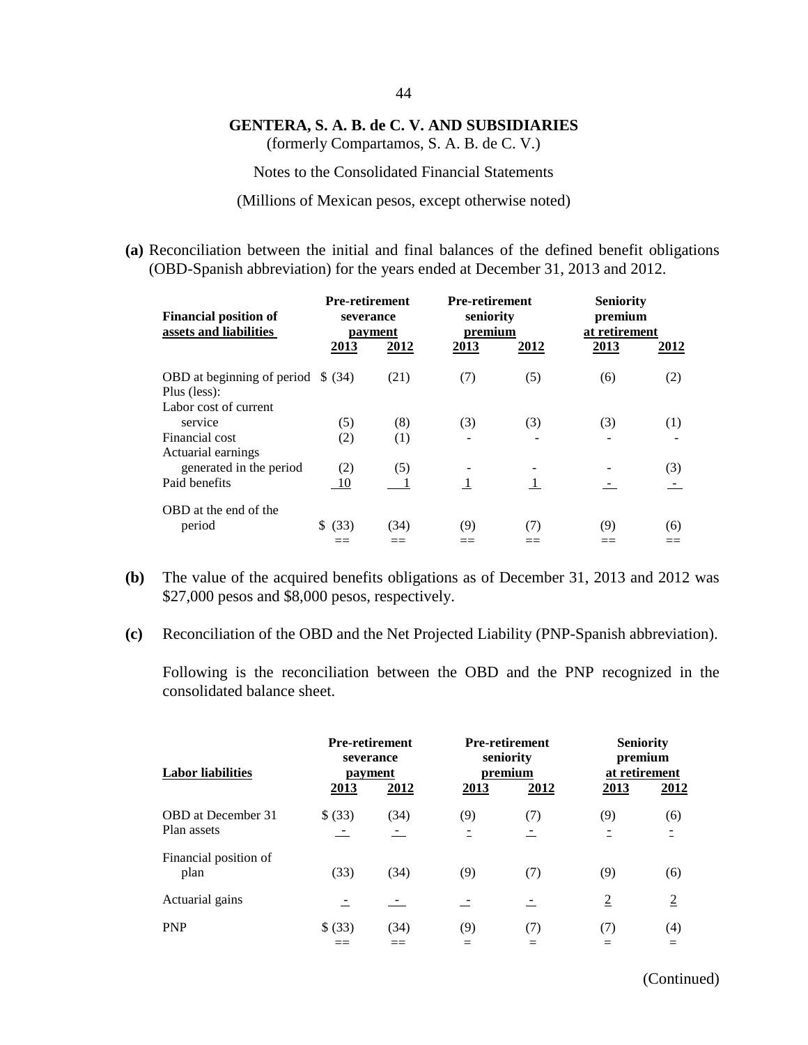**GENTERA, S. A. B. de C. V. AND SUBSIDIARIES**
(formerly Compartamos, S. A. B. de C. V.)

Notes to the Consolidated Financial Statements

(Millions of Mexican pesos, except otherwise noted)

**(a)** Reconciliation between the initial and final balances of the defined benefit obligations (OBD-Spanish abbreviation) for the years ended at December 31, 2013 and 2012.

| Financial position of assets and liabilities | Pre-retirement severance payment | | Pre-retirement seniority premium | | Seniority premium at retirement | |
|---|---|---|---|---|---|---|
| | 2013 | 2012 | 2013 | 2012 | 2013 | 2012 |
| OBD at beginning of period | $ (34) | (21) | (7) | (5) | (6) | (2) |
| Plus (less): | | | | | | |
| Labor cost of current service | (5) | (8) | (3) | (3) | (3) | (1) |
| Financial cost | (2) | (1) | - | - | - | - |
| Actuarial earnings generated in the period | (2) | (5) | - | - | - | (3) |
| Paid benefits | 10 | 1 | 1 | 1 | - | - |
| OBD at the end of the period | $ (33) | (34) | (9) | (7) | (9) | (6) |

**(b)** The value of the acquired benefits obligations as of December 31, 2013 and 2012 was $27,000 pesos and $8,000 pesos, respectively.

**(c)** Reconciliation of the OBD and the Net Projected Liability (PNP-Spanish abbreviation).

Following is the reconciliation between the OBD and the PNP recognized in the consolidated balance sheet.

| Labor liabilities | Pre-retirement severance payment | | Pre-retirement seniority premium | | Seniority premium at retirement | |
|---|---|---|---|---|---|---|
| | 2013 | 2012 | 2013 | 2012 | 2013 | 2012 |
| OBD at December 31 | $ (33) | (34) | (9) | (7) | (9) | (6) |
| Plan assets | - | - | - | - | - | - |
| Financial position of plan | (33) | (34) | (9) | (7) | (9) | (6) |
| Actuarial gains | - | - | - | - | 2 | 2 |
| PNP | $ (33) | (34) | (9) | (7) | (7) | (4) |

(Continued)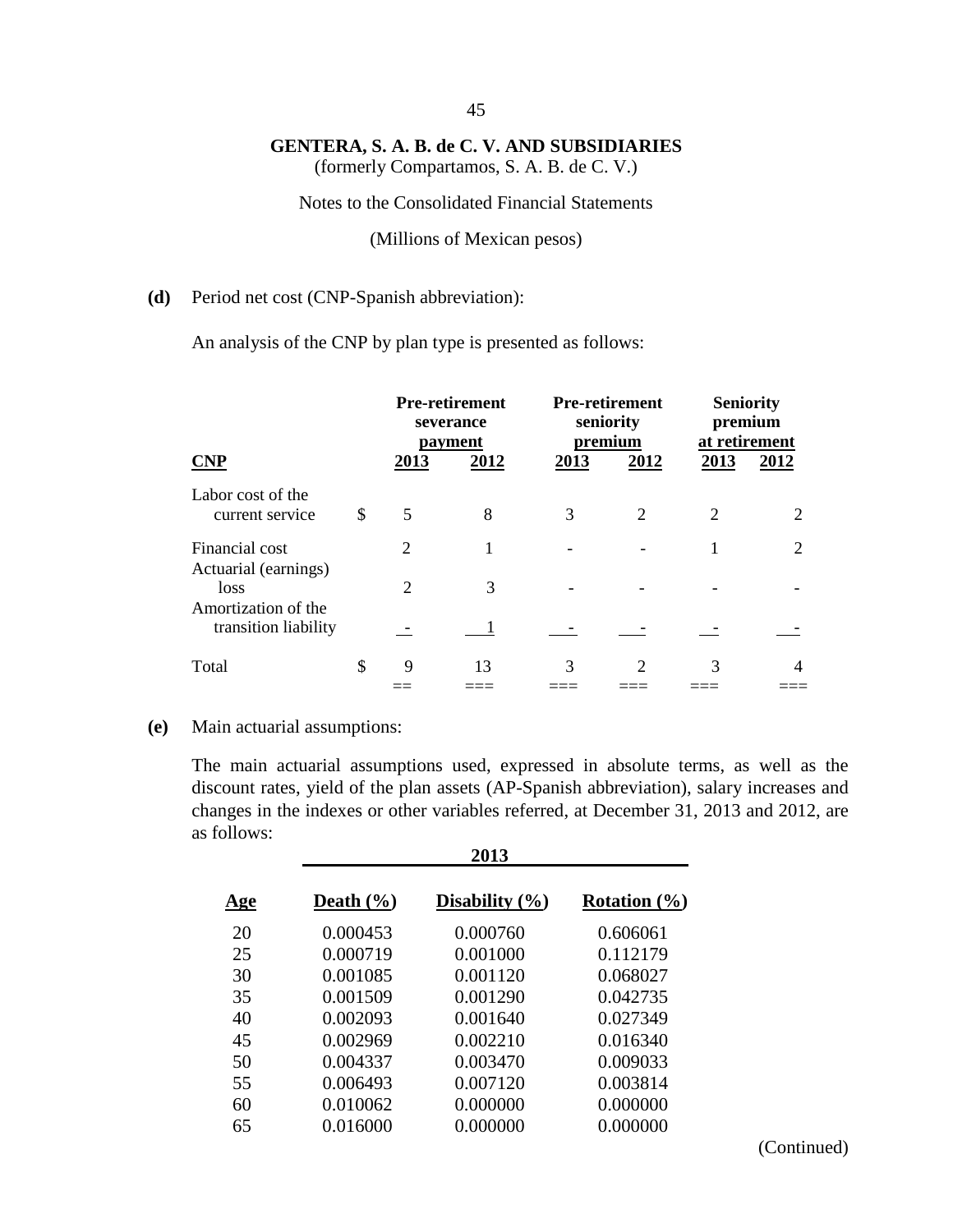**GENTERA, S. A. B. de C. V. AND SUBSIDIARIES**
(formerly Compartamos, S. A. B. de C. V.)

Notes to the Consolidated Financial Statements

(Millions of Mexican pesos)

**(d)** Period net cost (CNP-Spanish abbreviation):

An analysis of the CNP by plan type is presented as follows:

| | | Pre-retirement severance payment | | Pre-retirement seniority premium | | Seniority premium at retirement | |
|---|---|---|---|---|---|---|---|
| **CNP** | | **2013** | **2012** | **2013** | **2012** | **2013** | **2012** |
| Labor cost of the current service | $ | 5 | 8 | 3 | 2 | 2 | 2 |
| Financial cost | | 2 | 1 | - | - | 1 | 2 |
| Actuarial (earnings) loss | | 2 | 3 | - | - | - | - |
| Amortization of the transition liability | | - | 1 | - | - | - | - |
| Total | $ | 9 | 13 | 3 | 2 | 3 | 4 |

**(e)** Main actuarial assumptions:

The main actuarial assumptions used, expressed in absolute terms, as well as the discount rates, yield of the plan assets (AP-Spanish abbreviation), salary increases and changes in the indexes or other variables referred, at December 31, 2013 and 2012, are as follows:

| | 2013 | | |
|---|---|---|---|
| **Age** | **Death (%)** | **Disability (%)** | **Rotation (%)** |
| 20 | 0.000453 | 0.000760 | 0.606061 |
| 25 | 0.000719 | 0.001000 | 0.112179 |
| 30 | 0.001085 | 0.001120 | 0.068027 |
| 35 | 0.001509 | 0.001290 | 0.042735 |
| 40 | 0.002093 | 0.001640 | 0.027349 |
| 45 | 0.002969 | 0.002210 | 0.016340 |
| 50 | 0.004337 | 0.003470 | 0.009033 |
| 55 | 0.006493 | 0.007120 | 0.003814 |
| 60 | 0.010062 | 0.000000 | 0.000000 |
| 65 | 0.016000 | 0.000000 | 0.000000 |

(Continued)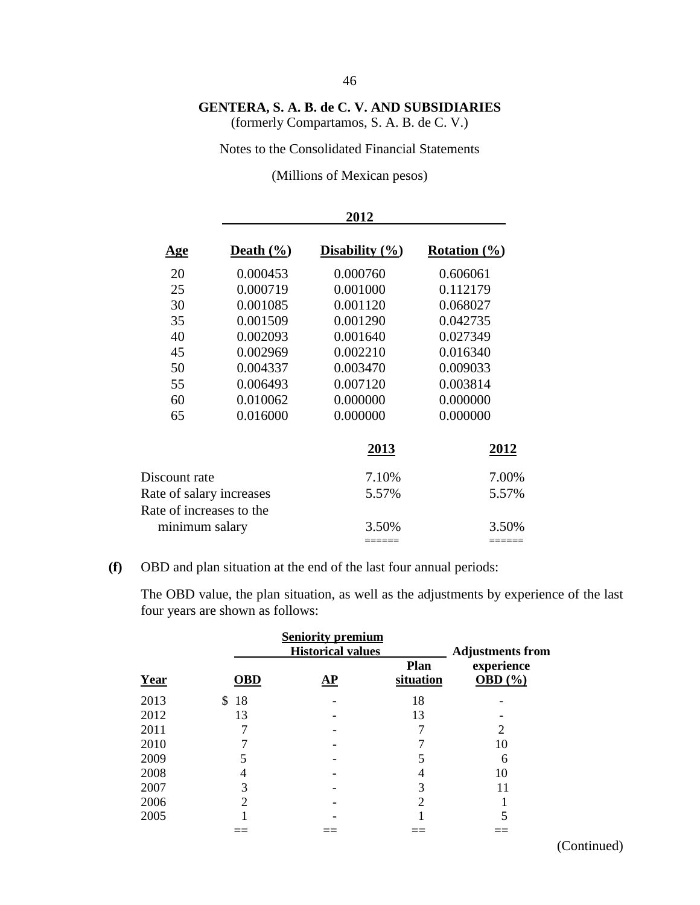**GENTERA, S. A. B. de C. V. AND SUBSIDIARIES**
(formerly Compartamos, S. A. B. de C. V.)

Notes to the Consolidated Financial Statements

(Millions of Mexican pesos)

| Age | 2012 Death (%) | Disability (%) | Rotation (%) |
|---|---|---|---|
| 20 | 0.000453 | 0.000760 | 0.606061 |
| 25 | 0.000719 | 0.001000 | 0.112179 |
| 30 | 0.001085 | 0.001120 | 0.068027 |
| 35 | 0.001509 | 0.001290 | 0.042735 |
| 40 | 0.002093 | 0.001640 | 0.027349 |
| 45 | 0.002969 | 0.002210 | 0.016340 |
| 50 | 0.004337 | 0.003470 | 0.009033 |
| 55 | 0.006493 | 0.007120 | 0.003814 |
| 60 | 0.010062 | 0.000000 | 0.000000 |
| 65 | 0.016000 | 0.000000 | 0.000000 |

| | 2013 | 2012 |
|---|---|---|
| Discount rate | 7.10% | 7.00% |
| Rate of salary increases | 5.57% | 5.57% |
| Rate of increases to the minimum salary | 3.50% | 3.50% |

**(f)** OBD and plan situation at the end of the last four annual periods:

The OBD value, the plan situation, as well as the adjustments by experience of the last four years are shown as follows:

| Year | Seniority premium Historical values OBD | AP | Plan situation | Adjustments from experience OBD (%) |
|---|---|---|---|---|
| 2013 | $ 18 | - | 18 | - |
| 2012 | 13 | - | 13 | - |
| 2011 | 7 | - | 7 | 2 |
| 2010 | 7 | - | 7 | 10 |
| 2009 | 5 | - | 5 | 6 |
| 2008 | 4 | - | 4 | 10 |
| 2007 | 3 | - | 3 | 11 |
| 2006 | 2 | - | 2 | 1 |
| 2005 | 1 | - | 1 | 5 |

(Continued)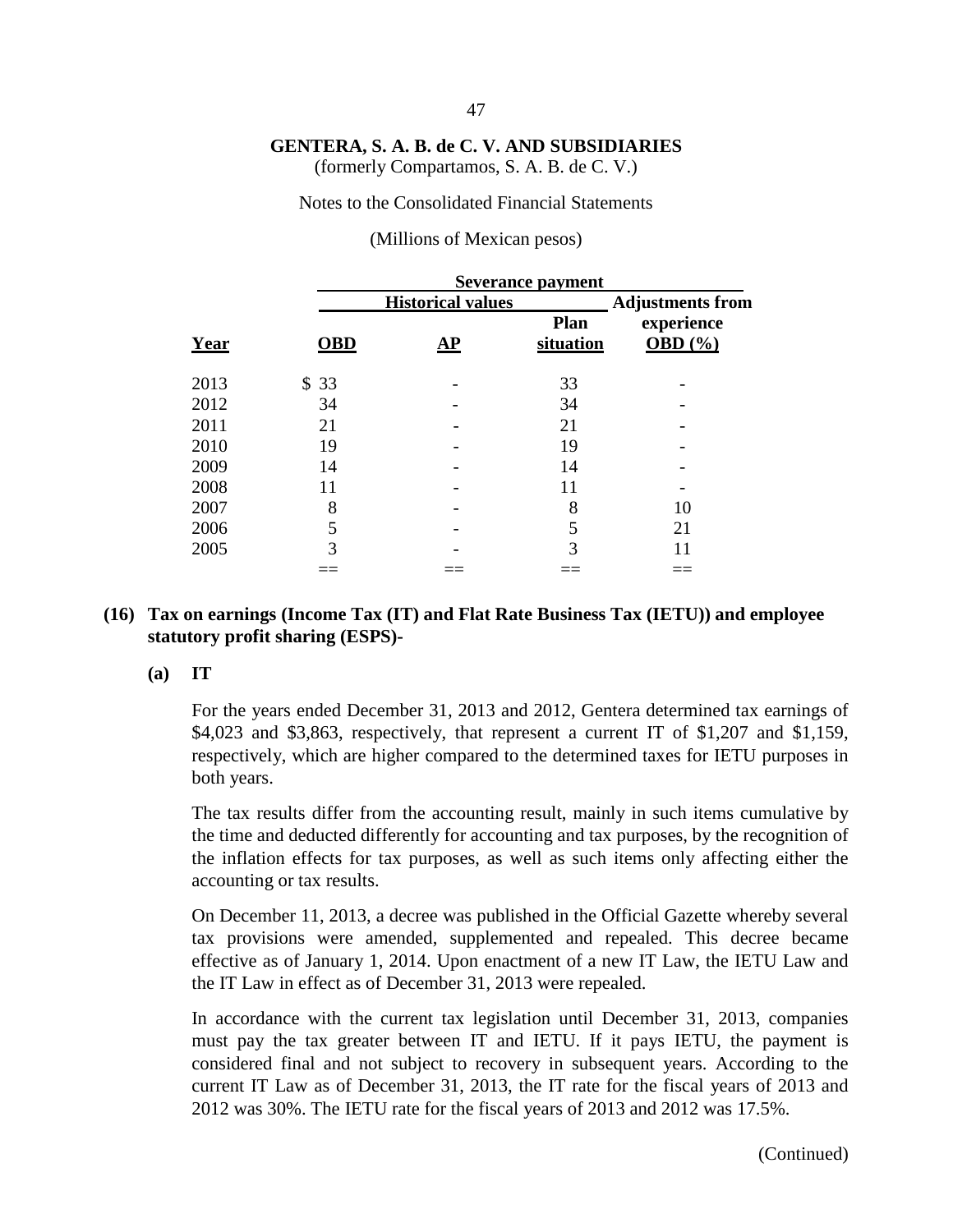**GENTERA, S. A. B. de C. V. AND SUBSIDIARIES**
(formerly Compartamos, S. A. B. de C. V.)

Notes to the Consolidated Financial Statements

(Millions of Mexican pesos)

| | Severance payment | | | |
|---|---|---|---|---|
| | Historical values | | | Adjustments from |
| **Year** | **OBD** | **AP** | **Plan situation** | **experience OBD (%)** |
| 2013 | $ 33 | - | 33 | - |
| 2012 | 34 | - | 34 | - |
| 2011 | 21 | - | 21 | - |
| 2010 | 19 | - | 19 | - |
| 2009 | 14 | - | 14 | - |
| 2008 | 11 | - | 11 | - |
| 2007 | 8 | - | 8 | 10 |
| 2006 | 5 | - | 5 | 21 |
| 2005 | 3 | - | 3 | 11 |
| | == | == | == | == |

## (16) Tax on earnings (Income Tax (IT) and Flat Rate Business Tax (IETU)) and employee statutory profit sharing (ESPS)-

### (a) IT

For the years ended December 31, 2013 and 2012, Gentera determined tax earnings of $4,023 and $3,863, respectively, that represent a current IT of $1,207 and $1,159, respectively, which are higher compared to the determined taxes for IETU purposes in both years.

The tax results differ from the accounting result, mainly in such items cumulative by the time and deducted differently for accounting and tax purposes, by the recognition of the inflation effects for tax purposes, as well as such items only affecting either the accounting or tax results.

On December 11, 2013, a decree was published in the Official Gazette whereby several tax provisions were amended, supplemented and repealed. This decree became effective as of January 1, 2014. Upon enactment of a new IT Law, the IETU Law and the IT Law in effect as of December 31, 2013 were repealed.

In accordance with the current tax legislation until December 31, 2013, companies must pay the tax greater between IT and IETU. If it pays IETU, the payment is considered final and not subject to recovery in subsequent years. According to the current IT Law as of December 31, 2013, the IT rate for the fiscal years of 2013 and 2012 was 30%. The IETU rate for the fiscal years of 2013 and 2012 was 17.5%.

(Continued)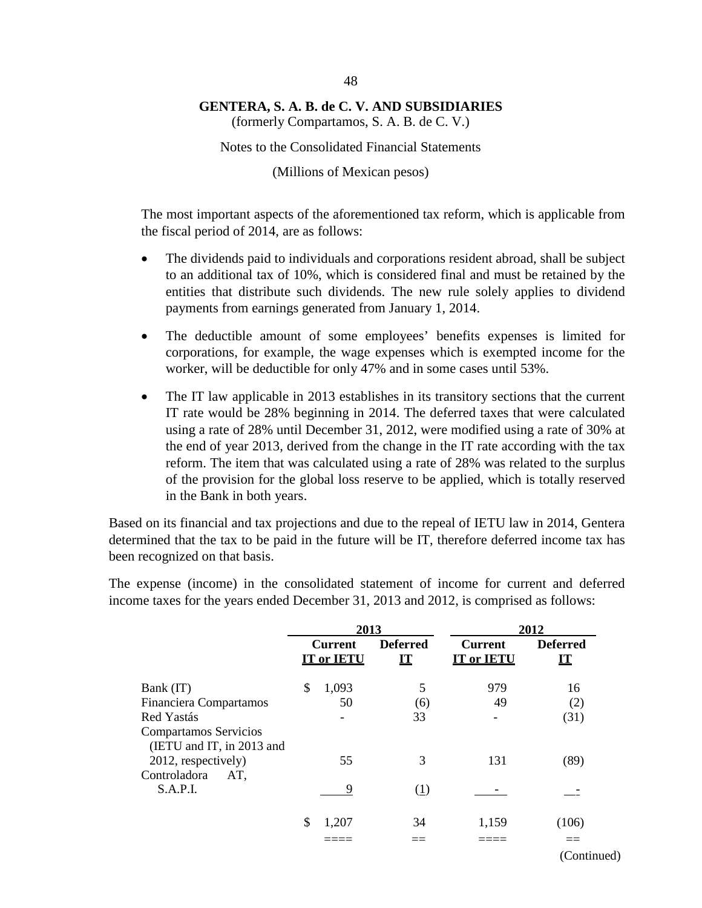**GENTERA, S. A. B. de C. V. AND SUBSIDIARIES**
(formerly Compartamos, S. A. B. de C. V.)

Notes to the Consolidated Financial Statements

(Millions of Mexican pesos)

The most important aspects of the aforementioned tax reform, which is applicable from the fiscal period of 2014, are as follows:

- The dividends paid to individuals and corporations resident abroad, shall be subject to an additional tax of 10%, which is considered final and must be retained by the entities that distribute such dividends. The new rule solely applies to dividend payments from earnings generated from January 1, 2014.
- The deductible amount of some employees' benefits expenses is limited for corporations, for example, the wage expenses which is exempted income for the worker, will be deductible for only 47% and in some cases until 53%.
- The IT law applicable in 2013 establishes in its transitory sections that the current IT rate would be 28% beginning in 2014. The deferred taxes that were calculated using a rate of 28% until December 31, 2012, were modified using a rate of 30% at the end of year 2013, derived from the change in the IT rate according with the tax reform. The item that was calculated using a rate of 28% was related to the surplus of the provision for the global loss reserve to be applied, which is totally reserved in the Bank in both years.

Based on its financial and tax projections and due to the repeal of IETU law in 2014, Gentera determined that the tax to be paid in the future will be IT, therefore deferred income tax has been recognized on that basis.

The expense (income) in the consolidated statement of income for current and deferred income taxes for the years ended December 31, 2013 and 2012, is comprised as follows:

| | 2013 | | 2012 | |
|---|---|---|---|---|
| | Current IT or IETU | Deferred IT | Current IT or IETU | Deferred IT |
| Bank (IT) | $ 1,093 | 5 | 979 | 16 |
| Financiera Compartamos | 50 | (6) | 49 | (2) |
| Red Yastás | - | 33 | - | (31) |
| Compartamos Servicios (IETU and IT, in 2013 and 2012, respectively) | 55 | 3 | 131 | (89) |
| Controladora AT, S.A.P.I. | 9 | (1) | - | - |
| | $ 1,207 | 34 | 1,159 | (106) |

(Continued)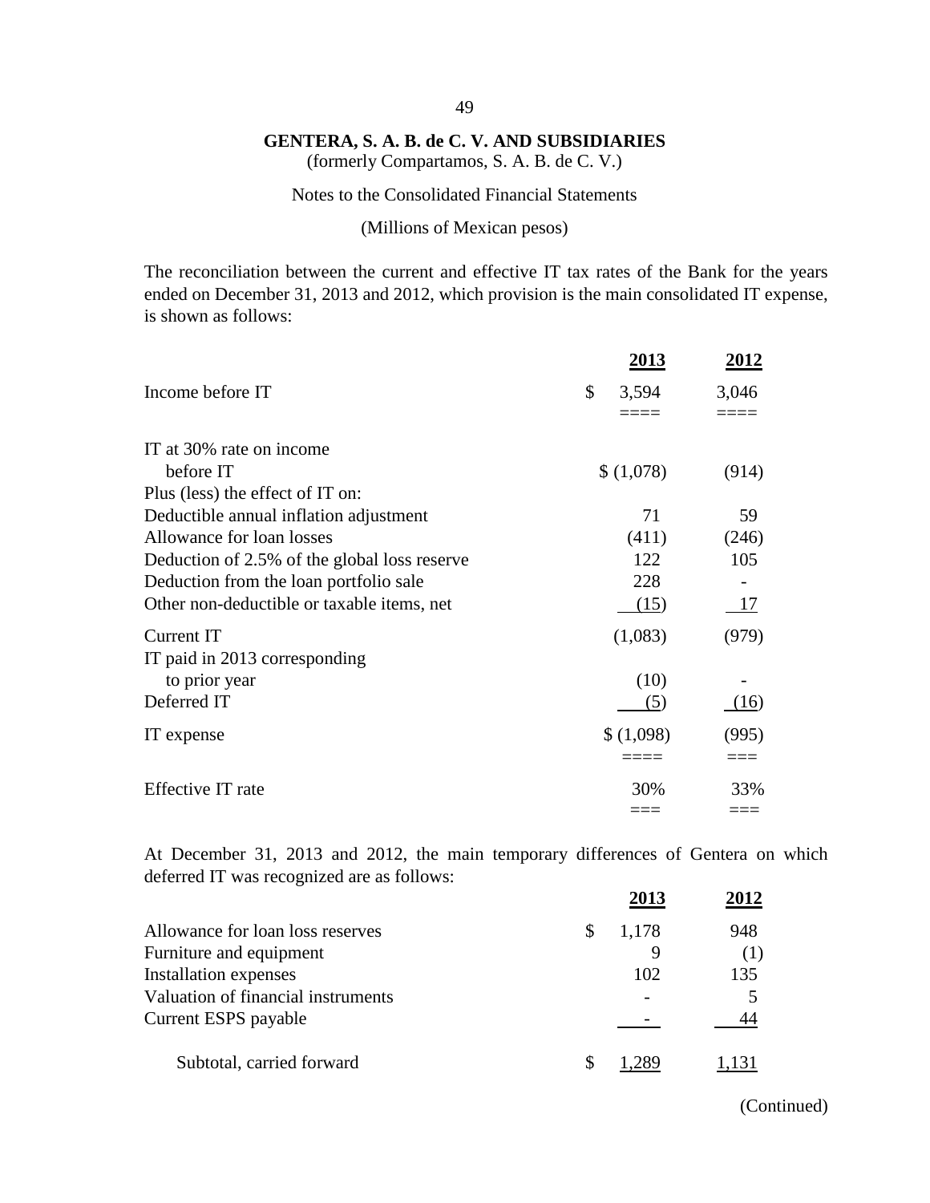**GENTERA, S. A. B. de C. V. AND SUBSIDIARIES**
(formerly Compartamos, S. A. B. de C. V.)

Notes to the Consolidated Financial Statements

(Millions of Mexican pesos)

The reconciliation between the current and effective IT tax rates of the Bank for the years ended on December 31, 2013 and 2012, which provision is the main consolidated IT expense, is shown as follows:

| | 2013 | 2012 |
|---|---|---|
| Income before IT | $ 3,594 | 3,046 |
| IT at 30% rate on income before IT | $ (1,078) | (914) |
| Plus (less) the effect of IT on: | | |
| Deductible annual inflation adjustment | 71 | 59 |
| Allowance for loan losses | (411) | (246) |
| Deduction of 2.5% of the global loss reserve | 122 | 105 |
| Deduction from the loan portfolio sale | 228 | - |
| Other non-deductible or taxable items, net | (15) | 17 |
| Current IT | (1,083) | (979) |
| IT paid in 2013 corresponding to prior year | (10) | - |
| Deferred IT | (5) | (16) |
| IT expense | $ (1,098) | (995) |
| Effective IT rate | 30% | 33% |

At December 31, 2013 and 2012, the main temporary differences of Gentera on which deferred IT was recognized are as follows:

| | 2013 | 2012 |
|---|---|---|
| Allowance for loan loss reserves | $ 1,178 | 948 |
| Furniture and equipment | 9 | (1) |
| Installation expenses | 102 | 135 |
| Valuation of financial instruments | - | 5 |
| Current ESPS payable | - | 44 |
| Subtotal, carried forward | $ 1,289 | 1,131 |

(Continued)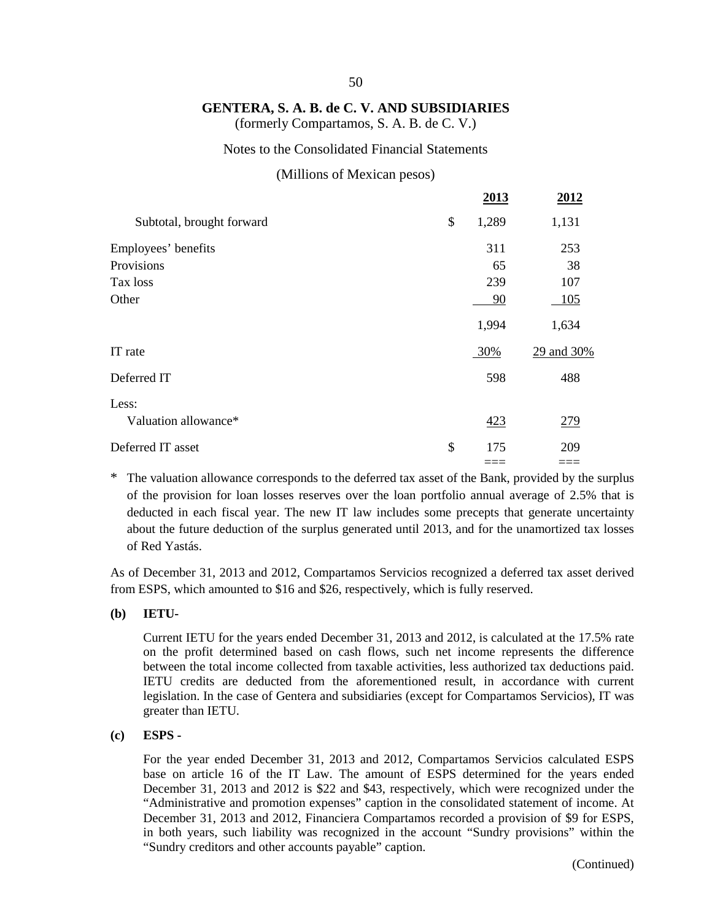**GENTERA, S. A. B. de C. V. AND SUBSIDIARIES**
(formerly Compartamos, S. A. B. de C. V.)

Notes to the Consolidated Financial Statements

(Millions of Mexican pesos)

| | 2013 | 2012 |
|---|---|---|
| Subtotal, brought forward | $ 1,289 | 1,131 |
| Employees' benefits | 311 | 253 |
| Provisions | 65 | 38 |
| Tax loss | 239 | 107 |
| Other | 90 | 105 |
| | 1,994 | 1,634 |
| IT rate | 30% | 29 and 30% |
| Deferred IT | 598 | 488 |
| Less: | | |
| Valuation allowance* | 423 | 279 |
| Deferred IT asset | $ 175 | 209 |

\* The valuation allowance corresponds to the deferred tax asset of the Bank, provided by the surplus of the provision for loan losses reserves over the loan portfolio annual average of 2.5% that is deducted in each fiscal year. The new IT law includes some precepts that generate uncertainty about the future deduction of the surplus generated until 2013, and for the unamortized tax losses of Red Yastás.

As of December 31, 2013 and 2012, Compartamos Servicios recognized a deferred tax asset derived from ESPS, which amounted to $16 and $26, respectively, which is fully reserved.

**(b) IETU-**

Current IETU for the years ended December 31, 2013 and 2012, is calculated at the 17.5% rate on the profit determined based on cash flows, such net income represents the difference between the total income collected from taxable activities, less authorized tax deductions paid. IETU credits are deducted from the aforementioned result, in accordance with current legislation. In the case of Gentera and subsidiaries (except for Compartamos Servicios), IT was greater than IETU.

**(c) ESPS -**

For the year ended December 31, 2013 and 2012, Compartamos Servicios calculated ESPS base on article 16 of the IT Law. The amount of ESPS determined for the years ended December 31, 2013 and 2012 is $22 and $43, respectively, which were recognized under the "Administrative and promotion expenses" caption in the consolidated statement of income. At December 31, 2013 and 2012, Financiera Compartamos recorded a provision of $9 for ESPS, in both years, such liability was recognized in the account "Sundry provisions" within the "Sundry creditors and other accounts payable" caption.

(Continued)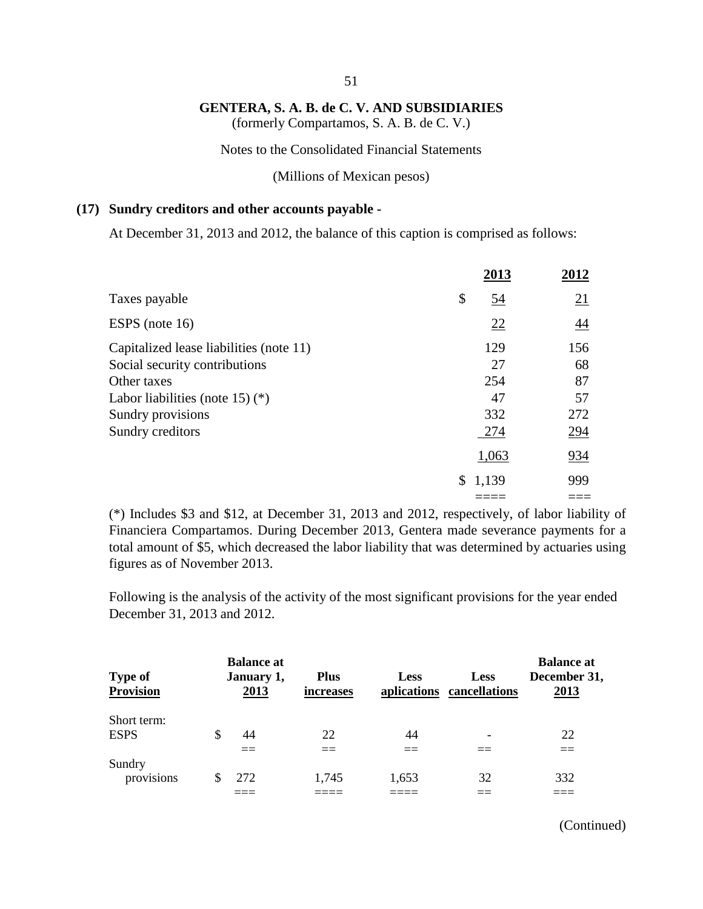**GENTERA, S. A. B. de C. V. AND SUBSIDIARIES**
(formerly Compartamos, S. A. B. de C. V.)

Notes to the Consolidated Financial Statements

(Millions of Mexican pesos)

## (17) Sundry creditors and other accounts payable -

At December 31, 2013 and 2012, the balance of this caption is comprised as follows:

| | 2013 | 2012 |
|---|---|---|
| Taxes payable | $ 54 | 21 |
| ESPS (note 16) | 22 | 44 |
| Capitalized lease liabilities (note 11) | 129 | 156 |
| Social security contributions | 27 | 68 |
| Other taxes | 254 | 87 |
| Labor liabilities (note 15) (*) | 47 | 57 |
| Sundry provisions | 332 | 272 |
| Sundry creditors | 274 | 294 |
| | 1,063 | 934 |
| | $ 1,139 | 999 |

(*) Includes $3 and $12, at December 31, 2013 and 2012, respectively, of labor liability of Financiera Compartamos. During December 2013, Gentera made severance payments for a total amount of $5, which decreased the labor liability that was determined by actuaries using figures as of November 2013.

Following is the analysis of the activity of the most significant provisions for the year ended December 31, 2013 and 2012.

| Type of Provision | Balance at January 1, 2013 | Plus increases | Less aplications | Less cancellations | Balance at December 31, 2013 |
|---|---|---|---|---|---|
| Short term: | | | | | |
| ESPS | $ 44 | 22 | 44 | - | 22 |
| Sundry provisions | $ 272 | 1,745 | 1,653 | 32 | 332 |

(Continued)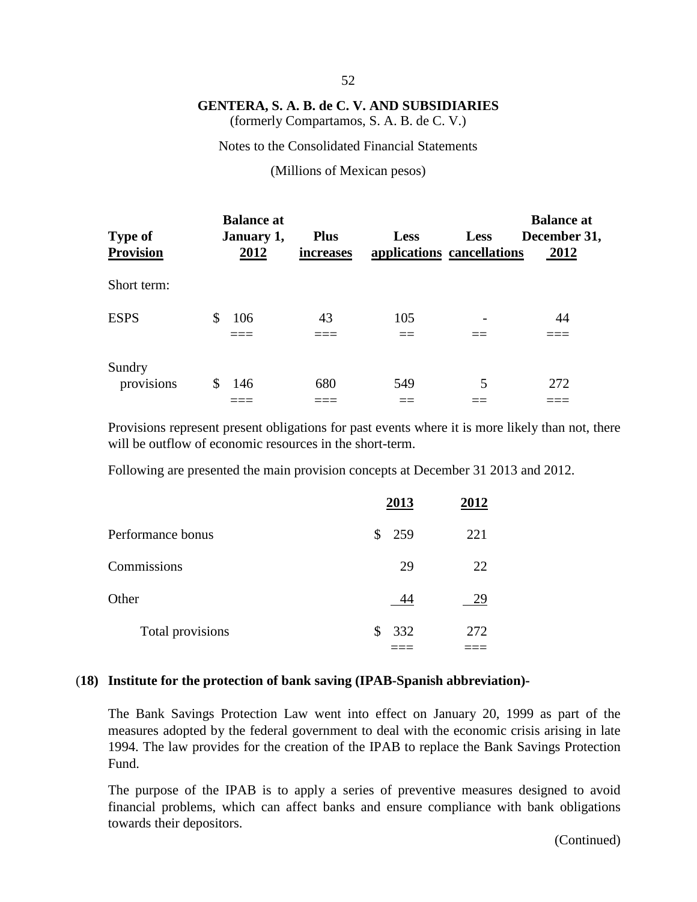**GENTERA, S. A. B. de C. V. AND SUBSIDIARIES**
(formerly Compartamos, S. A. B. de C. V.)

Notes to the Consolidated Financial Statements

(Millions of Mexican pesos)

| Type of Provision | Balance at January 1, 2012 | Plus increases | Less applications | Less cancellations | Balance at December 31, 2012 |
|---|---|---|---|---|---|
| Short term: | | | | | |
| ESPS | $ 106 | 43 | 105 | - | 44 |
| Sundry provisions | $ 146 | 680 | 549 | 5 | 272 |

Provisions represent present obligations for past events where it is more likely than not, there will be outflow of economic resources in the short-term.

Following are presented the main provision concepts at December 31 2013 and 2012.

| | 2013 | 2012 |
|---|---|---|
| Performance bonus | $ 259 | 221 |
| Commissions | 29 | 22 |
| Other | 44 | 29 |
| Total provisions | $ 332 | 272 |

## (18) Institute for the protection of bank saving (IPAB-Spanish abbreviation)-

The Bank Savings Protection Law went into effect on January 20, 1999 as part of the measures adopted by the federal government to deal with the economic crisis arising in late 1994. The law provides for the creation of the IPAB to replace the Bank Savings Protection Fund.

The purpose of the IPAB is to apply a series of preventive measures designed to avoid financial problems, which can affect banks and ensure compliance with bank obligations towards their depositors.

(Continued)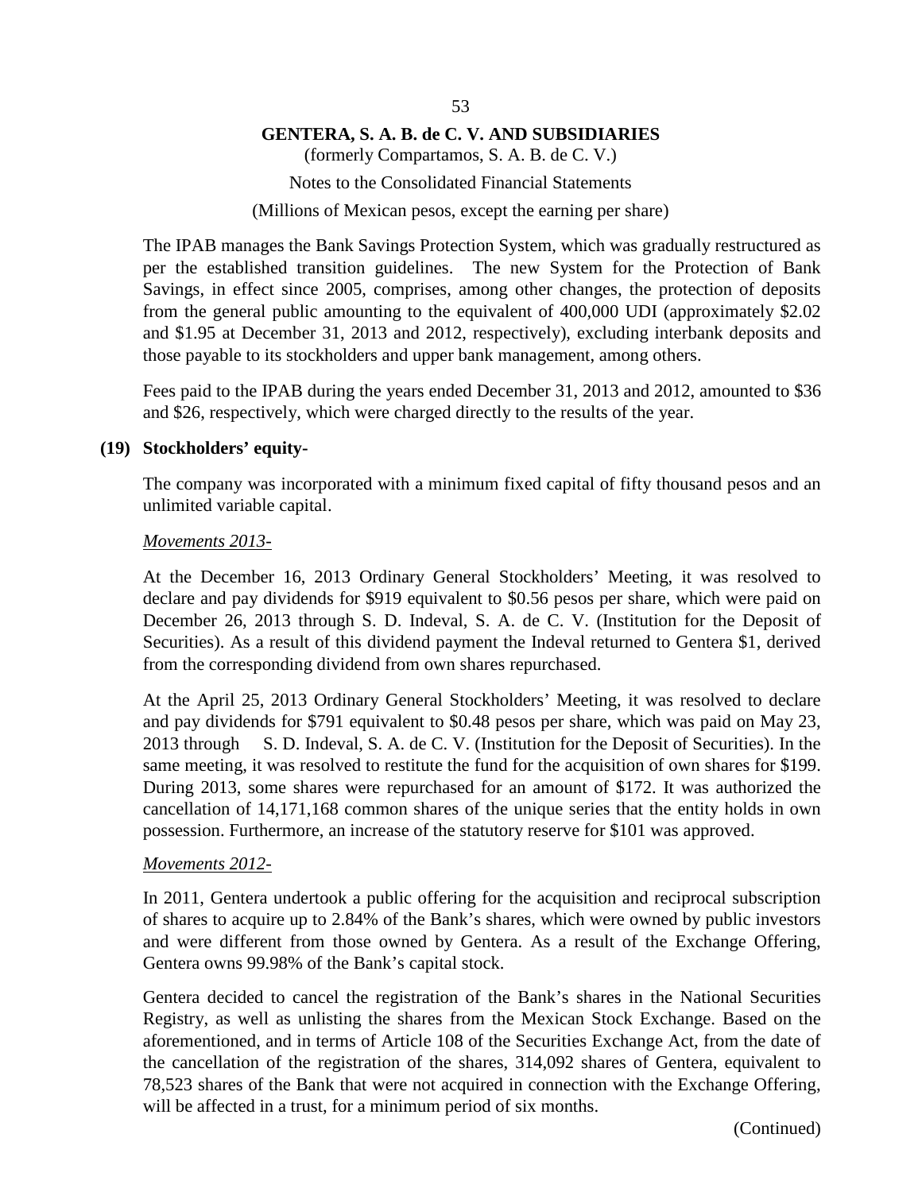The IPAB manages the Bank Savings Protection System, which was gradually restructured as per the established transition guidelines. The new System for the Protection of Bank Savings, in effect since 2005, comprises, among other changes, the protection of deposits from the general public amounting to the equivalent of 400,000 UDI (approximately $2.02 and $1.95 at December 31, 2013 and 2012, respectively), excluding interbank deposits and those payable to its stockholders and upper bank management, among others.

Fees paid to the IPAB during the years ended December 31, 2013 and 2012, amounted to $36 and $26, respectively, which were charged directly to the results of the year.

## (19) Stockholders' equity-

The company was incorporated with a minimum fixed capital of fifty thousand pesos and an unlimited variable capital.

*Movements 2013-*

At the December 16, 2013 Ordinary General Stockholders' Meeting, it was resolved to declare and pay dividends for $919 equivalent to $0.56 pesos per share, which were paid on December 26, 2013 through S. D. Indeval, S. A. de C. V. (Institution for the Deposit of Securities). As a result of this dividend payment the Indeval returned to Gentera $1, derived from the corresponding dividend from own shares repurchased.

At the April 25, 2013 Ordinary General Stockholders' Meeting, it was resolved to declare and pay dividends for $791 equivalent to $0.48 pesos per share, which was paid on May 23, 2013 through S. D. Indeval, S. A. de C. V. (Institution for the Deposit of Securities). In the same meeting, it was resolved to restitute the fund for the acquisition of own shares for $199. During 2013, some shares were repurchased for an amount of $172. It was authorized the cancellation of 14,171,168 common shares of the unique series that the entity holds in own possession. Furthermore, an increase of the statutory reserve for $101 was approved.

*Movements 2012-*

In 2011, Gentera undertook a public offering for the acquisition and reciprocal subscription of shares to acquire up to 2.84% of the Bank's shares, which were owned by public investors and were different from those owned by Gentera. As a result of the Exchange Offering, Gentera owns 99.98% of the Bank's capital stock.

Gentera decided to cancel the registration of the Bank's shares in the National Securities Registry, as well as unlisting the shares from the Mexican Stock Exchange. Based on the aforementioned, and in terms of Article 108 of the Securities Exchange Act, from the date of the cancellation of the registration of the shares, 314,092 shares of Gentera, equivalent to 78,523 shares of the Bank that were not acquired in connection with the Exchange Offering, will be affected in a trust, for a minimum period of six months.

(Continued)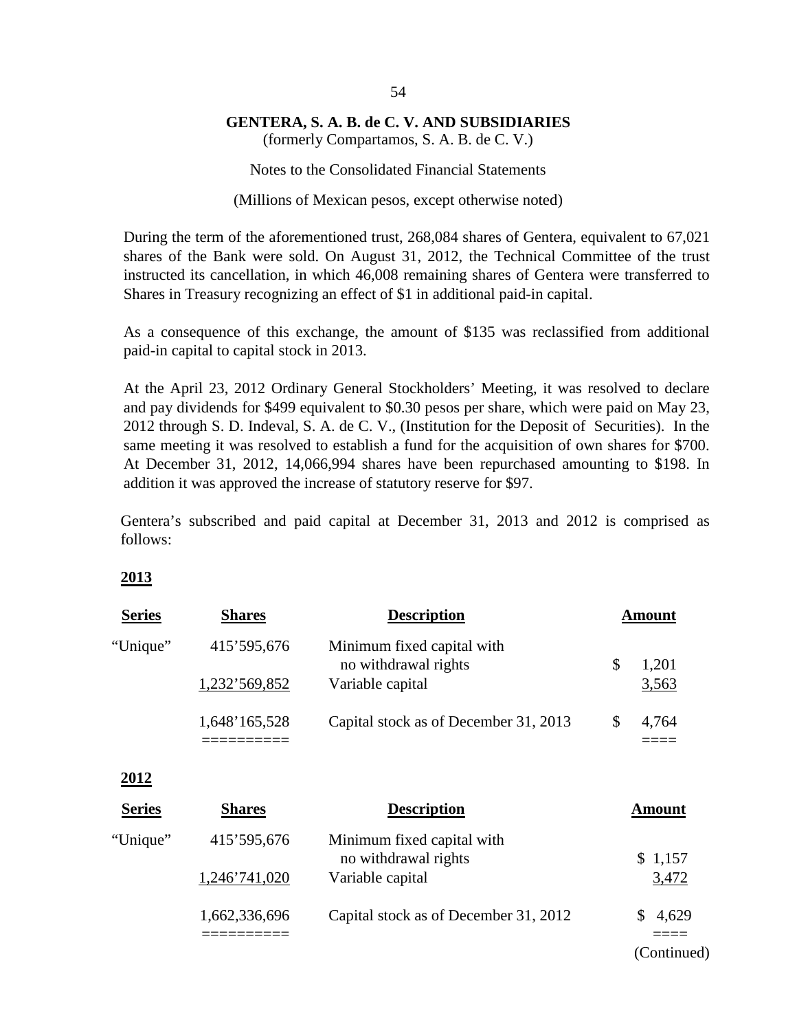During the term of the aforementioned trust, 268,084 shares of Gentera, equivalent to 67,021 shares of the Bank were sold. On August 31, 2012, the Technical Committee of the trust instructed its cancellation, in which 46,008 remaining shares of Gentera were transferred to Shares in Treasury recognizing an effect of $1 in additional paid-in capital.

As a consequence of this exchange, the amount of $135 was reclassified from additional paid-in capital to capital stock in 2013.

At the April 23, 2012 Ordinary General Stockholders' Meeting, it was resolved to declare and pay dividends for $499 equivalent to $0.30 pesos per share, which were paid on May 23, 2012 through S. D. Indeval, S. A. de C. V., (Institution for the Deposit of Securities). In the same meeting it was resolved to establish a fund for the acquisition of own shares for $700. At December 31, 2012, 14,066,994 shares have been repurchased amounting to $198. In addition it was approved the increase of statutory reserve for $97.

Gentera's subscribed and paid capital at December 31, 2013 and 2012 is comprised as follows:

**2013**

| Series | Shares | Description | Amount |
|---|---|---|---|
| "Unique" | 415'595,676 | Minimum fixed capital with no withdrawal rights | $ 1,201 |
| | 1,232'569,852 | Variable capital | 3,563 |
| | 1,648'165,528 | Capital stock as of December 31, 2013 | $ 4,764 |

**2012**

| Series | Shares | Description | Amount |
|---|---|---|---|
| "Unique" | 415'595,676 | Minimum fixed capital with no withdrawal rights | $ 1,157 |
| | 1,246'741,020 | Variable capital | 3,472 |
| | 1,662,336,696 | Capital stock as of December 31, 2012 | $ 4,629 |

(Continued)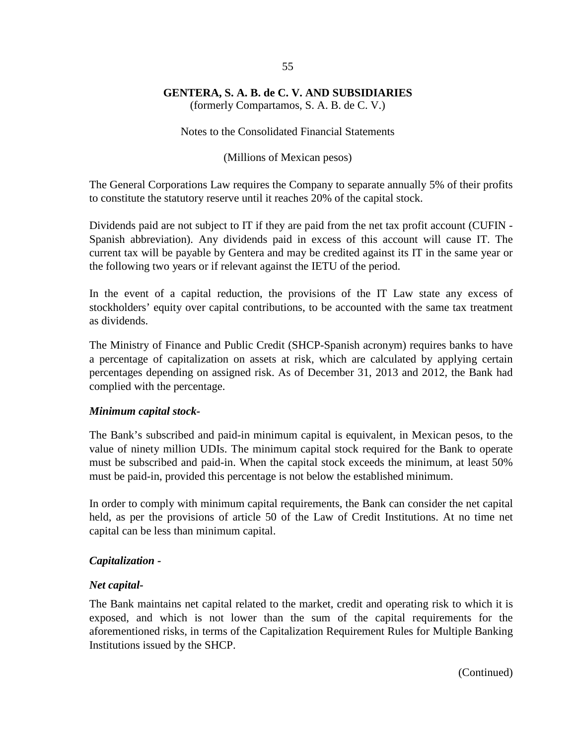The General Corporations Law requires the Company to separate annually 5% of their profits to constitute the statutory reserve until it reaches 20% of the capital stock.

Dividends paid are not subject to IT if they are paid from the net tax profit account (CUFIN - Spanish abbreviation). Any dividends paid in excess of this account will cause IT. The current tax will be payable by Gentera and may be credited against its IT in the same year or the following two years or if relevant against the IETU of the period.

In the event of a capital reduction, the provisions of the IT Law state any excess of stockholders' equity over capital contributions, to be accounted with the same tax treatment as dividends.

The Ministry of Finance and Public Credit (SHCP-Spanish acronym) requires banks to have a percentage of capitalization on assets at risk, which are calculated by applying certain percentages depending on assigned risk. As of December 31, 2013 and 2012, the Bank had complied with the percentage.

***Minimum capital stock-***

The Bank's subscribed and paid-in minimum capital is equivalent, in Mexican pesos, to the value of ninety million UDIs. The minimum capital stock required for the Bank to operate must be subscribed and paid-in. When the capital stock exceeds the minimum, at least 50% must be paid-in, provided this percentage is not below the established minimum.

In order to comply with minimum capital requirements, the Bank can consider the net capital held, as per the provisions of article 50 of the Law of Credit Institutions. At no time net capital can be less than minimum capital.

***Capitalization -***

***Net capital-***

The Bank maintains net capital related to the market, credit and operating risk to which it is exposed, and which is not lower than the sum of the capital requirements for the aforementioned risks, in terms of the Capitalization Requirement Rules for Multiple Banking Institutions issued by the SHCP.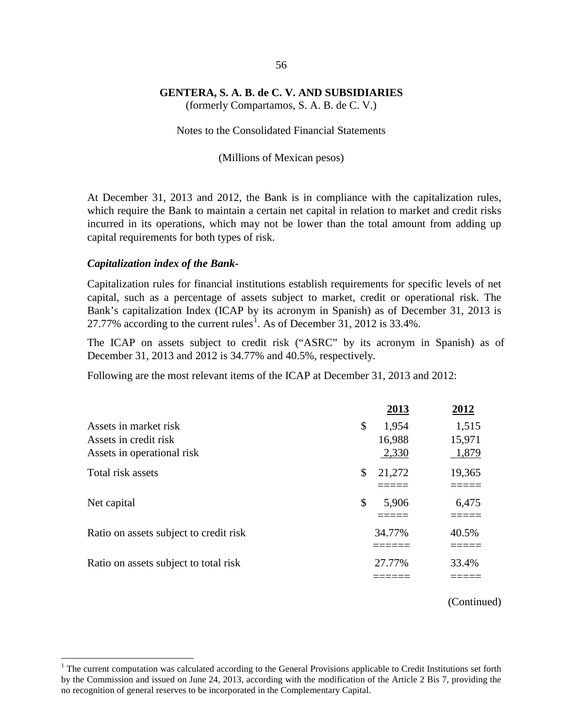**GENTERA, S. A. B. de C. V. AND SUBSIDIARIES**
(formerly Compartamos, S. A. B. de C. V.)

Notes to the Consolidated Financial Statements

(Millions of Mexican pesos)

At December 31, 2013 and 2012, the Bank is in compliance with the capitalization rules, which require the Bank to maintain a certain net capital in relation to market and credit risks incurred in its operations, which may not be lower than the total amount from adding up capital requirements for both types of risk.

***Capitalization index of the Bank-***

Capitalization rules for financial institutions establish requirements for specific levels of net capital, such as a percentage of assets subject to market, credit or operational risk. The Bank's capitalization Index (ICAP by its acronym in Spanish) as of December 31, 2013 is 27.77% according to the current rules[1]. As of December 31, 2012 is 33.4%.

The ICAP on assets subject to credit risk ("ASRC" by its acronym in Spanish) as of December 31, 2013 and 2012 is 34.77% and 40.5%, respectively.

Following are the most relevant items of the ICAP at December 31, 2013 and 2012:

| | 2013 | 2012 |
|---|---|---|
| Assets in market risk | $ 1,954 | 1,515 |
| Assets in credit risk | 16,988 | 15,971 |
| Assets in operational risk | 2,330 | 1,879 |
| Total risk assets | $ 21,272 | 19,365 |
| Net capital | $ 5,906 | 6,475 |
| Ratio on assets subject to credit risk | 34.77% | 40.5% |
| Ratio on assets subject to total risk | 27.77% | 33.4% |

(Continued)

[1] The current computation was calculated according to the General Provisions applicable to Credit Institutions set forth by the Commission and issued on June 24, 2013, according with the modification of the Article 2 Bis 7, providing the no recognition of general reserves to be incorporated in the Complementary Capital.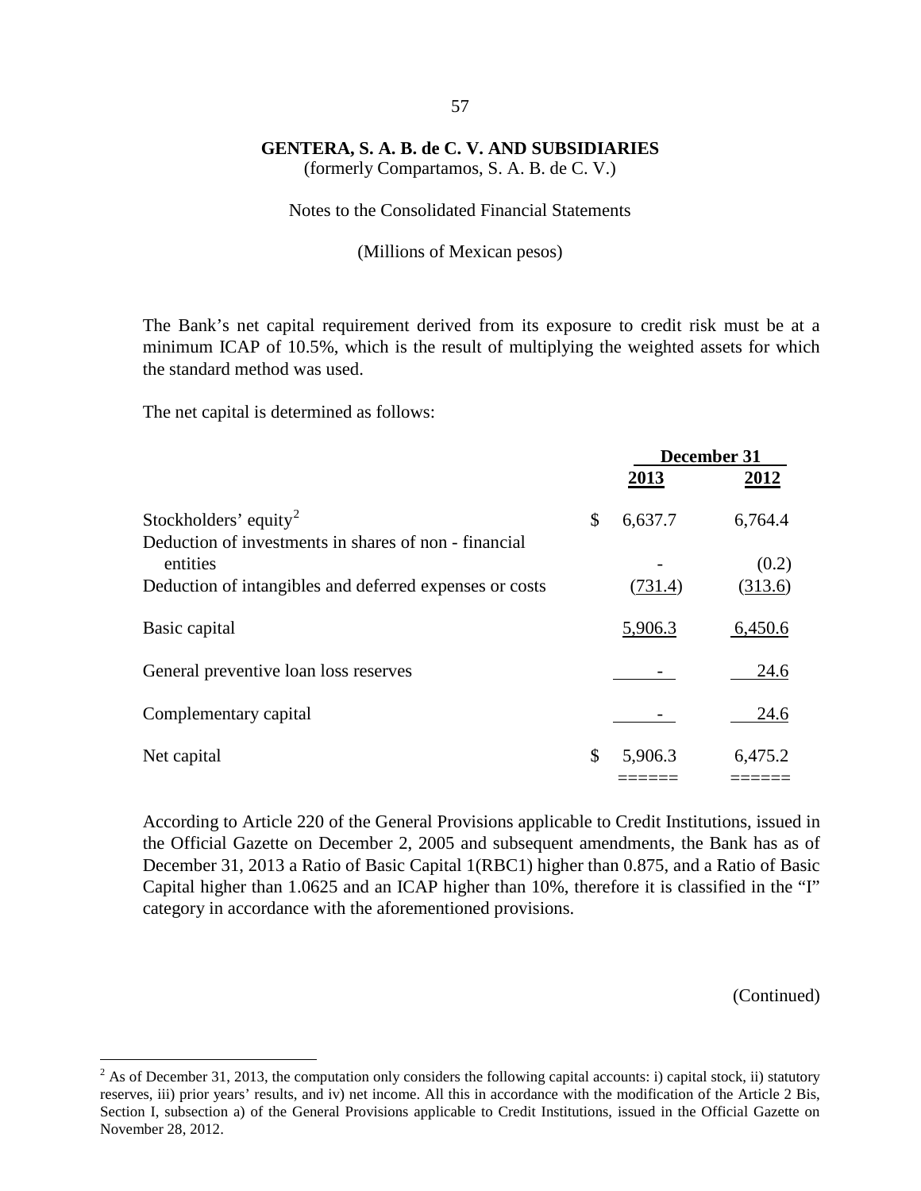**GENTERA, S. A. B. de C. V. AND SUBSIDIARIES**
(formerly Compartamos, S. A. B. de C. V.)

Notes to the Consolidated Financial Statements

(Millions of Mexican pesos)

The Bank's net capital requirement derived from its exposure to credit risk must be at a minimum ICAP of 10.5%, which is the result of multiplying the weighted assets for which the standard method was used.

The net capital is determined as follows:

| | | December 31 | |
|---|---|---|---|
| | | **2013** | **2012** |
| Stockholders' equity[2] | $ | 6,637.7 | 6,764.4 |
| Deduction of investments in shares of non - financial entities | | - | (0.2) |
| Deduction of intangibles and deferred expenses or costs | | (731.4) | (313.6) |
| Basic capital | | 5,906.3 | 6,450.6 |
| General preventive loan loss reserves | | - | 24.6 |
| Complementary capital | | - | 24.6 |
| Net capital | $ | 5,906.3 | 6,475.2 |

According to Article 220 of the General Provisions applicable to Credit Institutions, issued in the Official Gazette on December 2, 2005 and subsequent amendments, the Bank has as of December 31, 2013 a Ratio of Basic Capital 1(RBC1) higher than 0.875, and a Ratio of Basic Capital higher than 1.0625 and an ICAP higher than 10%, therefore it is classified in the "I" category in accordance with the aforementioned provisions.

(Continued)

[2] As of December 31, 2013, the computation only considers the following capital accounts: i) capital stock, ii) statutory reserves, iii) prior years' results, and iv) net income. All this in accordance with the modification of the Article 2 Bis, Section I, subsection a) of the General Provisions applicable to Credit Institutions, issued in the Official Gazette on November 28, 2012.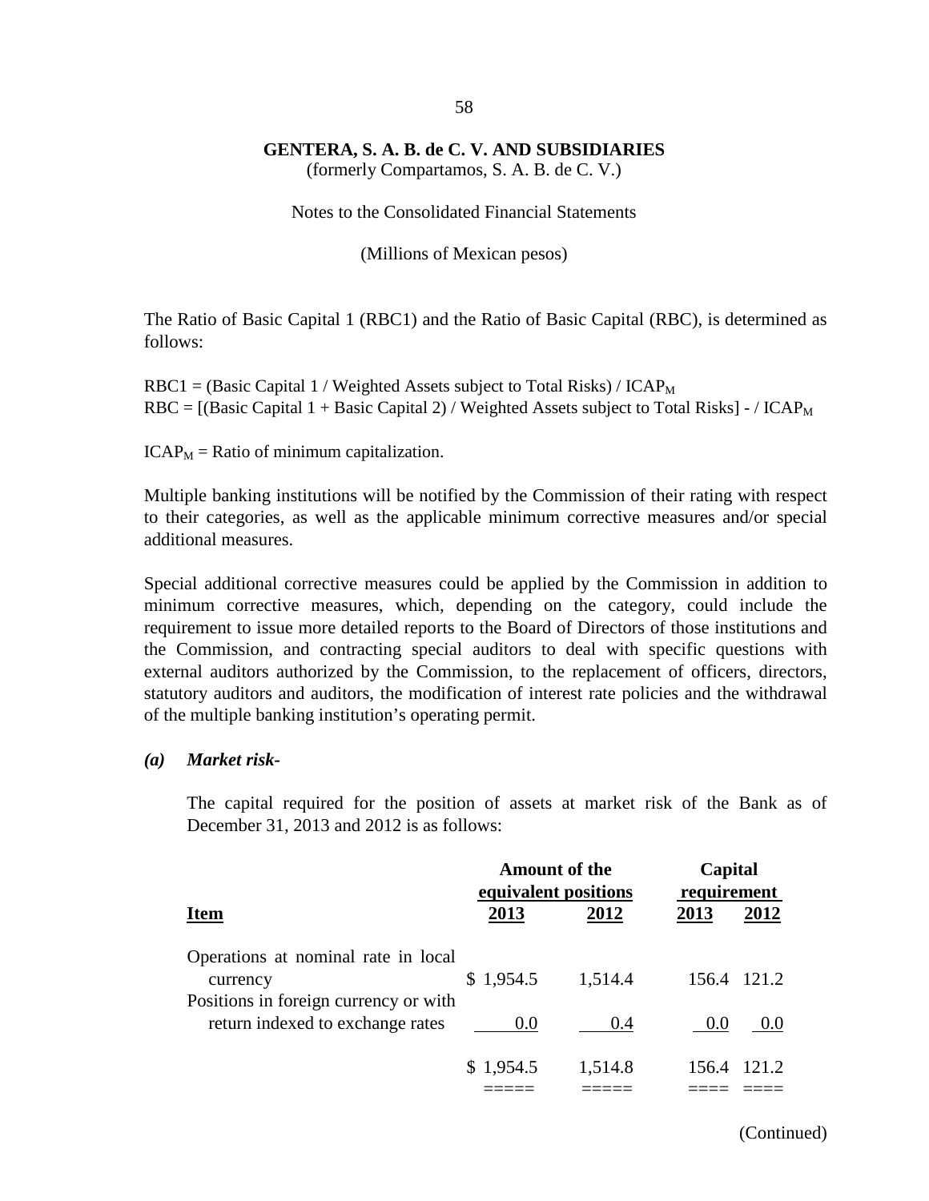# GENTERA, S. A. B. de C. V. AND SUBSIDIARIES

(formerly Compartamos, S. A. B. de C. V.)

Notes to the Consolidated Financial Statements

(Millions of Mexican pesos)

The Ratio of Basic Capital 1 (RBC1) and the Ratio of Basic Capital (RBC), is determined as follows:

$RBC1 = (\text{Basic Capital 1} / \text{Weighted Assets subject to Total Risks}) / ICAP_M$

$RBC = [(\text{Basic Capital 1} + \text{Basic Capital 2}) / \text{Weighted Assets subject to Total Risks}] - / ICAP_M$

$ICAP_M$ = Ratio of minimum capitalization.

Multiple banking institutions will be notified by the Commission of their rating with respect to their categories, as well as the applicable minimum corrective measures and/or special additional measures.

Special additional corrective measures could be applied by the Commission in addition to minimum corrective measures, which, depending on the category, could include the requirement to issue more detailed reports to the Board of Directors of those institutions and the Commission, and contracting special auditors to deal with specific questions with external auditors authorized by the Commission, to the replacement of officers, directors, statutory auditors and auditors, the modification of interest rate policies and the withdrawal of the multiple banking institution's operating permit.

***(a) Market risk-***

The capital required for the position of assets at market risk of the Bank as of December 31, 2013 and 2012 is as follows:

| Item | Amount of the equivalent positions | | Capital requirement | |
|---|---|---|---|---|
| | 2013 | 2012 | 2013 | 2012 |
| Operations at nominal rate in local currency | $ 1,954.5 | 1,514.4 | 156.4 | 121.2 |
| Positions in foreign currency or with return indexed to exchange rates | 0.0 | 0.4 | 0.0 | 0.0 |
| | $ 1,954.5 | 1,514.8 | 156.4 | 121.2 |

(Continued)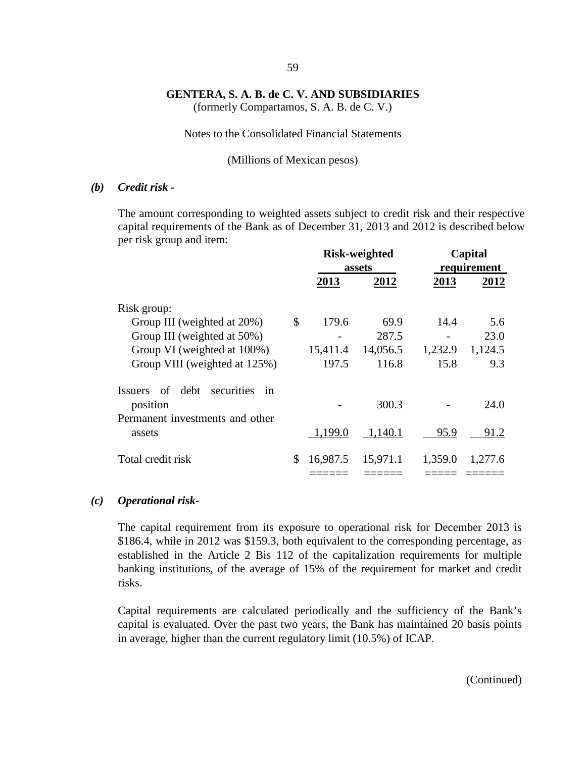**GENTERA, S. A. B. de C. V. AND SUBSIDIARIES**
(formerly Compartamos, S. A. B. de C. V.)

Notes to the Consolidated Financial Statements

(Millions of Mexican pesos)

***(b) Credit risk -***

The amount corresponding to weighted assets subject to credit risk and their respective capital requirements of the Bank as of December 31, 2013 and 2012 is described below per risk group and item:

| | Risk-weighted assets | | Capital requirement | |
|---|---|---|---|---|
| | **2013** | **2012** | **2013** | **2012** |
| Risk group: | | | | |
| Group III (weighted at 20%) | $ 179.6 | 69.9 | 14.4 | 5.6 |
| Group III (weighted at 50%) | - | 287.5 | - | 23.0 |
| Group VI (weighted at 100%) | 15,411.4 | 14,056.5 | 1,232.9 | 1,124.5 |
| Group VIII (weighted at 125%) | 197.5 | 116.8 | 15.8 | 9.3 |
| Issuers of debt securities in position | - | 300.3 | - | 24.0 |
| Permanent investments and other assets | 1,199.0 | 1,140.1 | 95.9 | 91.2 |
| Total credit risk | $ 16,987.5 | 15,971.1 | 1,359.0 | 1,277.6 |

***(c) Operational risk-***

The capital requirement from its exposure to operational risk for December 2013 is $186.4, while in 2012 was $159.3, both equivalent to the corresponding percentage, as established in the Article 2 Bis 112 of the capitalization requirements for multiple banking institutions, of the average of 15% of the requirement for market and credit risks.

Capital requirements are calculated periodically and the sufficiency of the Bank's capital is evaluated. Over the past two years, the Bank has maintained 20 basis points in average, higher than the current regulatory limit (10.5%) of ICAP.

(Continued)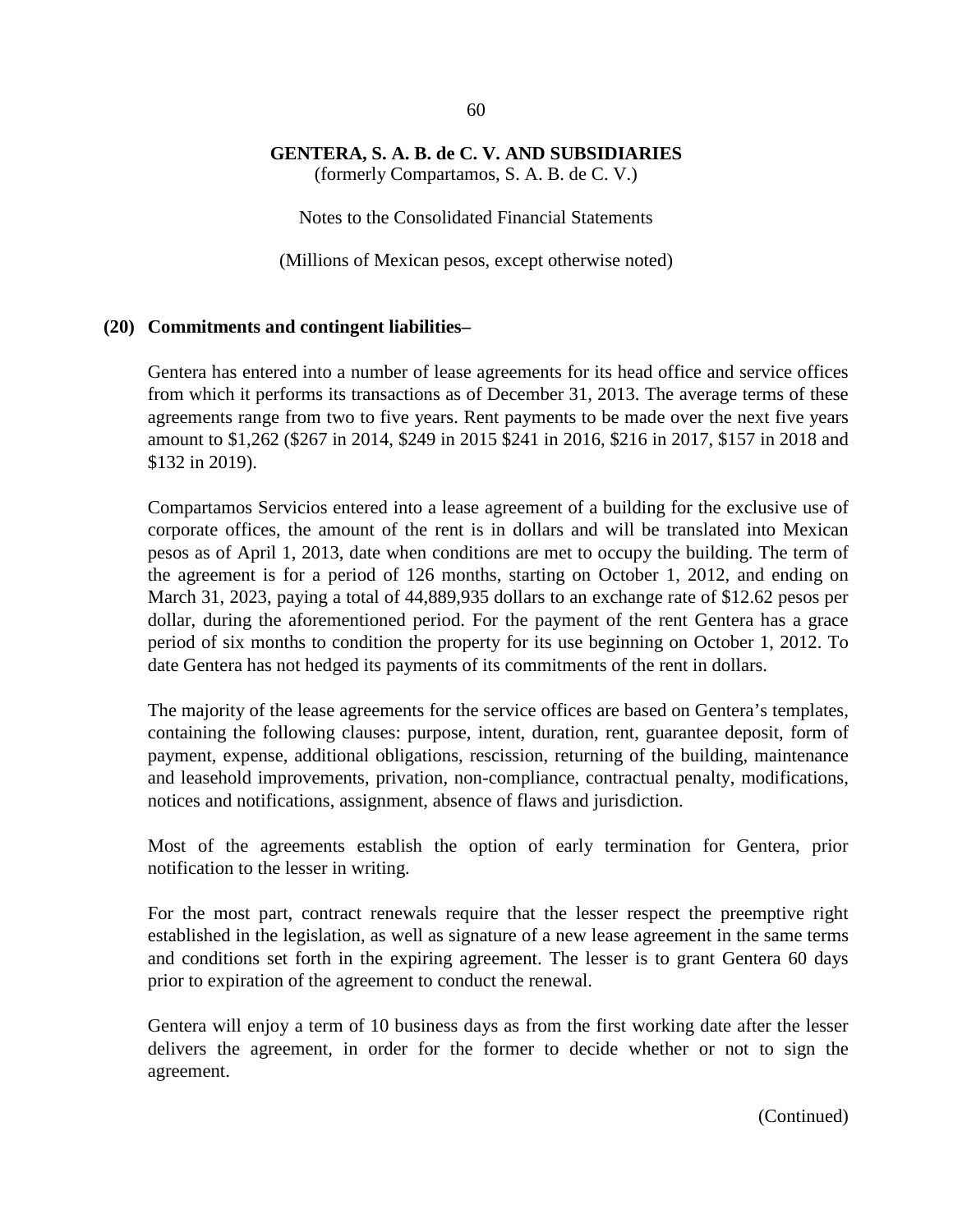**GENTERA, S. A. B. de C. V. AND SUBSIDIARIES**
(formerly Compartamos, S. A. B. de C. V.)

Notes to the Consolidated Financial Statements

(Millions of Mexican pesos, except otherwise noted)

## (20) Commitments and contingent liabilities–

Gentera has entered into a number of lease agreements for its head office and service offices from which it performs its transactions as of December 31, 2013. The average terms of these agreements range from two to five years. Rent payments to be made over the next five years amount to $1,262 ($267 in 2014, $249 in 2015 $241 in 2016, $216 in 2017, $157 in 2018 and $132 in 2019).

Compartamos Servicios entered into a lease agreement of a building for the exclusive use of corporate offices, the amount of the rent is in dollars and will be translated into Mexican pesos as of April 1, 2013, date when conditions are met to occupy the building. The term of the agreement is for a period of 126 months, starting on October 1, 2012, and ending on March 31, 2023, paying a total of 44,889,935 dollars to an exchange rate of $12.62 pesos per dollar, during the aforementioned period. For the payment of the rent Gentera has a grace period of six months to condition the property for its use beginning on October 1, 2012. To date Gentera has not hedged its payments of its commitments of the rent in dollars.

The majority of the lease agreements for the service offices are based on Gentera's templates, containing the following clauses: purpose, intent, duration, rent, guarantee deposit, form of payment, expense, additional obligations, rescission, returning of the building, maintenance and leasehold improvements, privation, non-compliance, contractual penalty, modifications, notices and notifications, assignment, absence of flaws and jurisdiction.

Most of the agreements establish the option of early termination for Gentera, prior notification to the lesser in writing.

For the most part, contract renewals require that the lesser respect the preemptive right established in the legislation, as well as signature of a new lease agreement in the same terms and conditions set forth in the expiring agreement. The lesser is to grant Gentera 60 days prior to expiration of the agreement to conduct the renewal.

Gentera will enjoy a term of 10 business days as from the first working date after the lesser delivers the agreement, in order for the former to decide whether or not to sign the agreement.

(Continued)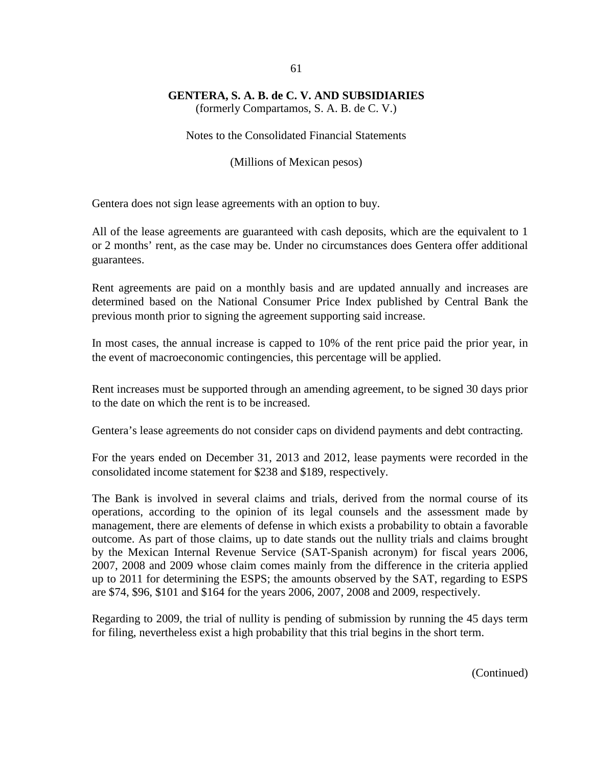Gentera does not sign lease agreements with an option to buy.

All of the lease agreements are guaranteed with cash deposits, which are the equivalent to 1 or 2 months' rent, as the case may be. Under no circumstances does Gentera offer additional guarantees.

Rent agreements are paid on a monthly basis and are updated annually and increases are determined based on the National Consumer Price Index published by Central Bank the previous month prior to signing the agreement supporting said increase.

In most cases, the annual increase is capped to 10% of the rent price paid the prior year, in the event of macroeconomic contingencies, this percentage will be applied.

Rent increases must be supported through an amending agreement, to be signed 30 days prior to the date on which the rent is to be increased.

Gentera's lease agreements do not consider caps on dividend payments and debt contracting.

For the years ended on December 31, 2013 and 2012, lease payments were recorded in the consolidated income statement for $238 and $189, respectively.

The Bank is involved in several claims and trials, derived from the normal course of its operations, according to the opinion of its legal counsels and the assessment made by management, there are elements of defense in which exists a probability to obtain a favorable outcome. As part of those claims, up to date stands out the nullity trials and claims brought by the Mexican Internal Revenue Service (SAT-Spanish acronym) for fiscal years 2006, 2007, 2008 and 2009 whose claim comes mainly from the difference in the criteria applied up to 2011 for determining the ESPS; the amounts observed by the SAT, regarding to ESPS are $74, $96, $101 and $164 for the years 2006, 2007, 2008 and 2009, respectively.

Regarding to 2009, the trial of nullity is pending of submission by running the 45 days term for filing, nevertheless exist a high probability that this trial begins in the short term.

(Continued)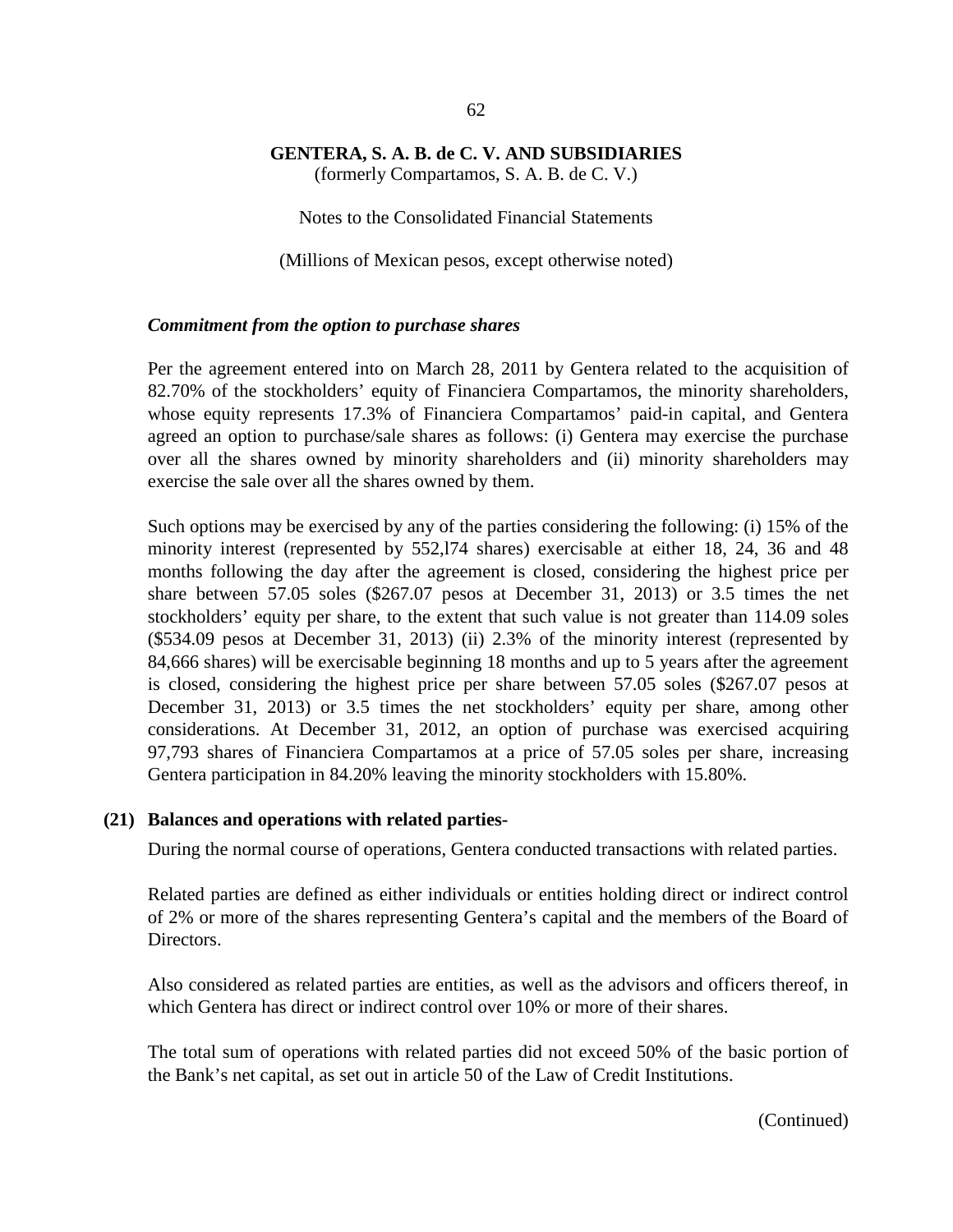**GENTERA, S. A. B. de C. V. AND SUBSIDIARIES**
(formerly Compartamos, S. A. B. de C. V.)

Notes to the Consolidated Financial Statements

(Millions of Mexican pesos, except otherwise noted)

***Commitment from the option to purchase shares***

Per the agreement entered into on March 28, 2011 by Gentera related to the acquisition of 82.70% of the stockholders' equity of Financiera Compartamos, the minority shareholders, whose equity represents 17.3% of Financiera Compartamos' paid-in capital, and Gentera agreed an option to purchase/sale shares as follows: (i) Gentera may exercise the purchase over all the shares owned by minority shareholders and (ii) minority shareholders may exercise the sale over all the shares owned by them.

Such options may be exercised by any of the parties considering the following: (i) 15% of the minority interest (represented by 552,l74 shares) exercisable at either 18, 24, 36 and 48 months following the day after the agreement is closed, considering the highest price per share between 57.05 soles ($267.07 pesos at December 31, 2013) or 3.5 times the net stockholders' equity per share, to the extent that such value is not greater than 114.09 soles ($534.09 pesos at December 31, 2013) (ii) 2.3% of the minority interest (represented by 84,666 shares) will be exercisable beginning 18 months and up to 5 years after the agreement is closed, considering the highest price per share between 57.05 soles ($267.07 pesos at December 31, 2013) or 3.5 times the net stockholders' equity per share, among other considerations. At December 31, 2012, an option of purchase was exercised acquiring 97,793 shares of Financiera Compartamos at a price of 57.05 soles per share, increasing Gentera participation in 84.20% leaving the minority stockholders with 15.80%.

## (21) Balances and operations with related parties-

During the normal course of operations, Gentera conducted transactions with related parties.

Related parties are defined as either individuals or entities holding direct or indirect control of 2% or more of the shares representing Gentera's capital and the members of the Board of Directors.

Also considered as related parties are entities, as well as the advisors and officers thereof, in which Gentera has direct or indirect control over 10% or more of their shares.

The total sum of operations with related parties did not exceed 50% of the basic portion of the Bank's net capital, as set out in article 50 of the Law of Credit Institutions.

(Continued)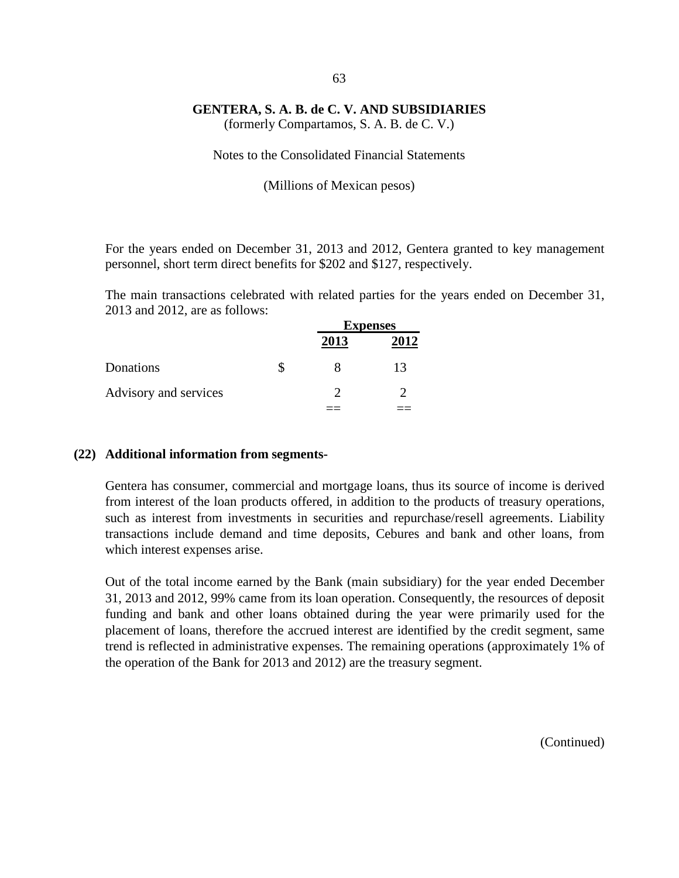**GENTERA, S. A. B. de C. V. AND SUBSIDIARIES**
(formerly Compartamos, S. A. B. de C. V.)

Notes to the Consolidated Financial Statements

(Millions of Mexican pesos)

For the years ended on December 31, 2013 and 2012, Gentera granted to key management personnel, short term direct benefits for $202 and $127, respectively.

The main transactions celebrated with related parties for the years ended on December 31, 2013 and 2012, are as follows:

| | | Expenses | |
|---|---|---|---|
| | | **2013** | **2012** |
| Donations | $ | 8 | 13 |
| Advisory and services | | 2 | 2 |
| | | == | == |

**(22) Additional information from segments-**

Gentera has consumer, commercial and mortgage loans, thus its source of income is derived from interest of the loan products offered, in addition to the products of treasury operations, such as interest from investments in securities and repurchase/resell agreements. Liability transactions include demand and time deposits, Cebures and bank and other loans, from which interest expenses arise.

Out of the total income earned by the Bank (main subsidiary) for the year ended December 31, 2013 and 2012, 99% came from its loan operation. Consequently, the resources of deposit funding and bank and other loans obtained during the year were primarily used for the placement of loans, therefore the accrued interest are identified by the credit segment, same trend is reflected in administrative expenses. The remaining operations (approximately 1% of the operation of the Bank for 2013 and 2012) are the treasury segment.

(Continued)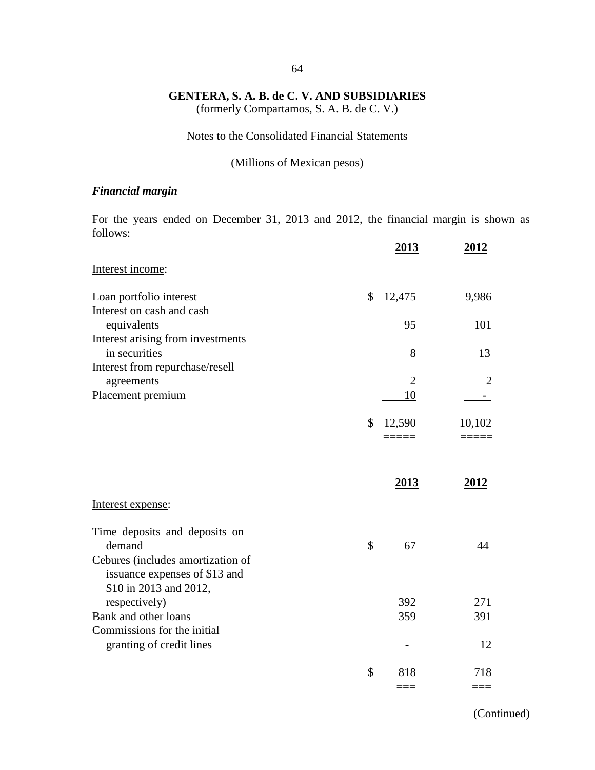**GENTERA, S. A. B. de C. V. AND SUBSIDIARIES**
(formerly Compartamos, S. A. B. de C. V.)

Notes to the Consolidated Financial Statements

(Millions of Mexican pesos)

***Financial margin***

For the years ended on December 31, 2013 and 2012, the financial margin is shown as follows:

| | 2013 | 2012 |
|---|---|---|
| Interest income: | | |
| Loan portfolio interest | $ 12,475 | 9,986 |
| Interest on cash and cash equivalents | 95 | 101 |
| Interest arising from investments in securities | 8 | 13 |
| Interest from repurchase/resell agreements | 2 | 2 |
| Placement premium | 10 | - |
| | $ 12,590 | 10,102 |

| | 2013 | 2012 |
|---|---|---|
| Interest expense: | | |
| Time deposits and deposits on demand | $ 67 | 44 |
| Cebures (includes amortization of issuance expenses of $13 and $10 in 2013 and 2012, respectively) | 392 | 271 |
| Bank and other loans | 359 | 391 |
| Commissions for the initial granting of credit lines | - | 12 |
| | $ 818 | 718 |

(Continued)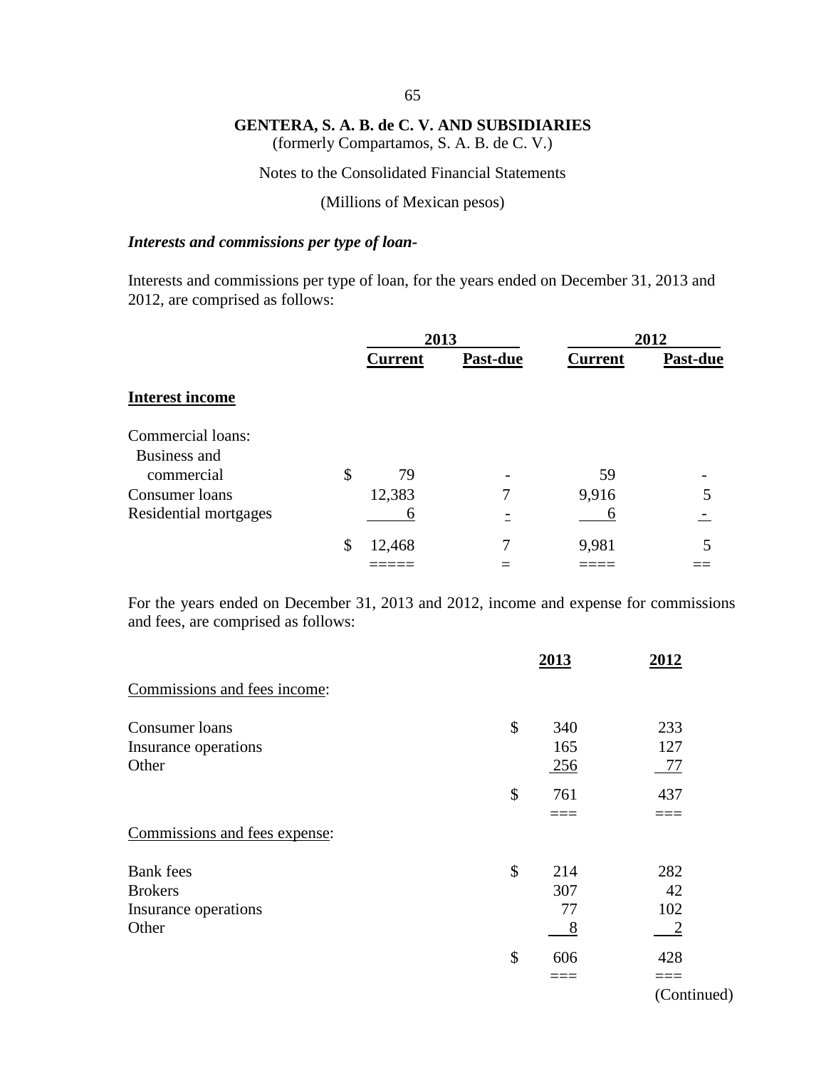**GENTERA, S. A. B. de C. V. AND SUBSIDIARIES**
(formerly Compartamos, S. A. B. de C. V.)

Notes to the Consolidated Financial Statements

(Millions of Mexican pesos)

***Interests and commissions per type of loan-***

Interests and commissions per type of loan, for the years ended on December 31, 2013 and 2012, are comprised as follows:

| | 2013 | | 2012 | |
|---|---|---|---|---|
| | **Current** | **Past-due** | **Current** | **Past-due** |
| **Interest income** | | | | |
| Commercial loans: | | | | |
| Business and commercial | $ 79 | - | 59 | - |
| Consumer loans | 12,383 | 7 | 9,916 | 5 |
| Residential mortgages | 6 | - | 6 | - |
| | $ 12,468 | 7 | 9,981 | 5 |

For the years ended on December 31, 2013 and 2012, income and expense for commissions and fees, are comprised as follows:

| | 2013 | 2012 |
|---|---|---|
| Commissions and fees income: | | |
| Consumer loans | $ 340 | 233 |
| Insurance operations | 165 | 127 |
| Other | 256 | 77 |
| | $ 761 | 437 |
| Commissions and fees expense: | | |
| Bank fees | $ 214 | 282 |
| Brokers | 307 | 42 |
| Insurance operations | 77 | 102 |
| Other | 8 | 2 |
| | $ 606 | 428 |

(Continued)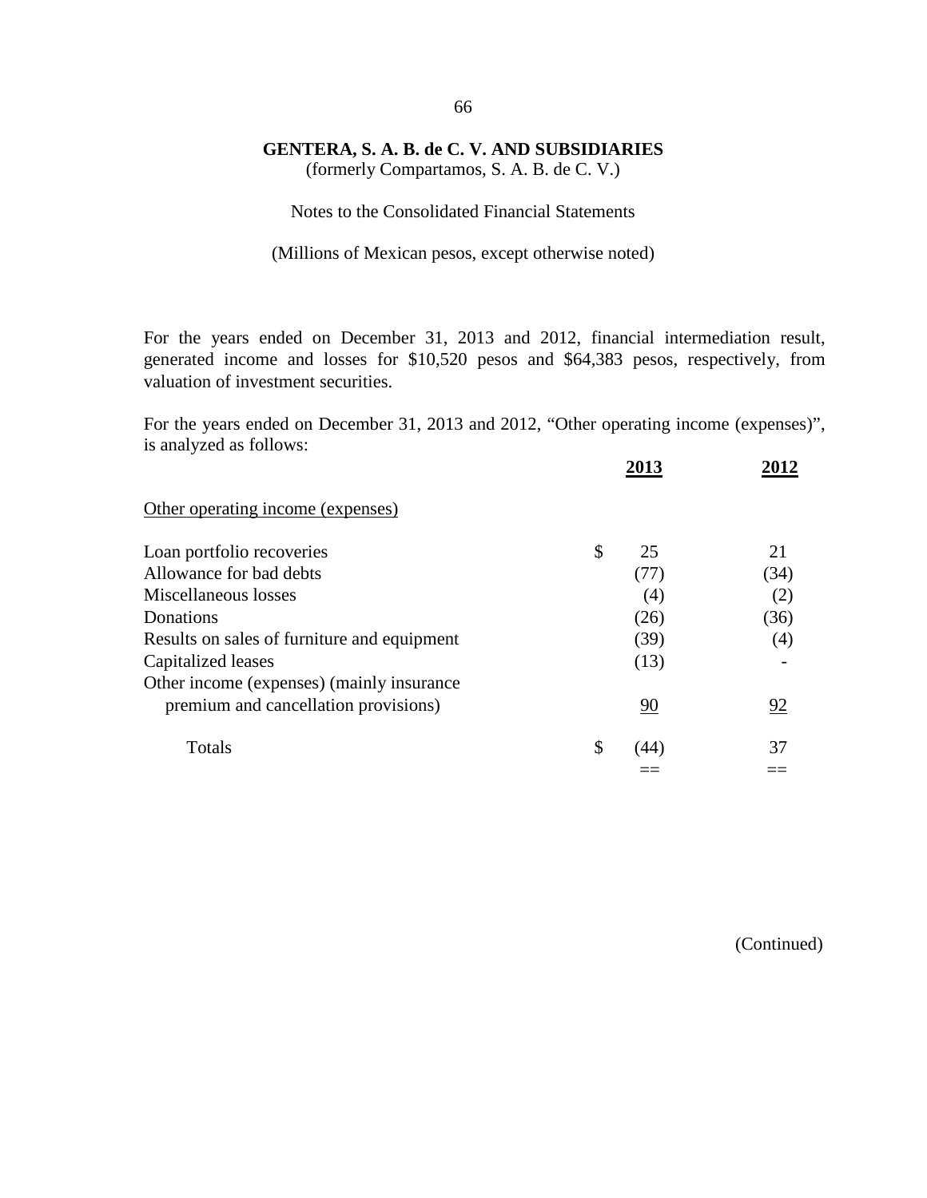**GENTERA, S. A. B. de C. V. AND SUBSIDIARIES**
(formerly Compartamos, S. A. B. de C. V.)

Notes to the Consolidated Financial Statements

(Millions of Mexican pesos, except otherwise noted)

For the years ended on December 31, 2013 and 2012, financial intermediation result, generated income and losses for $10,520 pesos and $64,383 pesos, respectively, from valuation of investment securities.

For the years ended on December 31, 2013 and 2012, "Other operating income (expenses)", is analyzed as follows:

| | | 2013 | 2012 |
|---|---|---|---|
| Other operating income (expenses) | | | |
| Loan portfolio recoveries | $ | 25 | 21 |
| Allowance for bad debts | | (77) | (34) |
| Miscellaneous losses | | (4) | (2) |
| Donations | | (26) | (36) |
| Results on sales of furniture and equipment | | (39) | (4) |
| Capitalized leases | | (13) | - |
| Other income (expenses) (mainly insurance premium and cancellation provisions) | | 90 | 92 |
| Totals | $ | (44) | 37 |

(Continued)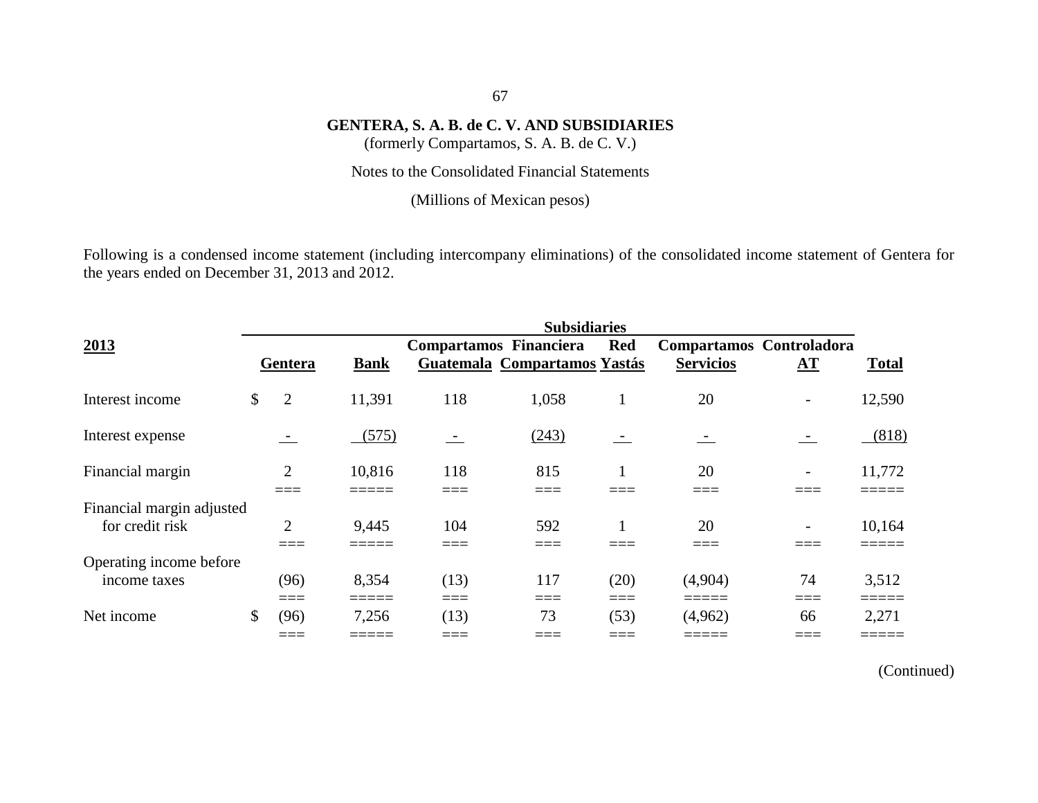**GENTERA, S. A. B. de C. V. AND SUBSIDIARIES**
(formerly Compartamos, S. A. B. de C. V.)

Notes to the Consolidated Financial Statements

(Millions of Mexican pesos)

Following is a condensed income statement (including intercompany eliminations) of the consolidated income statement of Gentera for the years ended on December 31, 2013 and 2012.

| **2013** | | Subsidiaries | | | | | | |
|---|---|---|---|---|---|---|---|---|
| | **Gentera** | **Bank** | **Compartamos Guatemala** | **Financiera Compartamos** | **Red Yastás** | **Compartamos Servicios** | **Controladora AT** | **Total** |
| Interest income | $ 2 | 11,391 | 118 | 1,058 | 1 | 20 | - | 12,590 |
| Interest expense | - | (575) | - | (243) | - | - | - | (818) |
| Financial margin | 2 | 10,816 | 118 | 815 | 1 | 20 | - | 11,772 |
| Financial margin adjusted for credit risk | 2 | 9,445 | 104 | 592 | 1 | 20 | - | 10,164 |
| Operating income before income taxes | (96) | 8,354 | (13) | 117 | (20) | (4,904) | 74 | 3,512 |
| Net income | $ (96) | 7,256 | (13) | 73 | (53) | (4,962) | 66 | 2,271 |

(Continued)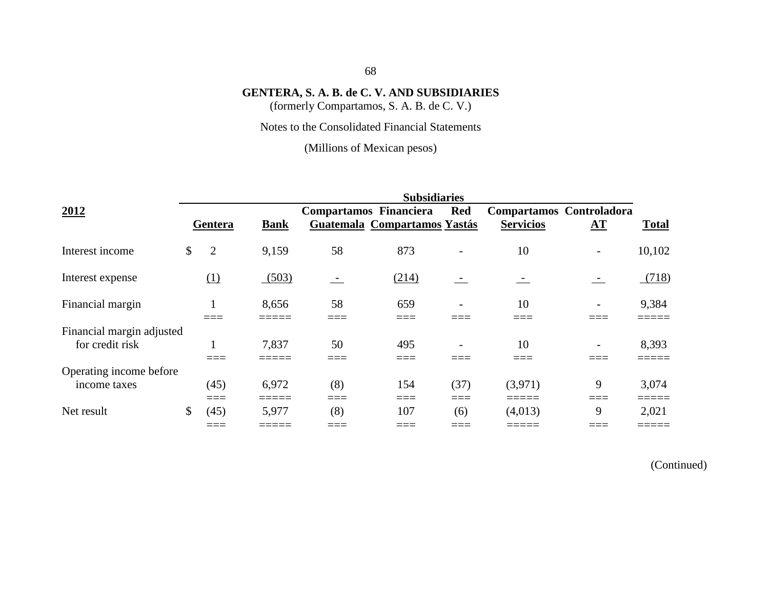**GENTERA, S. A. B. de C. V. AND SUBSIDIARIES**
(formerly Compartamos, S. A. B. de C. V.)

Notes to the Consolidated Financial Statements

(Millions of Mexican pesos)

| 2012 | | Subsidiaries | | | | | | |
|---|---|---|---|---|---|---|---|---|
| | Gentera | Bank | Compartamos Guatemala | Financiera Compartamos | Red Yastás | Compartamos Servicios | Controladora AT | Total |
| Interest income | $ 2 | 9,159 | 58 | 873 | - | 10 | - | 10,102 |
| Interest expense | (1) | (503) | - | (214) | - | - | - | (718) |
| Financial margin | 1 | 8,656 | 58 | 659 | - | 10 | - | 9,384 |
| Financial margin adjusted for credit risk | 1 | 7,837 | 50 | 495 | - | 10 | - | 8,393 |
| Operating income before income taxes | (45) | 6,972 | (8) | 154 | (37) | (3,971) | 9 | 3,074 |
| Net result | $ (45) | 5,977 | (8) | 107 | (6) | (4,013) | 9 | 2,021 |

(Continued)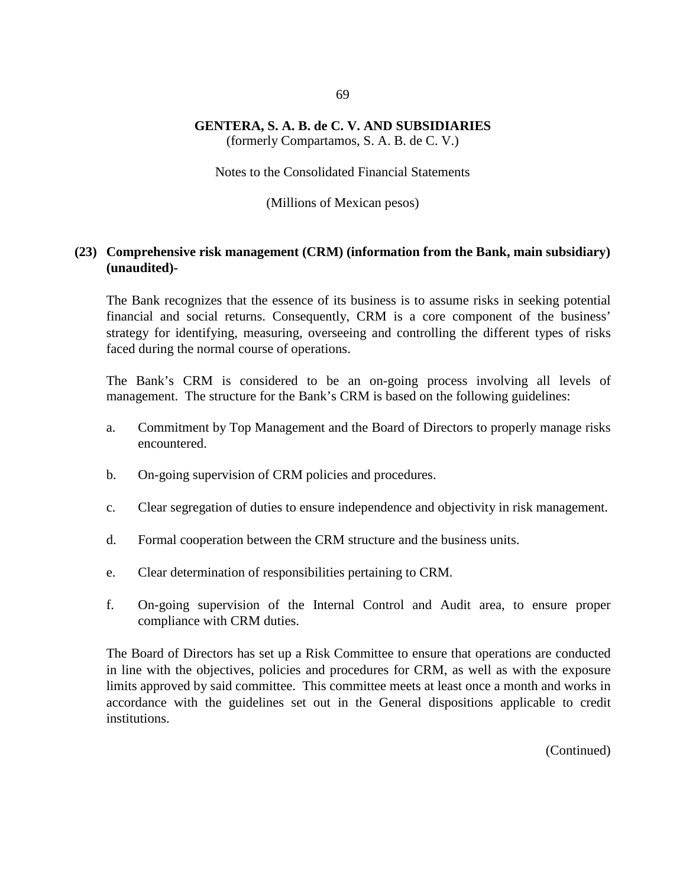## (23) Comprehensive risk management (CRM) (information from the Bank, main subsidiary) (unaudited)-

The Bank recognizes that the essence of its business is to assume risks in seeking potential financial and social returns. Consequently, CRM is a core component of the business' strategy for identifying, measuring, overseeing and controlling the different types of risks faced during the normal course of operations.

The Bank's CRM is considered to be an on-going process involving all levels of management. The structure for the Bank's CRM is based on the following guidelines:

a. Commitment by Top Management and the Board of Directors to properly manage risks encountered.

b. On-going supervision of CRM policies and procedures.

c. Clear segregation of duties to ensure independence and objectivity in risk management.

d. Formal cooperation between the CRM structure and the business units.

e. Clear determination of responsibilities pertaining to CRM.

f. On-going supervision of the Internal Control and Audit area, to ensure proper compliance with CRM duties.

The Board of Directors has set up a Risk Committee to ensure that operations are conducted in line with the objectives, policies and procedures for CRM, as well as with the exposure limits approved by said committee. This committee meets at least once a month and works in accordance with the guidelines set out in the General dispositions applicable to credit institutions.

(Continued)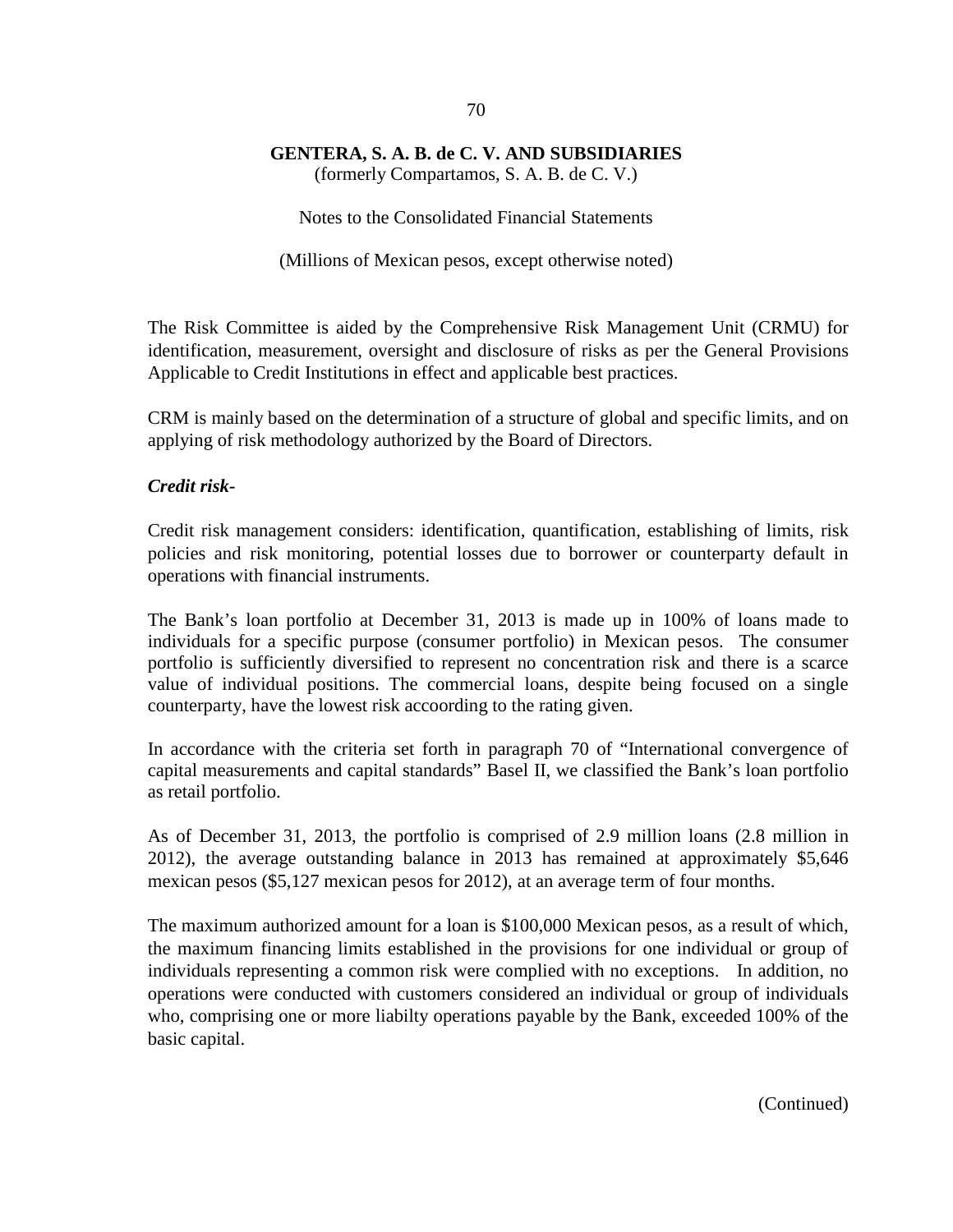The Risk Committee is aided by the Comprehensive Risk Management Unit (CRMU) for identification, measurement, oversight and disclosure of risks as per the General Provisions Applicable to Credit Institutions in effect and applicable best practices.

CRM is mainly based on the determination of a structure of global and specific limits, and on applying of risk methodology authorized by the Board of Directors.

***Credit risk-***

Credit risk management considers: identification, quantification, establishing of limits, risk policies and risk monitoring, potential losses due to borrower or counterparty default in operations with financial instruments.

The Bank's loan portfolio at December 31, 2013 is made up in 100% of loans made to individuals for a specific purpose (consumer portfolio) in Mexican pesos. The consumer portfolio is sufficiently diversified to represent no concentration risk and there is a scarce value of individual positions. The commercial loans, despite being focused on a single counterparty, have the lowest risk accoording to the rating given.

In accordance with the criteria set forth in paragraph 70 of "International convergence of capital measurements and capital standards" Basel II, we classified the Bank's loan portfolio as retail portfolio.

As of December 31, 2013, the portfolio is comprised of 2.9 million loans (2.8 million in 2012), the average outstanding balance in 2013 has remained at approximately $5,646 mexican pesos ($5,127 mexican pesos for 2012), at an average term of four months.

The maximum authorized amount for a loan is $100,000 Mexican pesos, as a result of which, the maximum financing limits established in the provisions for one individual or group of individuals representing a common risk were complied with no exceptions. In addition, no operations were conducted with customers considered an individual or group of individuals who, comprising one or more liabilty operations payable by the Bank, exceeded 100% of the basic capital.

(Continued)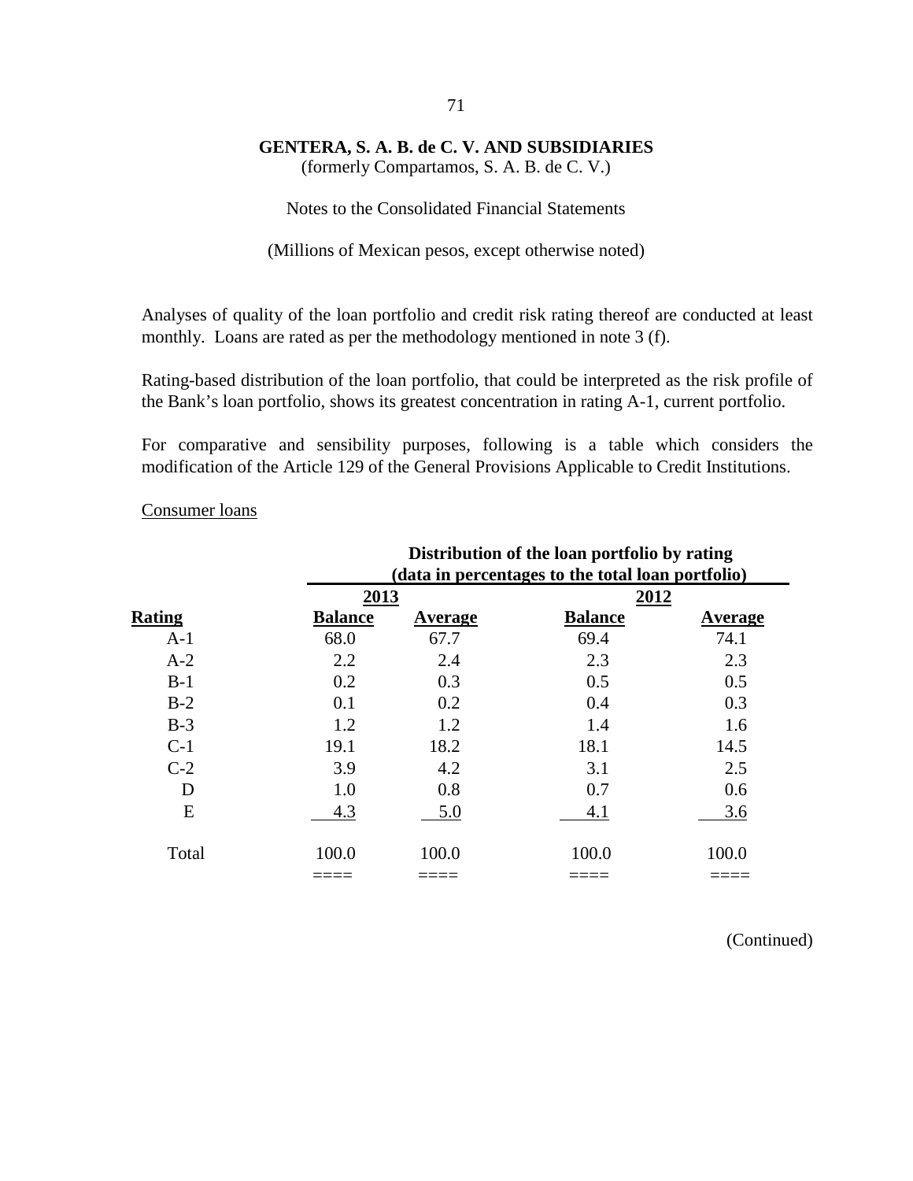**GENTERA, S. A. B. de C. V. AND SUBSIDIARIES**
(formerly Compartamos, S. A. B. de C. V.)

Notes to the Consolidated Financial Statements

(Millions of Mexican pesos, except otherwise noted)

Analyses of quality of the loan portfolio and credit risk rating thereof are conducted at least monthly. Loans are rated as per the methodology mentioned in note 3 (f).

Rating-based distribution of the loan portfolio, that could be interpreted as the risk profile of the Bank's loan portfolio, shows its greatest concentration in rating A-1, current portfolio.

For comparative and sensibility purposes, following is a table which considers the modification of the Article 129 of the General Provisions Applicable to Credit Institutions.

Consumer loans

| | **Distribution of the loan portfolio by rating (data in percentages to the total loan portfolio)** | | | |
|---|---|---|---|---|
| | **2013** | | **2012** | |
| **Rating** | **Balance** | **Average** | **Balance** | **Average** |
| A-1 | 68.0 | 67.7 | 69.4 | 74.1 |
| A-2 | 2.2 | 2.4 | 2.3 | 2.3 |
| B-1 | 0.2 | 0.3 | 0.5 | 0.5 |
| B-2 | 0.1 | 0.2 | 0.4 | 0.3 |
| B-3 | 1.2 | 1.2 | 1.4 | 1.6 |
| C-1 | 19.1 | 18.2 | 18.1 | 14.5 |
| C-2 | 3.9 | 4.2 | 3.1 | 2.5 |
| D | 1.0 | 0.8 | 0.7 | 0.6 |
| E | 4.3 | 5.0 | 4.1 | 3.6 |
| Total | 100.0 | 100.0 | 100.0 | 100.0 |

(Continued)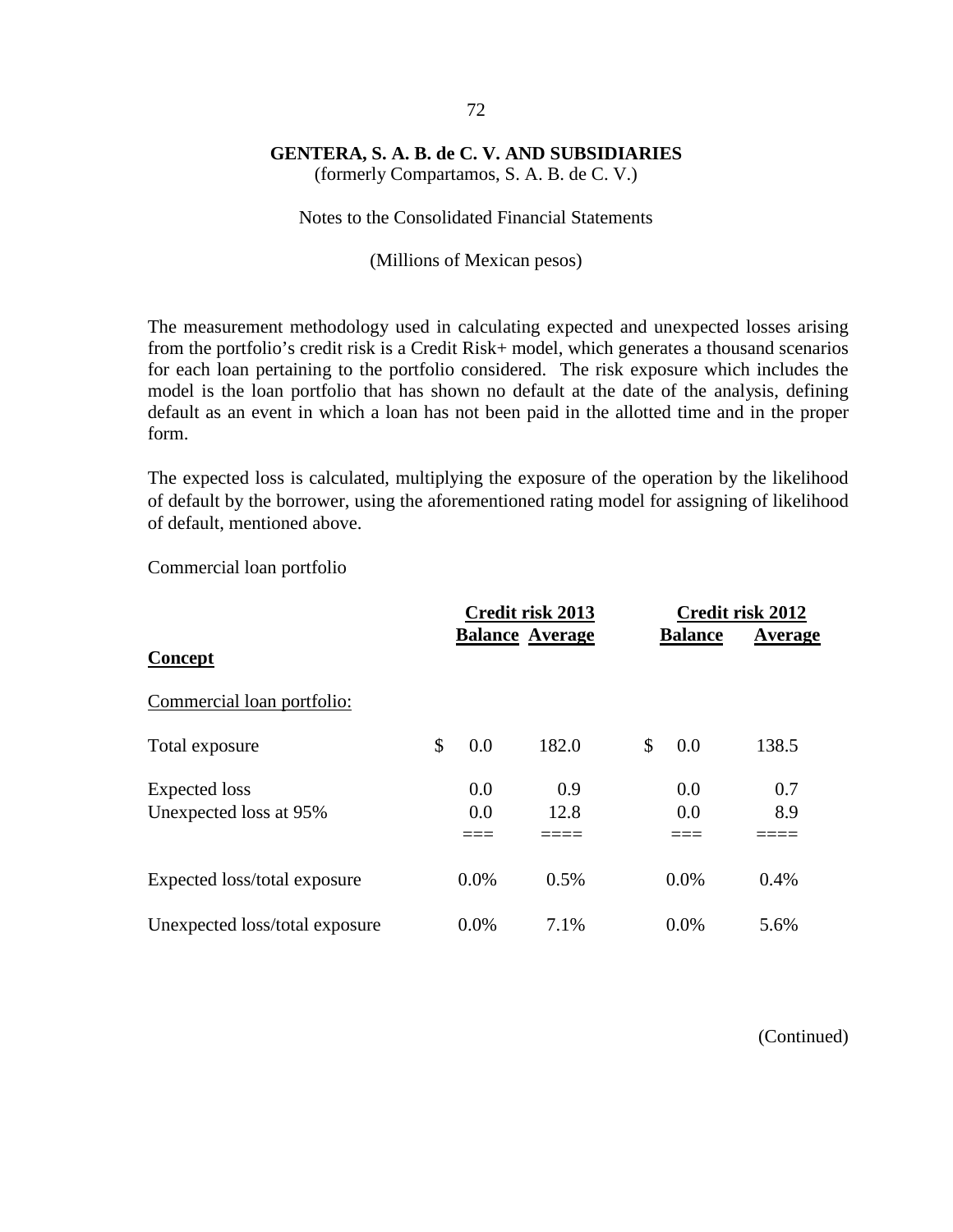**GENTERA, S. A. B. de C. V. AND SUBSIDIARIES**
(formerly Compartamos, S. A. B. de C. V.)

Notes to the Consolidated Financial Statements

(Millions of Mexican pesos)

The measurement methodology used in calculating expected and unexpected losses arising from the portfolio's credit risk is a Credit Risk+ model, which generates a thousand scenarios for each loan pertaining to the portfolio considered. The risk exposure which includes the model is the loan portfolio that has shown no default at the date of the analysis, defining default as an event in which a loan has not been paid in the allotted time and in the proper form.

The expected loss is calculated, multiplying the exposure of the operation by the likelihood of default by the borrower, using the aforementioned rating model for assigning of likelihood of default, mentioned above.

Commercial loan portfolio

| Concept | Credit risk 2013 | | Credit risk 2012 | |
|---|---|---|---|---|
| | Balance | Average | Balance | Average |
| Commercial loan portfolio: | | | | |
| Total exposure | $ 0.0 | 182.0 | $ 0.0 | 138.5 |
| Expected loss | 0.0 | 0.9 | 0.0 | 0.7 |
| Unexpected loss at 95% | 0.0 | 12.8 | 0.0 | 8.9 |
| Expected loss/total exposure | 0.0% | 0.5% | 0.0% | 0.4% |
| Unexpected loss/total exposure | 0.0% | 7.1% | 0.0% | 5.6% |

(Continued)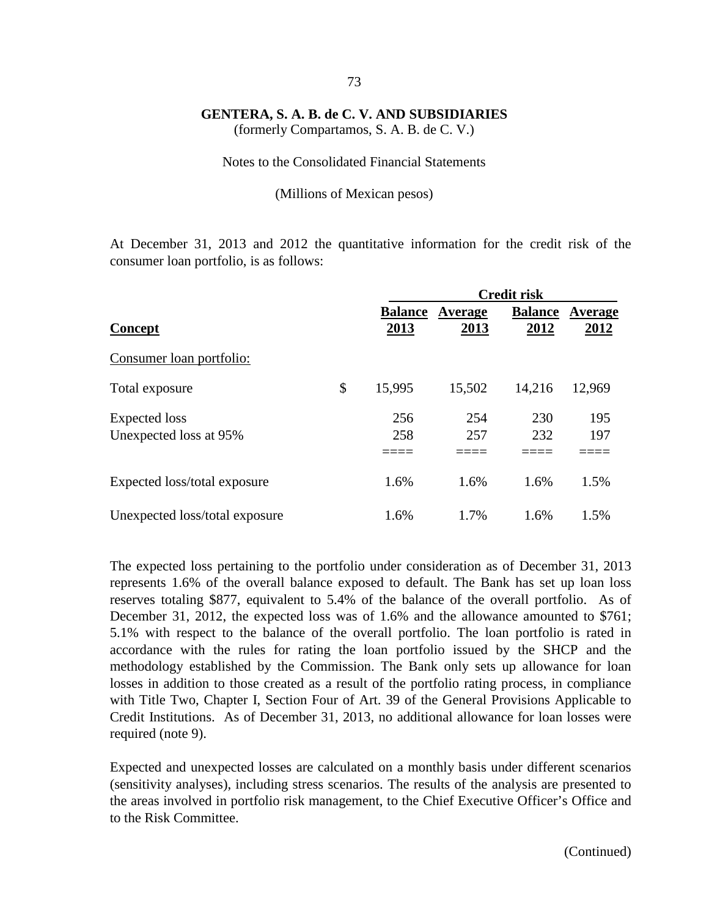**GENTERA, S. A. B. de C. V. AND SUBSIDIARIES**
(formerly Compartamos, S. A. B. de C. V.)

Notes to the Consolidated Financial Statements

(Millions of Mexican pesos)

At December 31, 2013 and 2012 the quantitative information for the credit risk of the consumer loan portfolio, is as follows:

| | | Credit risk | | | |
|---|---|---|---|---|---|
| **Concept** | | **Balance 2013** | **Average 2013** | **Balance 2012** | **Average 2012** |
| Consumer loan portfolio: | | | | | |
| Total exposure | $ | 15,995 | 15,502 | 14,216 | 12,969 |
| Expected loss | | 256 | 254 | 230 | 195 |
| Unexpected loss at 95% | | 258 | 257 | 232 | 197 |
| Expected loss/total exposure | | 1.6% | 1.6% | 1.6% | 1.5% |
| Unexpected loss/total exposure | | 1.6% | 1.7% | 1.6% | 1.5% |

The expected loss pertaining to the portfolio under consideration as of December 31, 2013 represents 1.6% of the overall balance exposed to default. The Bank has set up loan loss reserves totaling $877, equivalent to 5.4% of the balance of the overall portfolio. As of December 31, 2012, the expected loss was of 1.6% and the allowance amounted to $761; 5.1% with respect to the balance of the overall portfolio. The loan portfolio is rated in accordance with the rules for rating the loan portfolio issued by the SHCP and the methodology established by the Commission. The Bank only sets up allowance for loan losses in addition to those created as a result of the portfolio rating process, in compliance with Title Two, Chapter I, Section Four of Art. 39 of the General Provisions Applicable to Credit Institutions. As of December 31, 2013, no additional allowance for loan losses were required (note 9).

Expected and unexpected losses are calculated on a monthly basis under different scenarios (sensitivity analyses), including stress scenarios. The results of the analysis are presented to the areas involved in portfolio risk management, to the Chief Executive Officer's Office and to the Risk Committee.

(Continued)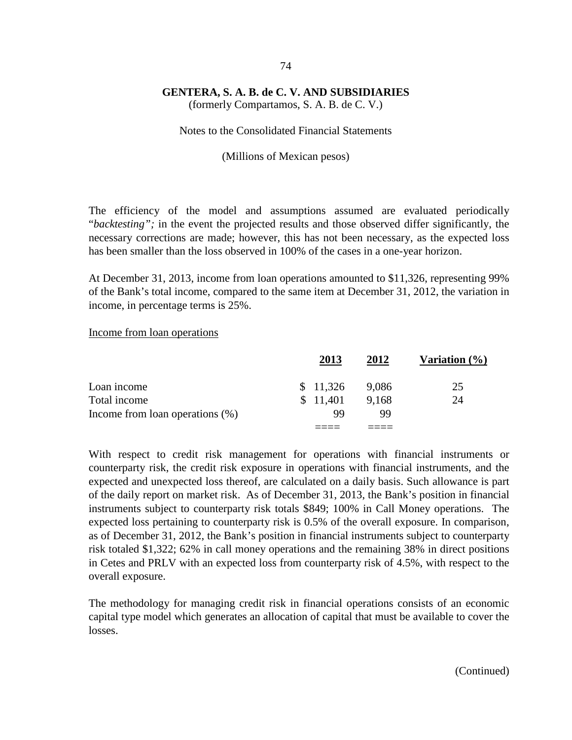**GENTERA, S. A. B. de C. V. AND SUBSIDIARIES**
(formerly Compartamos, S. A. B. de C. V.)

Notes to the Consolidated Financial Statements

(Millions of Mexican pesos)

The efficiency of the model and assumptions assumed are evaluated periodically "*backtesting";* in the event the projected results and those observed differ significantly, the necessary corrections are made; however, this has not been necessary, as the expected loss has been smaller than the loss observed in 100% of the cases in a one-year horizon.

At December 31, 2013, income from loan operations amounted to $11,326, representing 99% of the Bank's total income, compared to the same item at December 31, 2012, the variation in income, in percentage terms is 25%.

Income from loan operations

| | 2013 | 2012 | Variation (%) |
|---|---|---|---|
| Loan income | $ 11,326 | 9,086 | 25 |
| Total income | $ 11,401 | 9,168 | 24 |
| Income from loan operations (%) | 99 | 99 | |

With respect to credit risk management for operations with financial instruments or counterparty risk, the credit risk exposure in operations with financial instruments, and the expected and unexpected loss thereof, are calculated on a daily basis. Such allowance is part of the daily report on market risk. As of December 31, 2013, the Bank's position in financial instruments subject to counterparty risk totals $849; 100% in Call Money operations. The expected loss pertaining to counterparty risk is 0.5% of the overall exposure. In comparison, as of December 31, 2012, the Bank's position in financial instruments subject to counterparty risk totaled $1,322; 62% in call money operations and the remaining 38% in direct positions in Cetes and PRLV with an expected loss from counterparty risk of 4.5%, with respect to the overall exposure.

The methodology for managing credit risk in financial operations consists of an economic capital type model which generates an allocation of capital that must be available to cover the losses.

(Continued)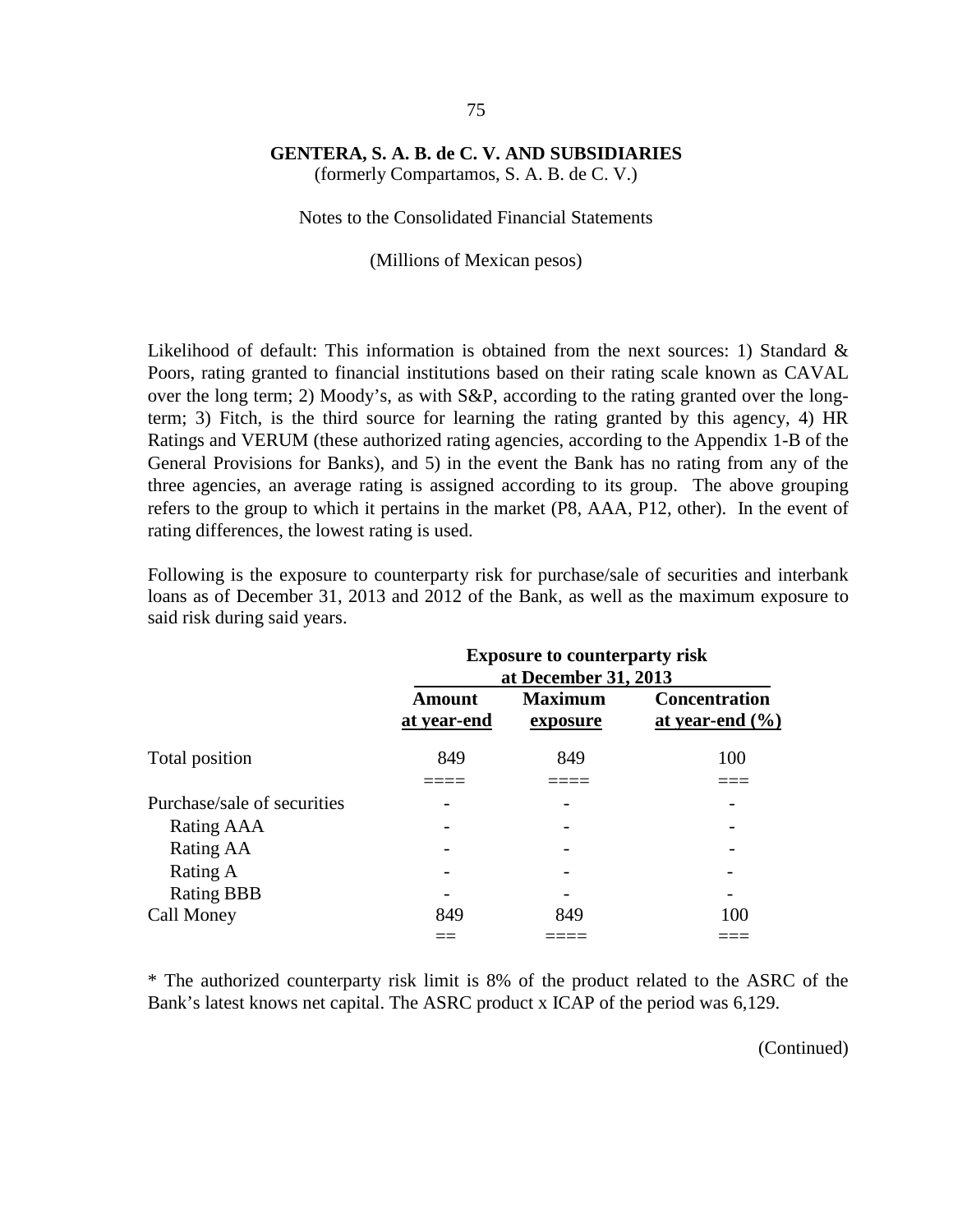GENTERA, S. A. B. de C. V. AND SUBSIDIARIES
(formerly Compartamos, S. A. B. de C. V.)

Notes to the Consolidated Financial Statements

(Millions of Mexican pesos)

Likelihood of default: This information is obtained from the next sources: 1) Standard & Poors, rating granted to financial institutions based on their rating scale known as CAVAL over the long term; 2) Moody's, as with S&P, according to the rating granted over the long-term; 3) Fitch, is the third source for learning the rating granted by this agency, 4) HR Ratings and VERUM (these authorized rating agencies, according to the Appendix 1-B of the General Provisions for Banks), and 5) in the event the Bank has no rating from any of the three agencies, an average rating is assigned according to its group. The above grouping refers to the group to which it pertains in the market (P8, AAA, P12, other). In the event of rating differences, the lowest rating is used.

Following is the exposure to counterparty risk for purchase/sale of securities and interbank loans as of December 31, 2013 and 2012 of the Bank, as well as the maximum exposure to said risk during said years.

| | **Exposure to counterparty risk at December 31, 2013** | | |
|---|---|---|---|
| | **Amount at year-end** | **Maximum exposure** | **Concentration at year-end (%)** |
| Total position | 849 | 849 | 100 |
| Purchase/sale of securities | - | - | - |
| Rating AAA | - | - | - |
| Rating AA | - | - | - |
| Rating A | - | - | - |
| Rating BBB | - | - | - |
| Call Money | 849 | 849 | 100 |

* The authorized counterparty risk limit is 8% of the product related to the ASRC of the Bank's latest knows net capital. The ASRC product x ICAP of the period was 6,129.

(Continued)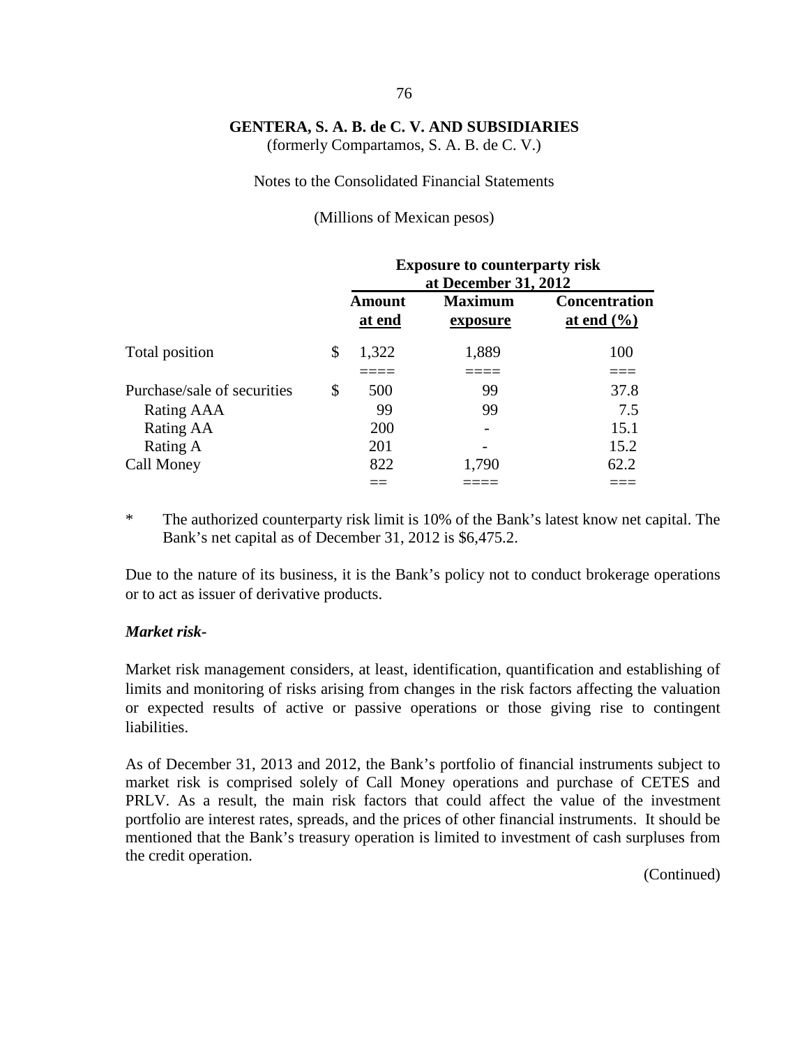**GENTERA, S. A. B. de C. V. AND SUBSIDIARIES**
(formerly Compartamos, S. A. B. de C. V.)

Notes to the Consolidated Financial Statements

(Millions of Mexican pesos)

| | Exposure to counterparty risk at December 31, 2012 | | |
|---|---|---|---|
| | **Amount at end** | **Maximum exposure** | **Concentration at end (%)** |
| Total position | $ 1,322 | 1,889 | 100 |
| | ==== | ==== | === |
| Purchase/sale of securities | $ 500 | 99 | 37.8 |
| Rating AAA | 99 | 99 | 7.5 |
| Rating AA | 200 | - | 15.1 |
| Rating A | 201 | - | 15.2 |
| Call Money | 822 | 1,790 | 62.2 |
| | == | ==== | === |

\* The authorized counterparty risk limit is 10% of the Bank's latest know net capital. The Bank's net capital as of December 31, 2012 is $6,475.2.

Due to the nature of its business, it is the Bank's policy not to conduct brokerage operations or to act as issuer of derivative products.

***Market risk-***

Market risk management considers, at least, identification, quantification and establishing of limits and monitoring of risks arising from changes in the risk factors affecting the valuation or expected results of active or passive operations or those giving rise to contingent liabilities.

As of December 31, 2013 and 2012, the Bank's portfolio of financial instruments subject to market risk is comprised solely of Call Money operations and purchase of CETES and PRLV. As a result, the main risk factors that could affect the value of the investment portfolio are interest rates, spreads, and the prices of other financial instruments. It should be mentioned that the Bank's treasury operation is limited to investment of cash surpluses from the credit operation.

(Continued)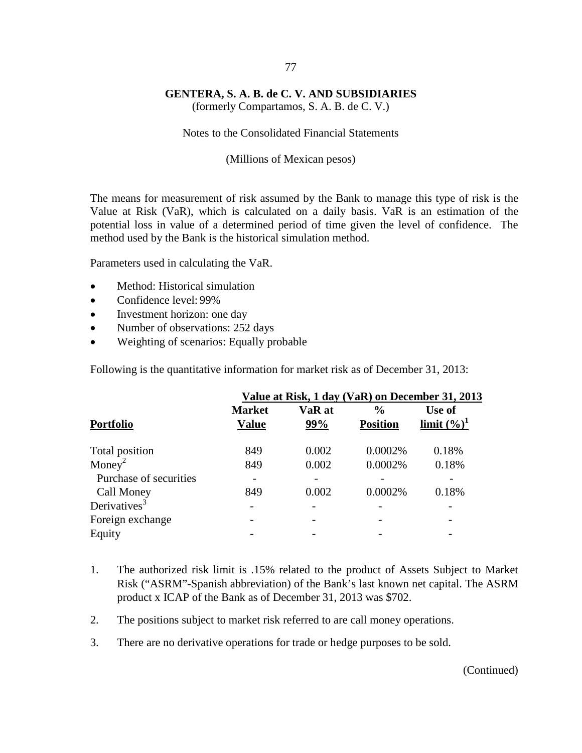**GENTERA, S. A. B. de C. V. AND SUBSIDIARIES**
(formerly Compartamos, S. A. B. de C. V.)

Notes to the Consolidated Financial Statements

(Millions of Mexican pesos)

The means for measurement of risk assumed by the Bank to manage this type of risk is the Value at Risk (VaR), which is calculated on a daily basis. VaR is an estimation of the potential loss in value of a determined period of time given the level of confidence. The method used by the Bank is the historical simulation method.

Parameters used in calculating the VaR.

- Method: Historical simulation
- Confidence level: 99%
- Investment horizon: one day
- Number of observations: 252 days
- Weighting of scenarios: Equally probable

Following is the quantitative information for market risk as of December 31, 2013:

| | Value at Risk, 1 day (VaR) on December 31, 2013 | | | |
|---|---|---|---|---|
| **Portfolio** | **Market Value** | **VaR at 99%** | **% Position** | **Use of limit (%)[1]** |
| Total position | 849 | 0.002 | 0.0002% | 0.18% |
| Money[2] | 849 | 0.002 | 0.0002% | 0.18% |
| Purchase of securities | - | - | - | - |
| Call Money | 849 | 0.002 | 0.0002% | 0.18% |
| Derivatives[3] | - | - | - | - |
| Foreign exchange | - | - | - | - |
| Equity | - | - | - | - |

1. The authorized risk limit is .15% related to the product of Assets Subject to Market Risk ("ASRM"-Spanish abbreviation) of the Bank's last known net capital. The ASRM product x ICAP of the Bank as of December 31, 2013 was $702.

2. The positions subject to market risk referred to are call money operations.

3. There are no derivative operations for trade or hedge purposes to be sold.

(Continued)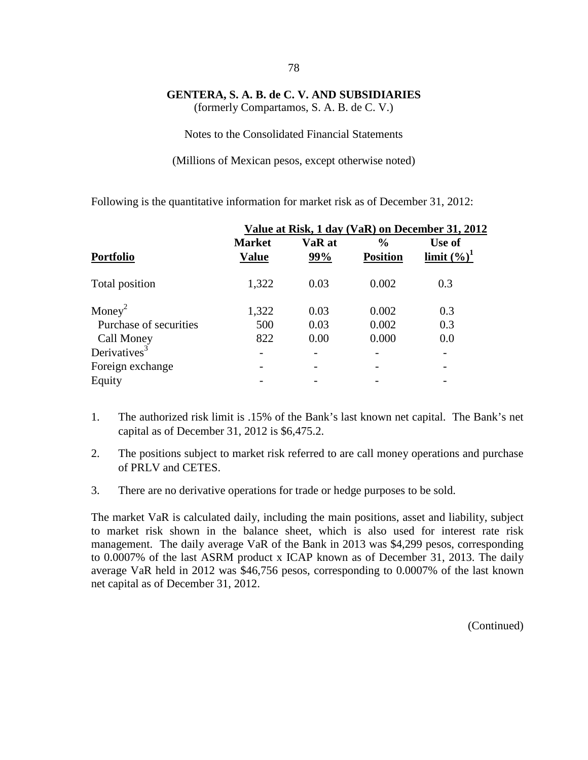**GENTERA, S. A. B. de C. V. AND SUBSIDIARIES**
(formerly Compartamos, S. A. B. de C. V.)

Notes to the Consolidated Financial Statements

(Millions of Mexican pesos, except otherwise noted)

Following is the quantitative information for market risk as of December 31, 2012:

| | Value at Risk, 1 day (VaR) on December 31, 2012 | | | |
|---|---|---|---|---|
| **Portfolio** | **Market Value** | **VaR at 99%** | **% Position** | **Use of limit (%)**[1] |
| Total position | 1,322 | 0.03 | 0.002 | 0.3 |
| Money[2] | 1,322 | 0.03 | 0.002 | 0.3 |
| Purchase of securities | 500 | 0.03 | 0.002 | 0.3 |
| Call Money | 822 | 0.00 | 0.000 | 0.0 |
| Derivatives[3] | - | - | - | - |
| Foreign exchange | - | - | - | - |
| Equity | - | - | - | - |

1. The authorized risk limit is .15% of the Bank's last known net capital. The Bank's net capital as of December 31, 2012 is $6,475.2.
2. The positions subject to market risk referred to are call money operations and purchase of PRLV and CETES.
3. There are no derivative operations for trade or hedge purposes to be sold.

The market VaR is calculated daily, including the main positions, asset and liability, subject to market risk shown in the balance sheet, which is also used for interest rate risk management. The daily average VaR of the Bank in 2013 was $4,299 pesos, corresponding to 0.0007% of the last ASRM product x ICAP known as of December 31, 2013. The daily average VaR held in 2012 was $46,756 pesos, corresponding to 0.0007% of the last known net capital as of December 31, 2012.

(Continued)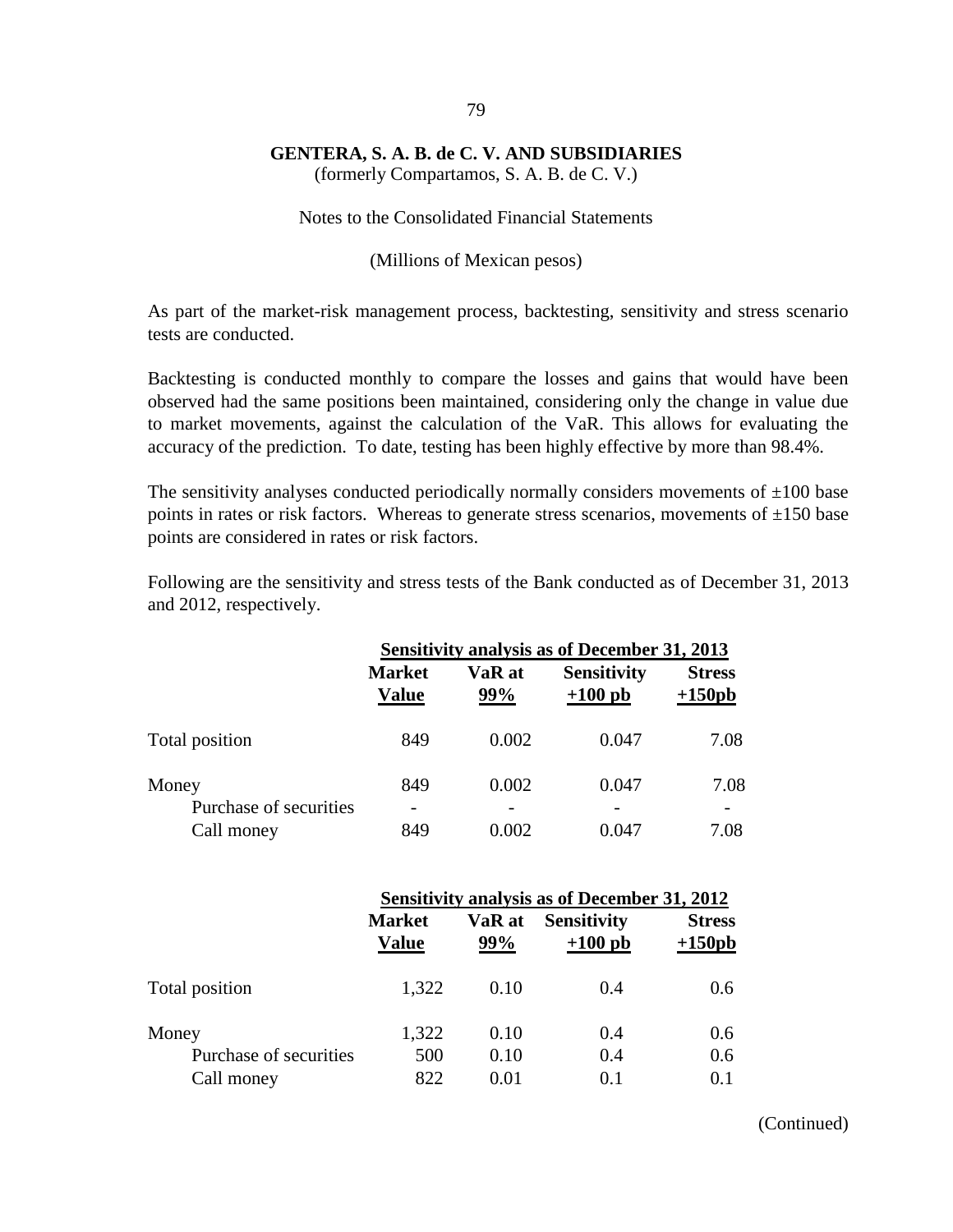As part of the market-risk management process, backtesting, sensitivity and stress scenario tests are conducted.

Backtesting is conducted monthly to compare the losses and gains that would have been observed had the same positions been maintained, considering only the change in value due to market movements, against the calculation of the VaR. This allows for evaluating the accuracy of the prediction. To date, testing has been highly effective by more than 98.4%.

The sensitivity analyses conducted periodically normally considers movements of ±100 base points in rates or risk factors. Whereas to generate stress scenarios, movements of ±150 base points are considered in rates or risk factors.

Following are the sensitivity and stress tests of the Bank conducted as of December 31, 2013 and 2012, respectively.

| | **Sensitivity analysis as of December 31, 2013** | | | |
|---|---|---|---|---|
| | **Market Value** | **VaR at 99%** | **Sensitivity +100 pb** | **Stress +150pb** |
| Total position | 849 | 0.002 | 0.047 | 7.08 |
| Money | 849 | 0.002 | 0.047 | 7.08 |
| Purchase of securities | - | - | - | - |
| Call money | 849 | 0.002 | 0.047 | 7.08 |

| | **Sensitivity analysis as of December 31, 2012** | | | |
|---|---|---|---|---|
| | **Market Value** | **VaR at 99%** | **Sensitivity +100 pb** | **Stress +150pb** |
| Total position | 1,322 | 0.10 | 0.4 | 0.6 |
| Money | 1,322 | 0.10 | 0.4 | 0.6 |
| Purchase of securities | 500 | 0.10 | 0.4 | 0.6 |
| Call money | 822 | 0.01 | 0.1 | 0.1 |

(Continued)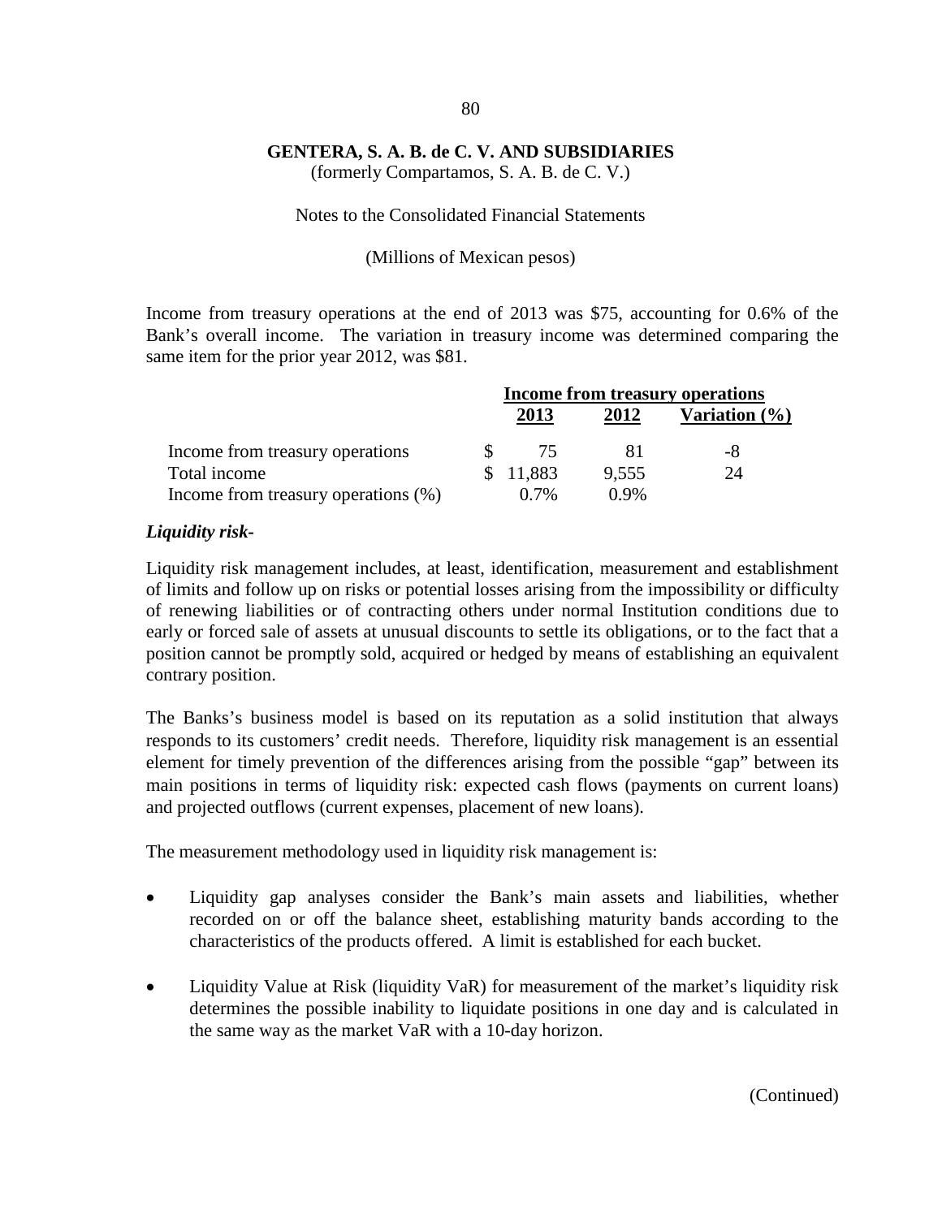**GENTERA, S. A. B. de C. V. AND SUBSIDIARIES**
(formerly Compartamos, S. A. B. de C. V.)

Notes to the Consolidated Financial Statements

(Millions of Mexican pesos)

Income from treasury operations at the end of 2013 was $75, accounting for 0.6% of the Bank's overall income. The variation in treasury income was determined comparing the same item for the prior year 2012, was $81.

| | Income from treasury operations | | |
|---|---|---|---|
| | **2013** | **2012** | **Variation (%)** |
| Income from treasury operations | $ 75 | 81 | -8 |
| Total income | $ 11,883 | 9,555 | 24 |
| Income from treasury operations (%) | 0.7% | 0.9% | |

***Liquidity risk-***

Liquidity risk management includes, at least, identification, measurement and establishment of limits and follow up on risks or potential losses arising from the impossibility or difficulty of renewing liabilities or of contracting others under normal Institution conditions due to early or forced sale of assets at unusual discounts to settle its obligations, or to the fact that a position cannot be promptly sold, acquired or hedged by means of establishing an equivalent contrary position.

The Banks's business model is based on its reputation as a solid institution that always responds to its customers' credit needs. Therefore, liquidity risk management is an essential element for timely prevention of the differences arising from the possible "gap" between its main positions in terms of liquidity risk: expected cash flows (payments on current loans) and projected outflows (current expenses, placement of new loans).

The measurement methodology used in liquidity risk management is:

- Liquidity gap analyses consider the Bank's main assets and liabilities, whether recorded on or off the balance sheet, establishing maturity bands according to the characteristics of the products offered. A limit is established for each bucket.

- Liquidity Value at Risk (liquidity VaR) for measurement of the market's liquidity risk determines the possible inability to liquidate positions in one day and is calculated in the same way as the market VaR with a 10-day horizon.

(Continued)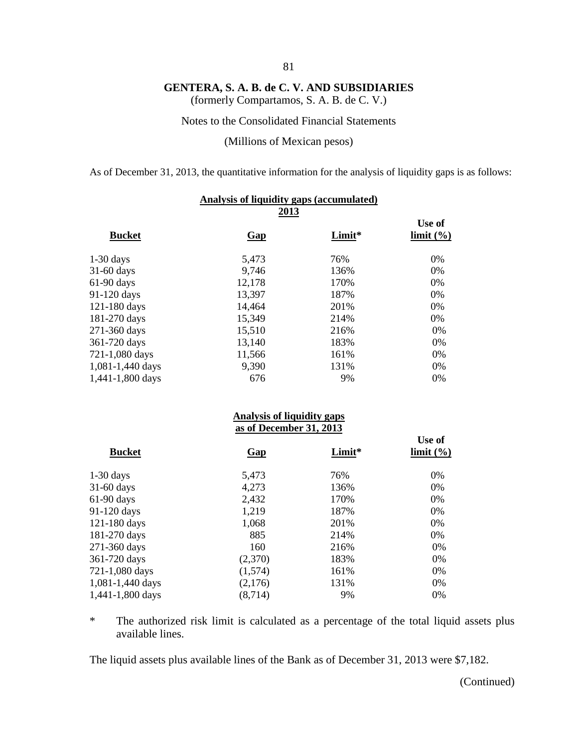**GENTERA, S. A. B. de C. V. AND SUBSIDIARIES**
(formerly Compartamos, S. A. B. de C. V.)

Notes to the Consolidated Financial Statements

(Millions of Mexican pesos)

As of December 31, 2013, the quantitative information for the analysis of liquidity gaps is as follows:

**Analysis of liquidity gaps (accumulated)**
**2013**

| Bucket | Gap | Limit* | Use of limit (%) |
|---|---|---|---|
| 1-30 days | 5,473 | 76% | 0% |
| 31-60 days | 9,746 | 136% | 0% |
| 61-90 days | 12,178 | 170% | 0% |
| 91-120 days | 13,397 | 187% | 0% |
| 121-180 days | 14,464 | 201% | 0% |
| 181-270 days | 15,349 | 214% | 0% |
| 271-360 days | 15,510 | 216% | 0% |
| 361-720 days | 13,140 | 183% | 0% |
| 721-1,080 days | 11,566 | 161% | 0% |
| 1,081-1,440 days | 9,390 | 131% | 0% |
| 1,441-1,800 days | 676 | 9% | 0% |

**Analysis of liquidity gaps**
**as of December 31, 2013**

| Bucket | Gap | Limit* | Use of limit (%) |
|---|---|---|---|
| 1-30 days | 5,473 | 76% | 0% |
| 31-60 days | 4,273 | 136% | 0% |
| 61-90 days | 2,432 | 170% | 0% |
| 91-120 days | 1,219 | 187% | 0% |
| 121-180 days | 1,068 | 201% | 0% |
| 181-270 days | 885 | 214% | 0% |
| 271-360 days | 160 | 216% | 0% |
| 361-720 days | (2,370) | 183% | 0% |
| 721-1,080 days | (1,574) | 161% | 0% |
| 1,081-1,440 days | (2,176) | 131% | 0% |
| 1,441-1,800 days | (8,714) | 9% | 0% |

\* The authorized risk limit is calculated as a percentage of the total liquid assets plus available lines.

The liquid assets plus available lines of the Bank as of December 31, 2013 were $7,182.

(Continued)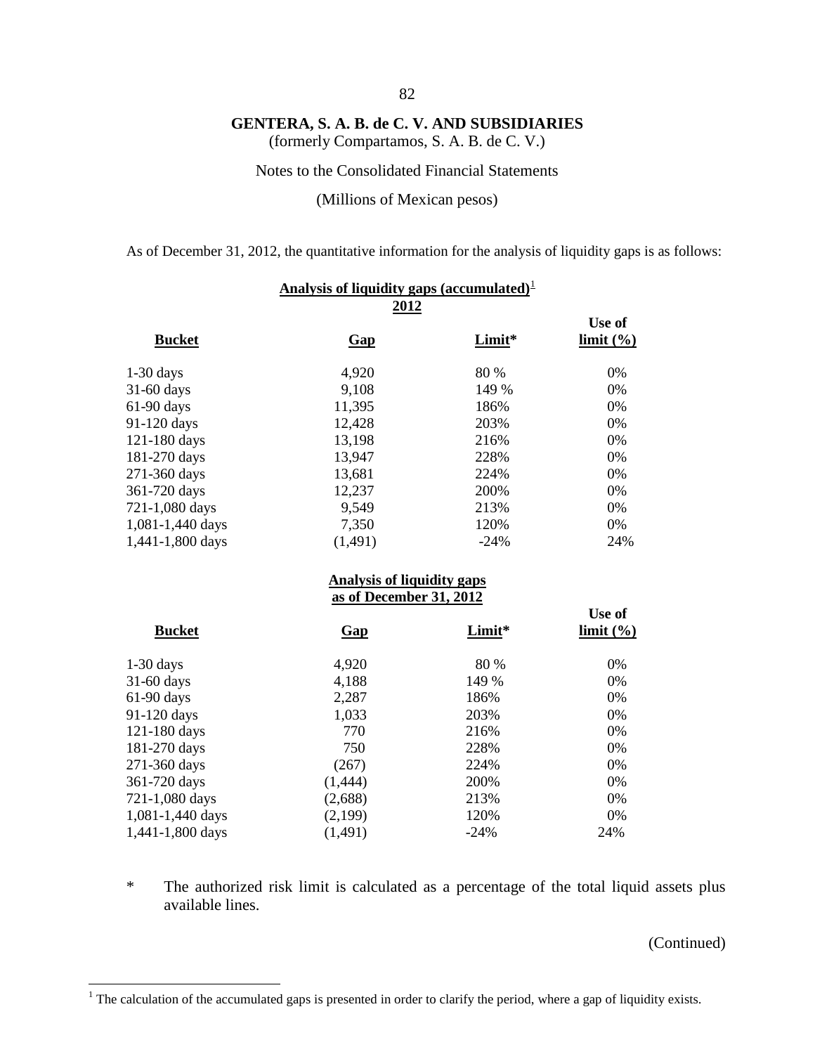**GENTERA, S. A. B. de C. V. AND SUBSIDIARIES**
(formerly Compartamos, S. A. B. de C. V.)

Notes to the Consolidated Financial Statements

(Millions of Mexican pesos)

As of December 31, 2012, the quantitative information for the analysis of liquidity gaps is as follows:

**Analysis of liquidity gaps (accumulated)[1]**
**2012**

| Bucket | Gap | Limit* | Use of limit (%) |
|---|---|---|---|
| 1-30 days | 4,920 | 80 % | 0% |
| 31-60 days | 9,108 | 149 % | 0% |
| 61-90 days | 11,395 | 186% | 0% |
| 91-120 days | 12,428 | 203% | 0% |
| 121-180 days | 13,198 | 216% | 0% |
| 181-270 days | 13,947 | 228% | 0% |
| 271-360 days | 13,681 | 224% | 0% |
| 361-720 days | 12,237 | 200% | 0% |
| 721-1,080 days | 9,549 | 213% | 0% |
| 1,081-1,440 days | 7,350 | 120% | 0% |
| 1,441-1,800 days | (1,491) | -24% | 24% |

**Analysis of liquidity gaps as of December 31, 2012**

| Bucket | Gap | Limit* | Use of limit (%) |
|---|---|---|---|
| 1-30 days | 4,920 | 80 % | 0% |
| 31-60 days | 4,188 | 149 % | 0% |
| 61-90 days | 2,287 | 186% | 0% |
| 91-120 days | 1,033 | 203% | 0% |
| 121-180 days | 770 | 216% | 0% |
| 181-270 days | 750 | 228% | 0% |
| 271-360 days | (267) | 224% | 0% |
| 361-720 days | (1,444) | 200% | 0% |
| 721-1,080 days | (2,688) | 213% | 0% |
| 1,081-1,440 days | (2,199) | 120% | 0% |
| 1,441-1,800 days | (1,491) | -24% | 24% |

\* The authorized risk limit is calculated as a percentage of the total liquid assets plus available lines.

(Continued)

[1] The calculation of the accumulated gaps is presented in order to clarify the period, where a gap of liquidity exists.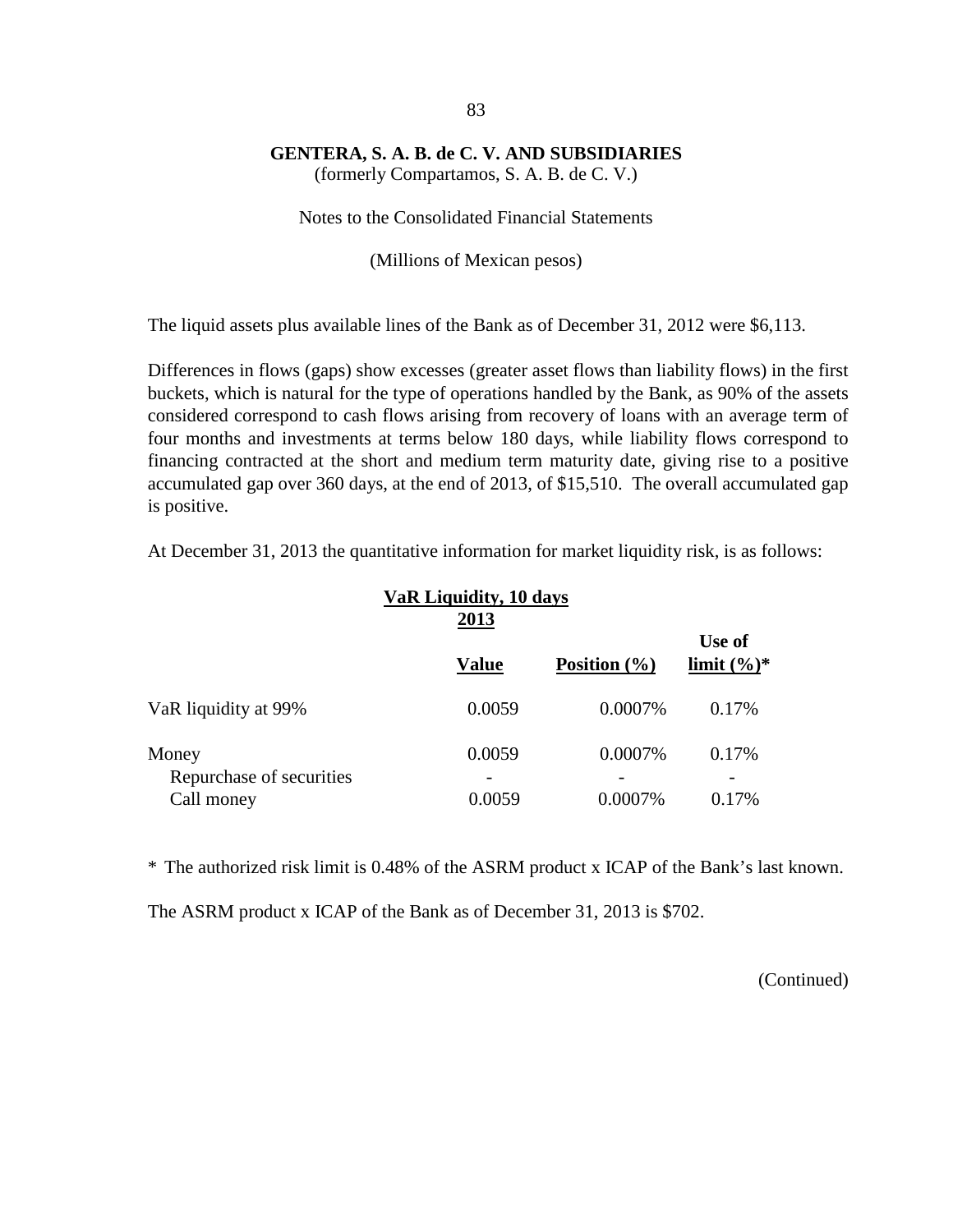The liquid assets plus available lines of the Bank as of December 31, 2012 were $6,113.

Differences in flows (gaps) show excesses (greater asset flows than liability flows) in the first buckets, which is natural for the type of operations handled by the Bank, as 90% of the assets considered correspond to cash flows arising from recovery of loans with an average term of four months and investments at terms below 180 days, while liability flows correspond to financing contracted at the short and medium term maturity date, giving rise to a positive accumulated gap over 360 days, at the end of 2013, of $15,510. The overall accumulated gap is positive.

At December 31, 2013 the quantitative information for market liquidity risk, is as follows:

| | VaR Liquidity, 10 days 2013 | | |
|---|---|---|---|
| | **Value** | **Position (%)** | **Use of limit (%)*** |
| VaR liquidity at 99% | 0.0059 | 0.0007% | 0.17% |
| Money | 0.0059 | 0.0007% | 0.17% |
| Repurchase of securities | - | - | - |
| Call money | 0.0059 | 0.0007% | 0.17% |

* The authorized risk limit is 0.48% of the ASRM product x ICAP of the Bank's last known.

The ASRM product x ICAP of the Bank as of December 31, 2013 is $702.

(Continued)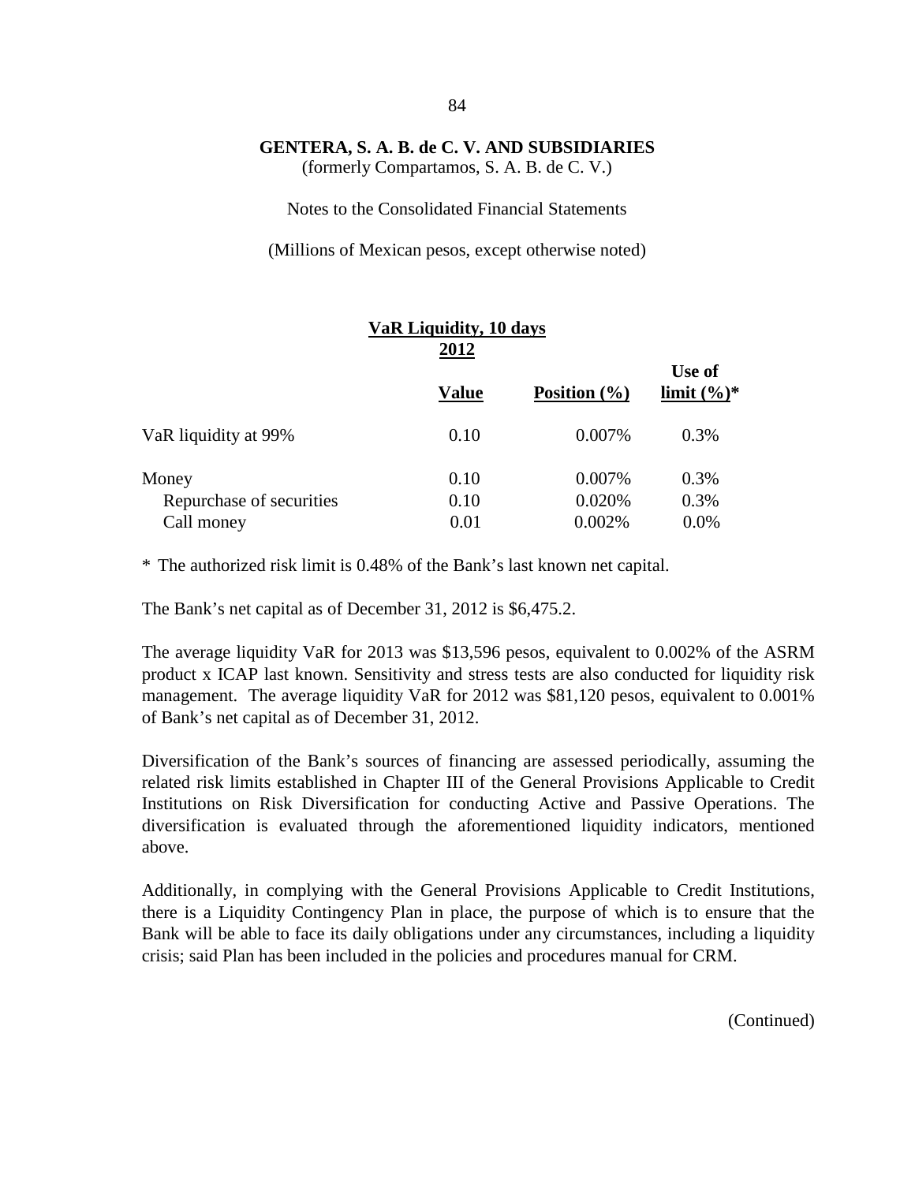**GENTERA, S. A. B. de C. V. AND SUBSIDIARIES**
(formerly Compartamos, S. A. B. de C. V.)

Notes to the Consolidated Financial Statements

(Millions of Mexican pesos, except otherwise noted)

**VaR Liquidity, 10 days**
**2012**

| | Value | Position (%) | Use of limit (%)* |
|---|---|---|---|
| VaR liquidity at 99% | 0.10 | 0.007% | 0.3% |
| Money | 0.10 | 0.007% | 0.3% |
| Repurchase of securities | 0.10 | 0.020% | 0.3% |
| Call money | 0.01 | 0.002% | 0.0% |

\* The authorized risk limit is 0.48% of the Bank's last known net capital.

The Bank's net capital as of December 31, 2012 is $6,475.2.

The average liquidity VaR for 2013 was $13,596 pesos, equivalent to 0.002% of the ASRM product x ICAP last known. Sensitivity and stress tests are also conducted for liquidity risk management. The average liquidity VaR for 2012 was $81,120 pesos, equivalent to 0.001% of Bank's net capital as of December 31, 2012.

Diversification of the Bank's sources of financing are assessed periodically, assuming the related risk limits established in Chapter III of the General Provisions Applicable to Credit Institutions on Risk Diversification for conducting Active and Passive Operations. The diversification is evaluated through the aforementioned liquidity indicators, mentioned above.

Additionally, in complying with the General Provisions Applicable to Credit Institutions, there is a Liquidity Contingency Plan in place, the purpose of which is to ensure that the Bank will be able to face its daily obligations under any circumstances, including a liquidity crisis; said Plan has been included in the policies and procedures manual for CRM.

(Continued)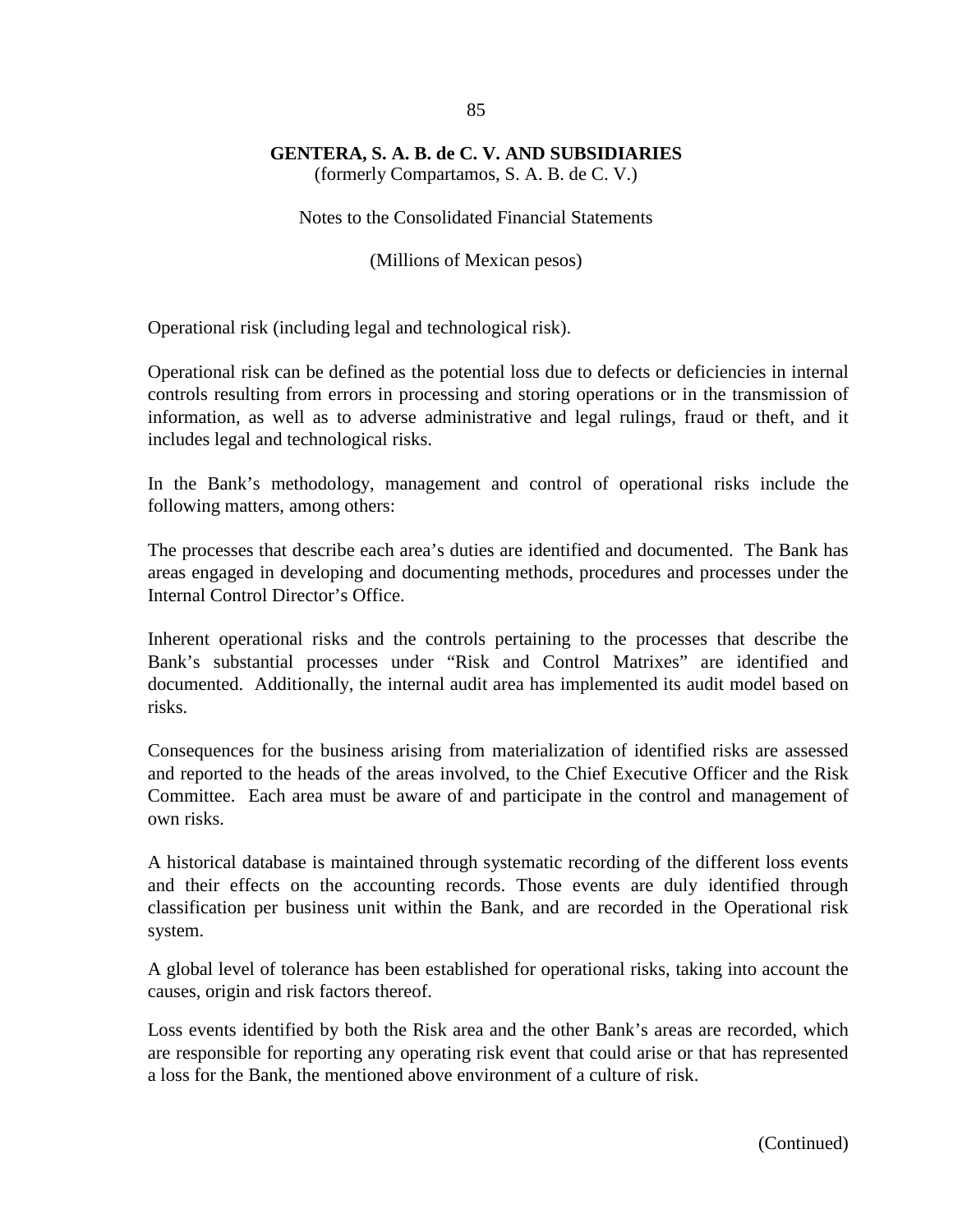Operational risk (including legal and technological risk).

Operational risk can be defined as the potential loss due to defects or deficiencies in internal controls resulting from errors in processing and storing operations or in the transmission of information, as well as to adverse administrative and legal rulings, fraud or theft, and it includes legal and technological risks.

In the Bank's methodology, management and control of operational risks include the following matters, among others:

The processes that describe each area's duties are identified and documented. The Bank has areas engaged in developing and documenting methods, procedures and processes under the Internal Control Director's Office.

Inherent operational risks and the controls pertaining to the processes that describe the Bank's substantial processes under "Risk and Control Matrixes" are identified and documented. Additionally, the internal audit area has implemented its audit model based on risks.

Consequences for the business arising from materialization of identified risks are assessed and reported to the heads of the areas involved, to the Chief Executive Officer and the Risk Committee. Each area must be aware of and participate in the control and management of own risks.

A historical database is maintained through systematic recording of the different loss events and their effects on the accounting records. Those events are duly identified through classification per business unit within the Bank, and are recorded in the Operational risk system.

A global level of tolerance has been established for operational risks, taking into account the causes, origin and risk factors thereof.

Loss events identified by both the Risk area and the other Bank's areas are recorded, which are responsible for reporting any operating risk event that could arise or that has represented a loss for the Bank, the mentioned above environment of a culture of risk.

(Continued)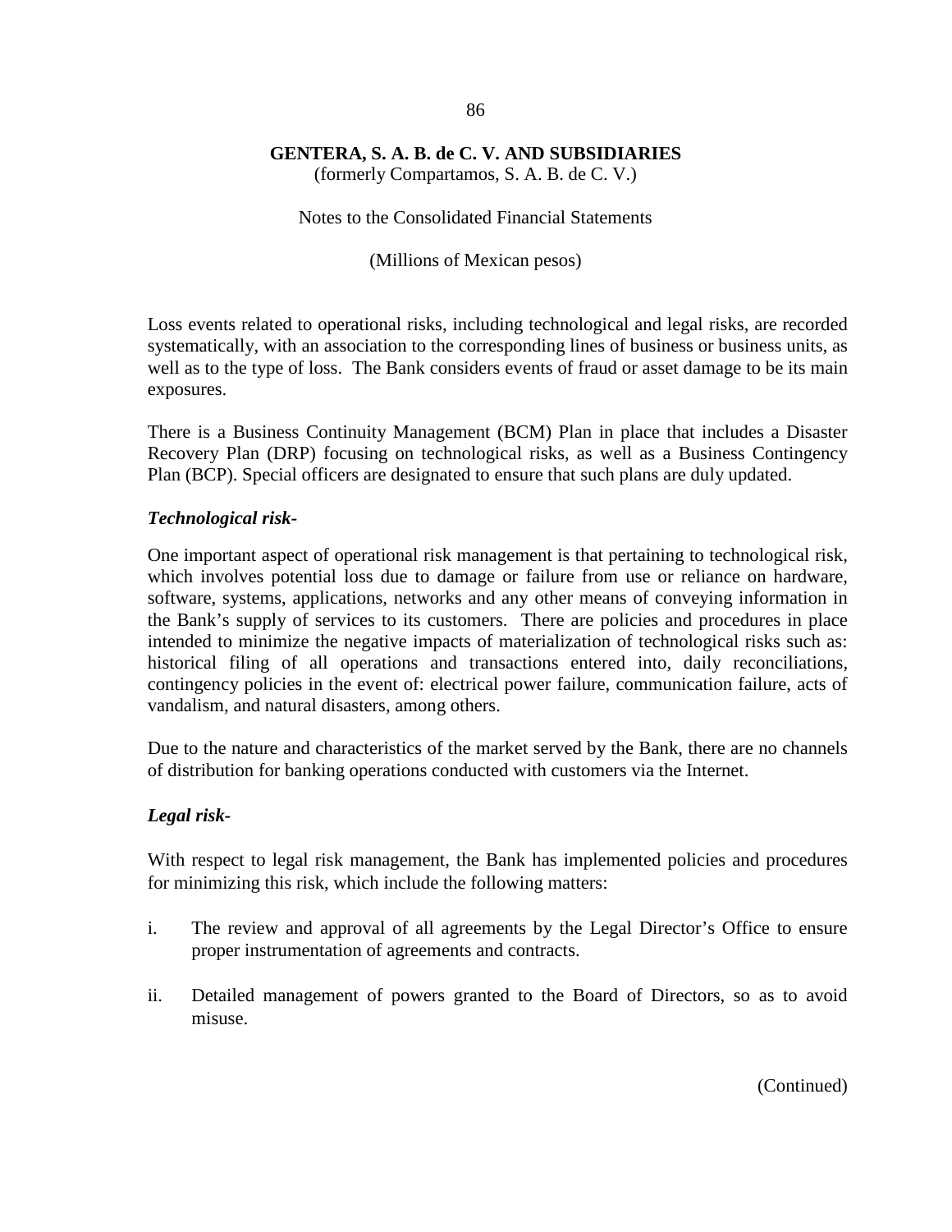Loss events related to operational risks, including technological and legal risks, are recorded systematically, with an association to the corresponding lines of business or business units, as well as to the type of loss. The Bank considers events of fraud or asset damage to be its main exposures.

There is a Business Continuity Management (BCM) Plan in place that includes a Disaster Recovery Plan (DRP) focusing on technological risks, as well as a Business Contingency Plan (BCP). Special officers are designated to ensure that such plans are duly updated.

***Technological risk-***

One important aspect of operational risk management is that pertaining to technological risk, which involves potential loss due to damage or failure from use or reliance on hardware, software, systems, applications, networks and any other means of conveying information in the Bank's supply of services to its customers. There are policies and procedures in place intended to minimize the negative impacts of materialization of technological risks such as: historical filing of all operations and transactions entered into, daily reconciliations, contingency policies in the event of: electrical power failure, communication failure, acts of vandalism, and natural disasters, among others.

Due to the nature and characteristics of the market served by the Bank, there are no channels of distribution for banking operations conducted with customers via the Internet.

***Legal risk-***

With respect to legal risk management, the Bank has implemented policies and procedures for minimizing this risk, which include the following matters:

i. The review and approval of all agreements by the Legal Director's Office to ensure proper instrumentation of agreements and contracts.

ii. Detailed management of powers granted to the Board of Directors, so as to avoid misuse.

(Continued)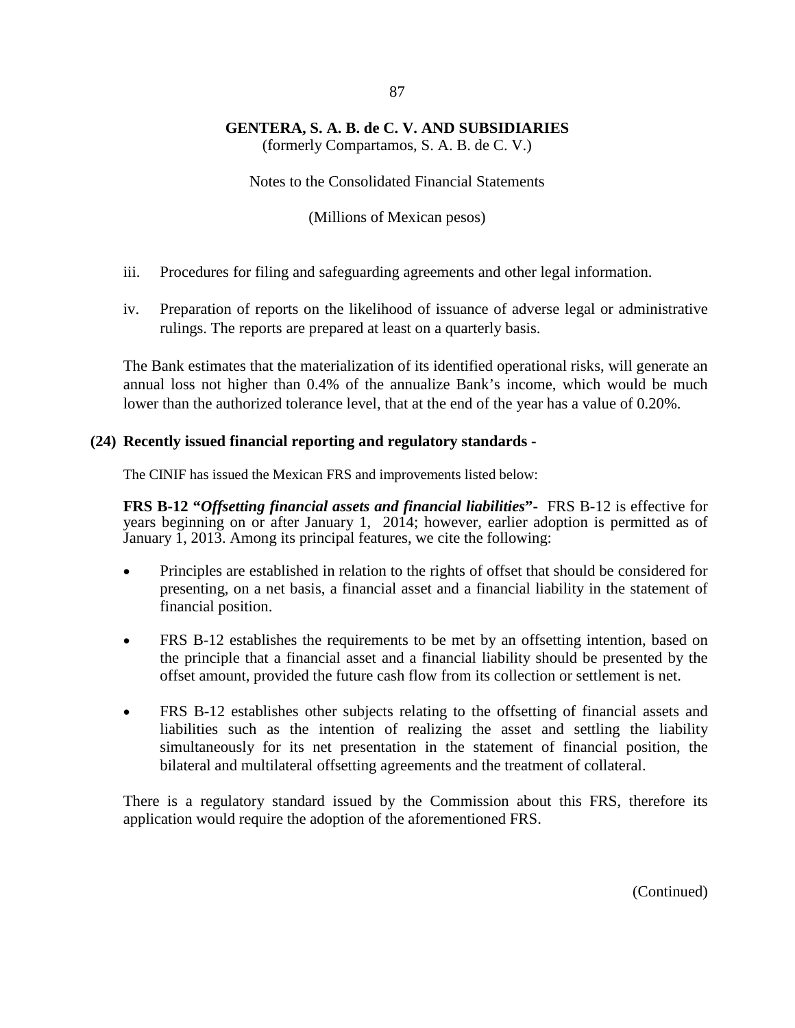iii. Procedures for filing and safeguarding agreements and other legal information.

iv. Preparation of reports on the likelihood of issuance of adverse legal or administrative rulings. The reports are prepared at least on a quarterly basis.

The Bank estimates that the materialization of its identified operational risks, will generate an annual loss not higher than 0.4% of the annualize Bank's income, which would be much lower than the authorized tolerance level, that at the end of the year has a value of 0.20%.

## (24) Recently issued financial reporting and regulatory standards -

The CINIF has issued the Mexican FRS and improvements listed below:

**FRS B-12 "*Offsetting financial assets and financial liabilities*"-** FRS B-12 is effective for years beginning on or after January 1, 2014; however, earlier adoption is permitted as of January 1, 2013. Among its principal features, we cite the following:

- Principles are established in relation to the rights of offset that should be considered for presenting, on a net basis, a financial asset and a financial liability in the statement of financial position.
- FRS B-12 establishes the requirements to be met by an offsetting intention, based on the principle that a financial asset and a financial liability should be presented by the offset amount, provided the future cash flow from its collection or settlement is net.
- FRS B-12 establishes other subjects relating to the offsetting of financial assets and liabilities such as the intention of realizing the asset and settling the liability simultaneously for its net presentation in the statement of financial position, the bilateral and multilateral offsetting agreements and the treatment of collateral.

There is a regulatory standard issued by the Commission about this FRS, therefore its application would require the adoption of the aforementioned FRS.

(Continued)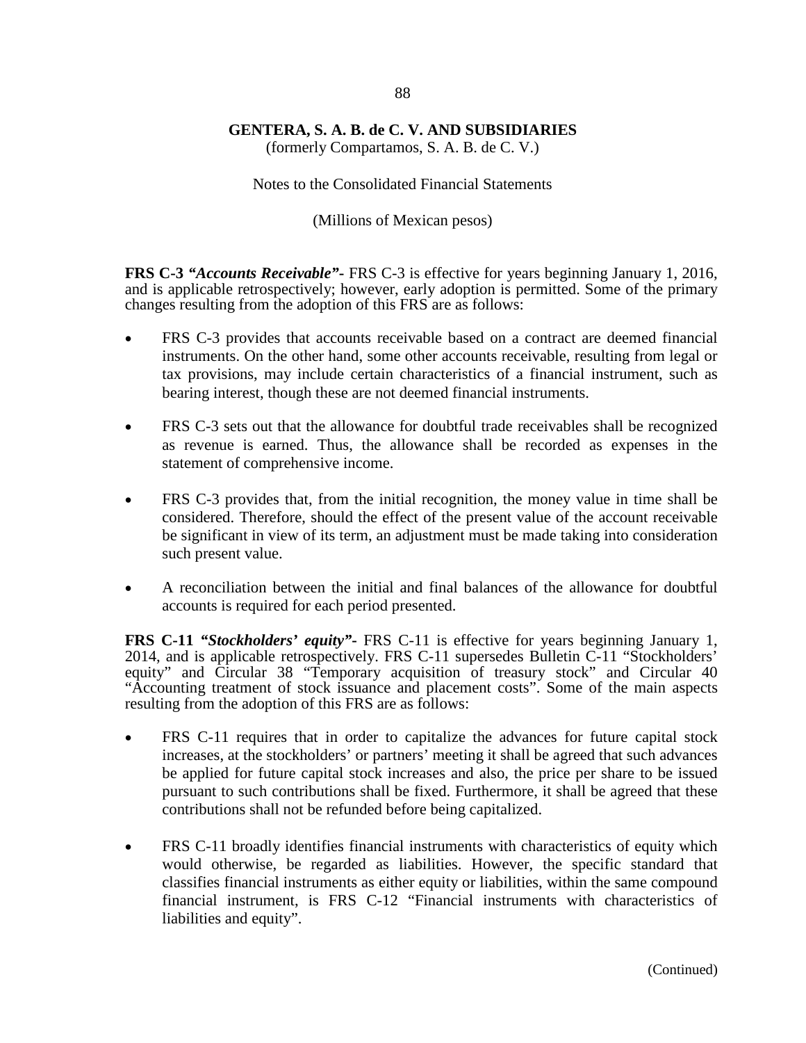**GENTERA, S. A. B. de C. V. AND SUBSIDIARIES**
(formerly Compartamos, S. A. B. de C. V.)

Notes to the Consolidated Financial Statements

(Millions of Mexican pesos)

**FRS C-3 *"Accounts Receivable"*-** FRS C-3 is effective for years beginning January 1, 2016, and is applicable retrospectively; however, early adoption is permitted. Some of the primary changes resulting from the adoption of this FRS are as follows:

- FRS C-3 provides that accounts receivable based on a contract are deemed financial instruments. On the other hand, some other accounts receivable, resulting from legal or tax provisions, may include certain characteristics of a financial instrument, such as bearing interest, though these are not deemed financial instruments.

- FRS C-3 sets out that the allowance for doubtful trade receivables shall be recognized as revenue is earned. Thus, the allowance shall be recorded as expenses in the statement of comprehensive income.

- FRS C-3 provides that, from the initial recognition, the money value in time shall be considered. Therefore, should the effect of the present value of the account receivable be significant in view of its term, an adjustment must be made taking into consideration such present value.

- A reconciliation between the initial and final balances of the allowance for doubtful accounts is required for each period presented.

**FRS C-11 *"Stockholders' equity"*-** FRS C-11 is effective for years beginning January 1, 2014, and is applicable retrospectively. FRS C-11 supersedes Bulletin C-11 "Stockholders' equity" and Circular 38 "Temporary acquisition of treasury stock" and Circular 40 "Accounting treatment of stock issuance and placement costs". Some of the main aspects resulting from the adoption of this FRS are as follows:

- FRS C-11 requires that in order to capitalize the advances for future capital stock increases, at the stockholders' or partners' meeting it shall be agreed that such advances be applied for future capital stock increases and also, the price per share to be issued pursuant to such contributions shall be fixed. Furthermore, it shall be agreed that these contributions shall not be refunded before being capitalized.

- FRS C-11 broadly identifies financial instruments with characteristics of equity which would otherwise, be regarded as liabilities. However, the specific standard that classifies financial instruments as either equity or liabilities, within the same compound financial instrument, is FRS C-12 "Financial instruments with characteristics of liabilities and equity".

(Continued)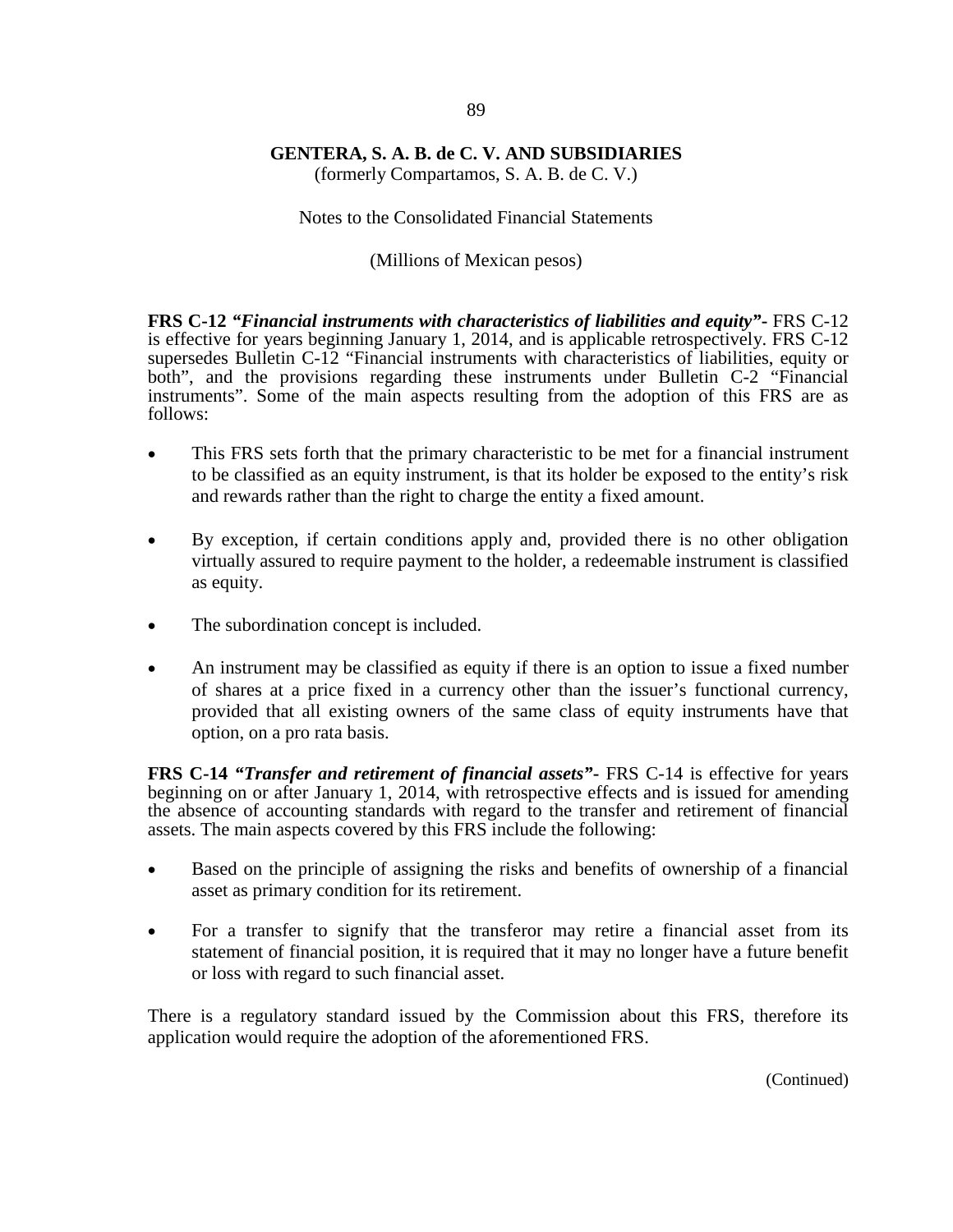**FRS C-12 *"Financial instruments with characteristics of liabilities and equity"*-** FRS C-12 is effective for years beginning January 1, 2014, and is applicable retrospectively. FRS C-12 supersedes Bulletin C-12 "Financial instruments with characteristics of liabilities, equity or both", and the provisions regarding these instruments under Bulletin C-2 "Financial instruments". Some of the main aspects resulting from the adoption of this FRS are as follows:

- This FRS sets forth that the primary characteristic to be met for a financial instrument to be classified as an equity instrument, is that its holder be exposed to the entity's risk and rewards rather than the right to charge the entity a fixed amount.

- By exception, if certain conditions apply and, provided there is no other obligation virtually assured to require payment to the holder, a redeemable instrument is classified as equity.

- The subordination concept is included.

- An instrument may be classified as equity if there is an option to issue a fixed number of shares at a price fixed in a currency other than the issuer's functional currency, provided that all existing owners of the same class of equity instruments have that option, on a pro rata basis.

**FRS C-14 *"Transfer and retirement of financial assets"*-** FRS C-14 is effective for years beginning on or after January 1, 2014, with retrospective effects and is issued for amending the absence of accounting standards with regard to the transfer and retirement of financial assets. The main aspects covered by this FRS include the following:

- Based on the principle of assigning the risks and benefits of ownership of a financial asset as primary condition for its retirement.

- For a transfer to signify that the transferor may retire a financial asset from its statement of financial position, it is required that it may no longer have a future benefit or loss with regard to such financial asset.

There is a regulatory standard issued by the Commission about this FRS, therefore its application would require the adoption of the aforementioned FRS.

(Continued)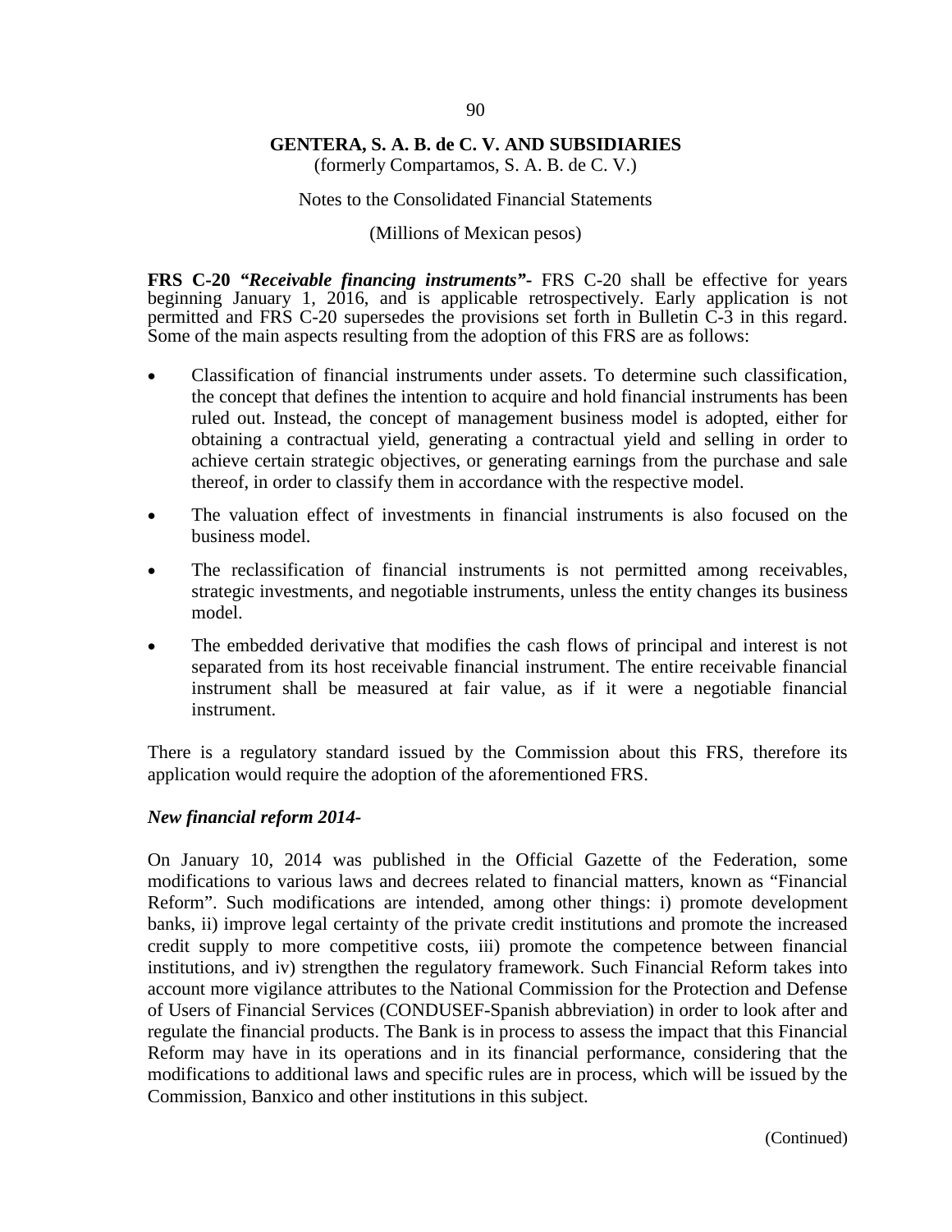**FRS C-20 *"Receivable financing instruments"*-** FRS C-20 shall be effective for years beginning January 1, 2016, and is applicable retrospectively. Early application is not permitted and FRS C-20 supersedes the provisions set forth in Bulletin C-3 in this regard. Some of the main aspects resulting from the adoption of this FRS are as follows:

- Classification of financial instruments under assets. To determine such classification, the concept that defines the intention to acquire and hold financial instruments has been ruled out. Instead, the concept of management business model is adopted, either for obtaining a contractual yield, generating a contractual yield and selling in order to achieve certain strategic objectives, or generating earnings from the purchase and sale thereof, in order to classify them in accordance with the respective model.
- The valuation effect of investments in financial instruments is also focused on the business model.
- The reclassification of financial instruments is not permitted among receivables, strategic investments, and negotiable instruments, unless the entity changes its business model.
- The embedded derivative that modifies the cash flows of principal and interest is not separated from its host receivable financial instrument. The entire receivable financial instrument shall be measured at fair value, as if it were a negotiable financial instrument.

There is a regulatory standard issued by the Commission about this FRS, therefore its application would require the adoption of the aforementioned FRS.

***New financial reform 2014-***

On January 10, 2014 was published in the Official Gazette of the Federation, some modifications to various laws and decrees related to financial matters, known as "Financial Reform". Such modifications are intended, among other things: i) promote development banks, ii) improve legal certainty of the private credit institutions and promote the increased credit supply to more competitive costs, iii) promote the competence between financial institutions, and iv) strengthen the regulatory framework. Such Financial Reform takes into account more vigilance attributes to the National Commission for the Protection and Defense of Users of Financial Services (CONDUSEF-Spanish abbreviation) in order to look after and regulate the financial products. The Bank is in process to assess the impact that this Financial Reform may have in its operations and in its financial performance, considering that the modifications to additional laws and specific rules are in process, which will be issued by the Commission, Banxico and other institutions in this subject.

(Continued)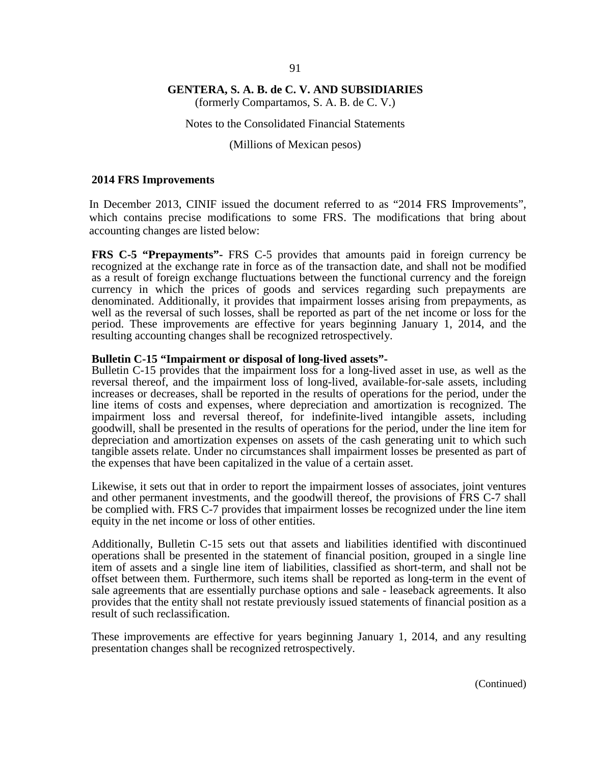## 2014 FRS Improvements

In December 2013, CINIF issued the document referred to as "2014 FRS Improvements", which contains precise modifications to some FRS. The modifications that bring about accounting changes are listed below:

**FRS C-5 "Prepayments"-** FRS C-5 provides that amounts paid in foreign currency be recognized at the exchange rate in force as of the transaction date, and shall not be modified as a result of foreign exchange fluctuations between the functional currency and the foreign currency in which the prices of goods and services regarding such prepayments are denominated. Additionally, it provides that impairment losses arising from prepayments, as well as the reversal of such losses, shall be reported as part of the net income or loss for the period. These improvements are effective for years beginning January 1, 2014, and the resulting accounting changes shall be recognized retrospectively.

**Bulletin C-15 "Impairment or disposal of long-lived assets"-**
Bulletin C-15 provides that the impairment loss for a long-lived asset in use, as well as the reversal thereof, and the impairment loss of long-lived, available-for-sale assets, including increases or decreases, shall be reported in the results of operations for the period, under the line items of costs and expenses, where depreciation and amortization is recognized. The impairment loss and reversal thereof, for indefinite-lived intangible assets, including goodwill, shall be presented in the results of operations for the period, under the line item for depreciation and amortization expenses on assets of the cash generating unit to which such tangible assets relate. Under no circumstances shall impairment losses be presented as part of the expenses that have been capitalized in the value of a certain asset.

Likewise, it sets out that in order to report the impairment losses of associates, joint ventures and other permanent investments, and the goodwill thereof, the provisions of FRS C-7 shall be complied with. FRS C-7 provides that impairment losses be recognized under the line item equity in the net income or loss of other entities.

Additionally, Bulletin C-15 sets out that assets and liabilities identified with discontinued operations shall be presented in the statement of financial position, grouped in a single line item of assets and a single line item of liabilities, classified as short-term, and shall not be offset between them. Furthermore, such items shall be reported as long-term in the event of sale agreements that are essentially purchase options and sale - leaseback agreements. It also provides that the entity shall not restate previously issued statements of financial position as a result of such reclassification.

These improvements are effective for years beginning January 1, 2014, and any resulting presentation changes shall be recognized retrospectively.

(Continued)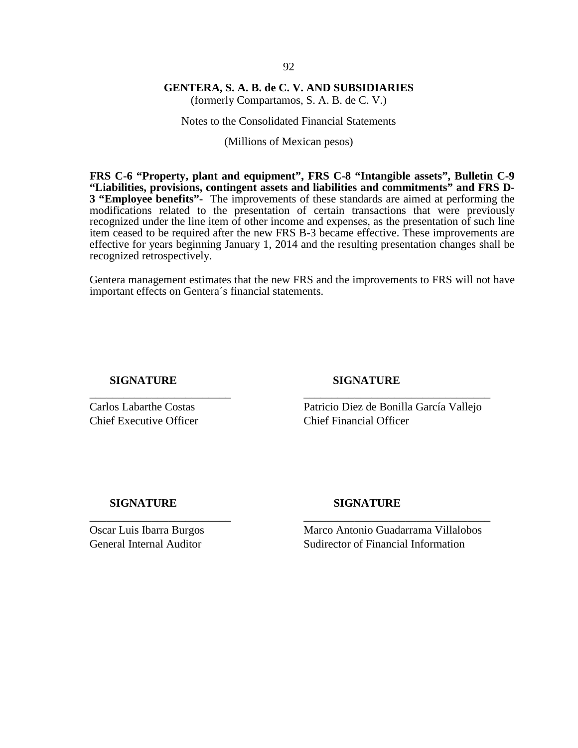**FRS C-6 “Property, plant and equipment”, FRS C-8 “Intangible assets”, Bulletin C-9 “Liabilities, provisions, contingent assets and liabilities and commitments” and FRS D-3 “Employee benefits”-** The improvements of these standards are aimed at performing the modifications related to the presentation of certain transactions that were previously recognized under the line item of other income and expenses, as the presentation of such line item ceased to be required after the new FRS B-3 became effective. These improvements are effective for years beginning January 1, 2014 and the resulting presentation changes shall be recognized retrospectively.

Gentera management estimates that the new FRS and the improvements to FRS will not have important effects on Gentera´s financial statements.

**SIGNATURE**

Carlos Labarthe Costas
Chief Executive Officer

**SIGNATURE**

Patricio Diez de Bonilla García Vallejo
Chief Financial Officer

**SIGNATURE**

Oscar Luis Ibarra Burgos
General Internal Auditor

**SIGNATURE**

Marco Antonio Guadarrama Villalobos
Sudirector of Financial Information